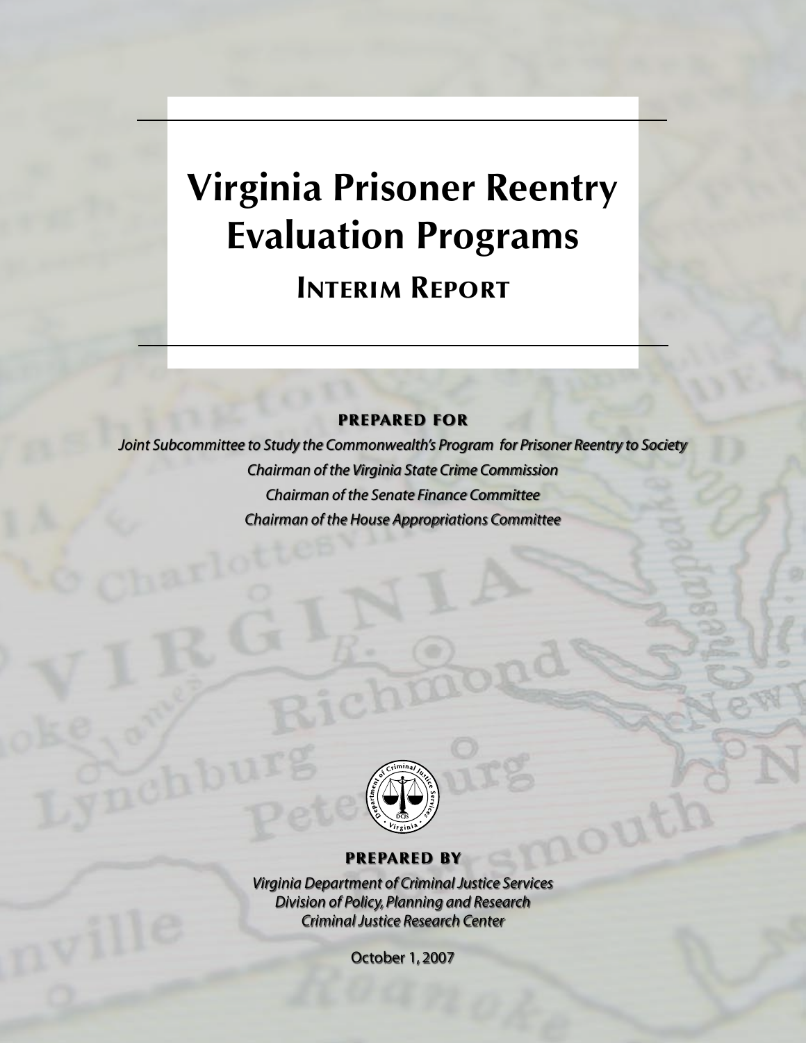# Virginia Prisoner Reentry Evaluation Programs

## Interim Report

**PREPARED FOR**

*Joint Subcommittee to Study the Commonwealth's Program for Prisoner Reentry to Society*

*Chairman of the Virginia State Crime Commission*

*Chairman of the Senate Finance Committee*

*Chairman of the House Appropriations Committee*

**PREPARED BY**

*Virginia Department of Criminal Justice Services*

*Division of Policy, Planning and Research*

*Criminal Justice Research Center*

October 1, 2007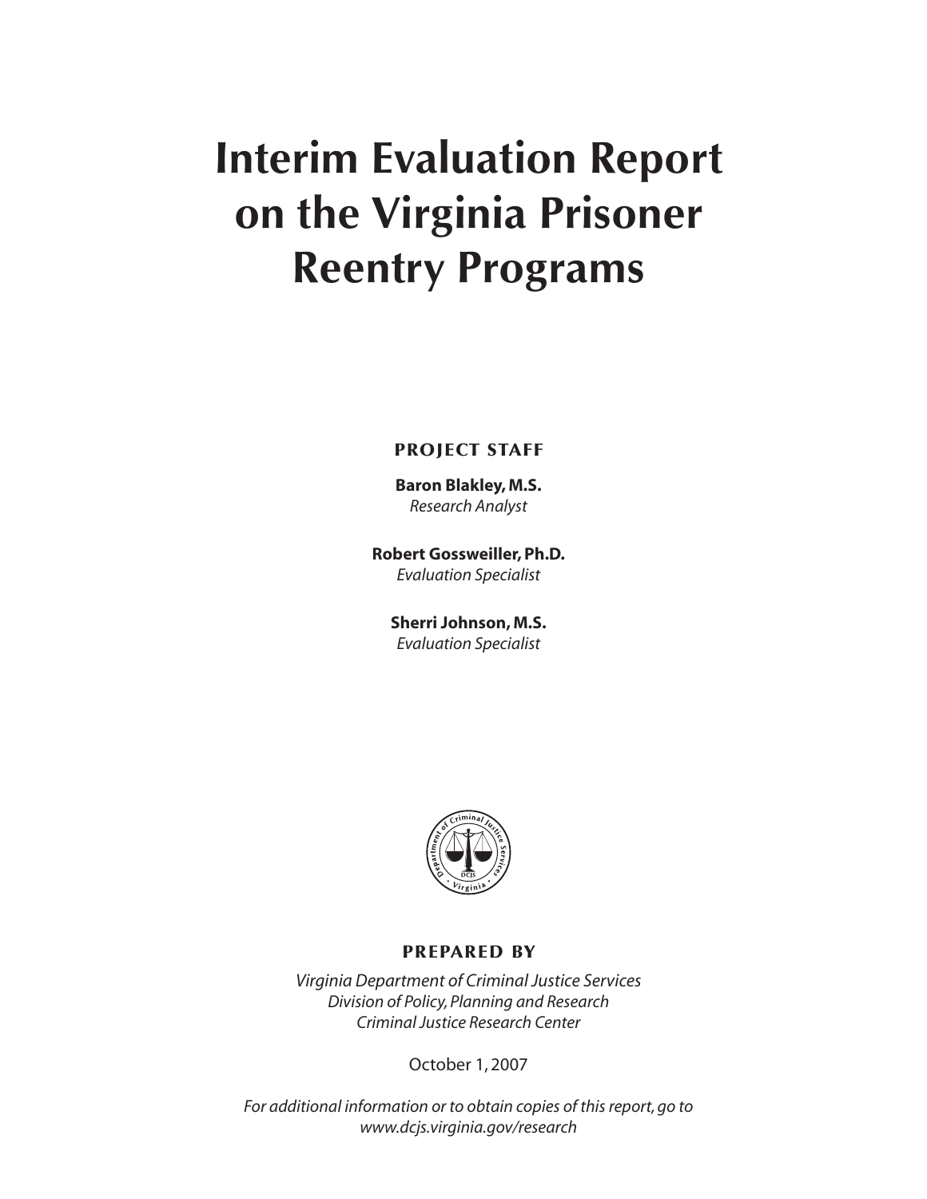# Interim Evaluation Report on the Virginia Prisoner Reentry Programs

**PROJECT STAFF**

**Baron Blakley, M.S.**
*Research Analyst*

**Robert Gossweiller, Ph.D.**
*Evaluation Specialist*

**Sherri Johnson, M.S.**
*Evaluation Specialist*

**PREPARED BY**

*Virginia Department of Criminal Justice Services*
*Division of Policy, Planning and Research*
*Criminal Justice Research Center*

October 1, 2007

*For additional information or to obtain copies of this report, go to www.dcjs.virginia.gov/research*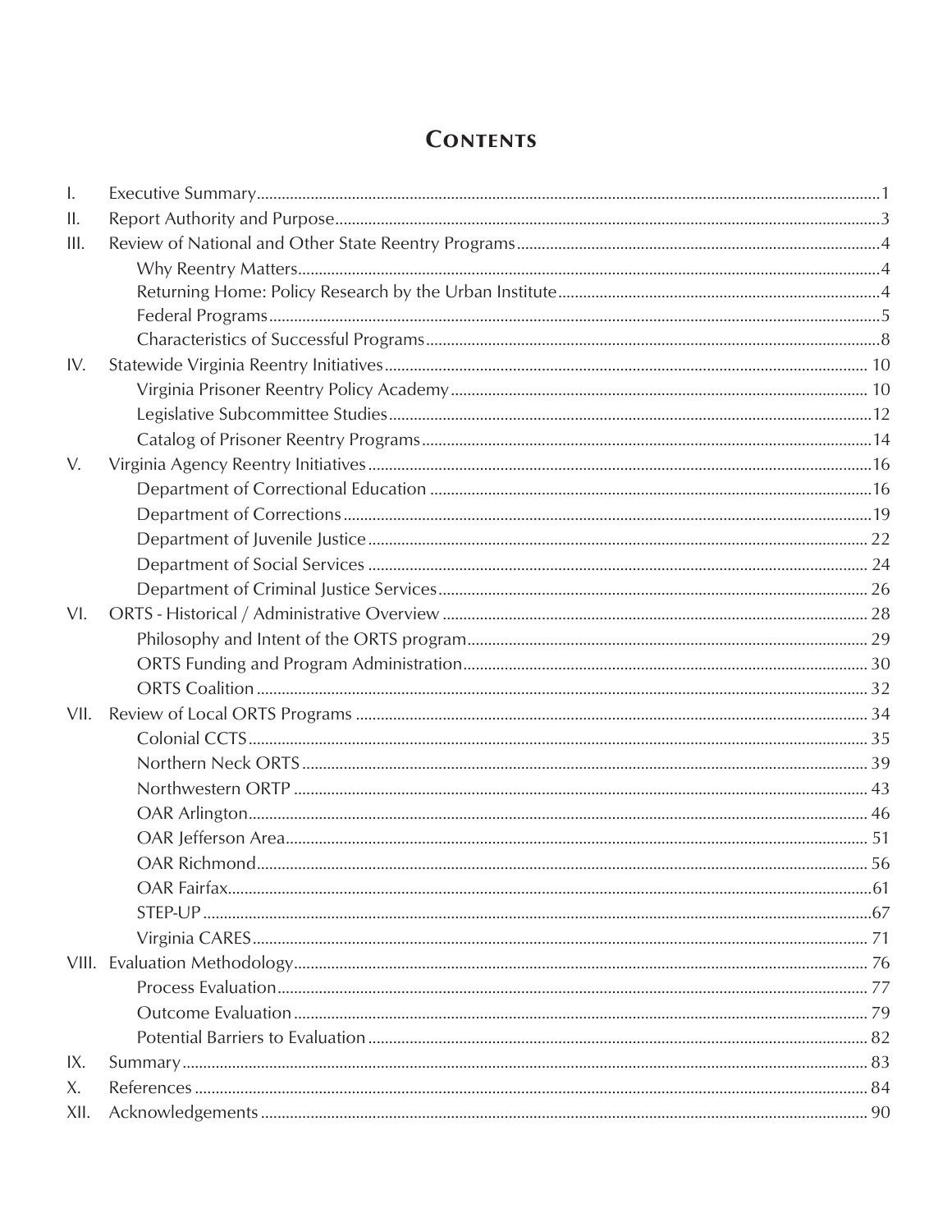# Contents

I. Executive Summary....1

II. Report Authority and Purpose....3

III. Review of National and Other State Reentry Programs....4

- Why Reentry Matters....4
- Returning Home: Policy Research by the Urban Institute....4
- Federal Programs....5
- Characteristics of Successful Programs....8

IV. Statewide Virginia Reentry Initiatives....10

- Virginia Prisoner Reentry Policy Academy....10
- Legislative Subcommittee Studies....12
- Catalog of Prisoner Reentry Programs....14

V. Virginia Agency Reentry Initiatives....16

- Department of Correctional Education....16
- Department of Corrections....19
- Department of Juvenile Justice....22
- Department of Social Services....24
- Department of Criminal Justice Services....26

VI. ORTS - Historical / Administrative Overview....28

- Philosophy and Intent of the ORTS program....29
- ORTS Funding and Program Administration....30
- ORTS Coalition....32

VII. Review of Local ORTS Programs....34

- Colonial CCTS....35
- Northern Neck ORTS....39
- Northwestern ORTP....43
- OAR Arlington....46
- OAR Jefferson Area....51
- OAR Richmond....56
- OAR Fairfax....61
- STEP-UP....67
- Virginia CARES....71

VIII. Evaluation Methodology....76

- Process Evaluation....77
- Outcome Evaluation....79
- Potential Barriers to Evaluation....82

IX. Summary....83

X. References....84

XII. Acknowledgements....90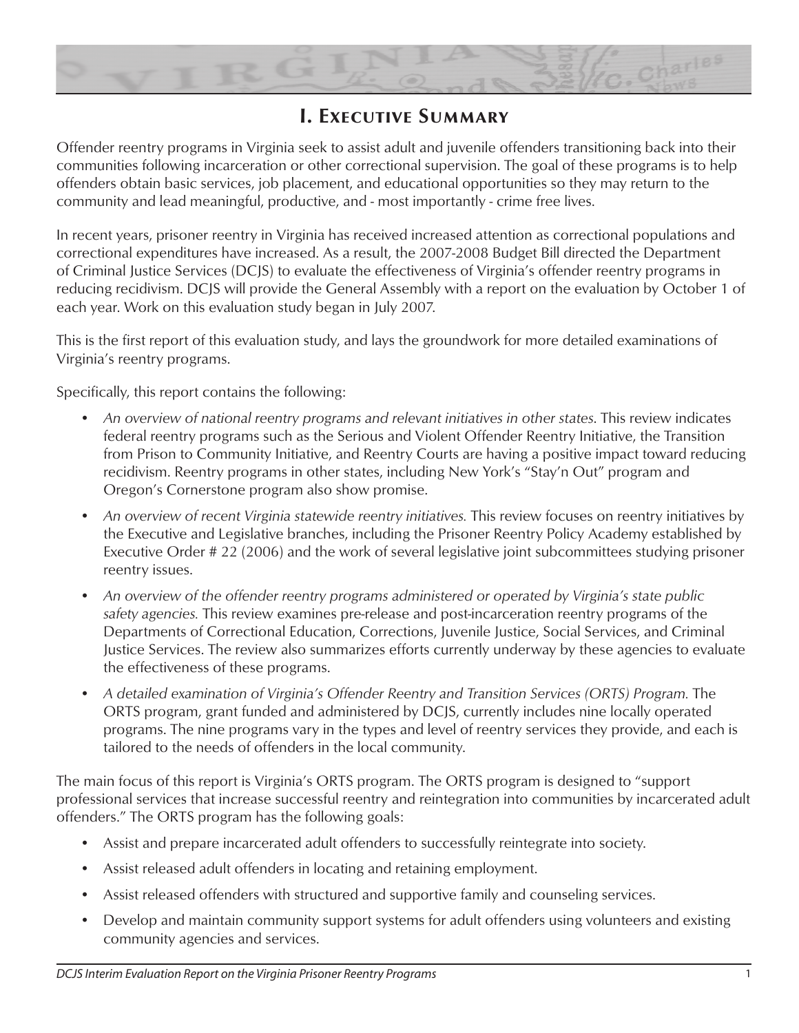# I. Executive Summary

Offender reentry programs in Virginia seek to assist adult and juvenile offenders transitioning back into their communities following incarceration or other correctional supervision. The goal of these programs is to help offenders obtain basic services, job placement, and educational opportunities so they may return to the community and lead meaningful, productive, and - most importantly - crime free lives.

In recent years, prisoner reentry in Virginia has received increased attention as correctional populations and correctional expenditures have increased. As a result, the 2007-2008 Budget Bill directed the Department of Criminal Justice Services (DCJS) to evaluate the effectiveness of Virginia's offender reentry programs in reducing recidivism. DCJS will provide the General Assembly with a report on the evaluation by October 1 of each year. Work on this evaluation study began in July 2007.

This is the first report of this evaluation study, and lays the groundwork for more detailed examinations of Virginia's reentry programs.

Specifically, this report contains the following:

- *An overview of national reentry programs and relevant initiatives in other states.* This review indicates federal reentry programs such as the Serious and Violent Offender Reentry Initiative, the Transition from Prison to Community Initiative, and Reentry Courts are having a positive impact toward reducing recidivism. Reentry programs in other states, including New York's "Stay'n Out" program and Oregon's Cornerstone program also show promise.
- *An overview of recent Virginia statewide reentry initiatives.* This review focuses on reentry initiatives by the Executive and Legislative branches, including the Prisoner Reentry Policy Academy established by Executive Order # 22 (2006) and the work of several legislative joint subcommittees studying prisoner reentry issues.
- *An overview of the offender reentry programs administered or operated by Virginia's state public safety agencies.* This review examines pre-release and post-incarceration reentry programs of the Departments of Correctional Education, Corrections, Juvenile Justice, Social Services, and Criminal Justice Services. The review also summarizes efforts currently underway by these agencies to evaluate the effectiveness of these programs.
- *A detailed examination of Virginia's Offender Reentry and Transition Services (ORTS) Program.* The ORTS program, grant funded and administered by DCJS, currently includes nine locally operated programs. The nine programs vary in the types and level of reentry services they provide, and each is tailored to the needs of offenders in the local community.

The main focus of this report is Virginia's ORTS program. The ORTS program is designed to "support professional services that increase successful reentry and reintegration into communities by incarcerated adult offenders." The ORTS program has the following goals:

- Assist and prepare incarcerated adult offenders to successfully reintegrate into society.
- Assist released adult offenders in locating and retaining employment.
- Assist released offenders with structured and supportive family and counseling services.
- Develop and maintain community support systems for adult offenders using volunteers and existing community agencies and services.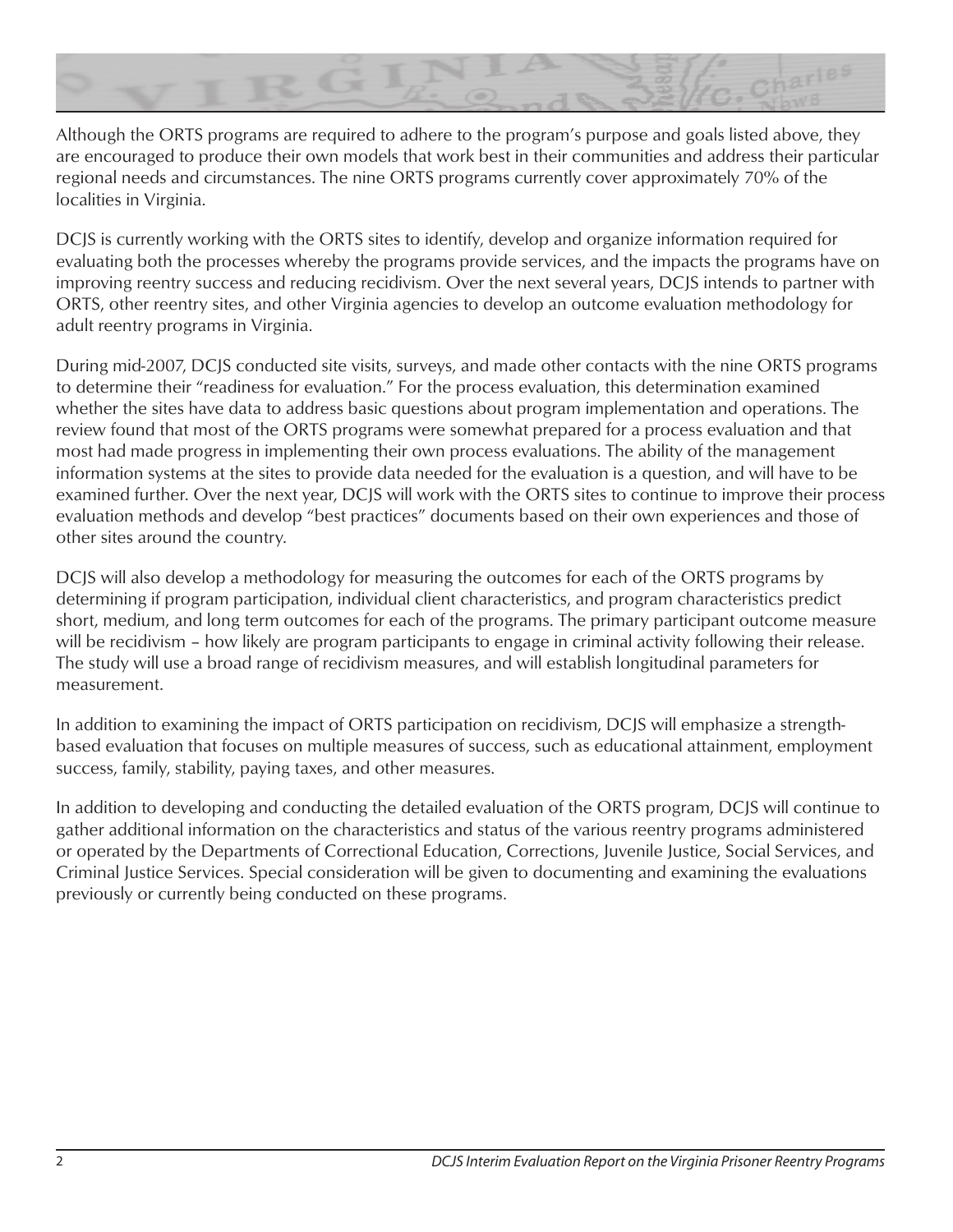Although the ORTS programs are required to adhere to the program's purpose and goals listed above, they are encouraged to produce their own models that work best in their communities and address their particular regional needs and circumstances. The nine ORTS programs currently cover approximately 70% of the localities in Virginia.

DCJS is currently working with the ORTS sites to identify, develop and organize information required for evaluating both the processes whereby the programs provide services, and the impacts the programs have on improving reentry success and reducing recidivism. Over the next several years, DCJS intends to partner with ORTS, other reentry sites, and other Virginia agencies to develop an outcome evaluation methodology for adult reentry programs in Virginia.

During mid-2007, DCJS conducted site visits, surveys, and made other contacts with the nine ORTS programs to determine their "readiness for evaluation." For the process evaluation, this determination examined whether the sites have data to address basic questions about program implementation and operations. The review found that most of the ORTS programs were somewhat prepared for a process evaluation and that most had made progress in implementing their own process evaluations. The ability of the management information systems at the sites to provide data needed for the evaluation is a question, and will have to be examined further. Over the next year, DCJS will work with the ORTS sites to continue to improve their process evaluation methods and develop "best practices" documents based on their own experiences and those of other sites around the country.

DCJS will also develop a methodology for measuring the outcomes for each of the ORTS programs by determining if program participation, individual client characteristics, and program characteristics predict short, medium, and long term outcomes for each of the programs. The primary participant outcome measure will be recidivism – how likely are program participants to engage in criminal activity following their release. The study will use a broad range of recidivism measures, and will establish longitudinal parameters for measurement.

In addition to examining the impact of ORTS participation on recidivism, DCJS will emphasize a strength-based evaluation that focuses on multiple measures of success, such as educational attainment, employment success, family, stability, paying taxes, and other measures.

In addition to developing and conducting the detailed evaluation of the ORTS program, DCJS will continue to gather additional information on the characteristics and status of the various reentry programs administered or operated by the Departments of Correctional Education, Corrections, Juvenile Justice, Social Services, and Criminal Justice Services. Special consideration will be given to documenting and examining the evaluations previously or currently being conducted on these programs.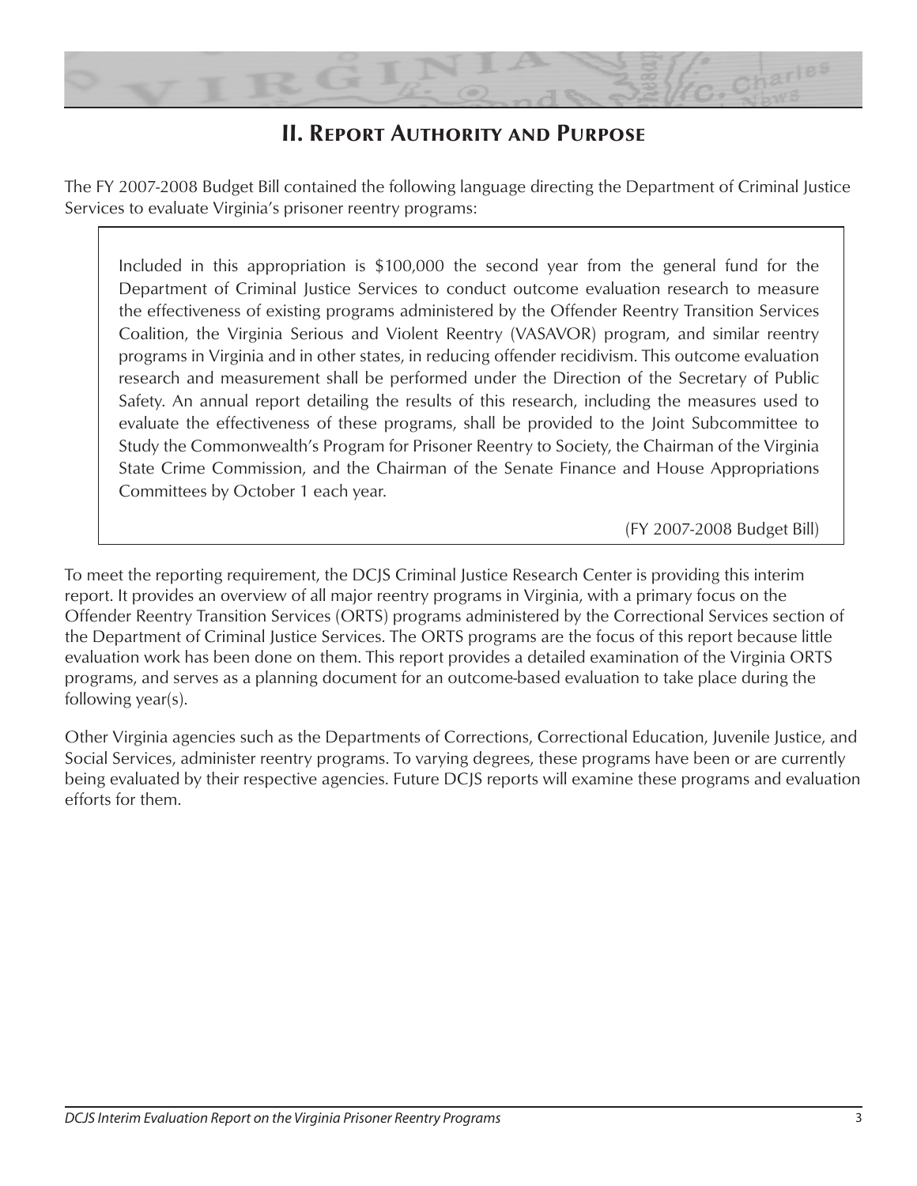## II. Report Authority and Purpose

The FY 2007-2008 Budget Bill contained the following language directing the Department of Criminal Justice Services to evaluate Virginia's prisoner reentry programs:

> Included in this appropriation is $100,000 the second year from the general fund for the Department of Criminal Justice Services to conduct outcome evaluation research to measure the effectiveness of existing programs administered by the Offender Reentry Transition Services Coalition, the Virginia Serious and Violent Reentry (VASAVOR) program, and similar reentry programs in Virginia and in other states, in reducing offender recidivism. This outcome evaluation research and measurement shall be performed under the Direction of the Secretary of Public Safety. An annual report detailing the results of this research, including the measures used to evaluate the effectiveness of these programs, shall be provided to the Joint Subcommittee to Study the Commonwealth's Program for Prisoner Reentry to Society, the Chairman of the Virginia State Crime Commission, and the Chairman of the Senate Finance and House Appropriations Committees by October 1 each year.
>
> (FY 2007-2008 Budget Bill)

To meet the reporting requirement, the DCJS Criminal Justice Research Center is providing this interim report. It provides an overview of all major reentry programs in Virginia, with a primary focus on the Offender Reentry Transition Services (ORTS) programs administered by the Correctional Services section of the Department of Criminal Justice Services. The ORTS programs are the focus of this report because little evaluation work has been done on them. This report provides a detailed examination of the Virginia ORTS programs, and serves as a planning document for an outcome-based evaluation to take place during the following year(s).

Other Virginia agencies such as the Departments of Corrections, Correctional Education, Juvenile Justice, and Social Services, administer reentry programs. To varying degrees, these programs have been or are currently being evaluated by their respective agencies. Future DCJS reports will examine these programs and evaluation efforts for them.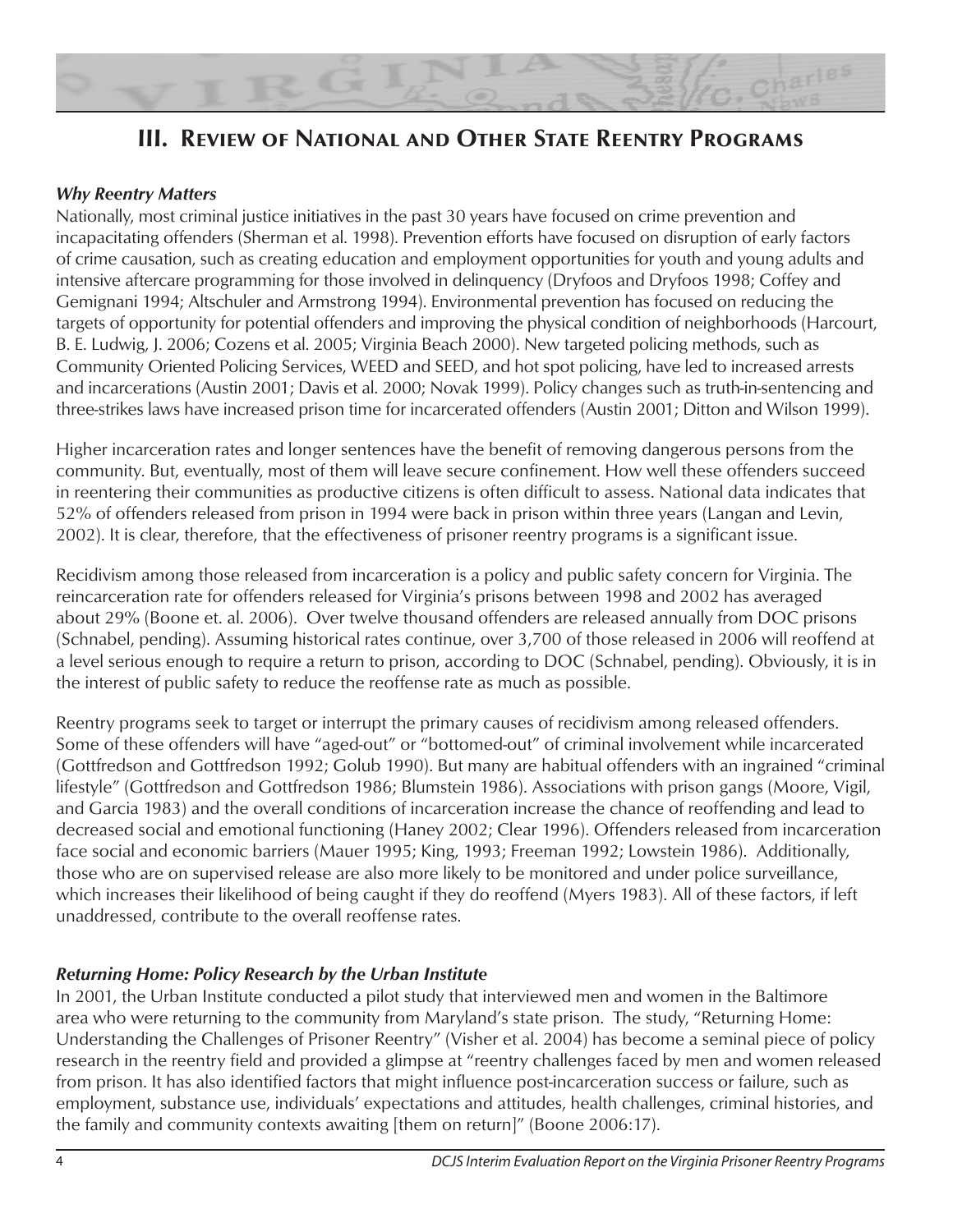# III. Review of National and Other State Reentry Programs

***Why Reentry Matters***

Nationally, most criminal justice initiatives in the past 30 years have focused on crime prevention and incapacitating offenders (Sherman et al. 1998). Prevention efforts have focused on disruption of early factors of crime causation, such as creating education and employment opportunities for youth and young adults and intensive aftercare programming for those involved in delinquency (Dryfoos and Dryfoos 1998; Coffey and Gemignani 1994; Altschuler and Armstrong 1994). Environmental prevention has focused on reducing the targets of opportunity for potential offenders and improving the physical condition of neighborhoods (Harcourt, B. E. Ludwig, J. 2006; Cozens et al. 2005; Virginia Beach 2000). New targeted policing methods, such as Community Oriented Policing Services, WEED and SEED, and hot spot policing, have led to increased arrests and incarcerations (Austin 2001; Davis et al. 2000; Novak 1999). Policy changes such as truth-in-sentencing and three-strikes laws have increased prison time for incarcerated offenders (Austin 2001; Ditton and Wilson 1999).

Higher incarceration rates and longer sentences have the benefit of removing dangerous persons from the community. But, eventually, most of them will leave secure confinement. How well these offenders succeed in reentering their communities as productive citizens is often difficult to assess. National data indicates that 52% of offenders released from prison in 1994 were back in prison within three years (Langan and Levin, 2002). It is clear, therefore, that the effectiveness of prisoner reentry programs is a significant issue.

Recidivism among those released from incarceration is a policy and public safety concern for Virginia. The reincarceration rate for offenders released for Virginia's prisons between 1998 and 2002 has averaged about 29% (Boone et. al. 2006). Over twelve thousand offenders are released annually from DOC prisons (Schnabel, pending). Assuming historical rates continue, over 3,700 of those released in 2006 will reoffend at a level serious enough to require a return to prison, according to DOC (Schnabel, pending). Obviously, it is in the interest of public safety to reduce the reoffense rate as much as possible.

Reentry programs seek to target or interrupt the primary causes of recidivism among released offenders. Some of these offenders will have "aged-out" or "bottomed-out" of criminal involvement while incarcerated (Gottfredson and Gottfredson 1992; Golub 1990). But many are habitual offenders with an ingrained "criminal lifestyle" (Gottfredson and Gottfredson 1986; Blumstein 1986). Associations with prison gangs (Moore, Vigil, and Garcia 1983) and the overall conditions of incarceration increase the chance of reoffending and lead to decreased social and emotional functioning (Haney 2002; Clear 1996). Offenders released from incarceration face social and economic barriers (Mauer 1995; King, 1993; Freeman 1992; Lowstein 1986). Additionally, those who are on supervised release are also more likely to be monitored and under police surveillance, which increases their likelihood of being caught if they do reoffend (Myers 1983). All of these factors, if left unaddressed, contribute to the overall reoffense rates.

***Returning Home: Policy Research by the Urban Institute***

In 2001, the Urban Institute conducted a pilot study that interviewed men and women in the Baltimore area who were returning to the community from Maryland's state prison. The study, "Returning Home: Understanding the Challenges of Prisoner Reentry" (Visher et al. 2004) has become a seminal piece of policy research in the reentry field and provided a glimpse at "reentry challenges faced by men and women released from prison. It has also identified factors that might influence post-incarceration success or failure, such as employment, substance use, individuals' expectations and attitudes, health challenges, criminal histories, and the family and community contexts awaiting [them on return]" (Boone 2006:17).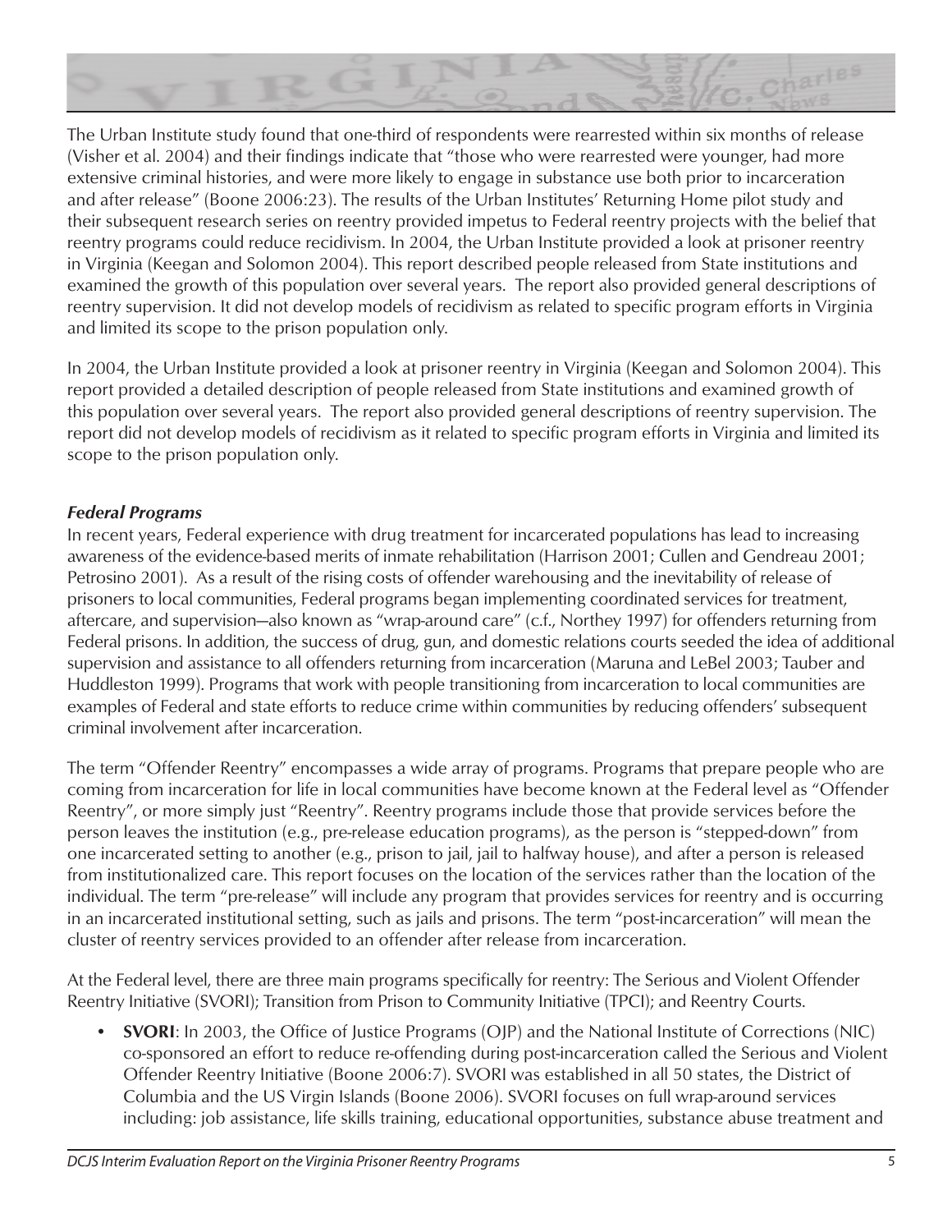The Urban Institute study found that one-third of respondents were rearrested within six months of release (Visher et al. 2004) and their findings indicate that "those who were rearrested were younger, had more extensive criminal histories, and were more likely to engage in substance use both prior to incarceration and after release" (Boone 2006:23). The results of the Urban Institutes' Returning Home pilot study and their subsequent research series on reentry provided impetus to Federal reentry projects with the belief that reentry programs could reduce recidivism. In 2004, the Urban Institute provided a look at prisoner reentry in Virginia (Keegan and Solomon 2004). This report described people released from State institutions and examined the growth of this population over several years. The report also provided general descriptions of reentry supervision. It did not develop models of recidivism as related to specific program efforts in Virginia and limited its scope to the prison population only.

In 2004, the Urban Institute provided a look at prisoner reentry in Virginia (Keegan and Solomon 2004). This report provided a detailed description of people released from State institutions and examined growth of this population over several years. The report also provided general descriptions of reentry supervision. The report did not develop models of recidivism as it related to specific program efforts in Virginia and limited its scope to the prison population only.

### *Federal Programs*

In recent years, Federal experience with drug treatment for incarcerated populations has lead to increasing awareness of the evidence-based merits of inmate rehabilitation (Harrison 2001; Cullen and Gendreau 2001; Petrosino 2001). As a result of the rising costs of offender warehousing and the inevitability of release of prisoners to local communities, Federal programs began implementing coordinated services for treatment, aftercare, and supervision—also known as "wrap-around care" (c.f., Northey 1997) for offenders returning from Federal prisons. In addition, the success of drug, gun, and domestic relations courts seeded the idea of additional supervision and assistance to all offenders returning from incarceration (Maruna and LeBel 2003; Tauber and Huddleston 1999). Programs that work with people transitioning from incarceration to local communities are examples of Federal and state efforts to reduce crime within communities by reducing offenders' subsequent criminal involvement after incarceration.

The term "Offender Reentry" encompasses a wide array of programs. Programs that prepare people who are coming from incarceration for life in local communities have become known at the Federal level as "Offender Reentry", or more simply just "Reentry". Reentry programs include those that provide services before the person leaves the institution (e.g., pre-release education programs), as the person is "stepped-down" from one incarcerated setting to another (e.g., prison to jail, jail to halfway house), and after a person is released from institutionalized care. This report focuses on the location of the services rather than the location of the individual. The term "pre-release" will include any program that provides services for reentry and is occurring in an incarcerated institutional setting, such as jails and prisons. The term "post-incarceration" will mean the cluster of reentry services provided to an offender after release from incarceration.

At the Federal level, there are three main programs specifically for reentry: The Serious and Violent Offender Reentry Initiative (SVORI); Transition from Prison to Community Initiative (TPCI); and Reentry Courts.

- **SVORI**: In 2003, the Office of Justice Programs (OJP) and the National Institute of Corrections (NIC) co-sponsored an effort to reduce re-offending during post-incarceration called the Serious and Violent Offender Reentry Initiative (Boone 2006:7). SVORI was established in all 50 states, the District of Columbia and the US Virgin Islands (Boone 2006). SVORI focuses on full wrap-around services including: job assistance, life skills training, educational opportunities, substance abuse treatment and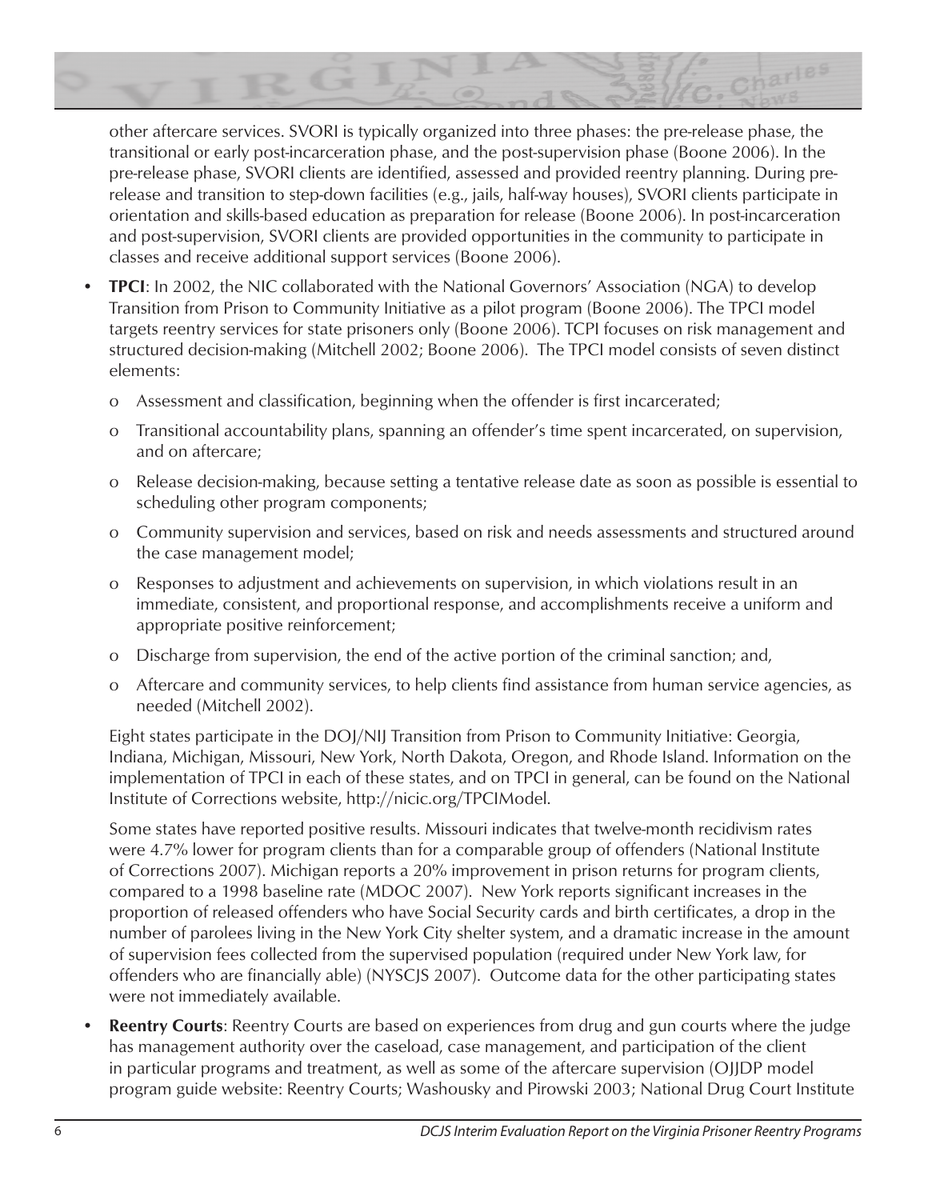other aftercare services. SVORI is typically organized into three phases: the pre-release phase, the transitional or early post-incarceration phase, and the post-supervision phase (Boone 2006). In the pre-release phase, SVORI clients are identified, assessed and provided reentry planning. During pre-release and transition to step-down facilities (e.g., jails, half-way houses), SVORI clients participate in orientation and skills-based education as preparation for release (Boone 2006). In post-incarceration and post-supervision, SVORI clients are provided opportunities in the community to participate in classes and receive additional support services (Boone 2006).

- **TPCI**: In 2002, the NIC collaborated with the National Governors' Association (NGA) to develop Transition from Prison to Community Initiative as a pilot program (Boone 2006). The TPCI model targets reentry services for state prisoners only (Boone 2006). TCPI focuses on risk management and structured decision-making (Mitchell 2002; Boone 2006). The TPCI model consists of seven distinct elements:
  - o Assessment and classification, beginning when the offender is first incarcerated;
  - o Transitional accountability plans, spanning an offender's time spent incarcerated, on supervision, and on aftercare;
  - o Release decision-making, because setting a tentative release date as soon as possible is essential to scheduling other program components;
  - o Community supervision and services, based on risk and needs assessments and structured around the case management model;
  - o Responses to adjustment and achievements on supervision, in which violations result in an immediate, consistent, and proportional response, and accomplishments receive a uniform and appropriate positive reinforcement;
  - o Discharge from supervision, the end of the active portion of the criminal sanction; and,
  - o Aftercare and community services, to help clients find assistance from human service agencies, as needed (Mitchell 2002).

  Eight states participate in the DOJ/NIJ Transition from Prison to Community Initiative: Georgia, Indiana, Michigan, Missouri, New York, North Dakota, Oregon, and Rhode Island. Information on the implementation of TPCI in each of these states, and on TPCI in general, can be found on the National Institute of Corrections website, http://nicic.org/TPCIModel.

  Some states have reported positive results. Missouri indicates that twelve-month recidivism rates were 4.7% lower for program clients than for a comparable group of offenders (National Institute of Corrections 2007). Michigan reports a 20% improvement in prison returns for program clients, compared to a 1998 baseline rate (MDOC 2007). New York reports significant increases in the proportion of released offenders who have Social Security cards and birth certificates, a drop in the number of parolees living in the New York City shelter system, and a dramatic increase in the amount of supervision fees collected from the supervised population (required under New York law, for offenders who are financially able) (NYSCJS 2007). Outcome data for the other participating states were not immediately available.

- **Reentry Courts**: Reentry Courts are based on experiences from drug and gun courts where the judge has management authority over the caseload, case management, and participation of the client in particular programs and treatment, as well as some of the aftercare supervision (OJJDP model program guide website: Reentry Courts; Washousky and Pirowski 2003; National Drug Court Institute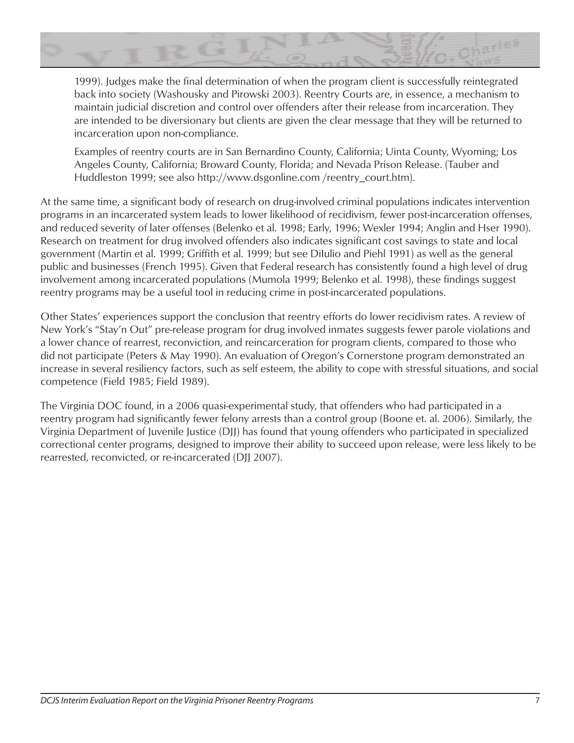1999). Judges make the final determination of when the program client is successfully reintegrated back into society (Washousky and Pirowski 2003). Reentry Courts are, in essence, a mechanism to maintain judicial discretion and control over offenders after their release from incarceration. They are intended to be diversionary but clients are given the clear message that they will be returned to incarceration upon non-compliance.

Examples of reentry courts are in San Bernardino County, California; Uinta County, Wyoming; Los Angeles County, California; Broward County, Florida; and Nevada Prison Release. (Tauber and Huddleston 1999; see also http://www.dsgonline.com /reentry_court.htm).

At the same time, a significant body of research on drug-involved criminal populations indicates intervention programs in an incarcerated system leads to lower likelihood of recidivism, fewer post-incarceration offenses, and reduced severity of later offenses (Belenko et al. 1998; Early, 1996; Wexler 1994; Anglin and Hser 1990). Research on treatment for drug involved offenders also indicates significant cost savings to state and local government (Martin et al. 1999; Griffith et al. 1999; but see DiIulio and Piehl 1991) as well as the general public and businesses (French 1995). Given that Federal research has consistently found a high level of drug involvement among incarcerated populations (Mumola 1999; Belenko et al. 1998), these findings suggest reentry programs may be a useful tool in reducing crime in post-incarcerated populations.

Other States' experiences support the conclusion that reentry efforts do lower recidivism rates. A review of New York's "Stay'n Out" pre-release program for drug involved inmates suggests fewer parole violations and a lower chance of rearrest, reconviction, and reincarceration for program clients, compared to those who did not participate (Peters & May 1990). An evaluation of Oregon's Cornerstone program demonstrated an increase in several resiliency factors, such as self esteem, the ability to cope with stressful situations, and social competence (Field 1985; Field 1989).

The Virginia DOC found, in a 2006 quasi-experimental study, that offenders who had participated in a reentry program had significantly fewer felony arrests than a control group (Boone et. al. 2006). Similarly, the Virginia Department of Juvenile Justice (DJJ) has found that young offenders who participated in specialized correctional center programs, designed to improve their ability to succeed upon release, were less likely to be rearrested, reconvicted, or re-incarcerated (DJJ 2007).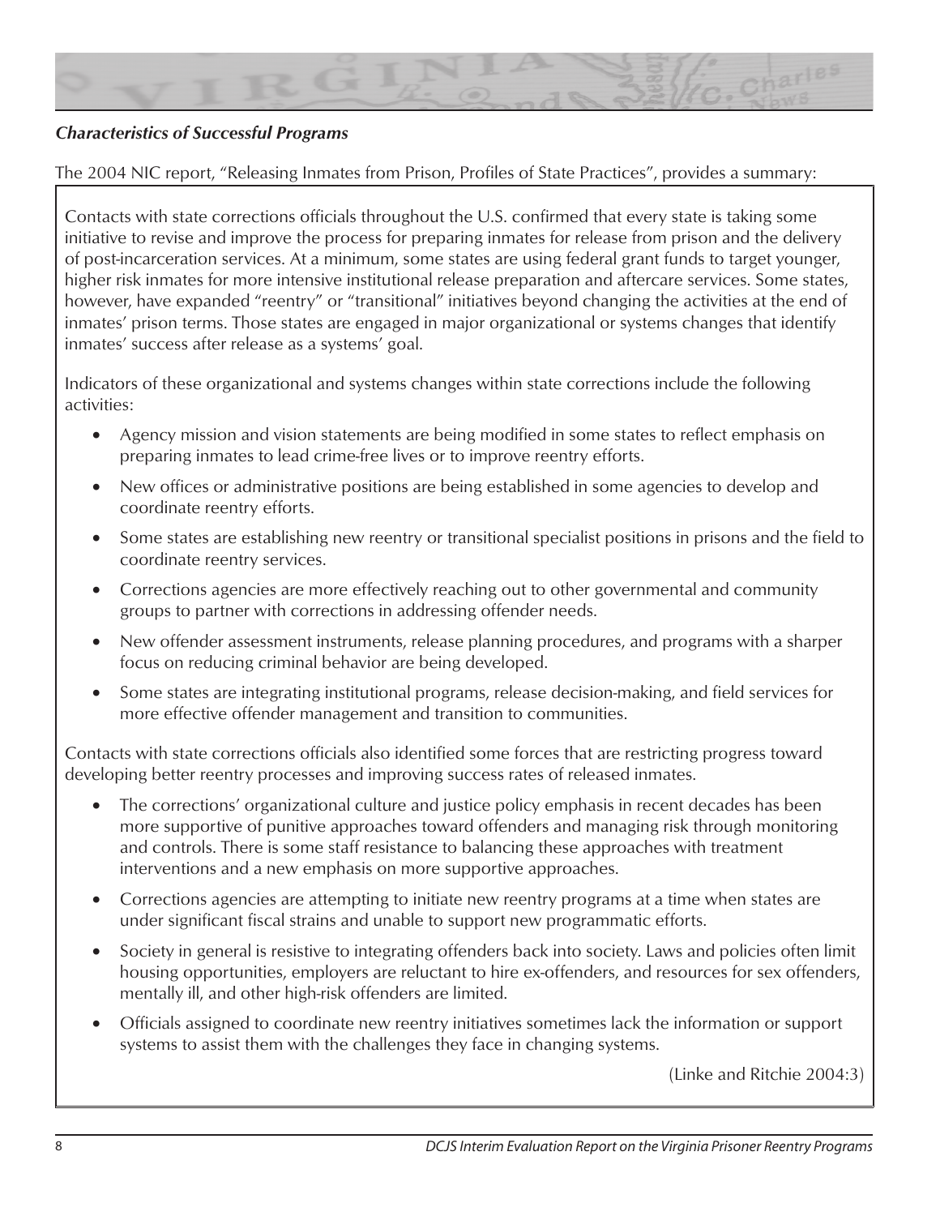### *Characteristics of Successful Programs*

The 2004 NIC report, “Releasing Inmates from Prison, Profiles of State Practices”, provides a summary:

> Contacts with state corrections officials throughout the U.S. confirmed that every state is taking some initiative to revise and improve the process for preparing inmates for release from prison and the delivery of post-incarceration services. At a minimum, some states are using federal grant funds to target younger, higher risk inmates for more intensive institutional release preparation and aftercare services. Some states, however, have expanded “reentry” or “transitional” initiatives beyond changing the activities at the end of inmates’ prison terms. Those states are engaged in major organizational or systems changes that identify inmates’ success after release as a systems’ goal.
>
> Indicators of these organizational and systems changes within state corrections include the following activities:
>
> - Agency mission and vision statements are being modified in some states to reflect emphasis on preparing inmates to lead crime-free lives or to improve reentry efforts.
> - New offices or administrative positions are being established in some agencies to develop and coordinate reentry efforts.
> - Some states are establishing new reentry or transitional specialist positions in prisons and the field to coordinate reentry services.
> - Corrections agencies are more effectively reaching out to other governmental and community groups to partner with corrections in addressing offender needs.
> - New offender assessment instruments, release planning procedures, and programs with a sharper focus on reducing criminal behavior are being developed.
> - Some states are integrating institutional programs, release decision-making, and field services for more effective offender management and transition to communities.
>
> Contacts with state corrections officials also identified some forces that are restricting progress toward developing better reentry processes and improving success rates of released inmates.
>
> - The corrections’ organizational culture and justice policy emphasis in recent decades has been more supportive of punitive approaches toward offenders and managing risk through monitoring and controls. There is some staff resistance to balancing these approaches with treatment interventions and a new emphasis on more supportive approaches.
> - Corrections agencies are attempting to initiate new reentry programs at a time when states are under significant fiscal strains and unable to support new programmatic efforts.
> - Society in general is resistive to integrating offenders back into society. Laws and policies often limit housing opportunities, employers are reluctant to hire ex-offenders, and resources for sex offenders, mentally ill, and other high-risk offenders are limited.
> - Officials assigned to coordinate new reentry initiatives sometimes lack the information or support systems to assist them with the challenges they face in changing systems.
>
> (Linke and Ritchie 2004:3)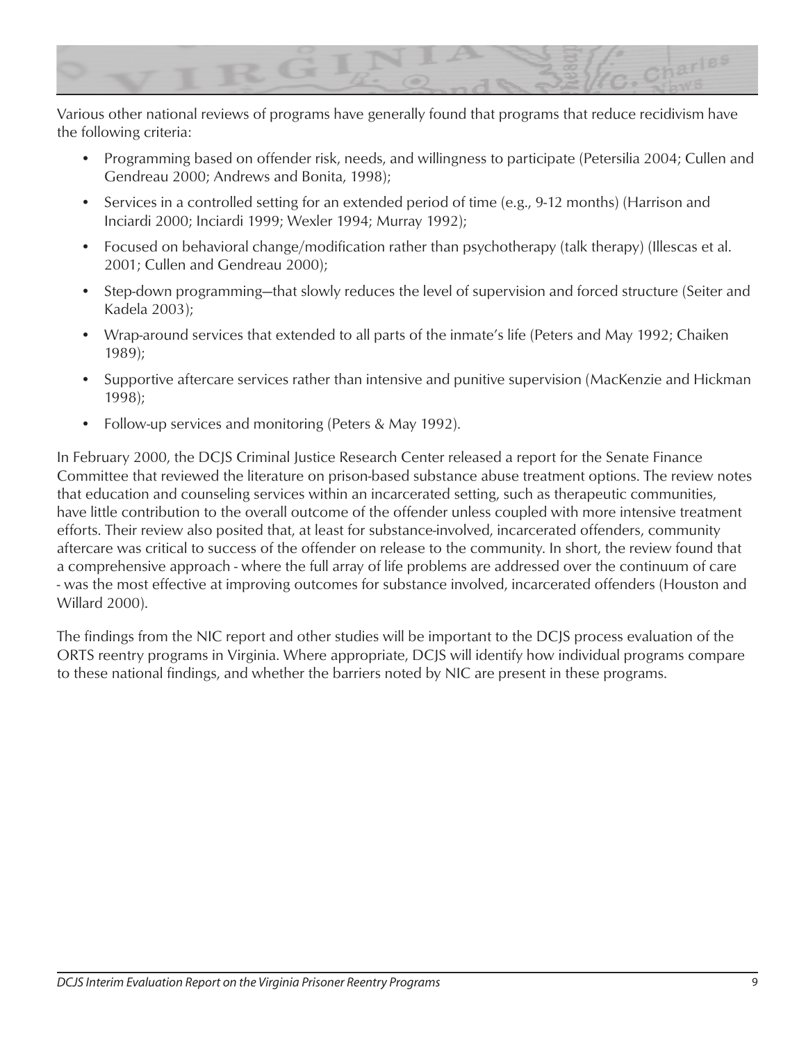Various other national reviews of programs have generally found that programs that reduce recidivism have the following criteria:

- Programming based on offender risk, needs, and willingness to participate (Petersilia 2004; Cullen and Gendreau 2000; Andrews and Bonita, 1998);
- Services in a controlled setting for an extended period of time (e.g., 9-12 months) (Harrison and Inciardi 2000; Inciardi 1999; Wexler 1994; Murray 1992);
- Focused on behavioral change/modification rather than psychotherapy (talk therapy) (Illescas et al. 2001; Cullen and Gendreau 2000);
- Step-down programming—that slowly reduces the level of supervision and forced structure (Seiter and Kadela 2003);
- Wrap-around services that extended to all parts of the inmate's life (Peters and May 1992; Chaiken 1989);
- Supportive aftercare services rather than intensive and punitive supervision (MacKenzie and Hickman 1998);
- Follow-up services and monitoring (Peters & May 1992).

In February 2000, the DCJS Criminal Justice Research Center released a report for the Senate Finance Committee that reviewed the literature on prison-based substance abuse treatment options. The review notes that education and counseling services within an incarcerated setting, such as therapeutic communities, have little contribution to the overall outcome of the offender unless coupled with more intensive treatment efforts. Their review also posited that, at least for substance-involved, incarcerated offenders, community aftercare was critical to success of the offender on release to the community. In short, the review found that a comprehensive approach - where the full array of life problems are addressed over the continuum of care - was the most effective at improving outcomes for substance involved, incarcerated offenders (Houston and Willard 2000).

The findings from the NIC report and other studies will be important to the DCJS process evaluation of the ORTS reentry programs in Virginia. Where appropriate, DCJS will identify how individual programs compare to these national findings, and whether the barriers noted by NIC are present in these programs.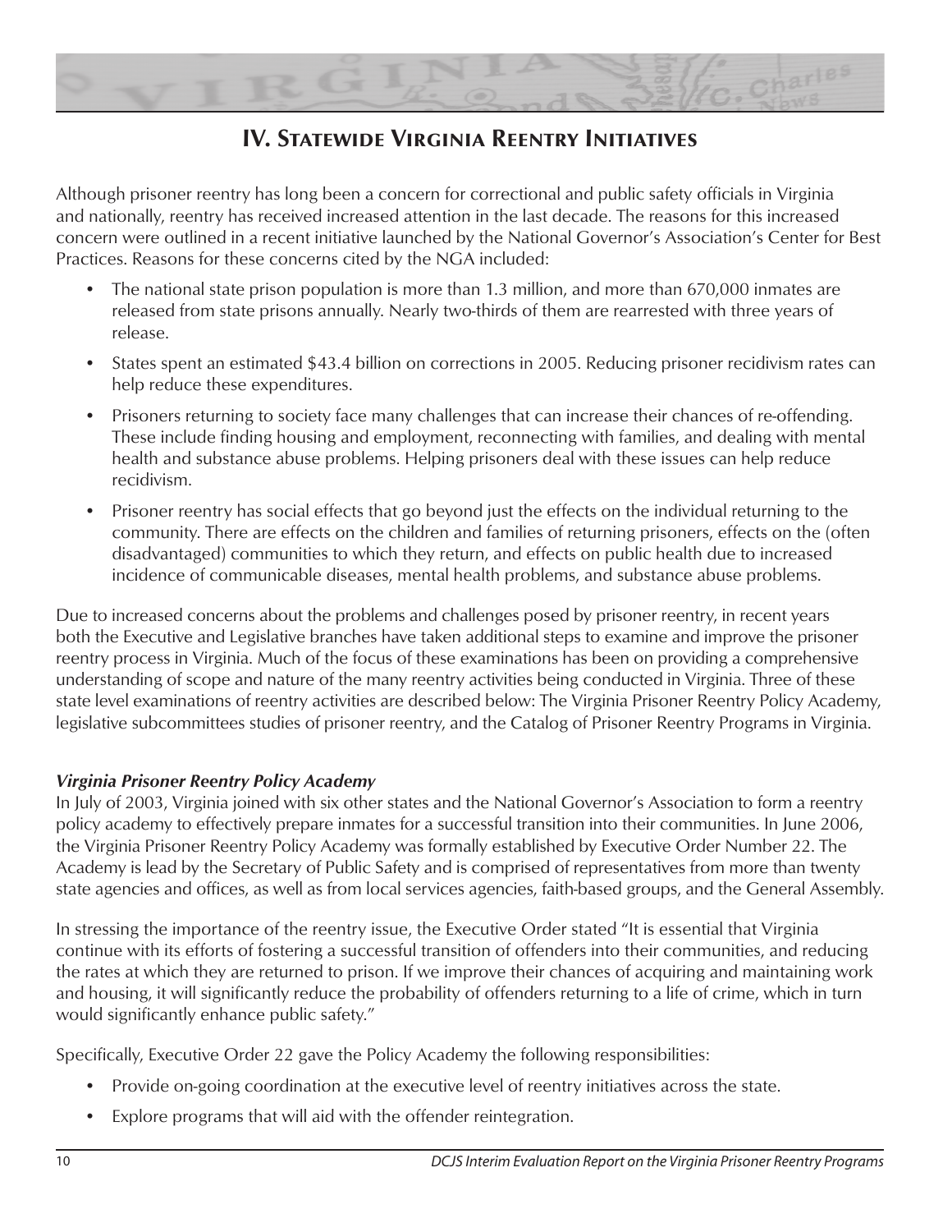## IV. Statewide Virginia Reentry Initiatives

Although prisoner reentry has long been a concern for correctional and public safety officials in Virginia and nationally, reentry has received increased attention in the last decade. The reasons for this increased concern were outlined in a recent initiative launched by the National Governor's Association's Center for Best Practices. Reasons for these concerns cited by the NGA included:

- The national state prison population is more than 1.3 million, and more than 670,000 inmates are released from state prisons annually. Nearly two-thirds of them are rearrested with three years of release.
- States spent an estimated $43.4 billion on corrections in 2005. Reducing prisoner recidivism rates can help reduce these expenditures.
- Prisoners returning to society face many challenges that can increase their chances of re-offending. These include finding housing and employment, reconnecting with families, and dealing with mental health and substance abuse problems. Helping prisoners deal with these issues can help reduce recidivism.
- Prisoner reentry has social effects that go beyond just the effects on the individual returning to the community. There are effects on the children and families of returning prisoners, effects on the (often disadvantaged) communities to which they return, and effects on public health due to increased incidence of communicable diseases, mental health problems, and substance abuse problems.

Due to increased concerns about the problems and challenges posed by prisoner reentry, in recent years both the Executive and Legislative branches have taken additional steps to examine and improve the prisoner reentry process in Virginia. Much of the focus of these examinations has been on providing a comprehensive understanding of scope and nature of the many reentry activities being conducted in Virginia. Three of these state level examinations of reentry activities are described below: The Virginia Prisoner Reentry Policy Academy, legislative subcommittees studies of prisoner reentry, and the Catalog of Prisoner Reentry Programs in Virginia.

### *Virginia Prisoner Reentry Policy Academy*

In July of 2003, Virginia joined with six other states and the National Governor's Association to form a reentry policy academy to effectively prepare inmates for a successful transition into their communities. In June 2006, the Virginia Prisoner Reentry Policy Academy was formally established by Executive Order Number 22. The Academy is lead by the Secretary of Public Safety and is comprised of representatives from more than twenty state agencies and offices, as well as from local services agencies, faith-based groups, and the General Assembly.

In stressing the importance of the reentry issue, the Executive Order stated "It is essential that Virginia continue with its efforts of fostering a successful transition of offenders into their communities, and reducing the rates at which they are returned to prison. If we improve their chances of acquiring and maintaining work and housing, it will significantly reduce the probability of offenders returning to a life of crime, which in turn would significantly enhance public safety."

Specifically, Executive Order 22 gave the Policy Academy the following responsibilities:

- Provide on-going coordination at the executive level of reentry initiatives across the state.
- Explore programs that will aid with the offender reintegration.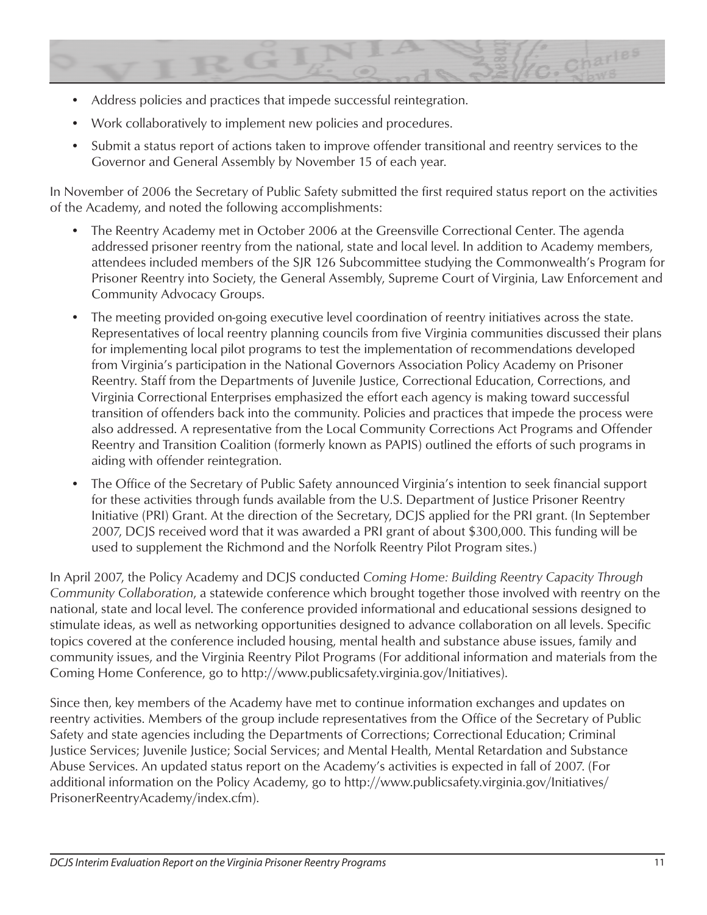- Address policies and practices that impede successful reintegration.
- Work collaboratively to implement new policies and procedures.
- Submit a status report of actions taken to improve offender transitional and reentry services to the Governor and General Assembly by November 15 of each year.

In November of 2006 the Secretary of Public Safety submitted the first required status report on the activities of the Academy, and noted the following accomplishments:

- The Reentry Academy met in October 2006 at the Greensville Correctional Center. The agenda addressed prisoner reentry from the national, state and local level. In addition to Academy members, attendees included members of the SJR 126 Subcommittee studying the Commonwealth's Program for Prisoner Reentry into Society, the General Assembly, Supreme Court of Virginia, Law Enforcement and Community Advocacy Groups.
- The meeting provided on-going executive level coordination of reentry initiatives across the state. Representatives of local reentry planning councils from five Virginia communities discussed their plans for implementing local pilot programs to test the implementation of recommendations developed from Virginia's participation in the National Governors Association Policy Academy on Prisoner Reentry. Staff from the Departments of Juvenile Justice, Correctional Education, Corrections, and Virginia Correctional Enterprises emphasized the effort each agency is making toward successful transition of offenders back into the community. Policies and practices that impede the process were also addressed. A representative from the Local Community Corrections Act Programs and Offender Reentry and Transition Coalition (formerly known as PAPIS) outlined the efforts of such programs in aiding with offender reintegration.
- The Office of the Secretary of Public Safety announced Virginia's intention to seek financial support for these activities through funds available from the U.S. Department of Justice Prisoner Reentry Initiative (PRI) Grant. At the direction of the Secretary, DCJS applied for the PRI grant. (In September 2007, DCJS received word that it was awarded a PRI grant of about $300,000. This funding will be used to supplement the Richmond and the Norfolk Reentry Pilot Program sites.)

In April 2007, the Policy Academy and DCJS conducted *Coming Home: Building Reentry Capacity Through Community Collaboration*, a statewide conference which brought together those involved with reentry on the national, state and local level. The conference provided informational and educational sessions designed to stimulate ideas, as well as networking opportunities designed to advance collaboration on all levels. Specific topics covered at the conference included housing, mental health and substance abuse issues, family and community issues, and the Virginia Reentry Pilot Programs (For additional information and materials from the Coming Home Conference, go to http://www.publicsafety.virginia.gov/Initiatives).

Since then, key members of the Academy have met to continue information exchanges and updates on reentry activities. Members of the group include representatives from the Office of the Secretary of Public Safety and state agencies including the Departments of Corrections; Correctional Education; Criminal Justice Services; Juvenile Justice; Social Services; and Mental Health, Mental Retardation and Substance Abuse Services. An updated status report on the Academy's activities is expected in fall of 2007. (For additional information on the Policy Academy, go to http://www.publicsafety.virginia.gov/Initiatives/PrisonerReentryAcademy/index.cfm).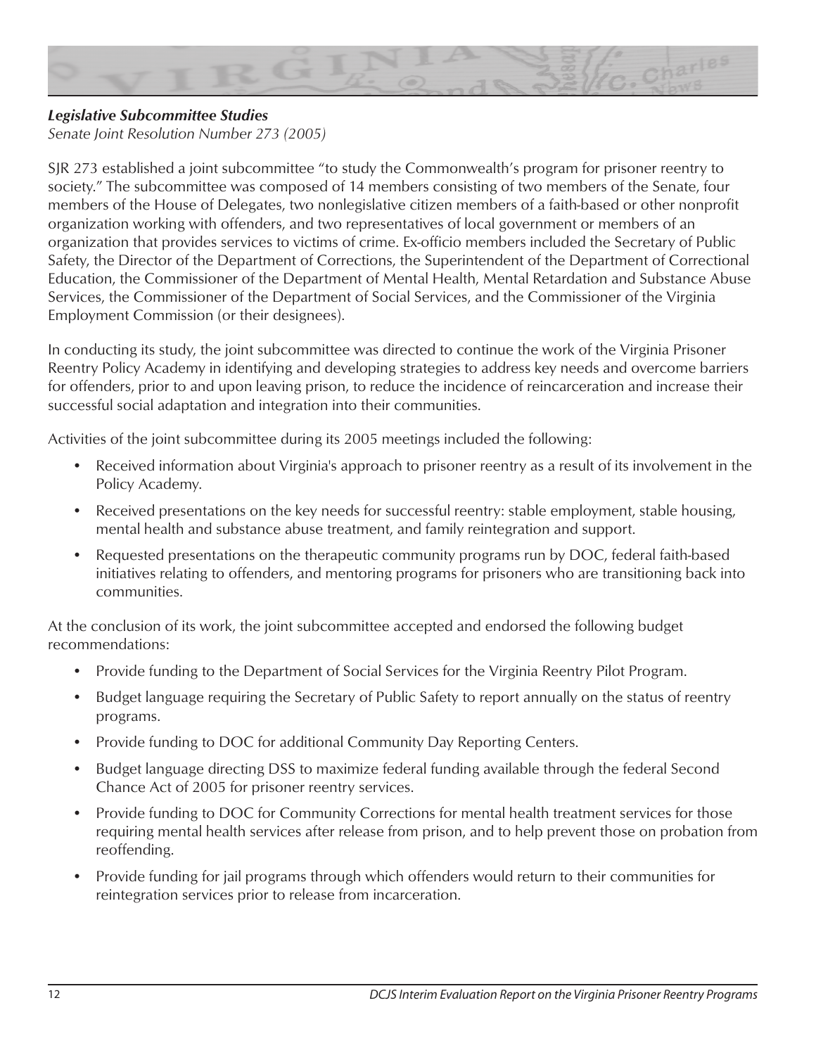***Legislative Subcommittee Studies***

*Senate Joint Resolution Number 273 (2005)*

SJR 273 established a joint subcommittee "to study the Commonwealth's program for prisoner reentry to society." The subcommittee was composed of 14 members consisting of two members of the Senate, four members of the House of Delegates, two nonlegislative citizen members of a faith-based or other nonprofit organization working with offenders, and two representatives of local government or members of an organization that provides services to victims of crime. Ex-officio members included the Secretary of Public Safety, the Director of the Department of Corrections, the Superintendent of the Department of Correctional Education, the Commissioner of the Department of Mental Health, Mental Retardation and Substance Abuse Services, the Commissioner of the Department of Social Services, and the Commissioner of the Virginia Employment Commission (or their designees).

In conducting its study, the joint subcommittee was directed to continue the work of the Virginia Prisoner Reentry Policy Academy in identifying and developing strategies to address key needs and overcome barriers for offenders, prior to and upon leaving prison, to reduce the incidence of reincarceration and increase their successful social adaptation and integration into their communities.

Activities of the joint subcommittee during its 2005 meetings included the following:

- Received information about Virginia's approach to prisoner reentry as a result of its involvement in the Policy Academy.
- Received presentations on the key needs for successful reentry: stable employment, stable housing, mental health and substance abuse treatment, and family reintegration and support.
- Requested presentations on the therapeutic community programs run by DOC, federal faith-based initiatives relating to offenders, and mentoring programs for prisoners who are transitioning back into communities.

At the conclusion of its work, the joint subcommittee accepted and endorsed the following budget recommendations:

- Provide funding to the Department of Social Services for the Virginia Reentry Pilot Program.
- Budget language requiring the Secretary of Public Safety to report annually on the status of reentry programs.
- Provide funding to DOC for additional Community Day Reporting Centers.
- Budget language directing DSS to maximize federal funding available through the federal Second Chance Act of 2005 for prisoner reentry services.
- Provide funding to DOC for Community Corrections for mental health treatment services for those requiring mental health services after release from prison, and to help prevent those on probation from reoffending.
- Provide funding for jail programs through which offenders would return to their communities for reintegration services prior to release from incarceration.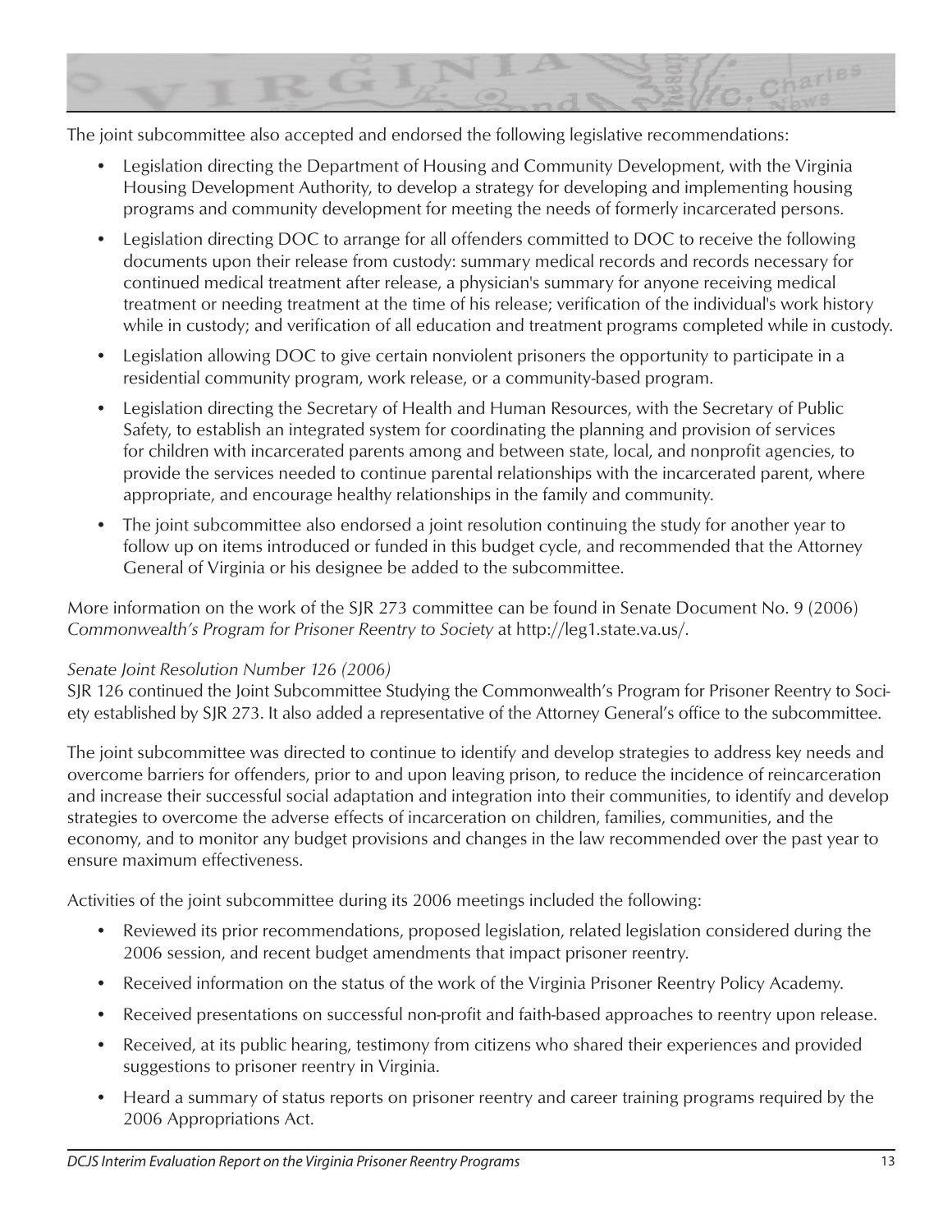The joint subcommittee also accepted and endorsed the following legislative recommendations:

- Legislation directing the Department of Housing and Community Development, with the Virginia Housing Development Authority, to develop a strategy for developing and implementing housing programs and community development for meeting the needs of formerly incarcerated persons.
- Legislation directing DOC to arrange for all offenders committed to DOC to receive the following documents upon their release from custody: summary medical records and records necessary for continued medical treatment after release, a physician's summary for anyone receiving medical treatment or needing treatment at the time of his release; verification of the individual's work history while in custody; and verification of all education and treatment programs completed while in custody.
- Legislation allowing DOC to give certain nonviolent prisoners the opportunity to participate in a residential community program, work release, or a community-based program.
- Legislation directing the Secretary of Health and Human Resources, with the Secretary of Public Safety, to establish an integrated system for coordinating the planning and provision of services for children with incarcerated parents among and between state, local, and nonprofit agencies, to provide the services needed to continue parental relationships with the incarcerated parent, where appropriate, and encourage healthy relationships in the family and community.
- The joint subcommittee also endorsed a joint resolution continuing the study for another year to follow up on items introduced or funded in this budget cycle, and recommended that the Attorney General of Virginia or his designee be added to the subcommittee.

More information on the work of the SJR 273 committee can be found in Senate Document No. 9 (2006) *Commonwealth's Program for Prisoner Reentry to Society* at http://leg1.state.va.us/.

*Senate Joint Resolution Number 126 (2006)*

SJR 126 continued the Joint Subcommittee Studying the Commonwealth's Program for Prisoner Reentry to Society established by SJR 273. It also added a representative of the Attorney General's office to the subcommittee.

The joint subcommittee was directed to continue to identify and develop strategies to address key needs and overcome barriers for offenders, prior to and upon leaving prison, to reduce the incidence of reincarceration and increase their successful social adaptation and integration into their communities, to identify and develop strategies to overcome the adverse effects of incarceration on children, families, communities, and the economy, and to monitor any budget provisions and changes in the law recommended over the past year to ensure maximum effectiveness.

Activities of the joint subcommittee during its 2006 meetings included the following:

- Reviewed its prior recommendations, proposed legislation, related legislation considered during the 2006 session, and recent budget amendments that impact prisoner reentry.
- Received information on the status of the work of the Virginia Prisoner Reentry Policy Academy.
- Received presentations on successful non-profit and faith-based approaches to reentry upon release.
- Received, at its public hearing, testimony from citizens who shared their experiences and provided suggestions to prisoner reentry in Virginia.
- Heard a summary of status reports on prisoner reentry and career training programs required by the 2006 Appropriations Act.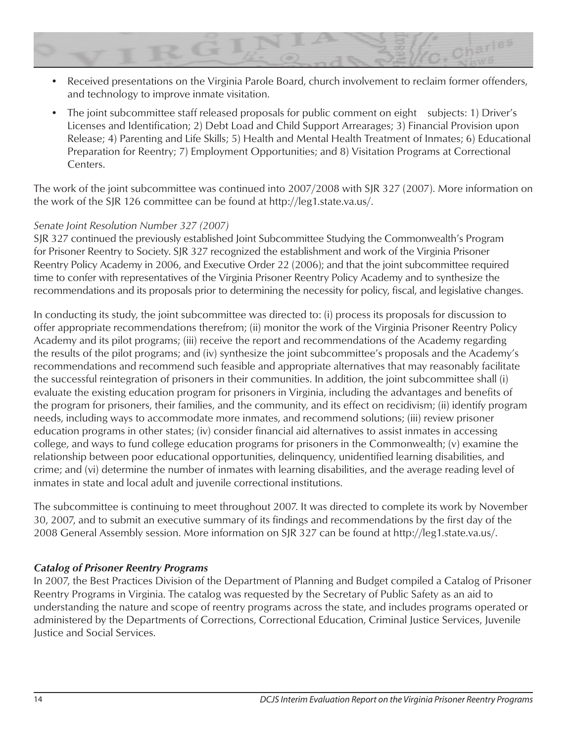- Received presentations on the Virginia Parole Board, church involvement to reclaim former offenders, and technology to improve inmate visitation.
- The joint subcommittee staff released proposals for public comment on eight subjects: 1) Driver's Licenses and Identification; 2) Debt Load and Child Support Arrearages; 3) Financial Provision upon Release; 4) Parenting and Life Skills; 5) Health and Mental Health Treatment of Inmates; 6) Educational Preparation for Reentry; 7) Employment Opportunities; and 8) Visitation Programs at Correctional Centers.

The work of the joint subcommittee was continued into 2007/2008 with SJR 327 (2007). More information on the work of the SJR 126 committee can be found at http://leg1.state.va.us/.

*Senate Joint Resolution Number 327 (2007)*

SJR 327 continued the previously established Joint Subcommittee Studying the Commonwealth's Program for Prisoner Reentry to Society. SJR 327 recognized the establishment and work of the Virginia Prisoner Reentry Policy Academy in 2006, and Executive Order 22 (2006); and that the joint subcommittee required time to confer with representatives of the Virginia Prisoner Reentry Policy Academy and to synthesize the recommendations and its proposals prior to determining the necessity for policy, fiscal, and legislative changes.

In conducting its study, the joint subcommittee was directed to: (i) process its proposals for discussion to offer appropriate recommendations therefrom; (ii) monitor the work of the Virginia Prisoner Reentry Policy Academy and its pilot programs; (iii) receive the report and recommendations of the Academy regarding the results of the pilot programs; and (iv) synthesize the joint subcommittee's proposals and the Academy's recommendations and recommend such feasible and appropriate alternatives that may reasonably facilitate the successful reintegration of prisoners in their communities. In addition, the joint subcommittee shall (i) evaluate the existing education program for prisoners in Virginia, including the advantages and benefits of the program for prisoners, their families, and the community, and its effect on recidivism; (ii) identify program needs, including ways to accommodate more inmates, and recommend solutions; (iii) review prisoner education programs in other states; (iv) consider financial aid alternatives to assist inmates in accessing college, and ways to fund college education programs for prisoners in the Commonwealth; (v) examine the relationship between poor educational opportunities, delinquency, unidentified learning disabilities, and crime; and (vi) determine the number of inmates with learning disabilities, and the average reading level of inmates in state and local adult and juvenile correctional institutions.

The subcommittee is continuing to meet throughout 2007. It was directed to complete its work by November 30, 2007, and to submit an executive summary of its findings and recommendations by the first day of the 2008 General Assembly session. More information on SJR 327 can be found at http://leg1.state.va.us/.

***Catalog of Prisoner Reentry Programs***

In 2007, the Best Practices Division of the Department of Planning and Budget compiled a Catalog of Prisoner Reentry Programs in Virginia. The catalog was requested by the Secretary of Public Safety as an aid to understanding the nature and scope of reentry programs across the state, and includes programs operated or administered by the Departments of Corrections, Correctional Education, Criminal Justice Services, Juvenile Justice and Social Services.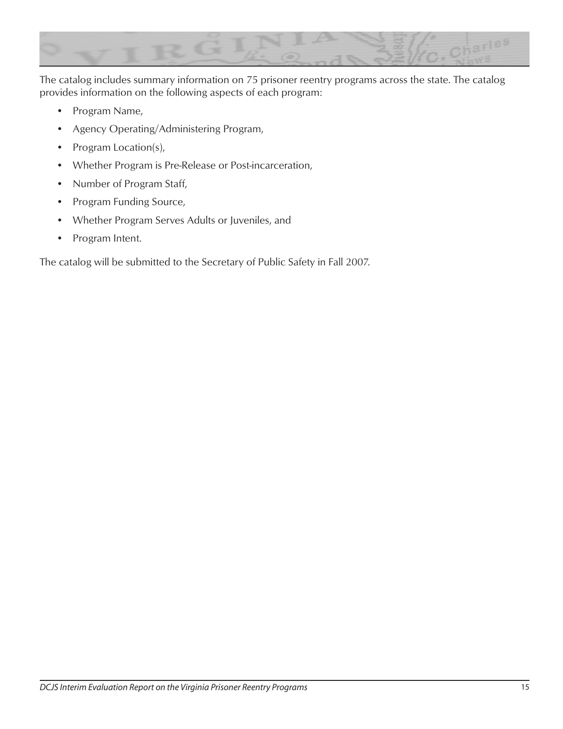The catalog includes summary information on 75 prisoner reentry programs across the state. The catalog provides information on the following aspects of each program:

- Program Name,
- Agency Operating/Administering Program,
- Program Location(s),
- Whether Program is Pre-Release or Post-incarceration,
- Number of Program Staff,
- Program Funding Source,
- Whether Program Serves Adults or Juveniles, and
- Program Intent.

The catalog will be submitted to the Secretary of Public Safety in Fall 2007.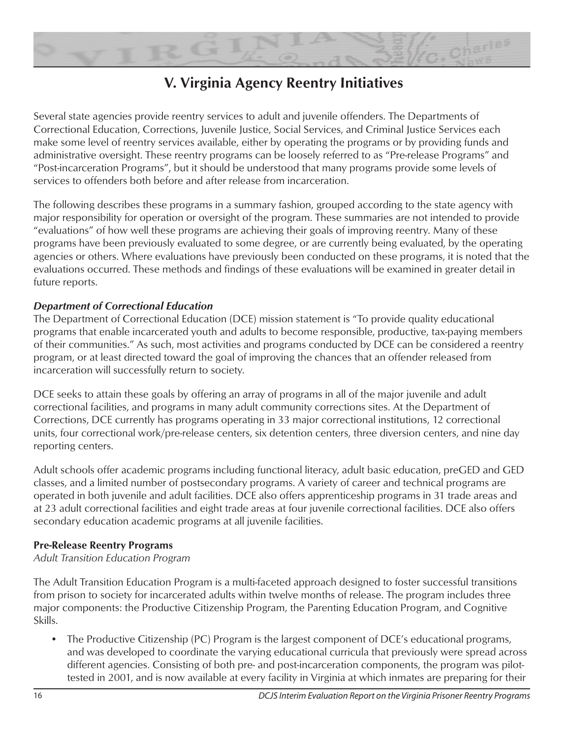# V. Virginia Agency Reentry Initiatives

Several state agencies provide reentry services to adult and juvenile offenders. The Departments of Correctional Education, Corrections, Juvenile Justice, Social Services, and Criminal Justice Services each make some level of reentry services available, either by operating the programs or by providing funds and administrative oversight. These reentry programs can be loosely referred to as "Pre-release Programs" and "Post-incarceration Programs", but it should be understood that many programs provide some levels of services to offenders both before and after release from incarceration.

The following describes these programs in a summary fashion, grouped according to the state agency with major responsibility for operation or oversight of the program. These summaries are not intended to provide "evaluations" of how well these programs are achieving their goals of improving reentry. Many of these programs have been previously evaluated to some degree, or are currently being evaluated, by the operating agencies or others. Where evaluations have previously been conducted on these programs, it is noted that the evaluations occurred. These methods and findings of these evaluations will be examined in greater detail in future reports.

***Department of Correctional Education***

The Department of Correctional Education (DCE) mission statement is "To provide quality educational programs that enable incarcerated youth and adults to become responsible, productive, tax-paying members of their communities." As such, most activities and programs conducted by DCE can be considered a reentry program, or at least directed toward the goal of improving the chances that an offender released from incarceration will successfully return to society.

DCE seeks to attain these goals by offering an array of programs in all of the major juvenile and adult correctional facilities, and programs in many adult community corrections sites. At the Department of Corrections, DCE currently has programs operating in 33 major correctional institutions, 12 correctional units, four correctional work/pre-release centers, six detention centers, three diversion centers, and nine day reporting centers.

Adult schools offer academic programs including functional literacy, adult basic education, preGED and GED classes, and a limited number of postsecondary programs. A variety of career and technical programs are operated in both juvenile and adult facilities. DCE also offers apprenticeship programs in 31 trade areas and at 23 adult correctional facilities and eight trade areas at four juvenile correctional facilities. DCE also offers secondary education academic programs at all juvenile facilities.

**Pre-Release Reentry Programs**

*Adult Transition Education Program*

The Adult Transition Education Program is a multi-faceted approach designed to foster successful transitions from prison to society for incarcerated adults within twelve months of release. The program includes three major components: the Productive Citizenship Program, the Parenting Education Program, and Cognitive Skills.

- The Productive Citizenship (PC) Program is the largest component of DCE's educational programs, and was developed to coordinate the varying educational curricula that previously were spread across different agencies. Consisting of both pre- and post-incarceration components, the program was pilot-tested in 2001, and is now available at every facility in Virginia at which inmates are preparing for their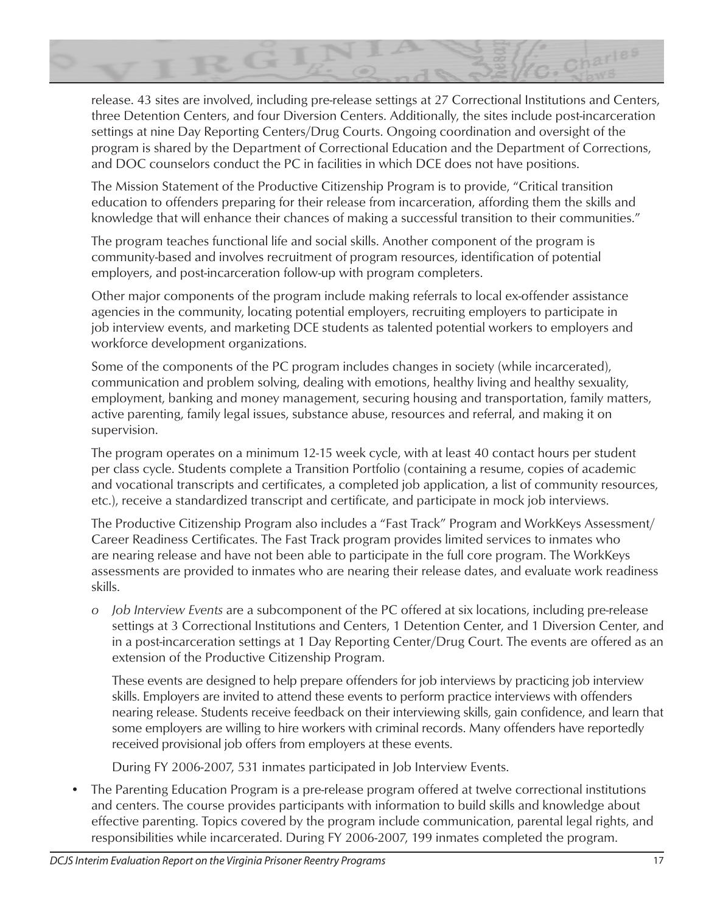release. 43 sites are involved, including pre-release settings at 27 Correctional Institutions and Centers, three Detention Centers, and four Diversion Centers. Additionally, the sites include post-incarceration settings at nine Day Reporting Centers/Drug Courts. Ongoing coordination and oversight of the program is shared by the Department of Correctional Education and the Department of Corrections, and DOC counselors conduct the PC in facilities in which DCE does not have positions.

The Mission Statement of the Productive Citizenship Program is to provide, "Critical transition education to offenders preparing for their release from incarceration, affording them the skills and knowledge that will enhance their chances of making a successful transition to their communities."

The program teaches functional life and social skills. Another component of the program is community-based and involves recruitment of program resources, identification of potential employers, and post-incarceration follow-up with program completers.

Other major components of the program include making referrals to local ex-offender assistance agencies in the community, locating potential employers, recruiting employers to participate in job interview events, and marketing DCE students as talented potential workers to employers and workforce development organizations.

Some of the components of the PC program includes changes in society (while incarcerated), communication and problem solving, dealing with emotions, healthy living and healthy sexuality, employment, banking and money management, securing housing and transportation, family matters, active parenting, family legal issues, substance abuse, resources and referral, and making it on supervision.

The program operates on a minimum 12-15 week cycle, with at least 40 contact hours per student per class cycle. Students complete a Transition Portfolio (containing a resume, copies of academic and vocational transcripts and certificates, a completed job application, a list of community resources, etc.), receive a standardized transcript and certificate, and participate in mock job interviews.

The Productive Citizenship Program also includes a "Fast Track" Program and WorkKeys Assessment/ Career Readiness Certificates. The Fast Track program provides limited services to inmates who are nearing release and have not been able to participate in the full core program. The WorkKeys assessments are provided to inmates who are nearing their release dates, and evaluate work readiness skills.

- *Job Interview Events* are a subcomponent of the PC offered at six locations, including pre-release settings at 3 Correctional Institutions and Centers, 1 Detention Center, and 1 Diversion Center, and in a post-incarceration settings at 1 Day Reporting Center/Drug Court. The events are offered as an extension of the Productive Citizenship Program.

  These events are designed to help prepare offenders for job interviews by practicing job interview skills. Employers are invited to attend these events to perform practice interviews with offenders nearing release. Students receive feedback on their interviewing skills, gain confidence, and learn that some employers are willing to hire workers with criminal records. Many offenders have reportedly received provisional job offers from employers at these events.

  During FY 2006-2007, 531 inmates participated in Job Interview Events.

- The Parenting Education Program is a pre-release program offered at twelve correctional institutions and centers. The course provides participants with information to build skills and knowledge about effective parenting. Topics covered by the program include communication, parental legal rights, and responsibilities while incarcerated. During FY 2006-2007, 199 inmates completed the program.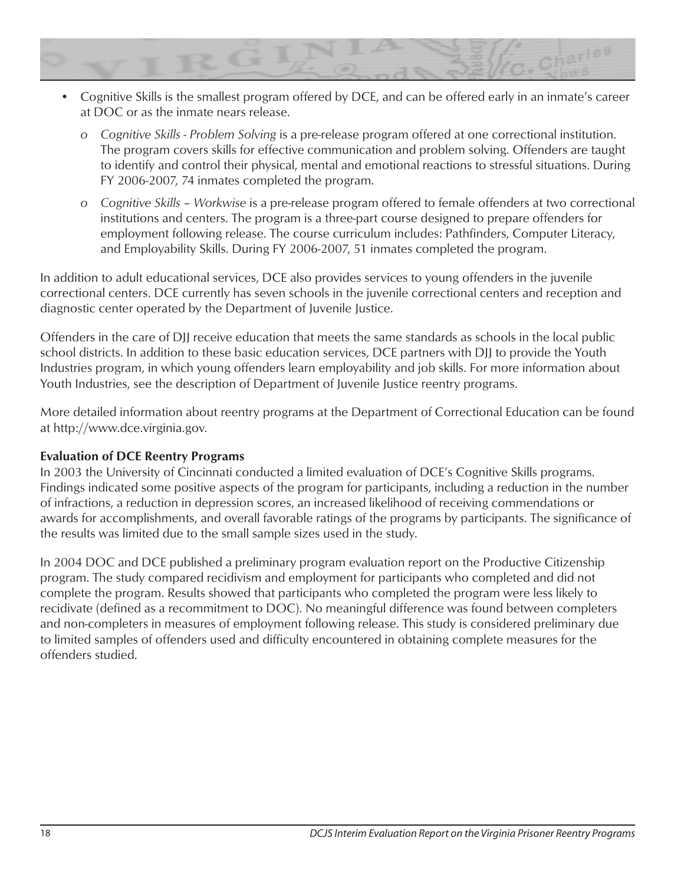- Cognitive Skills is the smallest program offered by DCE, and can be offered early in an inmate's career at DOC or as the inmate nears release.
  - *Cognitive Skills - Problem Solving* is a pre-release program offered at one correctional institution. The program covers skills for effective communication and problem solving. Offenders are taught to identify and control their physical, mental and emotional reactions to stressful situations. During FY 2006-2007, 74 inmates completed the program.
  - *Cognitive Skills – Workwise* is a pre-release program offered to female offenders at two correctional institutions and centers. The program is a three-part course designed to prepare offenders for employment following release. The course curriculum includes: Pathfinders, Computer Literacy, and Employability Skills. During FY 2006-2007, 51 inmates completed the program.

In addition to adult educational services, DCE also provides services to young offenders in the juvenile correctional centers. DCE currently has seven schools in the juvenile correctional centers and reception and diagnostic center operated by the Department of Juvenile Justice.

Offenders in the care of DJJ receive education that meets the same standards as schools in the local public school districts. In addition to these basic education services, DCE partners with DJJ to provide the Youth Industries program, in which young offenders learn employability and job skills. For more information about Youth Industries, see the description of Department of Juvenile Justice reentry programs.

More detailed information about reentry programs at the Department of Correctional Education can be found at http://www.dce.virginia.gov.

**Evaluation of DCE Reentry Programs**

In 2003 the University of Cincinnati conducted a limited evaluation of DCE's Cognitive Skills programs. Findings indicated some positive aspects of the program for participants, including a reduction in the number of infractions, a reduction in depression scores, an increased likelihood of receiving commendations or awards for accomplishments, and overall favorable ratings of the programs by participants. The significance of the results was limited due to the small sample sizes used in the study.

In 2004 DOC and DCE published a preliminary program evaluation report on the Productive Citizenship program. The study compared recidivism and employment for participants who completed and did not complete the program. Results showed that participants who completed the program were less likely to recidivate (defined as a recommitment to DOC). No meaningful difference was found between completers and non-completers in measures of employment following release. This study is considered preliminary due to limited samples of offenders used and difficulty encountered in obtaining complete measures for the offenders studied.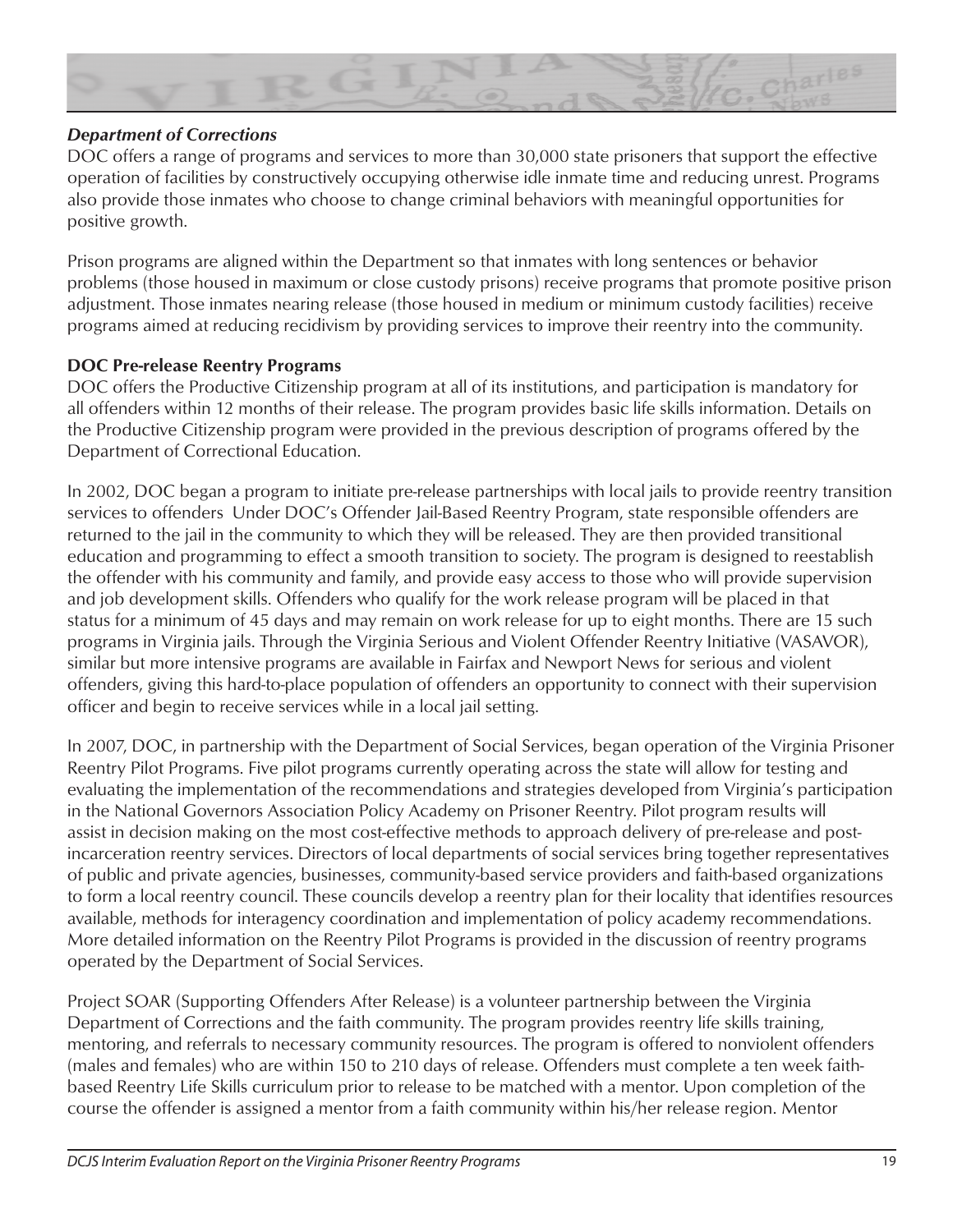***Department of Corrections***

DOC offers a range of programs and services to more than 30,000 state prisoners that support the effective operation of facilities by constructively occupying otherwise idle inmate time and reducing unrest. Programs also provide those inmates who choose to change criminal behaviors with meaningful opportunities for positive growth.

Prison programs are aligned within the Department so that inmates with long sentences or behavior problems (those housed in maximum or close custody prisons) receive programs that promote positive prison adjustment. Those inmates nearing release (those housed in medium or minimum custody facilities) receive programs aimed at reducing recidivism by providing services to improve their reentry into the community.

**DOC Pre-release Reentry Programs**

DOC offers the Productive Citizenship program at all of its institutions, and participation is mandatory for all offenders within 12 months of their release. The program provides basic life skills information. Details on the Productive Citizenship program were provided in the previous description of programs offered by the Department of Correctional Education.

In 2002, DOC began a program to initiate pre-release partnerships with local jails to provide reentry transition services to offenders  Under DOC's Offender Jail-Based Reentry Program, state responsible offenders are returned to the jail in the community to which they will be released. They are then provided transitional education and programming to effect a smooth transition to society. The program is designed to reestablish the offender with his community and family, and provide easy access to those who will provide supervision and job development skills. Offenders who qualify for the work release program will be placed in that status for a minimum of 45 days and may remain on work release for up to eight months. There are 15 such programs in Virginia jails. Through the Virginia Serious and Violent Offender Reentry Initiative (VASAVOR), similar but more intensive programs are available in Fairfax and Newport News for serious and violent offenders, giving this hard-to-place population of offenders an opportunity to connect with their supervision officer and begin to receive services while in a local jail setting.

In 2007, DOC, in partnership with the Department of Social Services, began operation of the Virginia Prisoner Reentry Pilot Programs. Five pilot programs currently operating across the state will allow for testing and evaluating the implementation of the recommendations and strategies developed from Virginia's participation in the National Governors Association Policy Academy on Prisoner Reentry. Pilot program results will assist in decision making on the most cost-effective methods to approach delivery of pre-release and post-incarceration reentry services. Directors of local departments of social services bring together representatives of public and private agencies, businesses, community-based service providers and faith-based organizations to form a local reentry council. These councils develop a reentry plan for their locality that identifies resources available, methods for interagency coordination and implementation of policy academy recommendations. More detailed information on the Reentry Pilot Programs is provided in the discussion of reentry programs operated by the Department of Social Services.

Project SOAR (Supporting Offenders After Release) is a volunteer partnership between the Virginia Department of Corrections and the faith community. The program provides reentry life skills training, mentoring, and referrals to necessary community resources. The program is offered to nonviolent offenders (males and females) who are within 150 to 210 days of release. Offenders must complete a ten week faith-based Reentry Life Skills curriculum prior to release to be matched with a mentor. Upon completion of the course the offender is assigned a mentor from a faith community within his/her release region. Mentor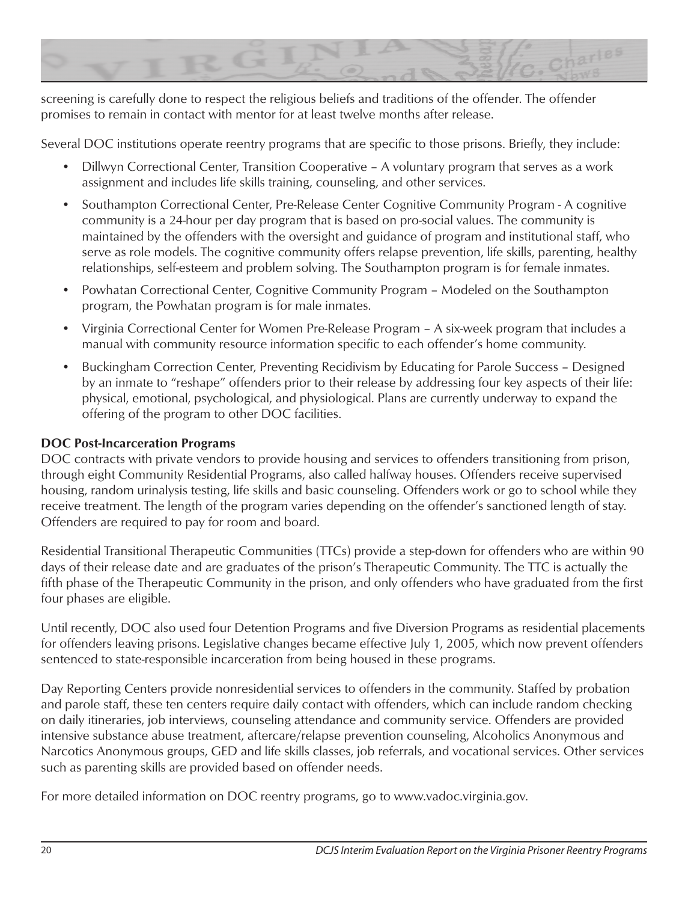screening is carefully done to respect the religious beliefs and traditions of the offender. The offender promises to remain in contact with mentor for at least twelve months after release.

Several DOC institutions operate reentry programs that are specific to those prisons. Briefly, they include:

- Dillwyn Correctional Center, Transition Cooperative – A voluntary program that serves as a work assignment and includes life skills training, counseling, and other services.
- Southampton Correctional Center, Pre-Release Center Cognitive Community Program - A cognitive community is a 24-hour per day program that is based on pro-social values. The community is maintained by the offenders with the oversight and guidance of program and institutional staff, who serve as role models. The cognitive community offers relapse prevention, life skills, parenting, healthy relationships, self-esteem and problem solving. The Southampton program is for female inmates.
- Powhatan Correctional Center, Cognitive Community Program – Modeled on the Southampton program, the Powhatan program is for male inmates.
- Virginia Correctional Center for Women Pre-Release Program – A six-week program that includes a manual with community resource information specific to each offender's home community.
- Buckingham Correction Center, Preventing Recidivism by Educating for Parole Success – Designed by an inmate to "reshape" offenders prior to their release by addressing four key aspects of their life: physical, emotional, psychological, and physiological. Plans are currently underway to expand the offering of the program to other DOC facilities.

**DOC Post-Incarceration Programs**

DOC contracts with private vendors to provide housing and services to offenders transitioning from prison, through eight Community Residential Programs, also called halfway houses. Offenders receive supervised housing, random urinalysis testing, life skills and basic counseling. Offenders work or go to school while they receive treatment. The length of the program varies depending on the offender's sanctioned length of stay. Offenders are required to pay for room and board.

Residential Transitional Therapeutic Communities (TTCs) provide a step-down for offenders who are within 90 days of their release date and are graduates of the prison's Therapeutic Community. The TTC is actually the fifth phase of the Therapeutic Community in the prison, and only offenders who have graduated from the first four phases are eligible.

Until recently, DOC also used four Detention Programs and five Diversion Programs as residential placements for offenders leaving prisons. Legislative changes became effective July 1, 2005, which now prevent offenders sentenced to state-responsible incarceration from being housed in these programs.

Day Reporting Centers provide nonresidential services to offenders in the community. Staffed by probation and parole staff, these ten centers require daily contact with offenders, which can include random checking on daily itineraries, job interviews, counseling attendance and community service. Offenders are provided intensive substance abuse treatment, aftercare/relapse prevention counseling, Alcoholics Anonymous and Narcotics Anonymous groups, GED and life skills classes, job referrals, and vocational services. Other services such as parenting skills are provided based on offender needs.

For more detailed information on DOC reentry programs, go to www.vadoc.virginia.gov.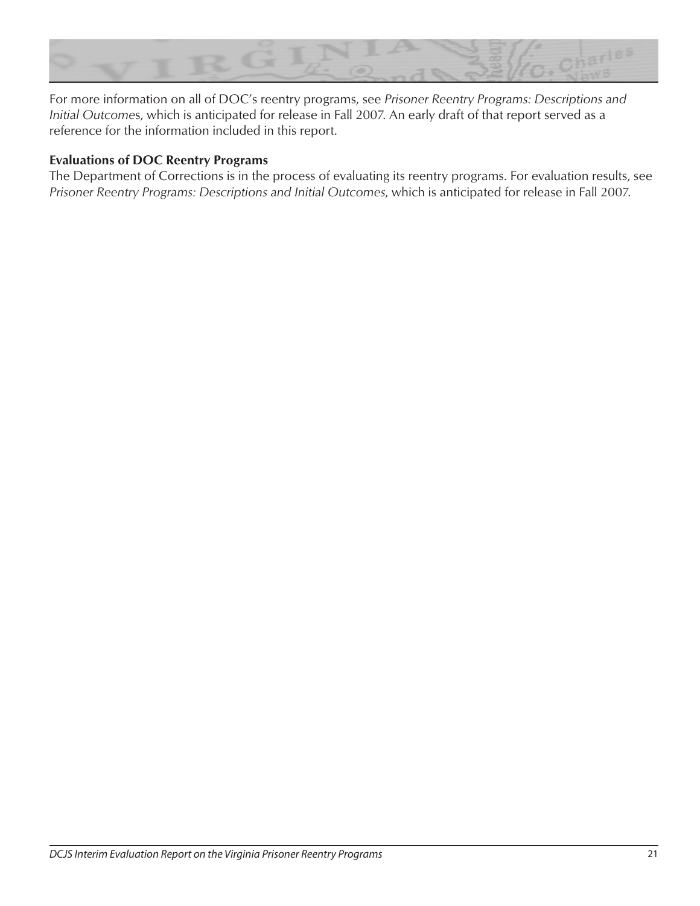For more information on all of DOC's reentry programs, see *Prisoner Reentry Programs: Descriptions and Initial Outcomes*, which is anticipated for release in Fall 2007. An early draft of that report served as a reference for the information included in this report.

**Evaluations of DOC Reentry Programs**

The Department of Corrections is in the process of evaluating its reentry programs. For evaluation results, see *Prisoner Reentry Programs: Descriptions and Initial Outcomes*, which is anticipated for release in Fall 2007.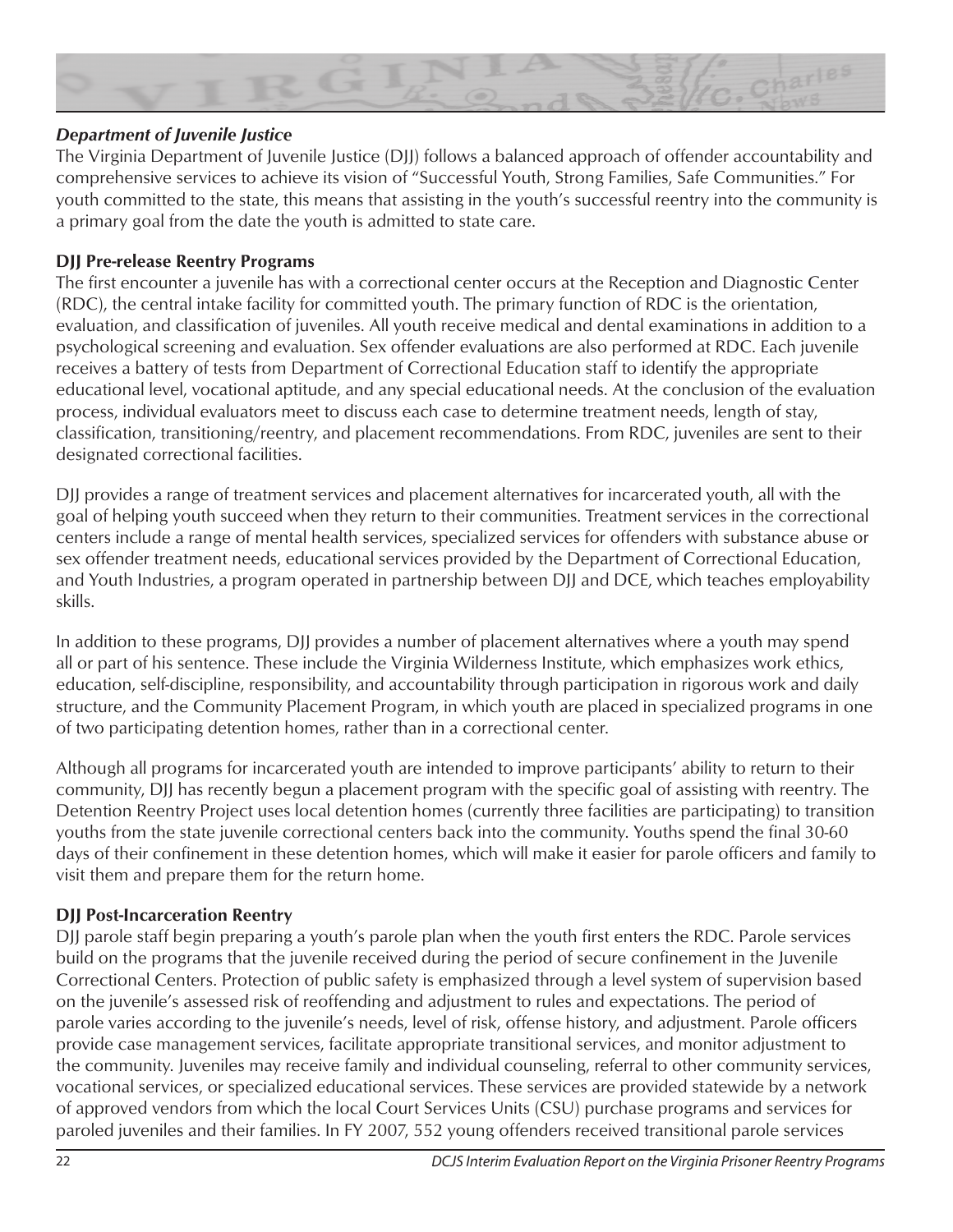### *Department of Juvenile Justice*

The Virginia Department of Juvenile Justice (DJJ) follows a balanced approach of offender accountability and comprehensive services to achieve its vision of "Successful Youth, Strong Families, Safe Communities." For youth committed to the state, this means that assisting in the youth's successful reentry into the community is a primary goal from the date the youth is admitted to state care.

**DJJ Pre-release Reentry Programs**

The first encounter a juvenile has with a correctional center occurs at the Reception and Diagnostic Center (RDC), the central intake facility for committed youth. The primary function of RDC is the orientation, evaluation, and classification of juveniles. All youth receive medical and dental examinations in addition to a psychological screening and evaluation. Sex offender evaluations are also performed at RDC. Each juvenile receives a battery of tests from Department of Correctional Education staff to identify the appropriate educational level, vocational aptitude, and any special educational needs. At the conclusion of the evaluation process, individual evaluators meet to discuss each case to determine treatment needs, length of stay, classification, transitioning/reentry, and placement recommendations. From RDC, juveniles are sent to their designated correctional facilities.

DJJ provides a range of treatment services and placement alternatives for incarcerated youth, all with the goal of helping youth succeed when they return to their communities. Treatment services in the correctional centers include a range of mental health services, specialized services for offenders with substance abuse or sex offender treatment needs, educational services provided by the Department of Correctional Education, and Youth Industries, a program operated in partnership between DJJ and DCE, which teaches employability skills.

In addition to these programs, DJJ provides a number of placement alternatives where a youth may spend all or part of his sentence. These include the Virginia Wilderness Institute, which emphasizes work ethics, education, self-discipline, responsibility, and accountability through participation in rigorous work and daily structure, and the Community Placement Program, in which youth are placed in specialized programs in one of two participating detention homes, rather than in a correctional center.

Although all programs for incarcerated youth are intended to improve participants' ability to return to their community, DJJ has recently begun a placement program with the specific goal of assisting with reentry. The Detention Reentry Project uses local detention homes (currently three facilities are participating) to transition youths from the state juvenile correctional centers back into the community. Youths spend the final 30-60 days of their confinement in these detention homes, which will make it easier for parole officers and family to visit them and prepare them for the return home.

**DJJ Post-Incarceration Reentry**

DJJ parole staff begin preparing a youth's parole plan when the youth first enters the RDC. Parole services build on the programs that the juvenile received during the period of secure confinement in the Juvenile Correctional Centers. Protection of public safety is emphasized through a level system of supervision based on the juvenile's assessed risk of reoffending and adjustment to rules and expectations. The period of parole varies according to the juvenile's needs, level of risk, offense history, and adjustment. Parole officers provide case management services, facilitate appropriate transitional services, and monitor adjustment to the community. Juveniles may receive family and individual counseling, referral to other community services, vocational services, or specialized educational services. These services are provided statewide by a network of approved vendors from which the local Court Services Units (CSU) purchase programs and services for paroled juveniles and their families. In FY 2007, 552 young offenders received transitional parole services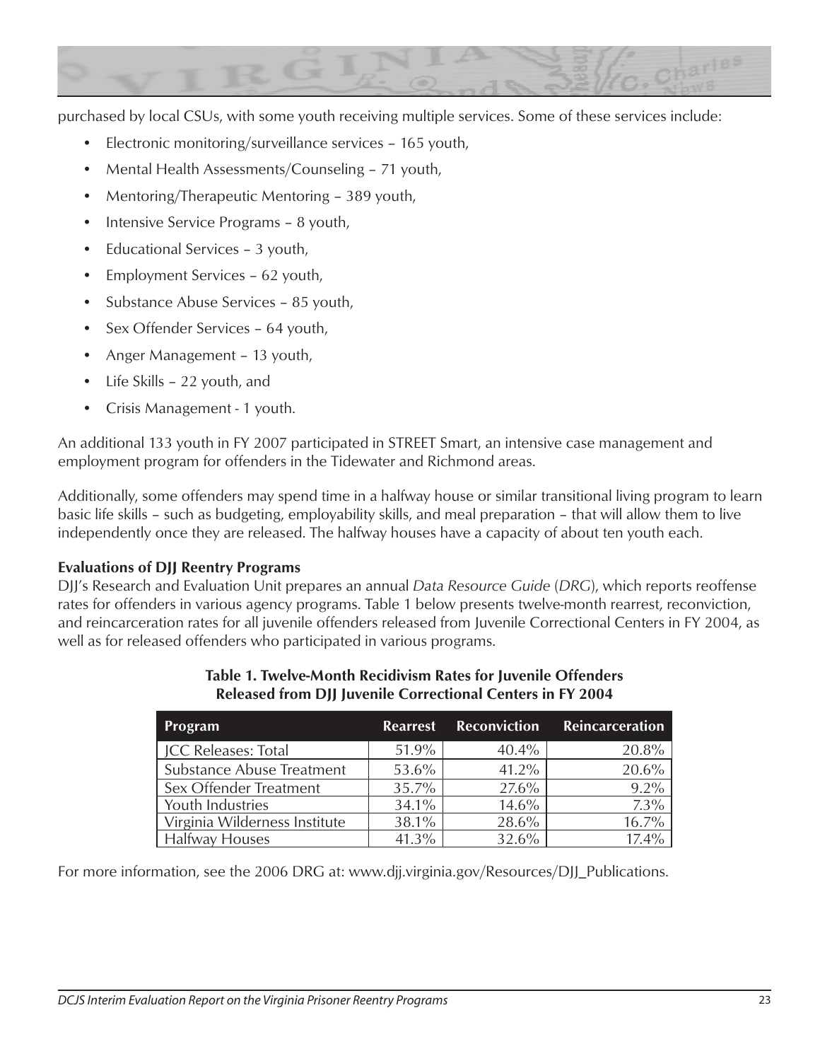purchased by local CSUs, with some youth receiving multiple services. Some of these services include:

- Electronic monitoring/surveillance services – 165 youth,
- Mental Health Assessments/Counseling – 71 youth,
- Mentoring/Therapeutic Mentoring – 389 youth,
- Intensive Service Programs – 8 youth,
- Educational Services – 3 youth,
- Employment Services – 62 youth,
- Substance Abuse Services – 85 youth,
- Sex Offender Services – 64 youth,
- Anger Management – 13 youth,
- Life Skills – 22 youth, and
- Crisis Management - 1 youth.

An additional 133 youth in FY 2007 participated in STREET Smart, an intensive case management and employment program for offenders in the Tidewater and Richmond areas.

Additionally, some offenders may spend time in a halfway house or similar transitional living program to learn basic life skills – such as budgeting, employability skills, and meal preparation – that will allow them to live independently once they are released. The halfway houses have a capacity of about ten youth each.

**Evaluations of DJJ Reentry Programs**

DJJ's Research and Evaluation Unit prepares an annual *Data Resource Guide* (*DRG*), which reports reoffense rates for offenders in various agency programs. Table 1 below presents twelve-month rearrest, reconviction, and reincarceration rates for all juvenile offenders released from Juvenile Correctional Centers in FY 2004, as well as for released offenders who participated in various programs.

**Table 1. Twelve-Month Recidivism Rates for Juvenile Offenders Released from DJJ Juvenile Correctional Centers in FY 2004**

| Program | Rearrest | Reconviction | Reincarceration |
|---|---|---|---|
| JCC Releases: Total | 51.9% | 40.4% | 20.8% |
| Substance Abuse Treatment | 53.6% | 41.2% | 20.6% |
| Sex Offender Treatment | 35.7% | 27.6% | 9.2% |
| Youth Industries | 34.1% | 14.6% | 7.3% |
| Virginia Wilderness Institute | 38.1% | 28.6% | 16.7% |
| Halfway Houses | 41.3% | 32.6% | 17.4% |

For more information, see the 2006 DRG at: www.djj.virginia.gov/Resources/DJJ_Publications.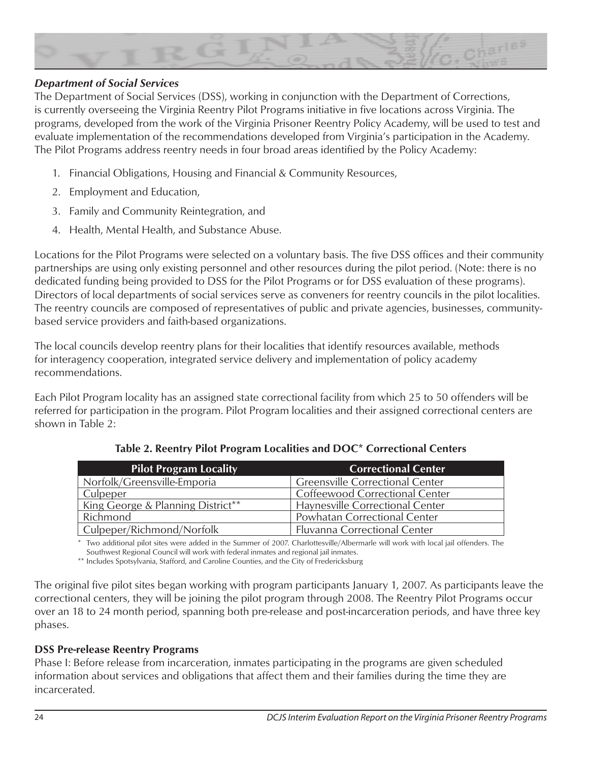### *Department of Social Services*

The Department of Social Services (DSS), working in conjunction with the Department of Corrections, is currently overseeing the Virginia Reentry Pilot Programs initiative in five locations across Virginia. The programs, developed from the work of the Virginia Prisoner Reentry Policy Academy, will be used to test and evaluate implementation of the recommendations developed from Virginia's participation in the Academy. The Pilot Programs address reentry needs in four broad areas identified by the Policy Academy:

1. Financial Obligations, Housing and Financial & Community Resources,
2. Employment and Education,
3. Family and Community Reintegration, and
4. Health, Mental Health, and Substance Abuse.

Locations for the Pilot Programs were selected on a voluntary basis. The five DSS offices and their community partnerships are using only existing personnel and other resources during the pilot period. (Note: there is no dedicated funding being provided to DSS for the Pilot Programs or for DSS evaluation of these programs). Directors of local departments of social services serve as conveners for reentry councils in the pilot localities. The reentry councils are composed of representatives of public and private agencies, businesses, community-based service providers and faith-based organizations.

The local councils develop reentry plans for their localities that identify resources available, methods for interagency cooperation, integrated service delivery and implementation of policy academy recommendations.

Each Pilot Program locality has an assigned state correctional facility from which 25 to 50 offenders will be referred for participation in the program. Pilot Program localities and their assigned correctional centers are shown in Table 2:

**Table 2. Reentry Pilot Program Localities and DOC* Correctional Centers**

| Pilot Program Locality | Correctional Center |
|---|---|
| Norfolk/Greensville-Emporia | Greensville Correctional Center |
| Culpeper | Coffeewood Correctional Center |
| King George & Planning District** | Haynesville Correctional Center |
| Richmond | Powhatan Correctional Center |
| Culpeper/Richmond/Norfolk | Fluvanna Correctional Center |

\* Two additional pilot sites were added in the Summer of 2007. Charlottesville/Albermarle will work with local jail offenders. The Southwest Regional Council will work with federal inmates and regional jail inmates.

\*\* Includes Spotsylvania, Stafford, and Caroline Counties, and the City of Fredericksburg

The original five pilot sites began working with program participants January 1, 2007. As participants leave the correctional centers, they will be joining the pilot program through 2008. The Reentry Pilot Programs occur over an 18 to 24 month period, spanning both pre-release and post-incarceration periods, and have three key phases.

### DSS Pre-release Reentry Programs

Phase I: Before release from incarceration, inmates participating in the programs are given scheduled information about services and obligations that affect them and their families during the time they are incarcerated.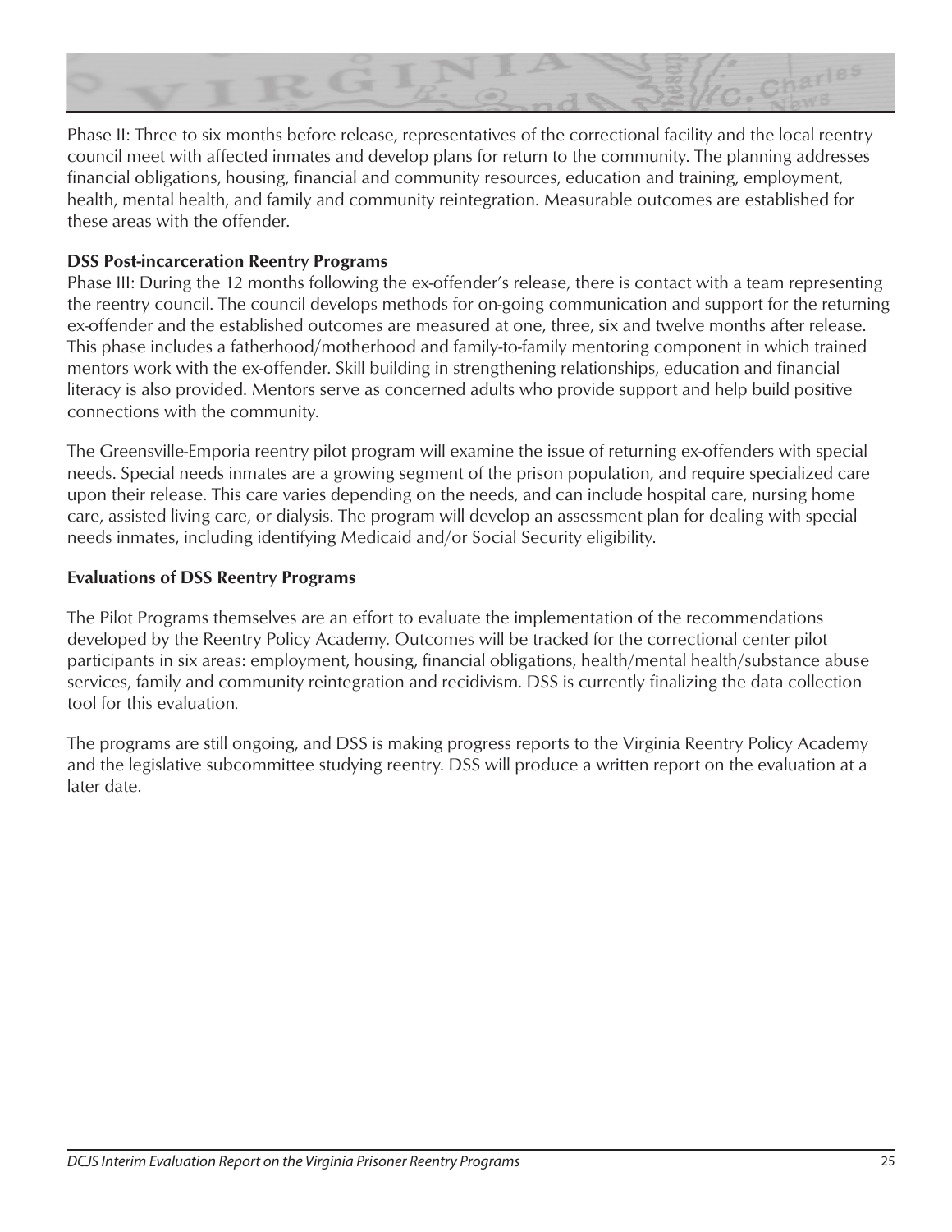Phase II: Three to six months before release, representatives of the correctional facility and the local reentry council meet with affected inmates and develop plans for return to the community. The planning addresses financial obligations, housing, financial and community resources, education and training, employment, health, mental health, and family and community reintegration. Measurable outcomes are established for these areas with the offender.

**DSS Post-incarceration Reentry Programs**

Phase III: During the 12 months following the ex-offender's release, there is contact with a team representing the reentry council. The council develops methods for on-going communication and support for the returning ex-offender and the established outcomes are measured at one, three, six and twelve months after release. This phase includes a fatherhood/motherhood and family-to-family mentoring component in which trained mentors work with the ex-offender. Skill building in strengthening relationships, education and financial literacy is also provided. Mentors serve as concerned adults who provide support and help build positive connections with the community.

The Greensville-Emporia reentry pilot program will examine the issue of returning ex-offenders with special needs. Special needs inmates are a growing segment of the prison population, and require specialized care upon their release. This care varies depending on the needs, and can include hospital care, nursing home care, assisted living care, or dialysis. The program will develop an assessment plan for dealing with special needs inmates, including identifying Medicaid and/or Social Security eligibility.

**Evaluations of DSS Reentry Programs**

The Pilot Programs themselves are an effort to evaluate the implementation of the recommendations developed by the Reentry Policy Academy. Outcomes will be tracked for the correctional center pilot participants in six areas: employment, housing, financial obligations, health/mental health/substance abuse services, family and community reintegration and recidivism. DSS is currently finalizing the data collection tool for this evaluation.

The programs are still ongoing, and DSS is making progress reports to the Virginia Reentry Policy Academy and the legislative subcommittee studying reentry. DSS will produce a written report on the evaluation at a later date.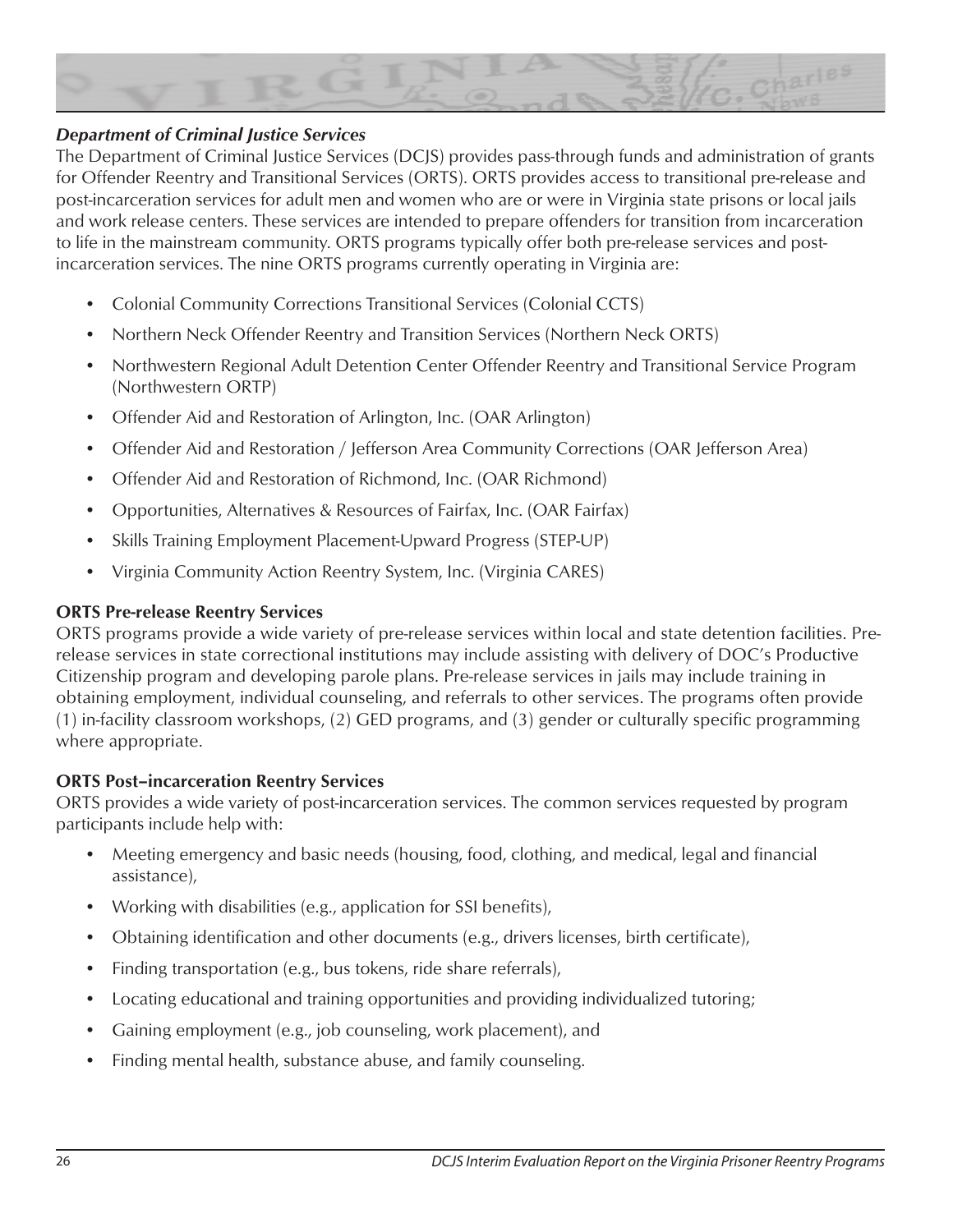### *Department of Criminal Justice Services*

The Department of Criminal Justice Services (DCJS) provides pass-through funds and administration of grants for Offender Reentry and Transitional Services (ORTS). ORTS provides access to transitional pre-release and post-incarceration services for adult men and women who are or were in Virginia state prisons or local jails and work release centers. These services are intended to prepare offenders for transition from incarceration to life in the mainstream community. ORTS programs typically offer both pre-release services and post-incarceration services. The nine ORTS programs currently operating in Virginia are:

- Colonial Community Corrections Transitional Services (Colonial CCTS)
- Northern Neck Offender Reentry and Transition Services (Northern Neck ORTS)
- Northwestern Regional Adult Detention Center Offender Reentry and Transitional Service Program (Northwestern ORTP)
- Offender Aid and Restoration of Arlington, Inc. (OAR Arlington)
- Offender Aid and Restoration / Jefferson Area Community Corrections (OAR Jefferson Area)
- Offender Aid and Restoration of Richmond, Inc. (OAR Richmond)
- Opportunities, Alternatives & Resources of Fairfax, Inc. (OAR Fairfax)
- Skills Training Employment Placement-Upward Progress (STEP-UP)
- Virginia Community Action Reentry System, Inc. (Virginia CARES)

**ORTS Pre-release Reentry Services**

ORTS programs provide a wide variety of pre-release services within local and state detention facilities. Pre-release services in state correctional institutions may include assisting with delivery of DOC's Productive Citizenship program and developing parole plans. Pre-release services in jails may include training in obtaining employment, individual counseling, and referrals to other services. The programs often provide (1) in-facility classroom workshops, (2) GED programs, and (3) gender or culturally specific programming where appropriate.

**ORTS Post–incarceration Reentry Services**

ORTS provides a wide variety of post-incarceration services. The common services requested by program participants include help with:

- Meeting emergency and basic needs (housing, food, clothing, and medical, legal and financial assistance),
- Working with disabilities (e.g., application for SSI benefits),
- Obtaining identification and other documents (e.g., drivers licenses, birth certificate),
- Finding transportation (e.g., bus tokens, ride share referrals),
- Locating educational and training opportunities and providing individualized tutoring;
- Gaining employment (e.g., job counseling, work placement), and
- Finding mental health, substance abuse, and family counseling.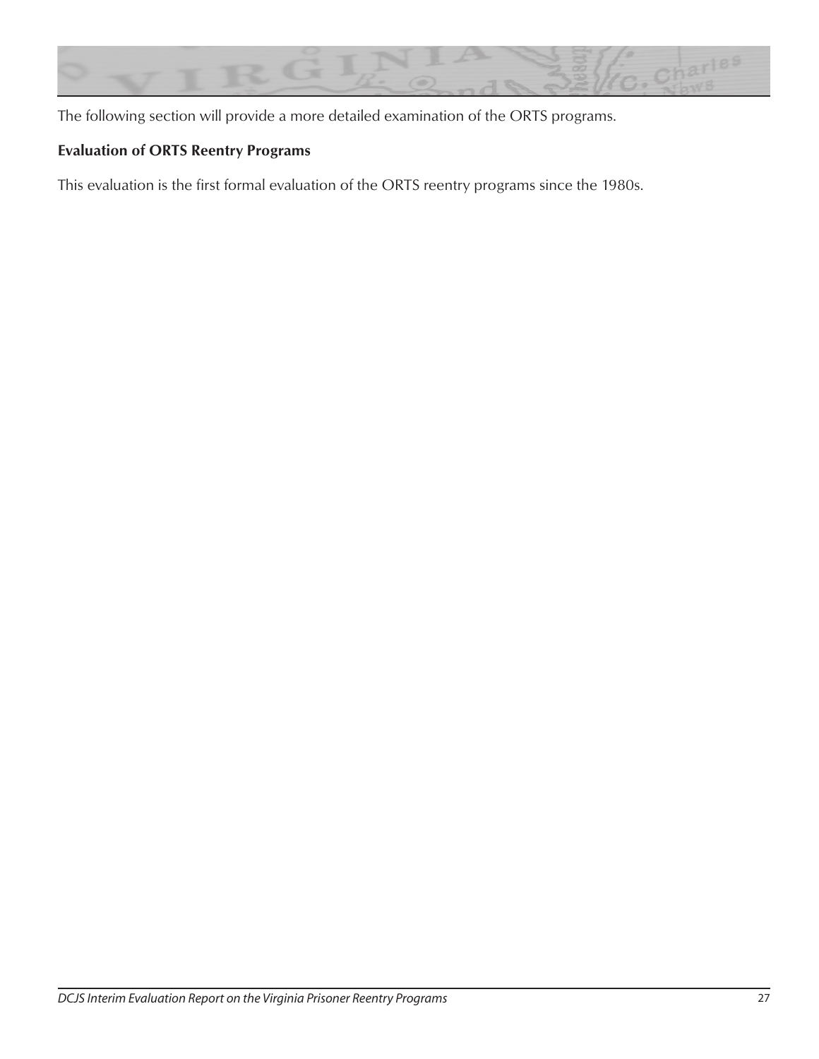The following section will provide a more detailed examination of the ORTS programs.

**Evaluation of ORTS Reentry Programs**

This evaluation is the first formal evaluation of the ORTS reentry programs since the 1980s.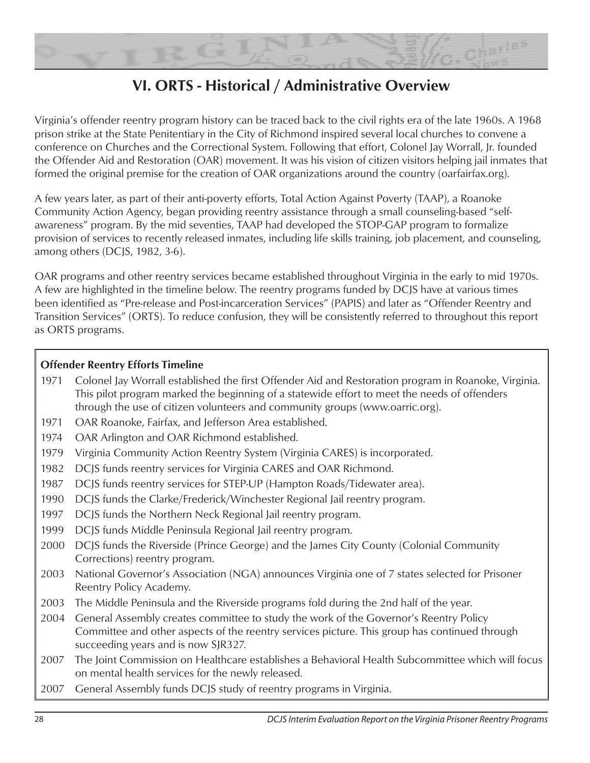# VI. ORTS - Historical / Administrative Overview

Virginia's offender reentry program history can be traced back to the civil rights era of the late 1960s. A 1968 prison strike at the State Penitentiary in the City of Richmond inspired several local churches to convene a conference on Churches and the Correctional System. Following that effort, Colonel Jay Worrall, Jr. founded the Offender Aid and Restoration (OAR) movement. It was his vision of citizen visitors helping jail inmates that formed the original premise for the creation of OAR organizations around the country (oarfairfax.org).

A few years later, as part of their anti-poverty efforts, Total Action Against Poverty (TAAP), a Roanoke Community Action Agency, began providing reentry assistance through a small counseling-based "self-awareness" program. By the mid seventies, TAAP had developed the STOP-GAP program to formalize provision of services to recently released inmates, including life skills training, job placement, and counseling, among others (DCJS, 1982, 3-6).

OAR programs and other reentry services became established throughout Virginia in the early to mid 1970s. A few are highlighted in the timeline below. The reentry programs funded by DCJS have at various times been identified as "Pre-release and Post-incarceration Services" (PAPIS) and later as "Offender Reentry and Transition Services" (ORTS). To reduce confusion, they will be consistently referred to throughout this report as ORTS programs.

**Offender Reentry Efforts Timeline**

| | |
|---|---|
| 1971 | Colonel Jay Worrall established the first Offender Aid and Restoration program in Roanoke, Virginia. This pilot program marked the beginning of a statewide effort to meet the needs of offenders through the use of citizen volunteers and community groups (www.oarric.org). |
| 1971 | OAR Roanoke, Fairfax, and Jefferson Area established. |
| 1974 | OAR Arlington and OAR Richmond established. |
| 1979 | Virginia Community Action Reentry System (Virginia CARES) is incorporated. |
| 1982 | DCJS funds reentry services for Virginia CARES and OAR Richmond. |
| 1987 | DCJS funds reentry services for STEP-UP (Hampton Roads/Tidewater area). |
| 1990 | DCJS funds the Clarke/Frederick/Winchester Regional Jail reentry program. |
| 1997 | DCJS funds the Northern Neck Regional Jail reentry program. |
| 1999 | DCJS funds Middle Peninsula Regional Jail reentry program. |
| 2000 | DCJS funds the Riverside (Prince George) and the James City County (Colonial Community Corrections) reentry program. |
| 2003 | National Governor's Association (NGA) announces Virginia one of 7 states selected for Prisoner Reentry Policy Academy. |
| 2003 | The Middle Peninsula and the Riverside programs fold during the 2nd half of the year. |
| 2004 | General Assembly creates committee to study the work of the Governor's Reentry Policy Committee and other aspects of the reentry services picture. This group has continued through succeeding years and is now SJR327. |
| 2007 | The Joint Commission on Healthcare establishes a Behavioral Health Subcommittee which will focus on mental health services for the newly released. |
| 2007 | General Assembly funds DCJS study of reentry programs in Virginia. |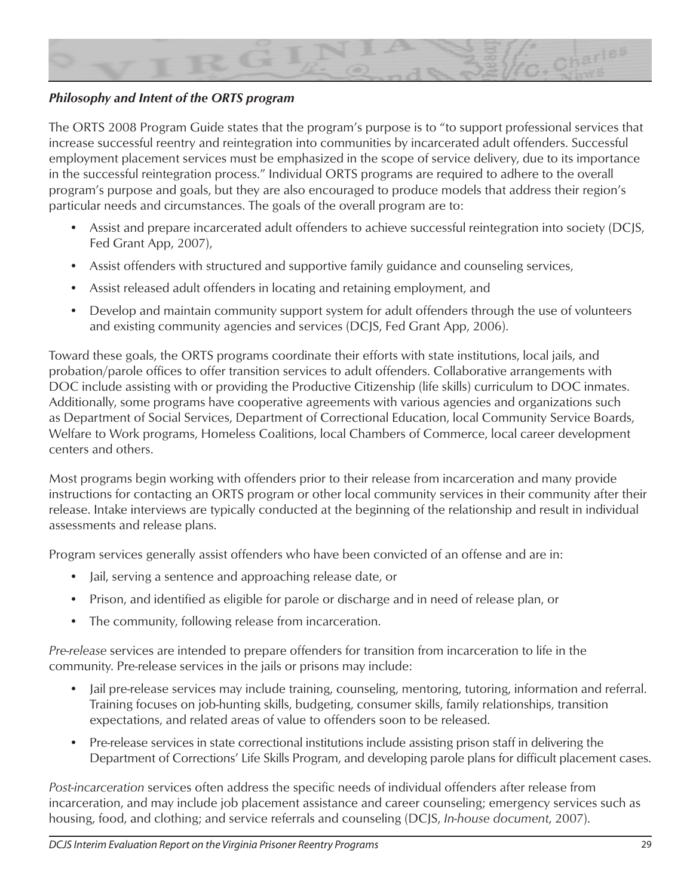***Philosophy and Intent of the ORTS program***

The ORTS 2008 Program Guide states that the program's purpose is to "to support professional services that increase successful reentry and reintegration into communities by incarcerated adult offenders. Successful employment placement services must be emphasized in the scope of service delivery, due to its importance in the successful reintegration process." Individual ORTS programs are required to adhere to the overall program's purpose and goals, but they are also encouraged to produce models that address their region's particular needs and circumstances. The goals of the overall program are to:

- Assist and prepare incarcerated adult offenders to achieve successful reintegration into society (DCJS, Fed Grant App, 2007),
- Assist offenders with structured and supportive family guidance and counseling services,
- Assist released adult offenders in locating and retaining employment, and
- Develop and maintain community support system for adult offenders through the use of volunteers and existing community agencies and services (DCJS, Fed Grant App, 2006).

Toward these goals, the ORTS programs coordinate their efforts with state institutions, local jails, and probation/parole offices to offer transition services to adult offenders. Collaborative arrangements with DOC include assisting with or providing the Productive Citizenship (life skills) curriculum to DOC inmates. Additionally, some programs have cooperative agreements with various agencies and organizations such as Department of Social Services, Department of Correctional Education, local Community Service Boards, Welfare to Work programs, Homeless Coalitions, local Chambers of Commerce, local career development centers and others.

Most programs begin working with offenders prior to their release from incarceration and many provide instructions for contacting an ORTS program or other local community services in their community after their release. Intake interviews are typically conducted at the beginning of the relationship and result in individual assessments and release plans.

Program services generally assist offenders who have been convicted of an offense and are in:

- Jail, serving a sentence and approaching release date, or
- Prison, and identified as eligible for parole or discharge and in need of release plan, or
- The community, following release from incarceration.

*Pre-release* services are intended to prepare offenders for transition from incarceration to life in the community. Pre-release services in the jails or prisons may include:

- Jail pre-release services may include training, counseling, mentoring, tutoring, information and referral. Training focuses on job-hunting skills, budgeting, consumer skills, family relationships, transition expectations, and related areas of value to offenders soon to be released.
- Pre-release services in state correctional institutions include assisting prison staff in delivering the Department of Corrections' Life Skills Program, and developing parole plans for difficult placement cases.

*Post-incarceration* services often address the specific needs of individual offenders after release from incarceration, and may include job placement assistance and career counseling; emergency services such as housing, food, and clothing; and service referrals and counseling (DCJS, *In-house document*, 2007).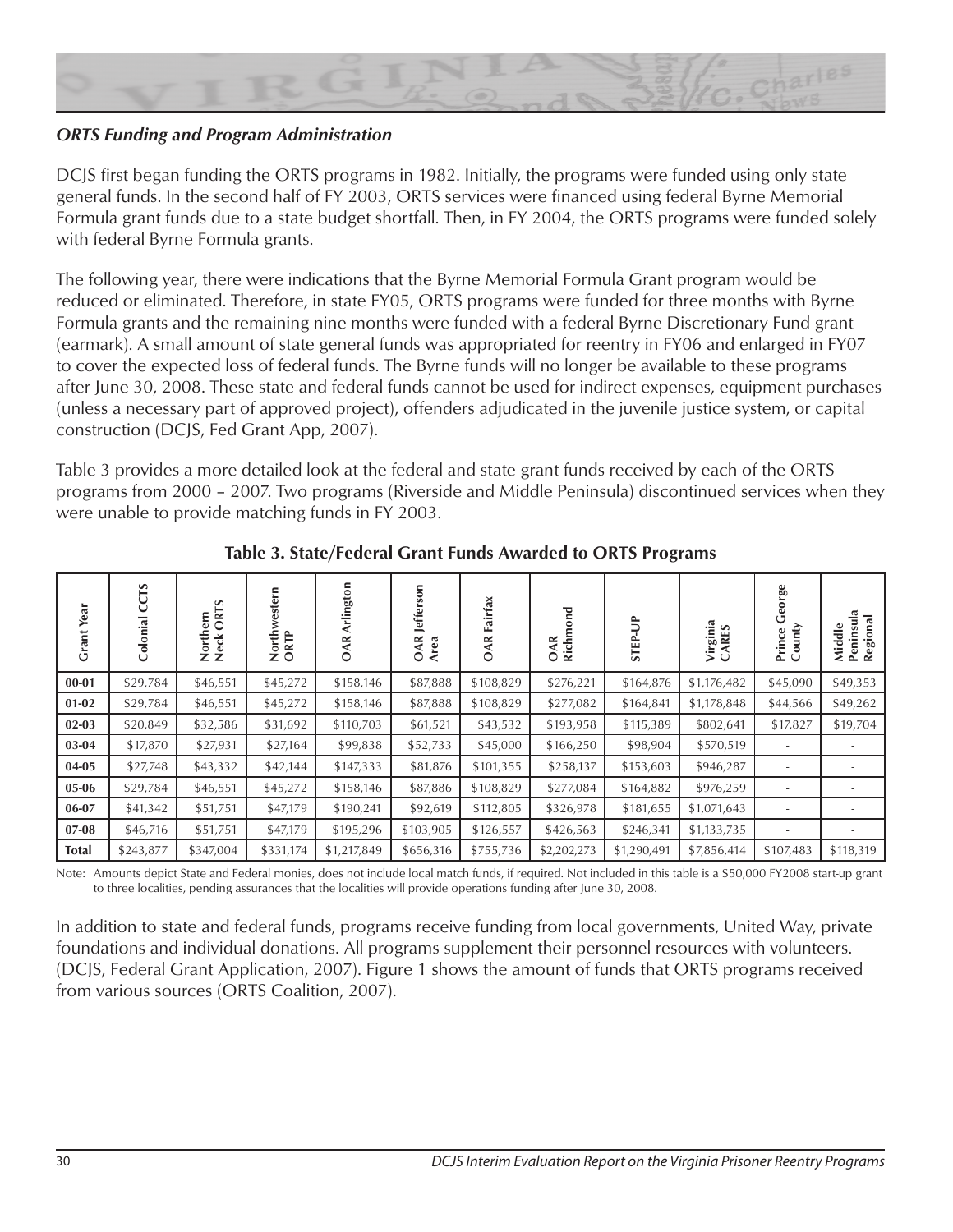### *ORTS Funding and Program Administration*

DCJS first began funding the ORTS programs in 1982. Initially, the programs were funded using only state general funds. In the second half of FY 2003, ORTS services were financed using federal Byrne Memorial Formula grant funds due to a state budget shortfall. Then, in FY 2004, the ORTS programs were funded solely with federal Byrne Formula grants.

The following year, there were indications that the Byrne Memorial Formula Grant program would be reduced or eliminated. Therefore, in state FY05, ORTS programs were funded for three months with Byrne Formula grants and the remaining nine months were funded with a federal Byrne Discretionary Fund grant (earmark). A small amount of state general funds was appropriated for reentry in FY06 and enlarged in FY07 to cover the expected loss of federal funds. The Byrne funds will no longer be available to these programs after June 30, 2008. These state and federal funds cannot be used for indirect expenses, equipment purchases (unless a necessary part of approved project), offenders adjudicated in the juvenile justice system, or capital construction (DCJS, Fed Grant App, 2007).

Table 3 provides a more detailed look at the federal and state grant funds received by each of the ORTS programs from 2000 – 2007. Two programs (Riverside and Middle Peninsula) discontinued services when they were unable to provide matching funds in FY 2003.

**Table 3. State/Federal Grant Funds Awarded to ORTS Programs**

| Grant Year | Colonial CCTS | Northern Neck ORTS | Northwestern ORTP | OAR Arlington | OAR Jefferson Area | OAR Fairfax | OAR Richmond | STEP-UP | Virginia CARES | Prince George County | Middle Peninsula Regional |
|---|---|---|---|---|---|---|---|---|---|---|---|
| **00-01** | $29,784 | $46,551 | $45,272 | $158,146 | $87,888 | $108,829 | $276,221 | $164,876 | $1,176,482 | $45,090 | $49,353 |
| **01-02** | $29,784 | $46,551 | $45,272 | $158,146 | $87,888 | $108,829 | $277,082 | $164,841 | $1,178,848 | $44,566 | $49,262 |
| **02-03** | $20,849 | $32,586 | $31,692 | $110,703 | $61,521 | $43,532 | $193,958 | $115,389 | $802,641 | $17,827 | $19,704 |
| **03-04** | $17,870 | $27,931 | $27,164 | $99,838 | $52,733 | $45,000 | $166,250 | $98,904 | $570,519 | - | - |
| **04-05** | $27,748 | $43,332 | $42,144 | $147,333 | $81,876 | $101,355 | $258,137 | $153,603 | $946,287 | - | - |
| **05-06** | $29,784 | $46,551 | $45,272 | $158,146 | $87,886 | $108,829 | $277,084 | $164,882 | $976,259 | - | - |
| **06-07** | $41,342 | $51,751 | $47,179 | $190,241 | $92,619 | $112,805 | $326,978 | $181,655 | $1,071,643 | - | - |
| **07-08** | $46,716 | $51,751 | $47,179 | $195,296 | $103,905 | $126,557 | $426,563 | $246,341 | $1,133,735 | - | - |
| **Total** | $243,877 | $347,004 | $331,174 | $1,217,849 | $656,316 | $755,736 | $2,202,273 | $1,290,491 | $7,856,414 | $107,483 | $118,319 |

Note: Amounts depict State and Federal monies, does not include local match funds, if required. Not included in this table is a $50,000 FY2008 start-up grant to three localities, pending assurances that the localities will provide operations funding after June 30, 2008.

In addition to state and federal funds, programs receive funding from local governments, United Way, private foundations and individual donations. All programs supplement their personnel resources with volunteers. (DCJS, Federal Grant Application, 2007). Figure 1 shows the amount of funds that ORTS programs received from various sources (ORTS Coalition, 2007).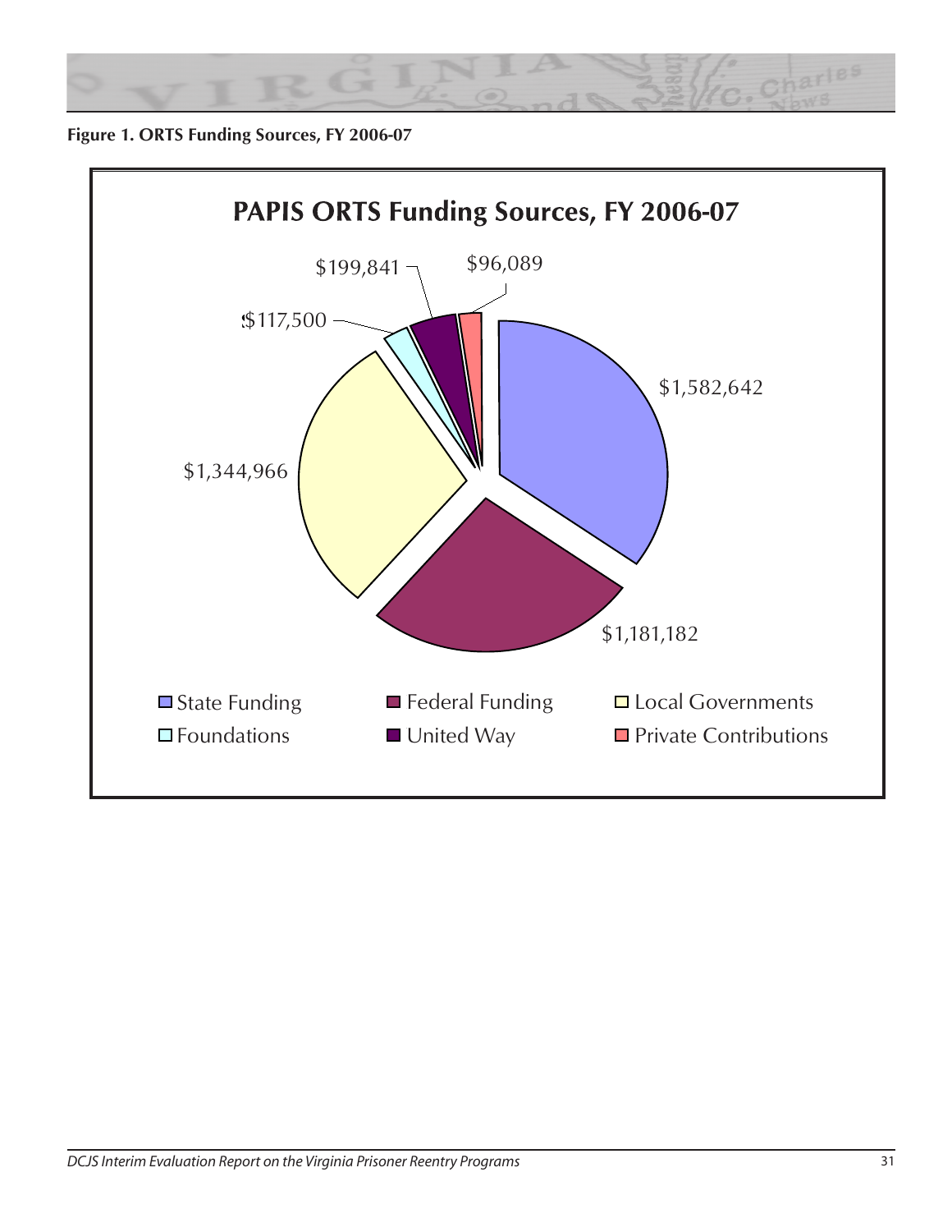**Figure 1. ORTS Funding Sources, FY 2006-07**

**PAPIS ORTS Funding Sources, FY 2006-07**

| Source | Amount |
|---|---|
| State Funding | $1,582,642 |
| Federal Funding | $1,181,182 |
| Local Governments | $1,344,966 |
| Foundations | $117,500 |
| United Way | $199,841 |
| Private Contributions | $96,089 |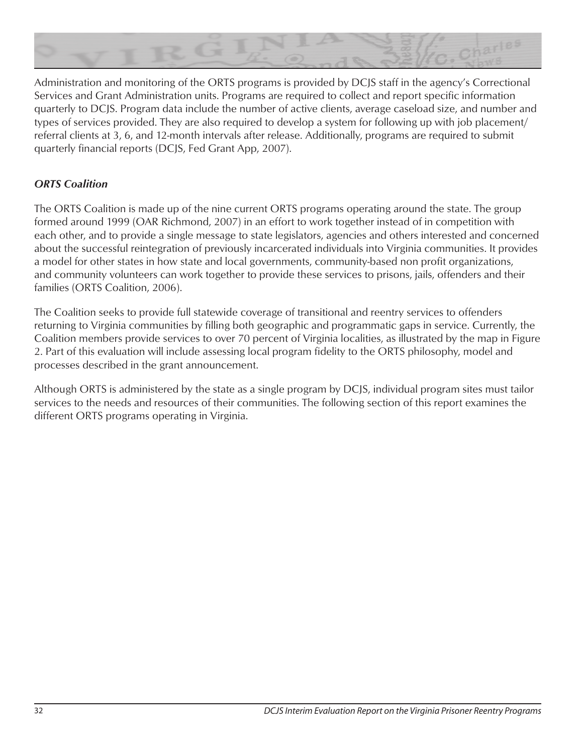Administration and monitoring of the ORTS programs is provided by DCJS staff in the agency's Correctional Services and Grant Administration units. Programs are required to collect and report specific information quarterly to DCJS. Program data include the number of active clients, average caseload size, and number and types of services provided. They are also required to develop a system for following up with job placement/ referral clients at 3, 6, and 12-month intervals after release. Additionally, programs are required to submit quarterly financial reports (DCJS, Fed Grant App, 2007).

### *ORTS Coalition*

The ORTS Coalition is made up of the nine current ORTS programs operating around the state. The group formed around 1999 (OAR Richmond, 2007) in an effort to work together instead of in competition with each other, and to provide a single message to state legislators, agencies and others interested and concerned about the successful reintegration of previously incarcerated individuals into Virginia communities. It provides a model for other states in how state and local governments, community-based non profit organizations, and community volunteers can work together to provide these services to prisons, jails, offenders and their families (ORTS Coalition, 2006).

The Coalition seeks to provide full statewide coverage of transitional and reentry services to offenders returning to Virginia communities by filling both geographic and programmatic gaps in service. Currently, the Coalition members provide services to over 70 percent of Virginia localities, as illustrated by the map in Figure 2. Part of this evaluation will include assessing local program fidelity to the ORTS philosophy, model and processes described in the grant announcement.

Although ORTS is administered by the state as a single program by DCJS, individual program sites must tailor services to the needs and resources of their communities. The following section of this report examines the different ORTS programs operating in Virginia.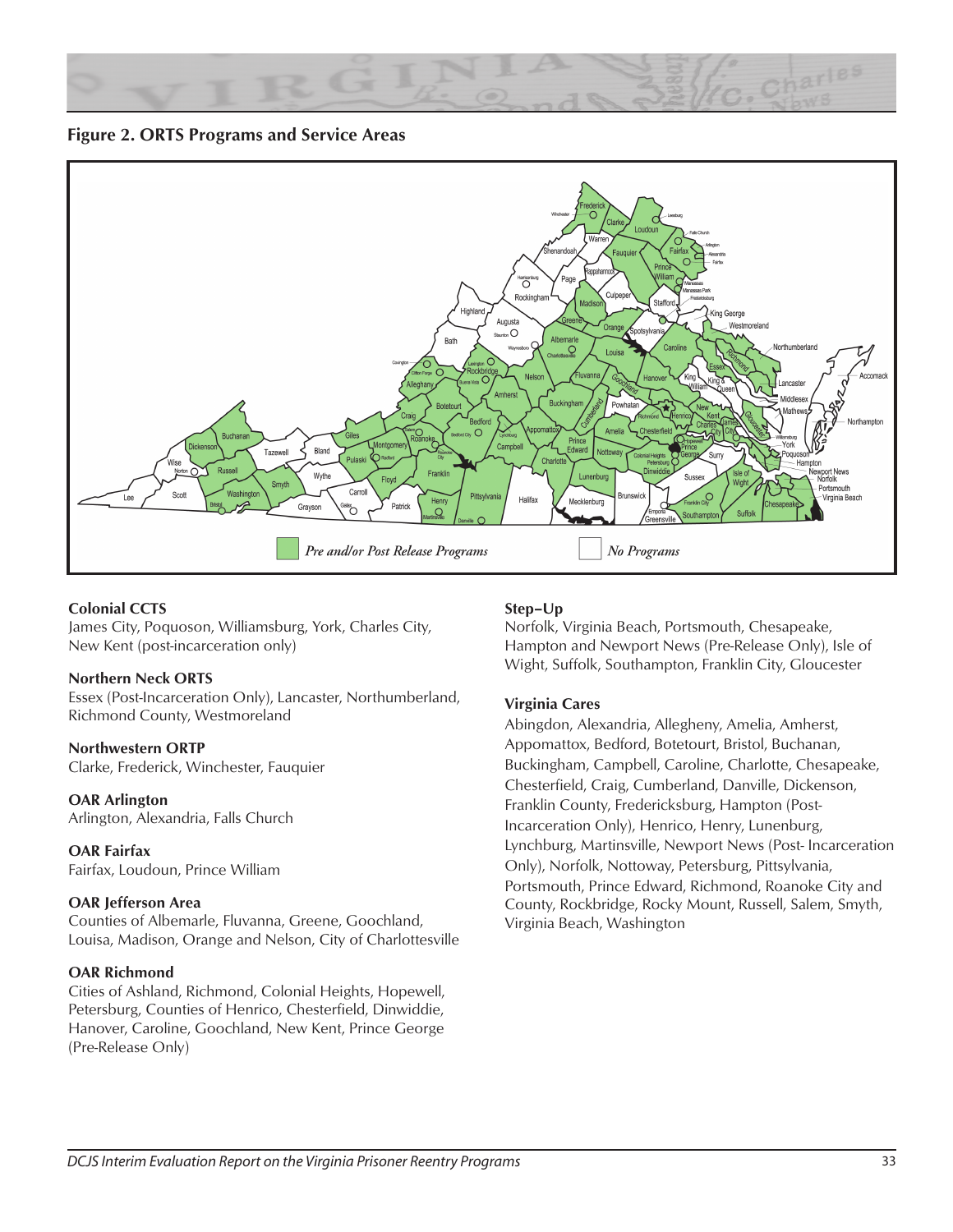**Figure 2. ORTS Programs and Service Areas**

Pre and/or Post Release Programs

No Programs

**Colonial CCTS**
James City, Poquoson, Williamsburg, York, Charles City, New Kent (post-incarceration only)

**Northern Neck ORTS**
Essex (Post-Incarceration Only), Lancaster, Northumberland, Richmond County, Westmoreland

**Northwestern ORTP**
Clarke, Frederick, Winchester, Fauquier

**OAR Arlington**
Arlington, Alexandria, Falls Church

**OAR Fairfax**
Fairfax, Loudoun, Prince William

**OAR Jefferson Area**
Counties of Albemarle, Fluvanna, Greene, Goochland, Louisa, Madison, Orange and Nelson, City of Charlottesville

**OAR Richmond**
Cities of Ashland, Richmond, Colonial Heights, Hopewell, Petersburg, Counties of Henrico, Chesterfield, Dinwiddie, Hanover, Caroline, Goochland, New Kent, Prince George (Pre-Release Only)

**Step–Up**
Norfolk, Virginia Beach, Portsmouth, Chesapeake, Hampton and Newport News (Pre-Release Only), Isle of Wight, Suffolk, Southampton, Franklin City, Gloucester

**Virginia Cares**
Abingdon, Alexandria, Allegheny, Amelia, Amherst, Appomattox, Bedford, Botetourt, Bristol, Buchanan, Buckingham, Campbell, Caroline, Charlotte, Chesapeake, Chesterfield, Craig, Cumberland, Danville, Dickenson, Franklin County, Fredericksburg, Hampton (Post-Incarceration Only), Henrico, Henry, Lunenburg, Lynchburg, Martinsville, Newport News (Post- Incarceration Only), Norfolk, Nottoway, Petersburg, Pittsylvania, Portsmouth, Prince Edward, Richmond, Roanoke City and County, Rockbridge, Rocky Mount, Russell, Salem, Smyth, Virginia Beach, Washington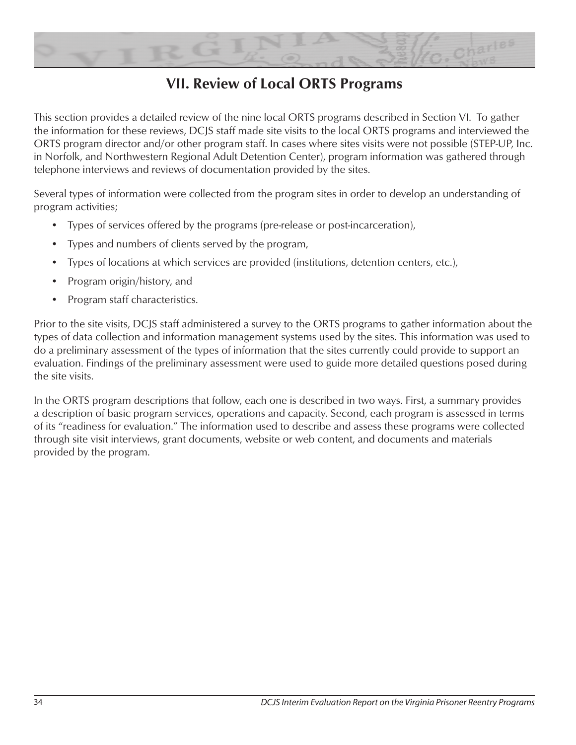# VII. Review of Local ORTS Programs

This section provides a detailed review of the nine local ORTS programs described in Section VI. To gather the information for these reviews, DCJS staff made site visits to the local ORTS programs and interviewed the ORTS program director and/or other program staff. In cases where sites visits were not possible (STEP-UP, Inc. in Norfolk, and Northwestern Regional Adult Detention Center), program information was gathered through telephone interviews and reviews of documentation provided by the sites.

Several types of information were collected from the program sites in order to develop an understanding of program activities;

- Types of services offered by the programs (pre-release or post-incarceration),
- Types and numbers of clients served by the program,
- Types of locations at which services are provided (institutions, detention centers, etc.),
- Program origin/history, and
- Program staff characteristics.

Prior to the site visits, DCJS staff administered a survey to the ORTS programs to gather information about the types of data collection and information management systems used by the sites. This information was used to do a preliminary assessment of the types of information that the sites currently could provide to support an evaluation. Findings of the preliminary assessment were used to guide more detailed questions posed during the site visits.

In the ORTS program descriptions that follow, each one is described in two ways. First, a summary provides a description of basic program services, operations and capacity. Second, each program is assessed in terms of its "readiness for evaluation." The information used to describe and assess these programs were collected through site visit interviews, grant documents, website or web content, and documents and materials provided by the program.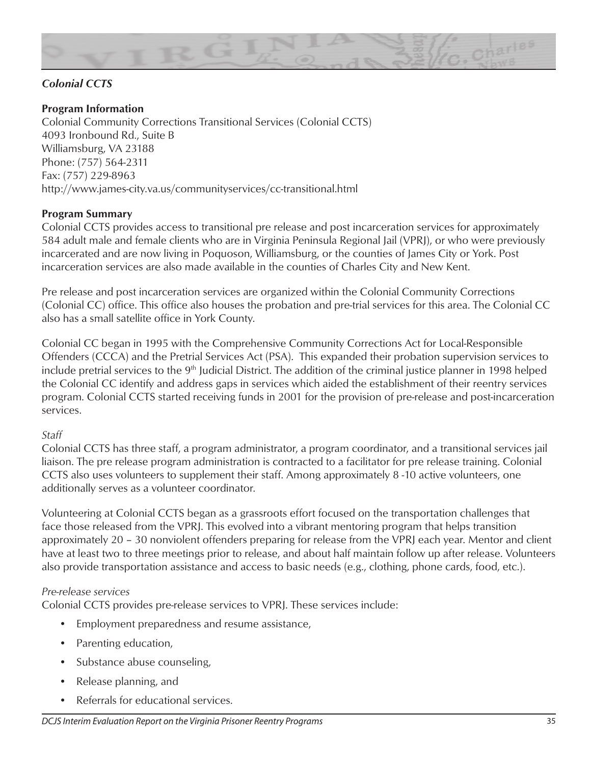### *Colonial CCTS*

**Program Information**

Colonial Community Corrections Transitional Services (Colonial CCTS)
4093 Ironbound Rd., Suite B
Williamsburg, VA 23188
Phone: (757) 564-2311
Fax: (757) 229-8963
http://www.james-city.va.us/communityservices/cc-transitional.html

**Program Summary**

Colonial CCTS provides access to transitional pre release and post incarceration services for approximately 584 adult male and female clients who are in Virginia Peninsula Regional Jail (VPRJ), or who were previously incarcerated and are now living in Poquoson, Williamsburg, or the counties of James City or York. Post incarceration services are also made available in the counties of Charles City and New Kent.

Pre release and post incarceration services are organized within the Colonial Community Corrections (Colonial CC) office. This office also houses the probation and pre-trial services for this area. The Colonial CC also has a small satellite office in York County.

Colonial CC began in 1995 with the Comprehensive Community Corrections Act for Local-Responsible Offenders (CCCA) and the Pretrial Services Act (PSA). This expanded their probation supervision services to include pretrial services to the 9th Judicial District. The addition of the criminal justice planner in 1998 helped the Colonial CC identify and address gaps in services which aided the establishment of their reentry services program. Colonial CCTS started receiving funds in 2001 for the provision of pre-release and post-incarceration services.

*Staff*

Colonial CCTS has three staff, a program administrator, a program coordinator, and a transitional services jail liaison. The pre release program administration is contracted to a facilitator for pre release training. Colonial CCTS also uses volunteers to supplement their staff. Among approximately 8 -10 active volunteers, one additionally serves as a volunteer coordinator.

Volunteering at Colonial CCTS began as a grassroots effort focused on the transportation challenges that face those released from the VPRJ. This evolved into a vibrant mentoring program that helps transition approximately 20 – 30 nonviolent offenders preparing for release from the VPRJ each year. Mentor and client have at least two to three meetings prior to release, and about half maintain follow up after release. Volunteers also provide transportation assistance and access to basic needs (e.g., clothing, phone cards, food, etc.).

*Pre-release services*

Colonial CCTS provides pre-release services to VPRJ. These services include:

- Employment preparedness and resume assistance,
- Parenting education,
- Substance abuse counseling,
- Release planning, and
- Referrals for educational services.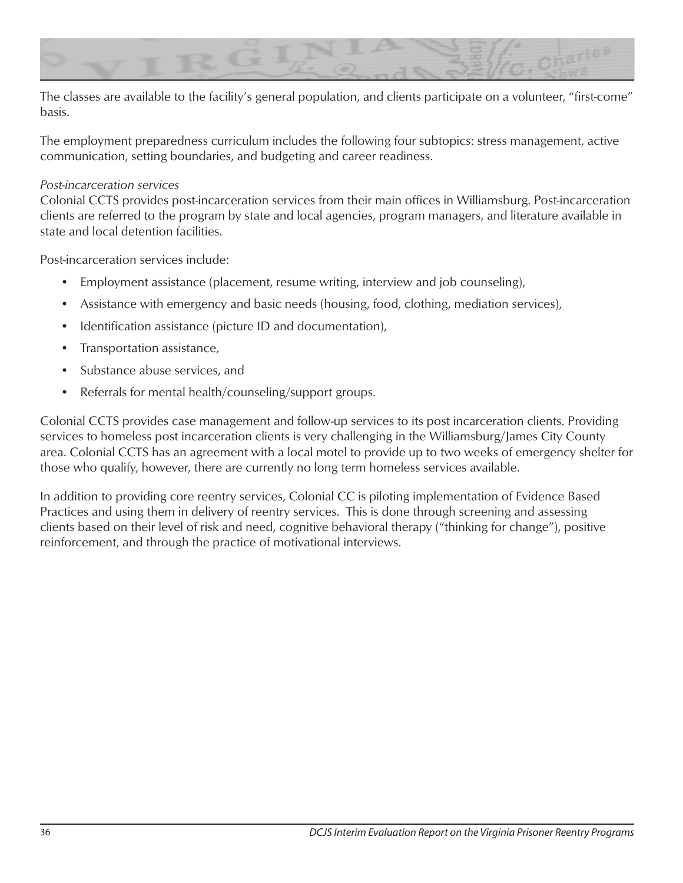The classes are available to the facility's general population, and clients participate on a volunteer, "first-come" basis.

The employment preparedness curriculum includes the following four subtopics: stress management, active communication, setting boundaries, and budgeting and career readiness.

*Post-incarceration services*

Colonial CCTS provides post-incarceration services from their main offices in Williamsburg. Post-incarceration clients are referred to the program by state and local agencies, program managers, and literature available in state and local detention facilities.

Post-incarceration services include:

- Employment assistance (placement, resume writing, interview and job counseling),
- Assistance with emergency and basic needs (housing, food, clothing, mediation services),
- Identification assistance (picture ID and documentation),
- Transportation assistance,
- Substance abuse services, and
- Referrals for mental health/counseling/support groups.

Colonial CCTS provides case management and follow-up services to its post incarceration clients. Providing services to homeless post incarceration clients is very challenging in the Williamsburg/James City County area. Colonial CCTS has an agreement with a local motel to provide up to two weeks of emergency shelter for those who qualify, however, there are currently no long term homeless services available.

In addition to providing core reentry services, Colonial CC is piloting implementation of Evidence Based Practices and using them in delivery of reentry services. This is done through screening and assessing clients based on their level of risk and need, cognitive behavioral therapy ("thinking for change"), positive reinforcement, and through the practice of motivational interviews.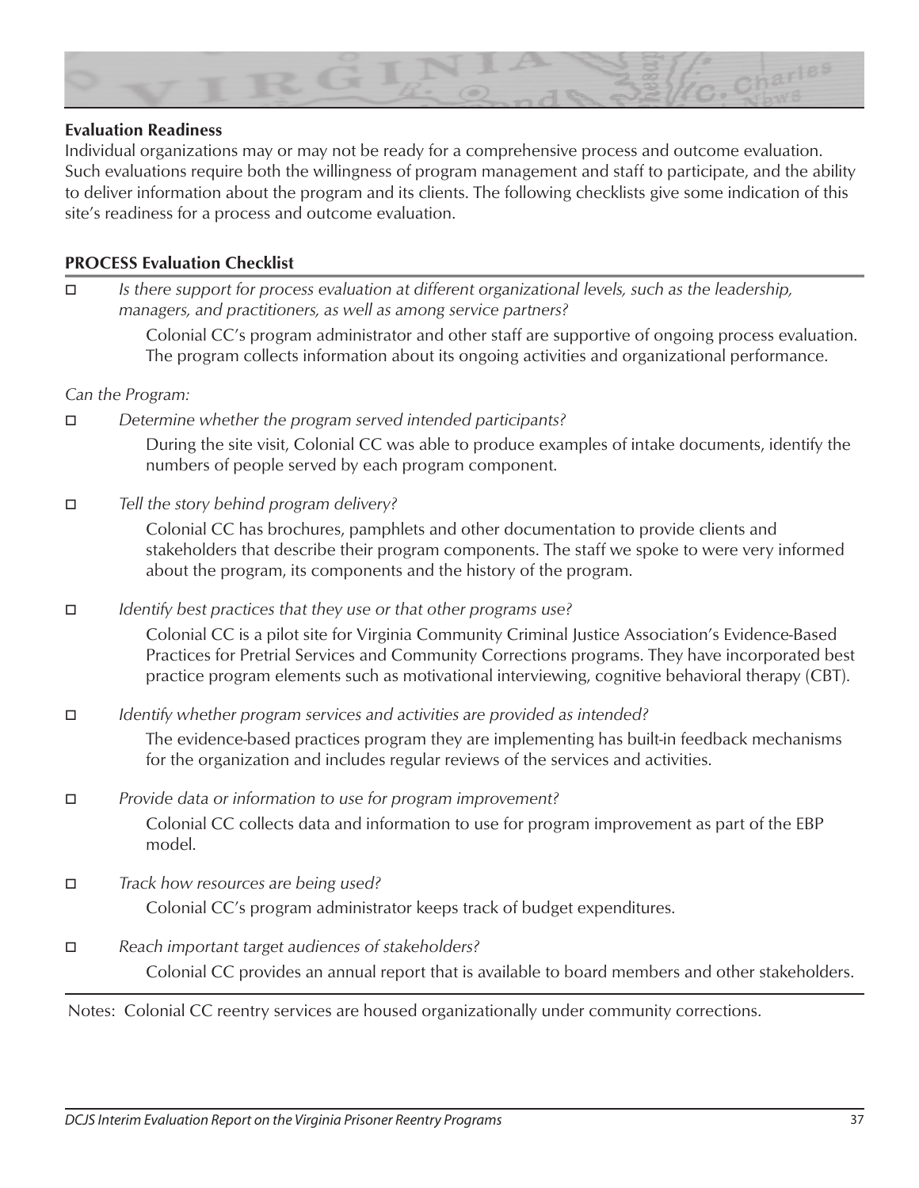**Evaluation Readiness**

Individual organizations may or may not be ready for a comprehensive process and outcome evaluation. Such evaluations require both the willingness of program management and staff to participate, and the ability to deliver information about the program and its clients. The following checklists give some indication of this site's readiness for a process and outcome evaluation.

**PROCESS Evaluation Checklist**

- ☐ *Is there support for process evaluation at different organizational levels, such as the leadership, managers, and practitioners, as well as among service partners?*

  Colonial CC's program administrator and other staff are supportive of ongoing process evaluation. The program collects information about its ongoing activities and organizational performance.

*Can the Program:*

- ☐ *Determine whether the program served intended participants?*

  During the site visit, Colonial CC was able to produce examples of intake documents, identify the numbers of people served by each program component.

- ☐ *Tell the story behind program delivery?*

  Colonial CC has brochures, pamphlets and other documentation to provide clients and stakeholders that describe their program components. The staff we spoke to were very informed about the program, its components and the history of the program.

- ☐ *Identify best practices that they use or that other programs use?*

  Colonial CC is a pilot site for Virginia Community Criminal Justice Association's Evidence-Based Practices for Pretrial Services and Community Corrections programs. They have incorporated best practice program elements such as motivational interviewing, cognitive behavioral therapy (CBT).

- ☐ *Identify whether program services and activities are provided as intended?*

  The evidence-based practices program they are implementing has built-in feedback mechanisms for the organization and includes regular reviews of the services and activities.

- ☐ *Provide data or information to use for program improvement?*

  Colonial CC collects data and information to use for program improvement as part of the EBP model.

- ☐ *Track how resources are being used?*

  Colonial CC's program administrator keeps track of budget expenditures.

- ☐ *Reach important target audiences of stakeholders?*

  Colonial CC provides an annual report that is available to board members and other stakeholders.

Notes: Colonial CC reentry services are housed organizationally under community corrections.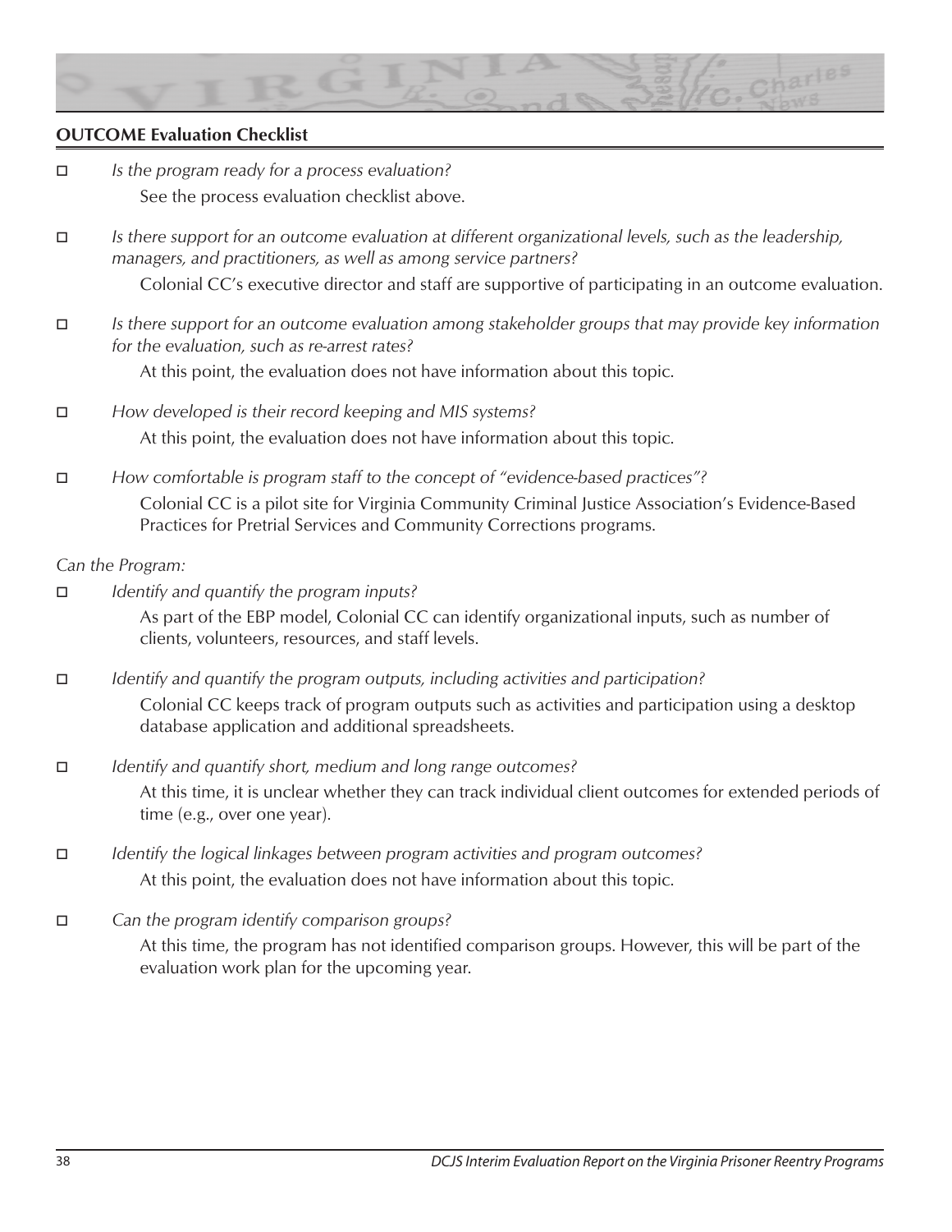**OUTCOME Evaluation Checklist**

- ☐ *Is the program ready for a process evaluation?*

  See the process evaluation checklist above.

- ☐ *Is there support for an outcome evaluation at different organizational levels, such as the leadership, managers, and practitioners, as well as among service partners?*

  Colonial CC's executive director and staff are supportive of participating in an outcome evaluation.

- ☐ *Is there support for an outcome evaluation among stakeholder groups that may provide key information for the evaluation, such as re-arrest rates?*

  At this point, the evaluation does not have information about this topic.

- ☐ *How developed is their record keeping and MIS systems?*

  At this point, the evaluation does not have information about this topic.

- ☐ *How comfortable is program staff to the concept of "evidence-based practices"?*

  Colonial CC is a pilot site for Virginia Community Criminal Justice Association's Evidence-Based Practices for Pretrial Services and Community Corrections programs.

*Can the Program:*

- ☐ *Identify and quantify the program inputs?*

  As part of the EBP model, Colonial CC can identify organizational inputs, such as number of clients, volunteers, resources, and staff levels.

- ☐ *Identify and quantify the program outputs, including activities and participation?*

  Colonial CC keeps track of program outputs such as activities and participation using a desktop database application and additional spreadsheets.

- ☐ *Identify and quantify short, medium and long range outcomes?*

  At this time, it is unclear whether they can track individual client outcomes for extended periods of time (e.g., over one year).

- ☐ *Identify the logical linkages between program activities and program outcomes?*

  At this point, the evaluation does not have information about this topic.

- ☐ *Can the program identify comparison groups?*

  At this time, the program has not identified comparison groups. However, this will be part of the evaluation work plan for the upcoming year.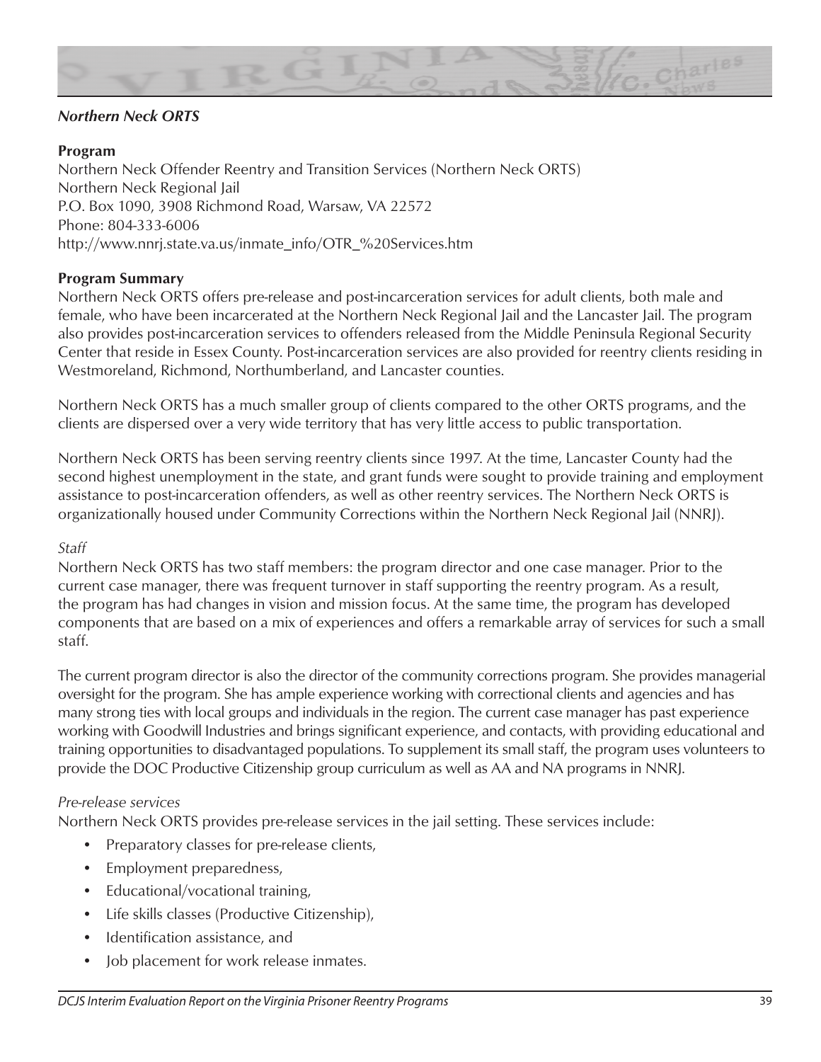### *Northern Neck ORTS*

**Program**

Northern Neck Offender Reentry and Transition Services (Northern Neck ORTS)
Northern Neck Regional Jail
P.O. Box 1090, 3908 Richmond Road, Warsaw, VA 22572
Phone: 804-333-6006
http://www.nnrj.state.va.us/inmate_info/OTR_%20Services.htm

**Program Summary**

Northern Neck ORTS offers pre-release and post-incarceration services for adult clients, both male and female, who have been incarcerated at the Northern Neck Regional Jail and the Lancaster Jail. The program also provides post-incarceration services to offenders released from the Middle Peninsula Regional Security Center that reside in Essex County. Post-incarceration services are also provided for reentry clients residing in Westmoreland, Richmond, Northumberland, and Lancaster counties.

Northern Neck ORTS has a much smaller group of clients compared to the other ORTS programs, and the clients are dispersed over a very wide territory that has very little access to public transportation.

Northern Neck ORTS has been serving reentry clients since 1997. At the time, Lancaster County had the second highest unemployment in the state, and grant funds were sought to provide training and employment assistance to post-incarceration offenders, as well as other reentry services. The Northern Neck ORTS is organizationally housed under Community Corrections within the Northern Neck Regional Jail (NNRJ).

*Staff*

Northern Neck ORTS has two staff members: the program director and one case manager. Prior to the current case manager, there was frequent turnover in staff supporting the reentry program. As a result, the program has had changes in vision and mission focus. At the same time, the program has developed components that are based on a mix of experiences and offers a remarkable array of services for such a small staff.

The current program director is also the director of the community corrections program. She provides managerial oversight for the program. She has ample experience working with correctional clients and agencies and has many strong ties with local groups and individuals in the region. The current case manager has past experience working with Goodwill Industries and brings significant experience, and contacts, with providing educational and training opportunities to disadvantaged populations. To supplement its small staff, the program uses volunteers to provide the DOC Productive Citizenship group curriculum as well as AA and NA programs in NNRJ.

*Pre-release services*

Northern Neck ORTS provides pre-release services in the jail setting. These services include:

- Preparatory classes for pre-release clients,
- Employment preparedness,
- Educational/vocational training,
- Life skills classes (Productive Citizenship),
- Identification assistance, and
- Job placement for work release inmates.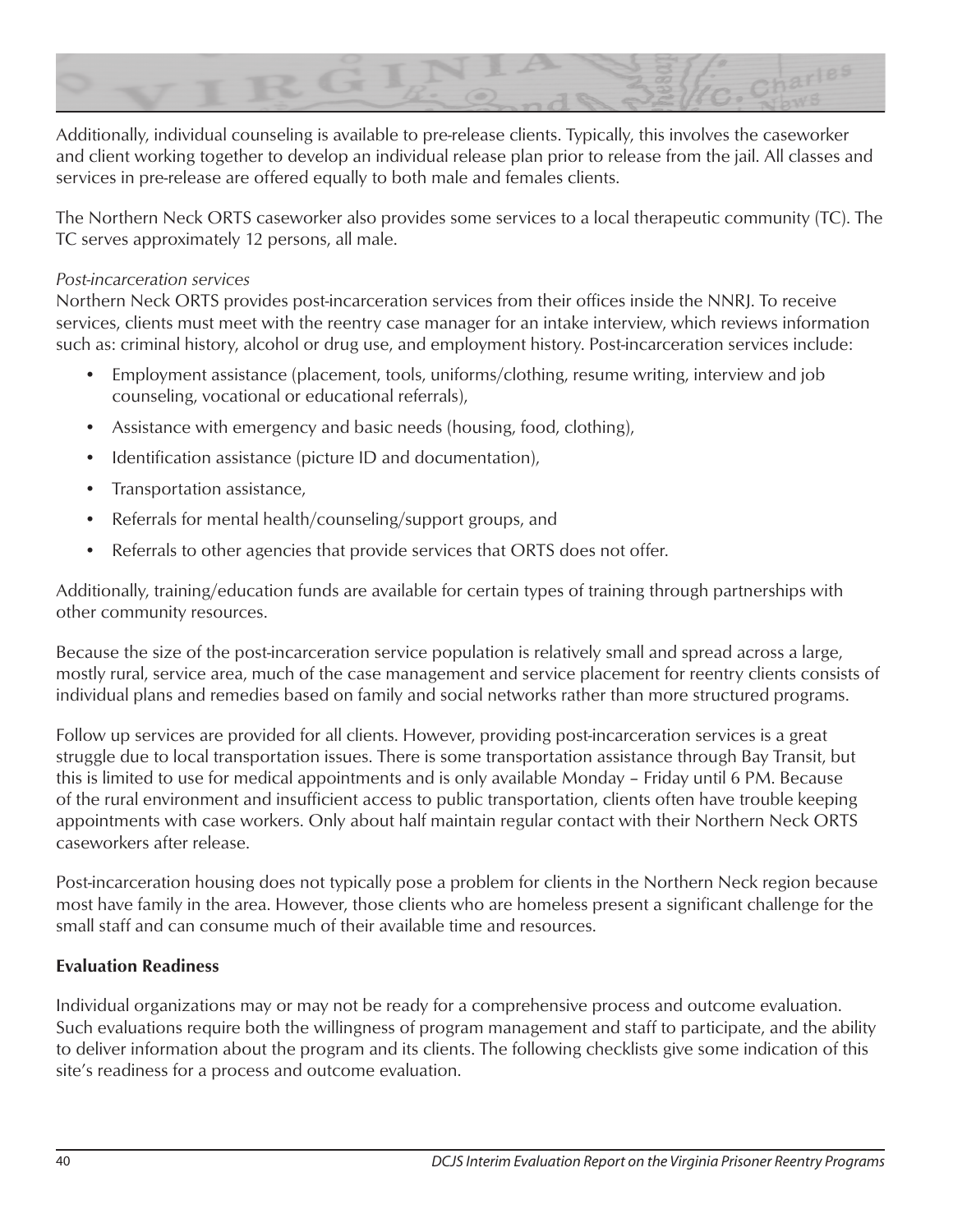Additionally, individual counseling is available to pre-release clients. Typically, this involves the caseworker and client working together to develop an individual release plan prior to release from the jail. All classes and services in pre-release are offered equally to both male and females clients.

The Northern Neck ORTS caseworker also provides some services to a local therapeutic community (TC). The TC serves approximately 12 persons, all male.

*Post-incarceration services*

Northern Neck ORTS provides post-incarceration services from their offices inside the NNRJ. To receive services, clients must meet with the reentry case manager for an intake interview, which reviews information such as: criminal history, alcohol or drug use, and employment history. Post-incarceration services include:

- Employment assistance (placement, tools, uniforms/clothing, resume writing, interview and job counseling, vocational or educational referrals),
- Assistance with emergency and basic needs (housing, food, clothing),
- Identification assistance (picture ID and documentation),
- Transportation assistance,
- Referrals for mental health/counseling/support groups, and
- Referrals to other agencies that provide services that ORTS does not offer.

Additionally, training/education funds are available for certain types of training through partnerships with other community resources.

Because the size of the post-incarceration service population is relatively small and spread across a large, mostly rural, service area, much of the case management and service placement for reentry clients consists of individual plans and remedies based on family and social networks rather than more structured programs.

Follow up services are provided for all clients. However, providing post-incarceration services is a great struggle due to local transportation issues. There is some transportation assistance through Bay Transit, but this is limited to use for medical appointments and is only available Monday – Friday until 6 PM. Because of the rural environment and insufficient access to public transportation, clients often have trouble keeping appointments with case workers. Only about half maintain regular contact with their Northern Neck ORTS caseworkers after release.

Post-incarceration housing does not typically pose a problem for clients in the Northern Neck region because most have family in the area. However, those clients who are homeless present a significant challenge for the small staff and can consume much of their available time and resources.

**Evaluation Readiness**

Individual organizations may or may not be ready for a comprehensive process and outcome evaluation. Such evaluations require both the willingness of program management and staff to participate, and the ability to deliver information about the program and its clients. The following checklists give some indication of this site's readiness for a process and outcome evaluation.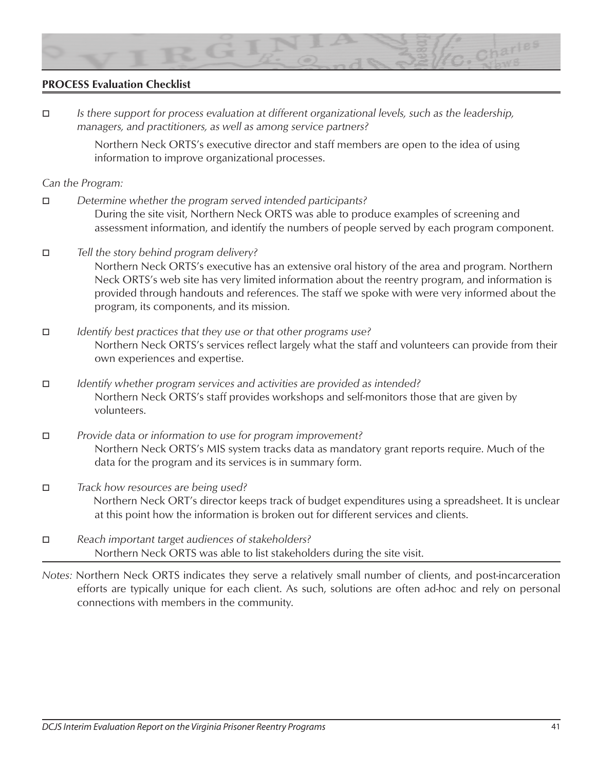**PROCESS Evaluation Checklist**

- ☐ *Is there support for process evaluation at different organizational levels, such as the leadership, managers, and practitioners, as well as among service partners?*

  Northern Neck ORTS's executive director and staff members are open to the idea of using information to improve organizational processes.

*Can the Program:*

- ☐ *Determine whether the program served intended participants?*

  During the site visit, Northern Neck ORTS was able to produce examples of screening and assessment information, and identify the numbers of people served by each program component.

- ☐ *Tell the story behind program delivery?*

  Northern Neck ORTS's executive has an extensive oral history of the area and program. Northern Neck ORTS's web site has very limited information about the reentry program, and information is provided through handouts and references. The staff we spoke with were very informed about the program, its components, and its mission.

- ☐ *Identify best practices that they use or that other programs use?*

  Northern Neck ORTS's services reflect largely what the staff and volunteers can provide from their own experiences and expertise.

- ☐ *Identify whether program services and activities are provided as intended?*

  Northern Neck ORTS's staff provides workshops and self-monitors those that are given by volunteers.

- ☐ *Provide data or information to use for program improvement?*

  Northern Neck ORTS's MIS system tracks data as mandatory grant reports require. Much of the data for the program and its services is in summary form.

- ☐ *Track how resources are being used?*

  Northern Neck ORT's director keeps track of budget expenditures using a spreadsheet. It is unclear at this point how the information is broken out for different services and clients.

- ☐ *Reach important target audiences of stakeholders?*

  Northern Neck ORTS was able to list stakeholders during the site visit.

*Notes:* Northern Neck ORTS indicates they serve a relatively small number of clients, and post-incarceration efforts are typically unique for each client. As such, solutions are often ad-hoc and rely on personal connections with members in the community.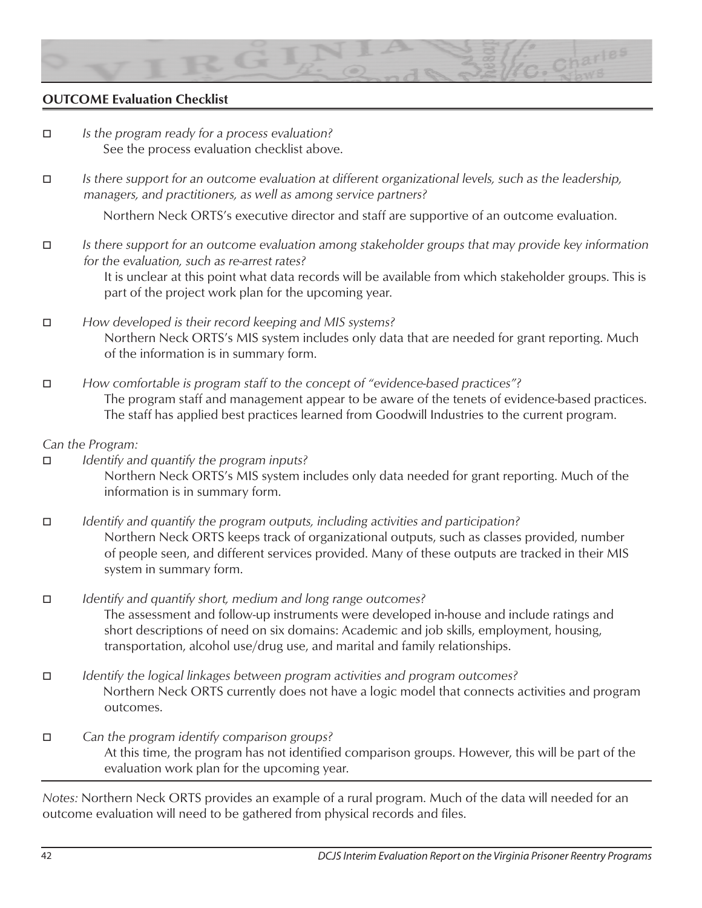**OUTCOME Evaluation Checklist**

- ☐ *Is the program ready for a process evaluation?*

  See the process evaluation checklist above.

- ☐ *Is there support for an outcome evaluation at different organizational levels, such as the leadership, managers, and practitioners, as well as among service partners?*

  Northern Neck ORTS's executive director and staff are supportive of an outcome evaluation.

- ☐ *Is there support for an outcome evaluation among stakeholder groups that may provide key information for the evaluation, such as re-arrest rates?*

  It is unclear at this point what data records will be available from which stakeholder groups. This is part of the project work plan for the upcoming year.

- ☐ *How developed is their record keeping and MIS systems?*

  Northern Neck ORTS's MIS system includes only data that are needed for grant reporting. Much of the information is in summary form.

- ☐ *How comfortable is program staff to the concept of "evidence-based practices"?*

  The program staff and management appear to be aware of the tenets of evidence-based practices. The staff has applied best practices learned from Goodwill Industries to the current program.

*Can the Program:*

- ☐ *Identify and quantify the program inputs?*

  Northern Neck ORTS's MIS system includes only data needed for grant reporting. Much of the information is in summary form.

- ☐ *Identify and quantify the program outputs, including activities and participation?*

  Northern Neck ORTS keeps track of organizational outputs, such as classes provided, number of people seen, and different services provided. Many of these outputs are tracked in their MIS system in summary form.

- ☐ *Identify and quantify short, medium and long range outcomes?*

  The assessment and follow-up instruments were developed in-house and include ratings and short descriptions of need on six domains: Academic and job skills, employment, housing, transportation, alcohol use/drug use, and marital and family relationships.

- ☐ *Identify the logical linkages between program activities and program outcomes?*

  Northern Neck ORTS currently does not have a logic model that connects activities and program outcomes.

- ☐ *Can the program identify comparison groups?*

  At this time, the program has not identified comparison groups. However, this will be part of the evaluation work plan for the upcoming year.

---

*Notes:* Northern Neck ORTS provides an example of a rural program. Much of the data will needed for an outcome evaluation will need to be gathered from physical records and files.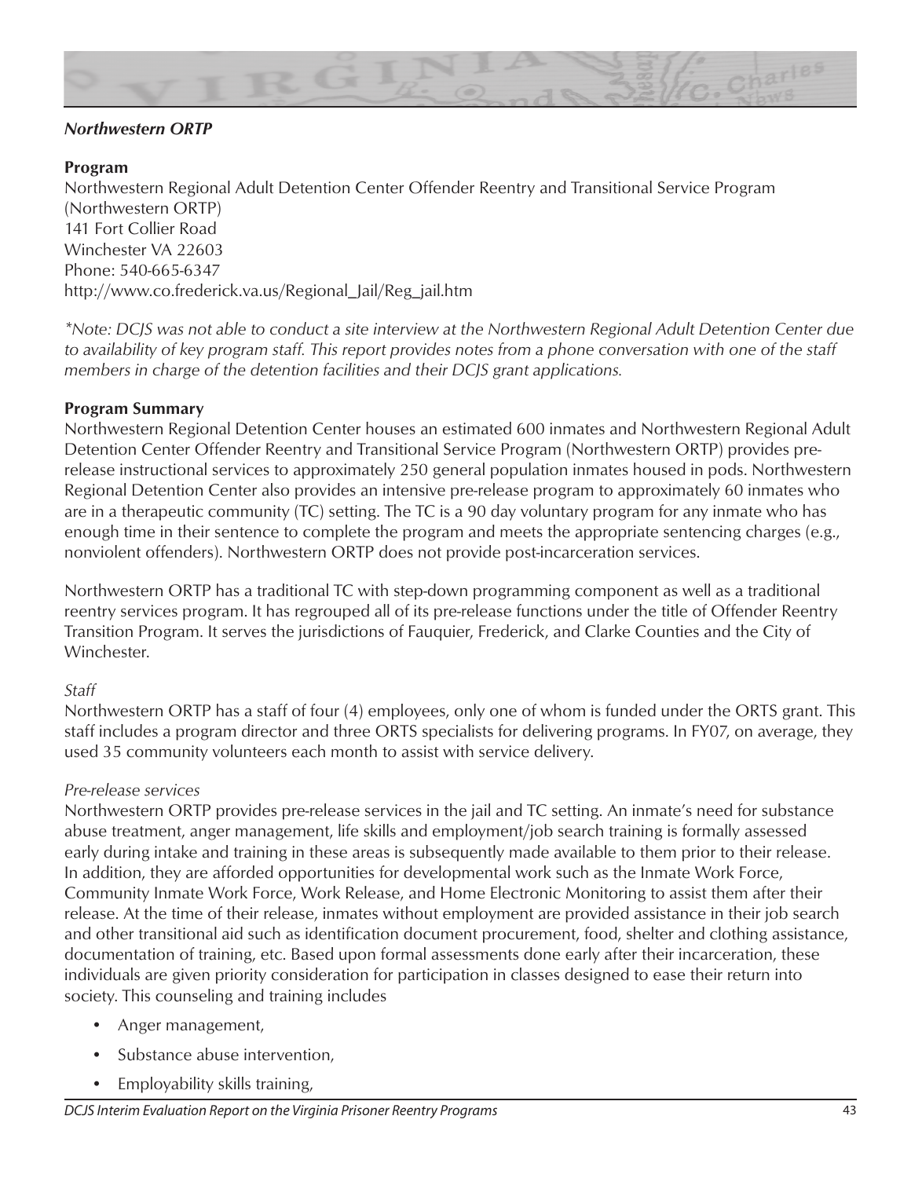### *Northwestern ORTP*

**Program**

Northwestern Regional Adult Detention Center Offender Reentry and Transitional Service Program (Northwestern ORTP)
141 Fort Collier Road
Winchester VA 22603
Phone: 540-665-6347
http://www.co.frederick.va.us/Regional_Jail/Reg_jail.htm

*\*Note: DCJS was not able to conduct a site interview at the Northwestern Regional Adult Detention Center due to availability of key program staff. This report provides notes from a phone conversation with one of the staff members in charge of the detention facilities and their DCJS grant applications.*

**Program Summary**

Northwestern Regional Detention Center houses an estimated 600 inmates and Northwestern Regional Adult Detention Center Offender Reentry and Transitional Service Program (Northwestern ORTP) provides pre-release instructional services to approximately 250 general population inmates housed in pods. Northwestern Regional Detention Center also provides an intensive pre-release program to approximately 60 inmates who are in a therapeutic community (TC) setting. The TC is a 90 day voluntary program for any inmate who has enough time in their sentence to complete the program and meets the appropriate sentencing charges (e.g., nonviolent offenders). Northwestern ORTP does not provide post-incarceration services.

Northwestern ORTP has a traditional TC with step-down programming component as well as a traditional reentry services program. It has regrouped all of its pre-release functions under the title of Offender Reentry Transition Program. It serves the jurisdictions of Fauquier, Frederick, and Clarke Counties and the City of Winchester.

*Staff*

Northwestern ORTP has a staff of four (4) employees, only one of whom is funded under the ORTS grant. This staff includes a program director and three ORTS specialists for delivering programs. In FY07, on average, they used 35 community volunteers each month to assist with service delivery.

*Pre-release services*

Northwestern ORTP provides pre-release services in the jail and TC setting. An inmate's need for substance abuse treatment, anger management, life skills and employment/job search training is formally assessed early during intake and training in these areas is subsequently made available to them prior to their release. In addition, they are afforded opportunities for developmental work such as the Inmate Work Force, Community Inmate Work Force, Work Release, and Home Electronic Monitoring to assist them after their release. At the time of their release, inmates without employment are provided assistance in their job search and other transitional aid such as identification document procurement, food, shelter and clothing assistance, documentation of training, etc. Based upon formal assessments done early after their incarceration, these individuals are given priority consideration for participation in classes designed to ease their return into society. This counseling and training includes

- Anger management,
- Substance abuse intervention,
- Employability skills training,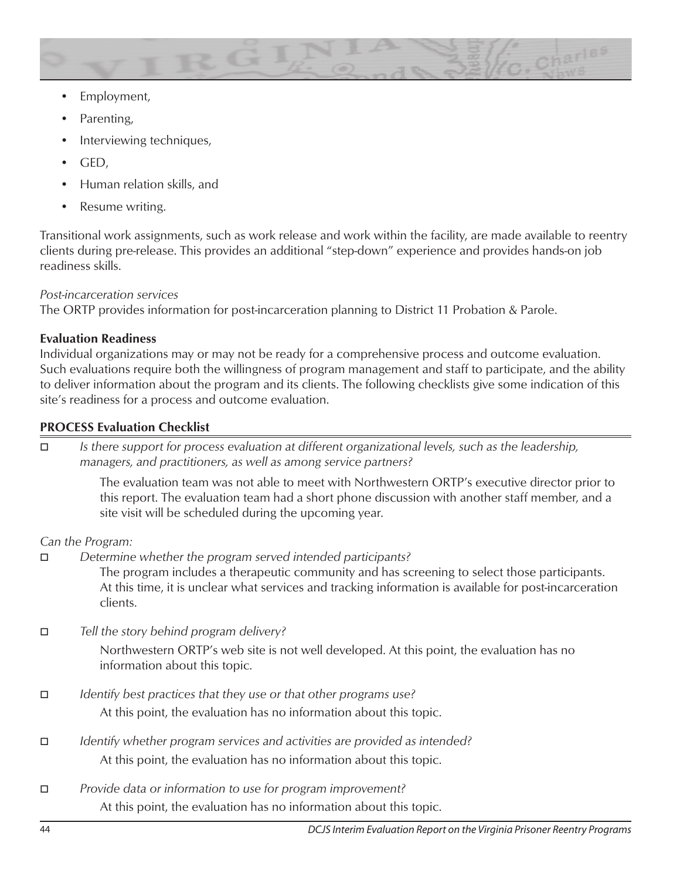- Employment,
- Parenting,
- Interviewing techniques,
- GED,
- Human relation skills, and
- Resume writing.

Transitional work assignments, such as work release and work within the facility, are made available to reentry clients during pre-release. This provides an additional "step-down" experience and provides hands-on job readiness skills.

*Post-incarceration services*

The ORTP provides information for post-incarceration planning to District 11 Probation & Parole.

**Evaluation Readiness**

Individual organizations may or may not be ready for a comprehensive process and outcome evaluation. Such evaluations require both the willingness of program management and staff to participate, and the ability to deliver information about the program and its clients. The following checklists give some indication of this site's readiness for a process and outcome evaluation.

**PROCESS Evaluation Checklist**

- ☐ *Is there support for process evaluation at different organizational levels, such as the leadership, managers, and practitioners, as well as among service partners?*

  The evaluation team was not able to meet with Northwestern ORTP's executive director prior to this report. The evaluation team had a short phone discussion with another staff member, and a site visit will be scheduled during the upcoming year.

*Can the Program:*

- ☐ *Determine whether the program served intended participants?*

  The program includes a therapeutic community and has screening to select those participants. At this time, it is unclear what services and tracking information is available for post-incarceration clients.

- ☐ *Tell the story behind program delivery?*

  Northwestern ORTP's web site is not well developed. At this point, the evaluation has no information about this topic.

- ☐ *Identify best practices that they use or that other programs use?*

  At this point, the evaluation has no information about this topic.

- ☐ *Identify whether program services and activities are provided as intended?*

  At this point, the evaluation has no information about this topic.

- ☐ *Provide data or information to use for program improvement?*

  At this point, the evaluation has no information about this topic.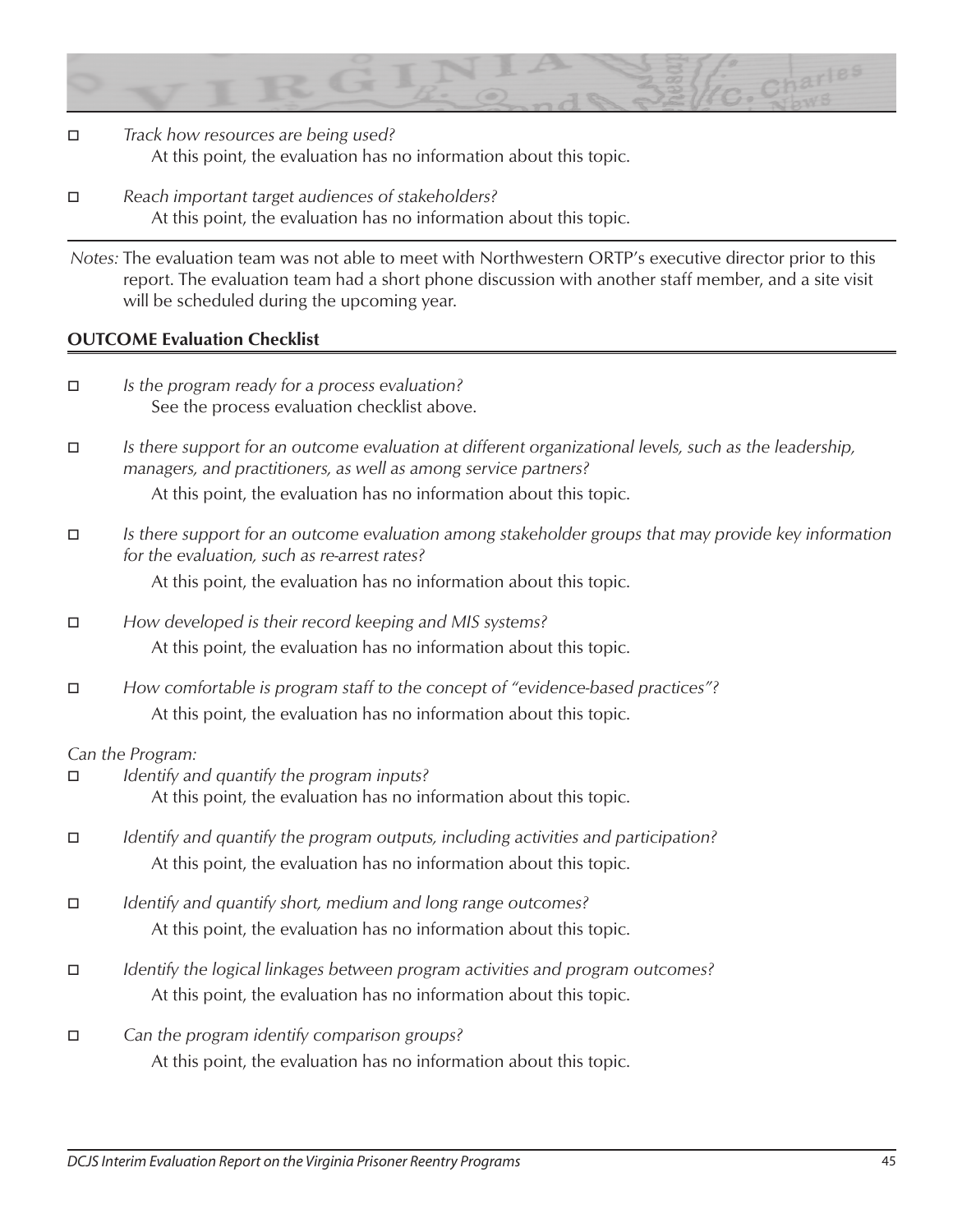- ☐ *Track how resources are being used?*
  At this point, the evaluation has no information about this topic.

- ☐ *Reach important target audiences of stakeholders?*
  At this point, the evaluation has no information about this topic.

*Notes:* The evaluation team was not able to meet with Northwestern ORTP's executive director prior to this report. The evaluation team had a short phone discussion with another staff member, and a site visit will be scheduled during the upcoming year.

**OUTCOME Evaluation Checklist**

- ☐ *Is the program ready for a process evaluation?*
  See the process evaluation checklist above.

- ☐ *Is there support for an outcome evaluation at different organizational levels, such as the leadership, managers, and practitioners, as well as among service partners?*
  At this point, the evaluation has no information about this topic.

- ☐ *Is there support for an outcome evaluation among stakeholder groups that may provide key information for the evaluation, such as re-arrest rates?*
  At this point, the evaluation has no information about this topic.

- ☐ *How developed is their record keeping and MIS systems?*
  At this point, the evaluation has no information about this topic.

- ☐ *How comfortable is program staff to the concept of "evidence-based practices"?*
  At this point, the evaluation has no information about this topic.

*Can the Program:*

- ☐ *Identify and quantify the program inputs?*
  At this point, the evaluation has no information about this topic.

- ☐ *Identify and quantify the program outputs, including activities and participation?*
  At this point, the evaluation has no information about this topic.

- ☐ *Identify and quantify short, medium and long range outcomes?*
  At this point, the evaluation has no information about this topic.

- ☐ *Identify the logical linkages between program activities and program outcomes?*
  At this point, the evaluation has no information about this topic.

- ☐ *Can the program identify comparison groups?*
  At this point, the evaluation has no information about this topic.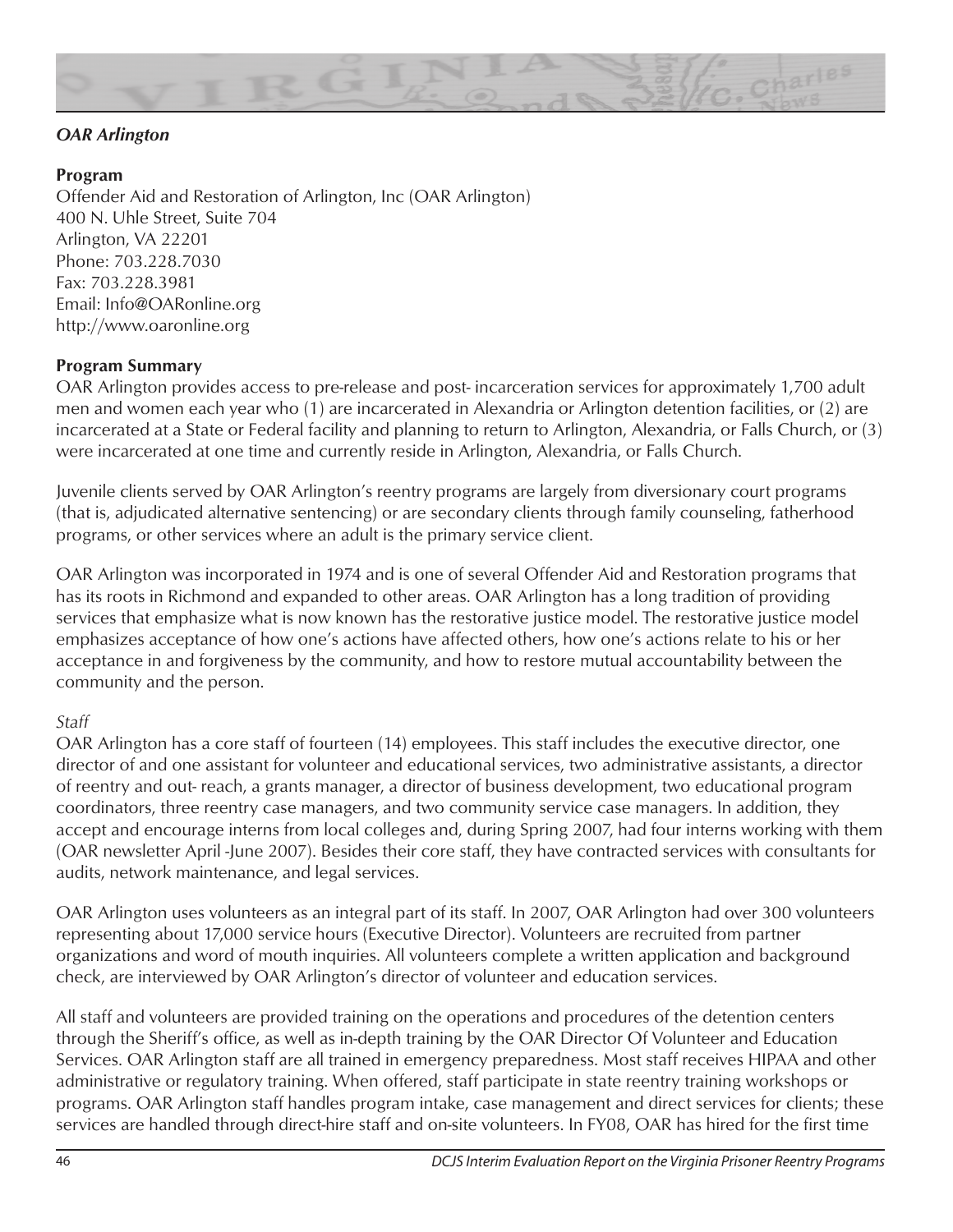### *OAR Arlington*

**Program**

Offender Aid and Restoration of Arlington, Inc (OAR Arlington)
400 N. Uhle Street, Suite 704
Arlington, VA 22201
Phone: 703.228.7030
Fax: 703.228.3981
Email: Info@OARonline.org
http://www.oaronline.org

**Program Summary**

OAR Arlington provides access to pre-release and post- incarceration services for approximately 1,700 adult men and women each year who (1) are incarcerated in Alexandria or Arlington detention facilities, or (2) are incarcerated at a State or Federal facility and planning to return to Arlington, Alexandria, or Falls Church, or (3) were incarcerated at one time and currently reside in Arlington, Alexandria, or Falls Church.

Juvenile clients served by OAR Arlington's reentry programs are largely from diversionary court programs (that is, adjudicated alternative sentencing) or are secondary clients through family counseling, fatherhood programs, or other services where an adult is the primary service client.

OAR Arlington was incorporated in 1974 and is one of several Offender Aid and Restoration programs that has its roots in Richmond and expanded to other areas. OAR Arlington has a long tradition of providing services that emphasize what is now known has the restorative justice model. The restorative justice model emphasizes acceptance of how one's actions have affected others, how one's actions relate to his or her acceptance in and forgiveness by the community, and how to restore mutual accountability between the community and the person.

*Staff*

OAR Arlington has a core staff of fourteen (14) employees. This staff includes the executive director, one director of and one assistant for volunteer and educational services, two administrative assistants, a director of reentry and out- reach, a grants manager, a director of business development, two educational program coordinators, three reentry case managers, and two community service case managers. In addition, they accept and encourage interns from local colleges and, during Spring 2007, had four interns working with them (OAR newsletter April -June 2007). Besides their core staff, they have contracted services with consultants for audits, network maintenance, and legal services.

OAR Arlington uses volunteers as an integral part of its staff. In 2007, OAR Arlington had over 300 volunteers representing about 17,000 service hours (Executive Director). Volunteers are recruited from partner organizations and word of mouth inquiries. All volunteers complete a written application and background check, are interviewed by OAR Arlington's director of volunteer and education services.

All staff and volunteers are provided training on the operations and procedures of the detention centers through the Sheriff's office, as well as in-depth training by the OAR Director Of Volunteer and Education Services. OAR Arlington staff are all trained in emergency preparedness. Most staff receives HIPAA and other administrative or regulatory training. When offered, staff participate in state reentry training workshops or programs. OAR Arlington staff handles program intake, case management and direct services for clients; these services are handled through direct-hire staff and on-site volunteers. In FY08, OAR has hired for the first time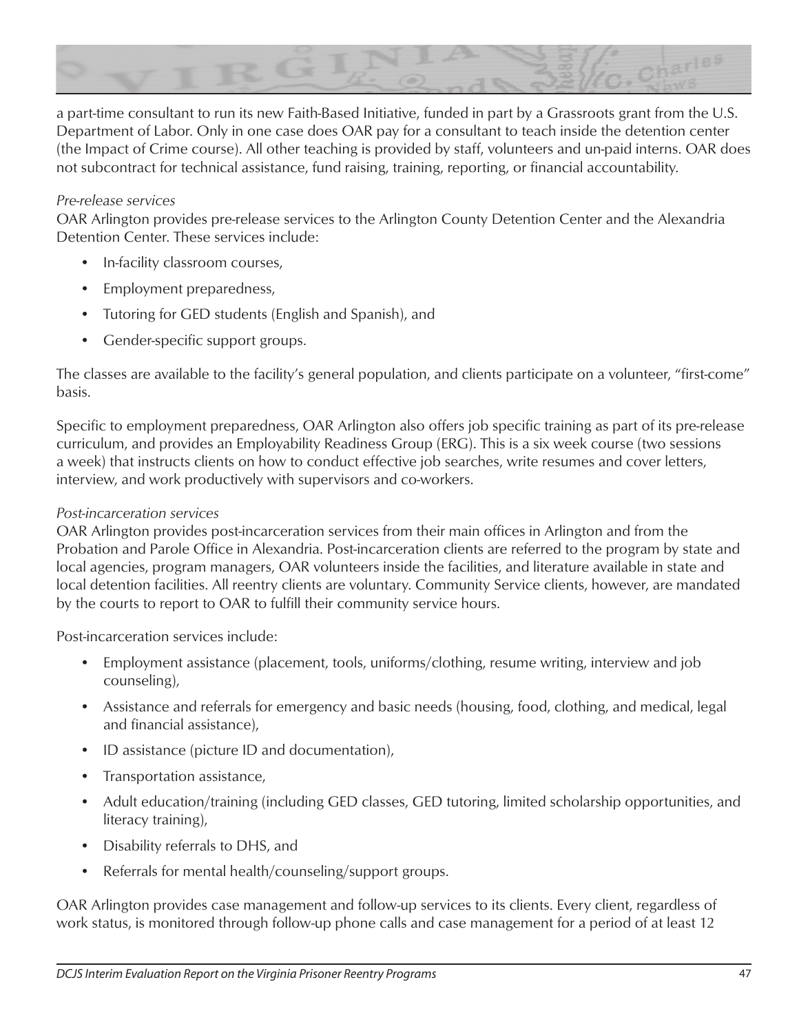a part-time consultant to run its new Faith-Based Initiative, funded in part by a Grassroots grant from the U.S. Department of Labor. Only in one case does OAR pay for a consultant to teach inside the detention center (the Impact of Crime course). All other teaching is provided by staff, volunteers and un-paid interns. OAR does not subcontract for technical assistance, fund raising, training, reporting, or financial accountability.

*Pre-release services*

OAR Arlington provides pre-release services to the Arlington County Detention Center and the Alexandria Detention Center. These services include:

- In-facility classroom courses,
- Employment preparedness,
- Tutoring for GED students (English and Spanish), and
- Gender-specific support groups.

The classes are available to the facility's general population, and clients participate on a volunteer, "first-come" basis.

Specific to employment preparedness, OAR Arlington also offers job specific training as part of its pre-release curriculum, and provides an Employability Readiness Group (ERG). This is a six week course (two sessions a week) that instructs clients on how to conduct effective job searches, write resumes and cover letters, interview, and work productively with supervisors and co-workers.

*Post-incarceration services*

OAR Arlington provides post-incarceration services from their main offices in Arlington and from the Probation and Parole Office in Alexandria. Post-incarceration clients are referred to the program by state and local agencies, program managers, OAR volunteers inside the facilities, and literature available in state and local detention facilities. All reentry clients are voluntary. Community Service clients, however, are mandated by the courts to report to OAR to fulfill their community service hours.

Post-incarceration services include:

- Employment assistance (placement, tools, uniforms/clothing, resume writing, interview and job counseling),
- Assistance and referrals for emergency and basic needs (housing, food, clothing, and medical, legal and financial assistance),
- ID assistance (picture ID and documentation),
- Transportation assistance,
- Adult education/training (including GED classes, GED tutoring, limited scholarship opportunities, and literacy training),
- Disability referrals to DHS, and
- Referrals for mental health/counseling/support groups.

OAR Arlington provides case management and follow-up services to its clients. Every client, regardless of work status, is monitored through follow-up phone calls and case management for a period of at least 12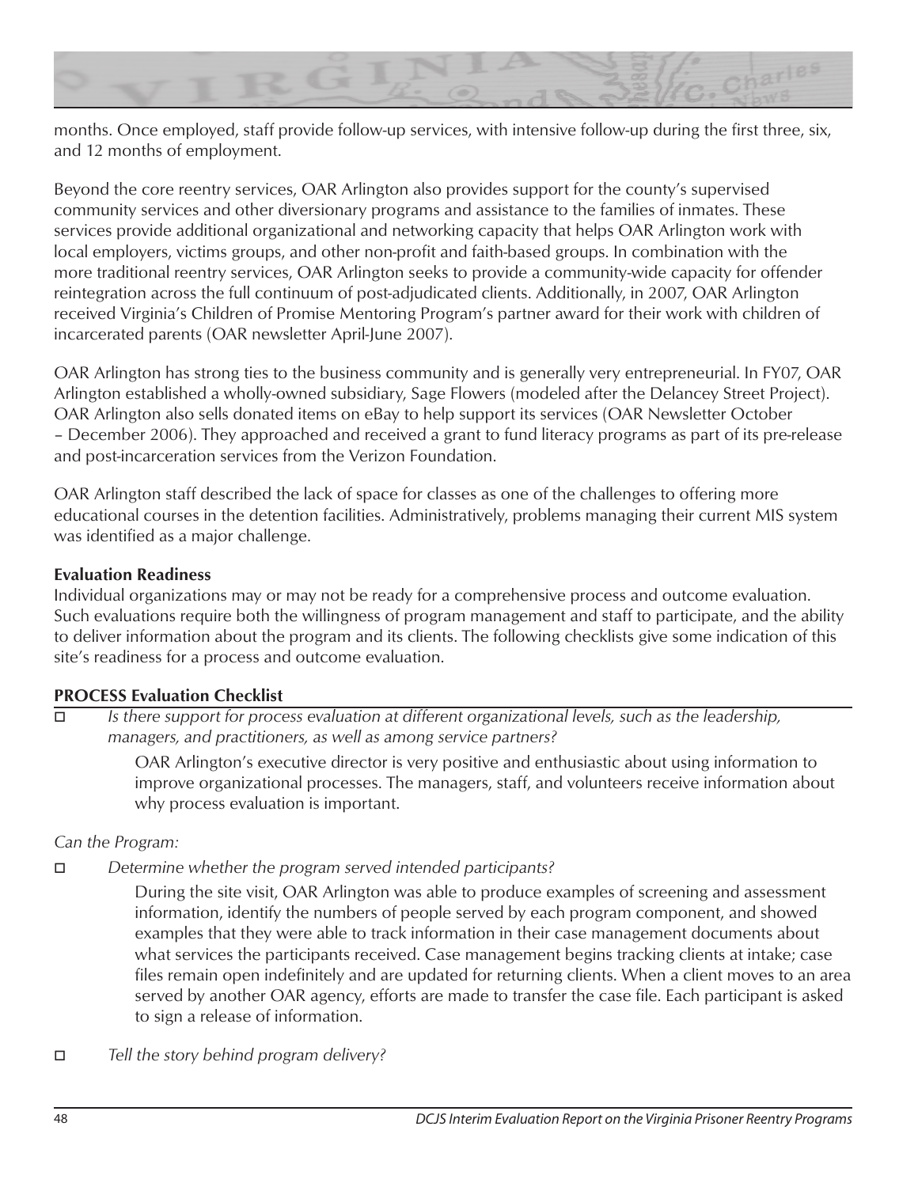months. Once employed, staff provide follow-up services, with intensive follow-up during the first three, six, and 12 months of employment.

Beyond the core reentry services, OAR Arlington also provides support for the county's supervised community services and other diversionary programs and assistance to the families of inmates. These services provide additional organizational and networking capacity that helps OAR Arlington work with local employers, victims groups, and other non-profit and faith-based groups. In combination with the more traditional reentry services, OAR Arlington seeks to provide a community-wide capacity for offender reintegration across the full continuum of post-adjudicated clients. Additionally, in 2007, OAR Arlington received Virginia's Children of Promise Mentoring Program's partner award for their work with children of incarcerated parents (OAR newsletter April-June 2007).

OAR Arlington has strong ties to the business community and is generally very entrepreneurial. In FY07, OAR Arlington established a wholly-owned subsidiary, Sage Flowers (modeled after the Delancey Street Project). OAR Arlington also sells donated items on eBay to help support its services (OAR Newsletter October – December 2006). They approached and received a grant to fund literacy programs as part of its pre-release and post-incarceration services from the Verizon Foundation.

OAR Arlington staff described the lack of space for classes as one of the challenges to offering more educational courses in the detention facilities. Administratively, problems managing their current MIS system was identified as a major challenge.

**Evaluation Readiness**

Individual organizations may or may not be ready for a comprehensive process and outcome evaluation. Such evaluations require both the willingness of program management and staff to participate, and the ability to deliver information about the program and its clients. The following checklists give some indication of this site's readiness for a process and outcome evaluation.

**PROCESS Evaluation Checklist**

- ☐ *Is there support for process evaluation at different organizational levels, such as the leadership, managers, and practitioners, as well as among service partners?*

  OAR Arlington's executive director is very positive and enthusiastic about using information to improve organizational processes. The managers, staff, and volunteers receive information about why process evaluation is important.

*Can the Program:*

- ☐ *Determine whether the program served intended participants?*

  During the site visit, OAR Arlington was able to produce examples of screening and assessment information, identify the numbers of people served by each program component, and showed examples that they were able to track information in their case management documents about what services the participants received. Case management begins tracking clients at intake; case files remain open indefinitely and are updated for returning clients. When a client moves to an area served by another OAR agency, efforts are made to transfer the case file. Each participant is asked to sign a release of information.

- ☐ *Tell the story behind program delivery?*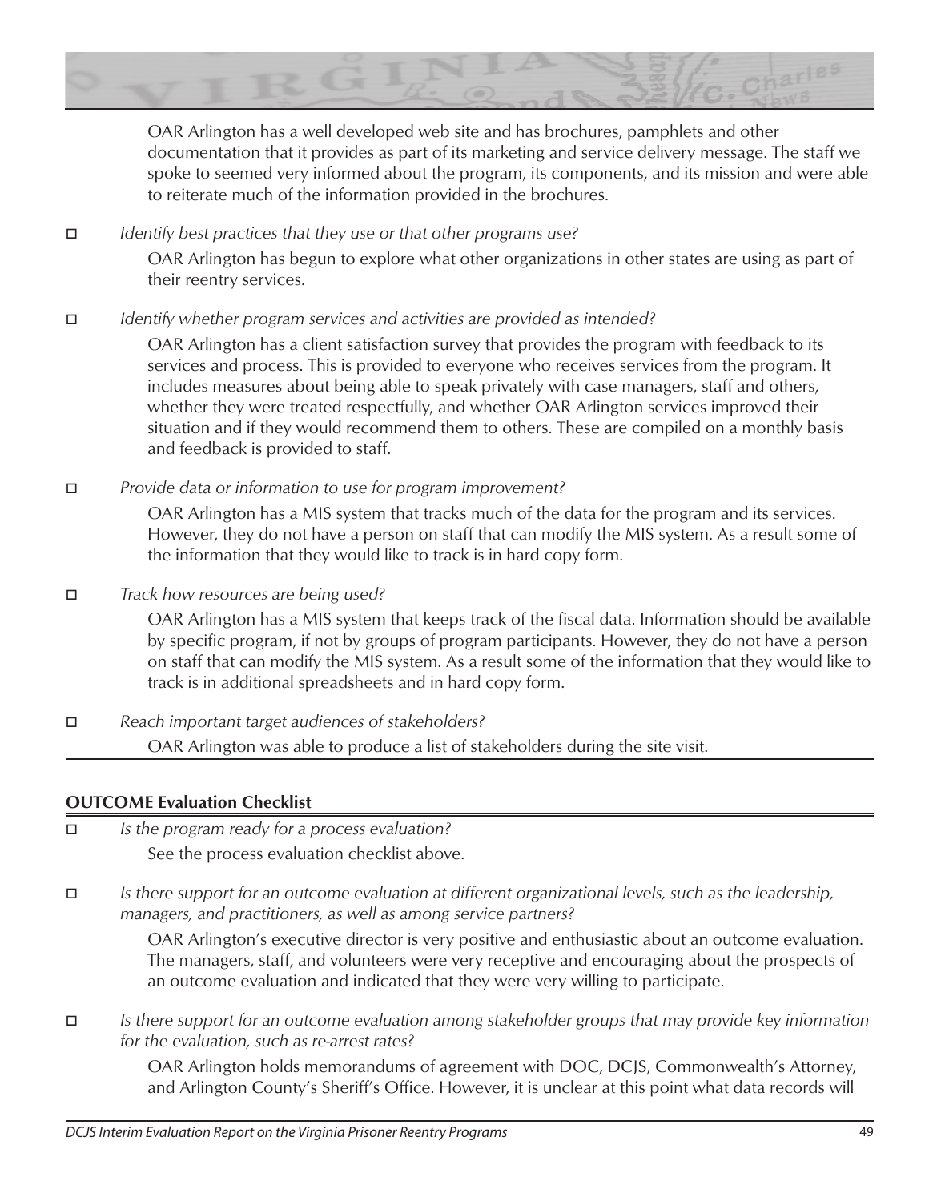OAR Arlington has a well developed web site and has brochures, pamphlets and other documentation that it provides as part of its marketing and service delivery message. The staff we spoke to seemed very informed about the program, its components, and its mission and were able to reiterate much of the information provided in the brochures.

- ☐ *Identify best practices that they use or that other programs use?*

  OAR Arlington has begun to explore what other organizations in other states are using as part of their reentry services.

- ☐ *Identify whether program services and activities are provided as intended?*

  OAR Arlington has a client satisfaction survey that provides the program with feedback to its services and process. This is provided to everyone who receives services from the program. It includes measures about being able to speak privately with case managers, staff and others, whether they were treated respectfully, and whether OAR Arlington services improved their situation and if they would recommend them to others. These are compiled on a monthly basis and feedback is provided to staff.

- ☐ *Provide data or information to use for program improvement?*

  OAR Arlington has a MIS system that tracks much of the data for the program and its services. However, they do not have a person on staff that can modify the MIS system. As a result some of the information that they would like to track is in hard copy form.

- ☐ *Track how resources are being used?*

  OAR Arlington has a MIS system that keeps track of the fiscal data. Information should be available by specific program, if not by groups of program participants. However, they do not have a person on staff that can modify the MIS system. As a result some of the information that they would like to track is in additional spreadsheets and in hard copy form.

- ☐ *Reach important target audiences of stakeholders?*

  OAR Arlington was able to produce a list of stakeholders during the site visit.

### OUTCOME Evaluation Checklist

- ☐ *Is the program ready for a process evaluation?*

  See the process evaluation checklist above.

- ☐ *Is there support for an outcome evaluation at different organizational levels, such as the leadership, managers, and practitioners, as well as among service partners?*

  OAR Arlington's executive director is very positive and enthusiastic about an outcome evaluation. The managers, staff, and volunteers were very receptive and encouraging about the prospects of an outcome evaluation and indicated that they were very willing to participate.

- ☐ *Is there support for an outcome evaluation among stakeholder groups that may provide key information for the evaluation, such as re-arrest rates?*

  OAR Arlington holds memorandums of agreement with DOC, DCJS, Commonwealth's Attorney, and Arlington County's Sheriff's Office. However, it is unclear at this point what data records will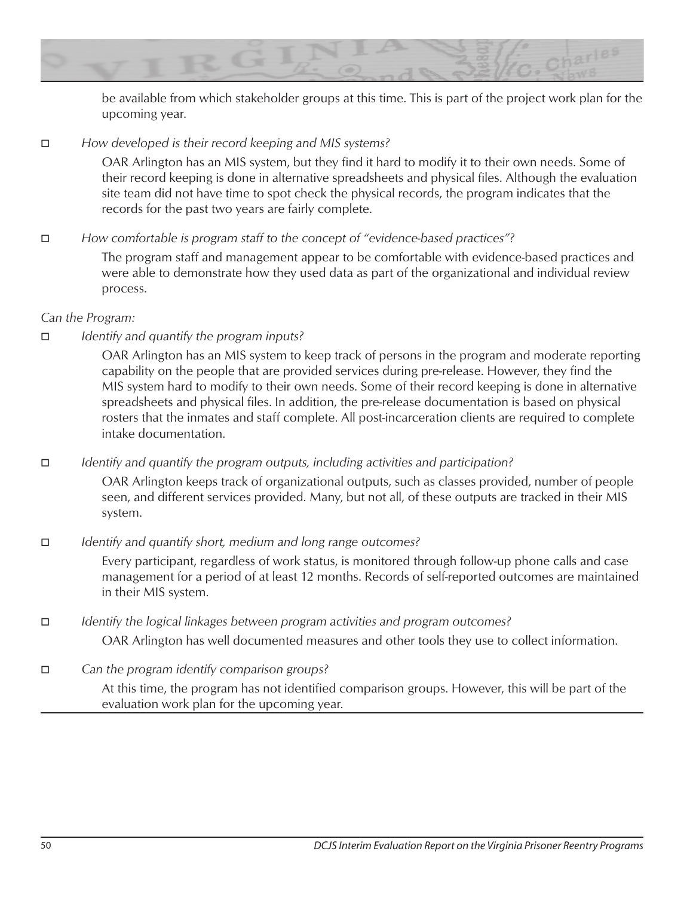be available from which stakeholder groups at this time. This is part of the project work plan for the upcoming year.

- *How developed is their record keeping and MIS systems?*

  OAR Arlington has an MIS system, but they find it hard to modify it to their own needs. Some of their record keeping is done in alternative spreadsheets and physical files. Although the evaluation site team did not have time to spot check the physical records, the program indicates that the records for the past two years are fairly complete.

- *How comfortable is program staff to the concept of "evidence-based practices"?*

  The program staff and management appear to be comfortable with evidence-based practices and were able to demonstrate how they used data as part of the organizational and individual review process.

*Can the Program:*

- *Identify and quantify the program inputs?*

  OAR Arlington has an MIS system to keep track of persons in the program and moderate reporting capability on the people that are provided services during pre-release. However, they find the MIS system hard to modify to their own needs. Some of their record keeping is done in alternative spreadsheets and physical files. In addition, the pre-release documentation is based on physical rosters that the inmates and staff complete. All post-incarceration clients are required to complete intake documentation.

- *Identify and quantify the program outputs, including activities and participation?*

  OAR Arlington keeps track of organizational outputs, such as classes provided, number of people seen, and different services provided. Many, but not all, of these outputs are tracked in their MIS system.

- *Identify and quantify short, medium and long range outcomes?*

  Every participant, regardless of work status, is monitored through follow-up phone calls and case management for a period of at least 12 months. Records of self-reported outcomes are maintained in their MIS system.

- *Identify the logical linkages between program activities and program outcomes?*

  OAR Arlington has well documented measures and other tools they use to collect information.

- *Can the program identify comparison groups?*

  At this time, the program has not identified comparison groups. However, this will be part of the evaluation work plan for the upcoming year.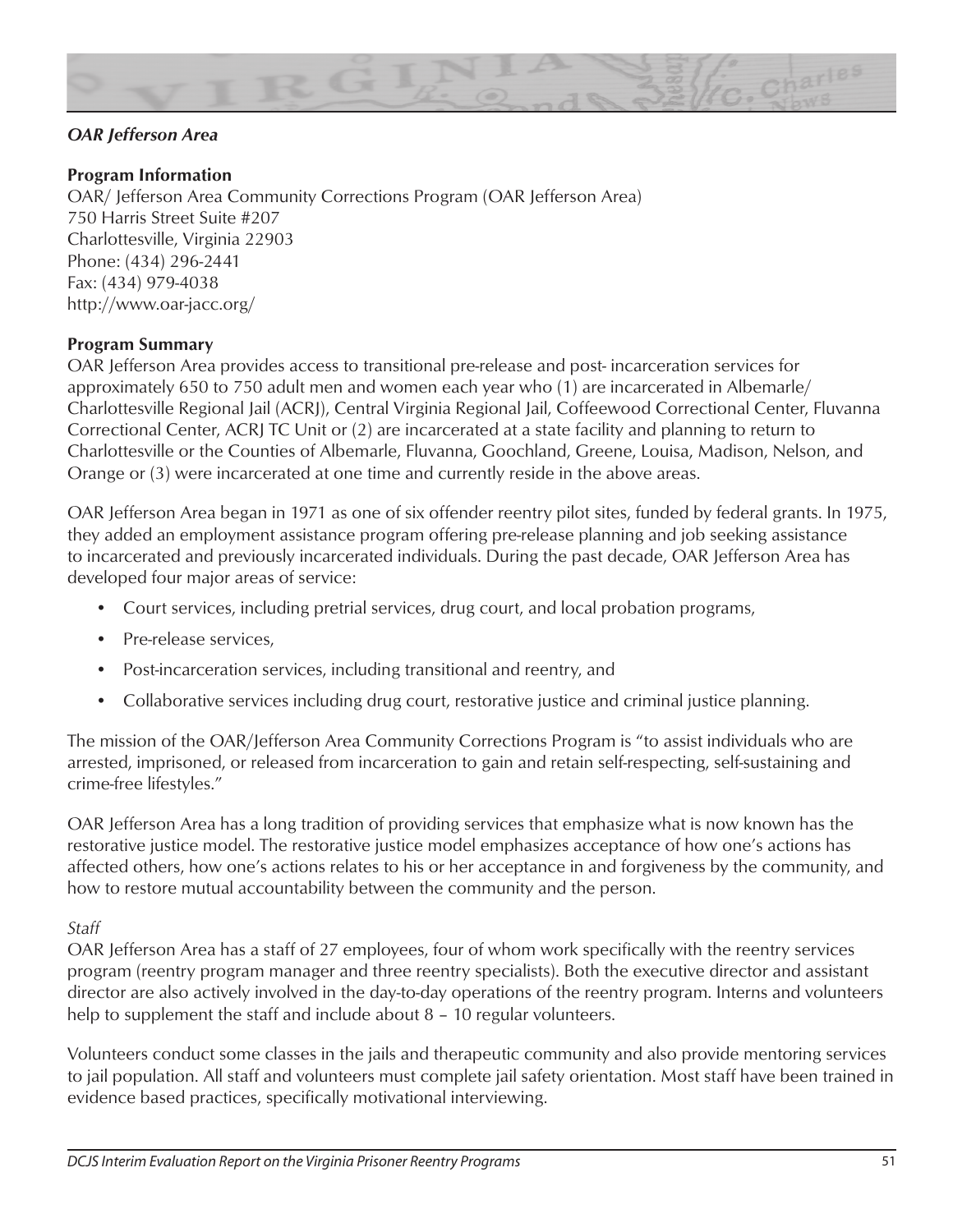### *OAR Jefferson Area*

**Program Information**

OAR/ Jefferson Area Community Corrections Program (OAR Jefferson Area)
750 Harris Street Suite #207
Charlottesville, Virginia 22903
Phone: (434) 296-2441
Fax: (434) 979-4038
http://www.oar-jacc.org/

**Program Summary**

OAR Jefferson Area provides access to transitional pre-release and post- incarceration services for approximately 650 to 750 adult men and women each year who (1) are incarcerated in Albemarle/ Charlottesville Regional Jail (ACRJ), Central Virginia Regional Jail, Coffeewood Correctional Center, Fluvanna Correctional Center, ACRJ TC Unit or (2) are incarcerated at a state facility and planning to return to Charlottesville or the Counties of Albemarle, Fluvanna, Goochland, Greene, Louisa, Madison, Nelson, and Orange or (3) were incarcerated at one time and currently reside in the above areas.

OAR Jefferson Area began in 1971 as one of six offender reentry pilot sites, funded by federal grants. In 1975, they added an employment assistance program offering pre-release planning and job seeking assistance to incarcerated and previously incarcerated individuals. During the past decade, OAR Jefferson Area has developed four major areas of service:

- Court services, including pretrial services, drug court, and local probation programs,
- Pre-release services,
- Post-incarceration services, including transitional and reentry, and
- Collaborative services including drug court, restorative justice and criminal justice planning.

The mission of the OAR/Jefferson Area Community Corrections Program is "to assist individuals who are arrested, imprisoned, or released from incarceration to gain and retain self-respecting, self-sustaining and crime-free lifestyles."

OAR Jefferson Area has a long tradition of providing services that emphasize what is now known has the restorative justice model. The restorative justice model emphasizes acceptance of how one's actions has affected others, how one's actions relates to his or her acceptance in and forgiveness by the community, and how to restore mutual accountability between the community and the person.

*Staff*

OAR Jefferson Area has a staff of 27 employees, four of whom work specifically with the reentry services program (reentry program manager and three reentry specialists). Both the executive director and assistant director are also actively involved in the day-to-day operations of the reentry program. Interns and volunteers help to supplement the staff and include about 8 – 10 regular volunteers.

Volunteers conduct some classes in the jails and therapeutic community and also provide mentoring services to jail population. All staff and volunteers must complete jail safety orientation. Most staff have been trained in evidence based practices, specifically motivational interviewing.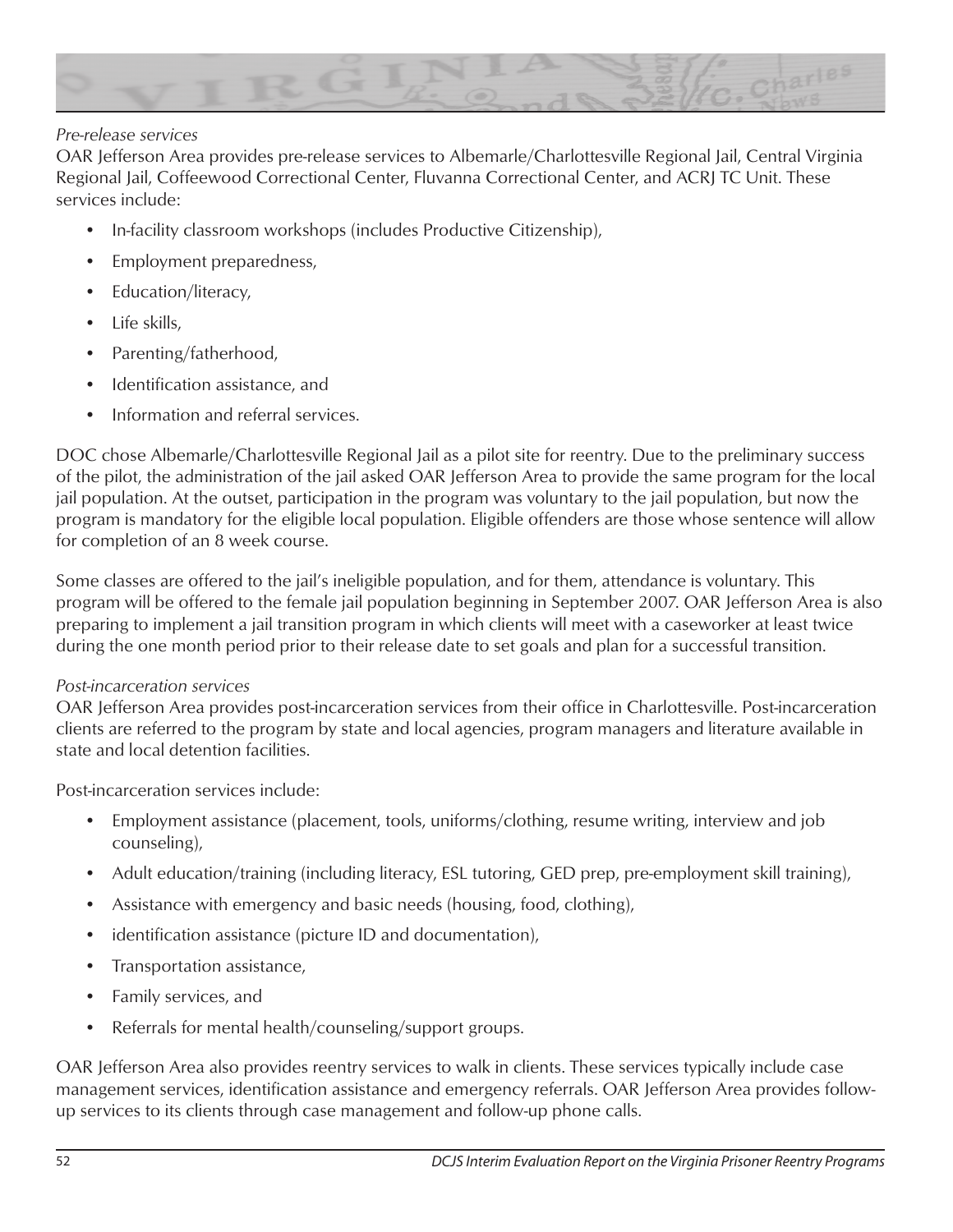*Pre-release services*

OAR Jefferson Area provides pre-release services to Albemarle/Charlottesville Regional Jail, Central Virginia Regional Jail, Coffeewood Correctional Center, Fluvanna Correctional Center, and ACRJ TC Unit. These services include:

- In-facility classroom workshops (includes Productive Citizenship),
- Employment preparedness,
- Education/literacy,
- Life skills,
- Parenting/fatherhood,
- Identification assistance, and
- Information and referral services.

DOC chose Albemarle/Charlottesville Regional Jail as a pilot site for reentry. Due to the preliminary success of the pilot, the administration of the jail asked OAR Jefferson Area to provide the same program for the local jail population. At the outset, participation in the program was voluntary to the jail population, but now the program is mandatory for the eligible local population. Eligible offenders are those whose sentence will allow for completion of an 8 week course.

Some classes are offered to the jail's ineligible population, and for them, attendance is voluntary. This program will be offered to the female jail population beginning in September 2007. OAR Jefferson Area is also preparing to implement a jail transition program in which clients will meet with a caseworker at least twice during the one month period prior to their release date to set goals and plan for a successful transition.

*Post-incarceration services*

OAR Jefferson Area provides post-incarceration services from their office in Charlottesville. Post-incarceration clients are referred to the program by state and local agencies, program managers and literature available in state and local detention facilities.

Post-incarceration services include:

- Employment assistance (placement, tools, uniforms/clothing, resume writing, interview and job counseling),
- Adult education/training (including literacy, ESL tutoring, GED prep, pre-employment skill training),
- Assistance with emergency and basic needs (housing, food, clothing),
- identification assistance (picture ID and documentation),
- Transportation assistance,
- Family services, and
- Referrals for mental health/counseling/support groups.

OAR Jefferson Area also provides reentry services to walk in clients. These services typically include case management services, identification assistance and emergency referrals. OAR Jefferson Area provides follow-up services to its clients through case management and follow-up phone calls.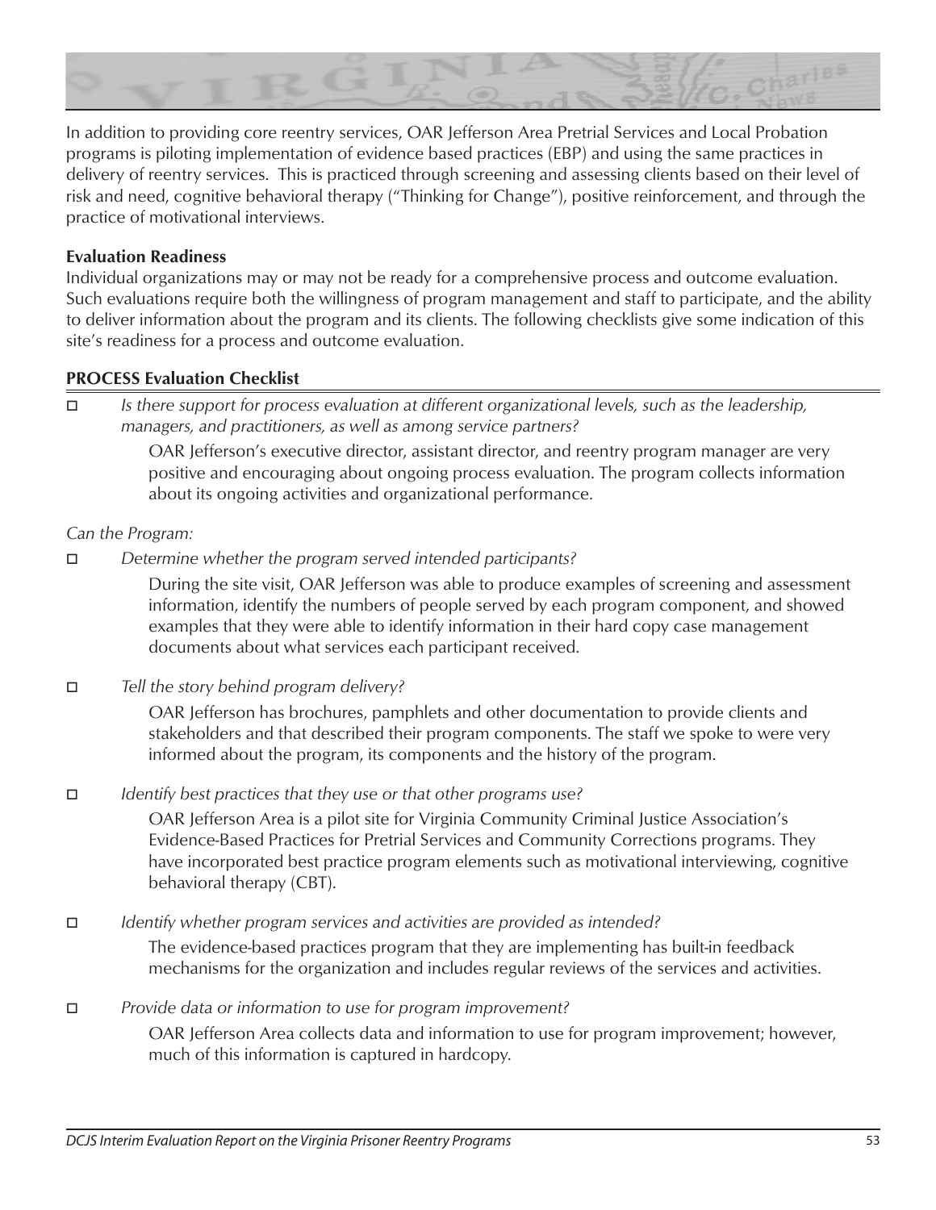In addition to providing core reentry services, OAR Jefferson Area Pretrial Services and Local Probation programs is piloting implementation of evidence based practices (EBP) and using the same practices in delivery of reentry services. This is practiced through screening and assessing clients based on their level of risk and need, cognitive behavioral therapy ("Thinking for Change"), positive reinforcement, and through the practice of motivational interviews.

**Evaluation Readiness**

Individual organizations may or may not be ready for a comprehensive process and outcome evaluation. Such evaluations require both the willingness of program management and staff to participate, and the ability to deliver information about the program and its clients. The following checklists give some indication of this site's readiness for a process and outcome evaluation.

**PROCESS Evaluation Checklist**

- ☐ *Is there support for process evaluation at different organizational levels, such as the leadership, managers, and practitioners, as well as among service partners?*

  OAR Jefferson's executive director, assistant director, and reentry program manager are very positive and encouraging about ongoing process evaluation. The program collects information about its ongoing activities and organizational performance.

*Can the Program:*

- ☐ *Determine whether the program served intended participants?*

  During the site visit, OAR Jefferson was able to produce examples of screening and assessment information, identify the numbers of people served by each program component, and showed examples that they were able to identify information in their hard copy case management documents about what services each participant received.

- ☐ *Tell the story behind program delivery?*

  OAR Jefferson has brochures, pamphlets and other documentation to provide clients and stakeholders and that described their program components. The staff we spoke to were very informed about the program, its components and the history of the program.

- ☐ *Identify best practices that they use or that other programs use?*

  OAR Jefferson Area is a pilot site for Virginia Community Criminal Justice Association's Evidence-Based Practices for Pretrial Services and Community Corrections programs. They have incorporated best practice program elements such as motivational interviewing, cognitive behavioral therapy (CBT).

- ☐ *Identify whether program services and activities are provided as intended?*

  The evidence-based practices program that they are implementing has built-in feedback mechanisms for the organization and includes regular reviews of the services and activities.

- ☐ *Provide data or information to use for program improvement?*

  OAR Jefferson Area collects data and information to use for program improvement; however, much of this information is captured in hardcopy.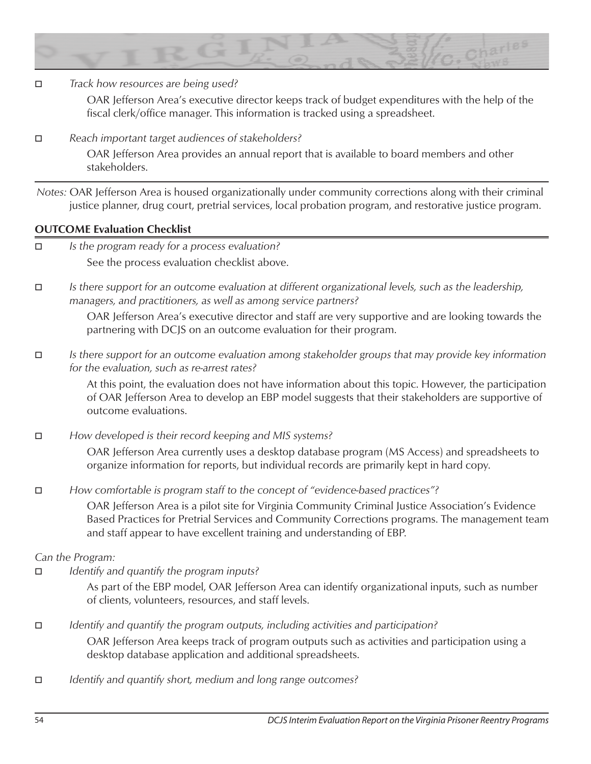- [ ] *Track how resources are being used?*

  OAR Jefferson Area's executive director keeps track of budget expenditures with the help of the fiscal clerk/office manager. This information is tracked using a spreadsheet.

- [ ] *Reach important target audiences of stakeholders?*

  OAR Jefferson Area provides an annual report that is available to board members and other stakeholders.

---

*Notes:* OAR Jefferson Area is housed organizationally under community corrections along with their criminal justice planner, drug court, pretrial services, local probation program, and restorative justice program.

**OUTCOME Evaluation Checklist**

- [ ] *Is the program ready for a process evaluation?*

  See the process evaluation checklist above.

- [ ] *Is there support for an outcome evaluation at different organizational levels, such as the leadership, managers, and practitioners, as well as among service partners?*

  OAR Jefferson Area's executive director and staff are very supportive and are looking towards the partnering with DCJS on an outcome evaluation for their program.

- [ ] *Is there support for an outcome evaluation among stakeholder groups that may provide key information for the evaluation, such as re-arrest rates?*

  At this point, the evaluation does not have information about this topic. However, the participation of OAR Jefferson Area to develop an EBP model suggests that their stakeholders are supportive of outcome evaluations.

- [ ] *How developed is their record keeping and MIS systems?*

  OAR Jefferson Area currently uses a desktop database program (MS Access) and spreadsheets to organize information for reports, but individual records are primarily kept in hard copy.

- [ ] *How comfortable is program staff to the concept of "evidence-based practices"?*

  OAR Jefferson Area is a pilot site for Virginia Community Criminal Justice Association's Evidence Based Practices for Pretrial Services and Community Corrections programs. The management team and staff appear to have excellent training and understanding of EBP.

*Can the Program:*

- [ ] *Identify and quantify the program inputs?*

  As part of the EBP model, OAR Jefferson Area can identify organizational inputs, such as number of clients, volunteers, resources, and staff levels.

- [ ] *Identify and quantify the program outputs, including activities and participation?*

  OAR Jefferson Area keeps track of program outputs such as activities and participation using a desktop database application and additional spreadsheets.

- [ ] *Identify and quantify short, medium and long range outcomes?*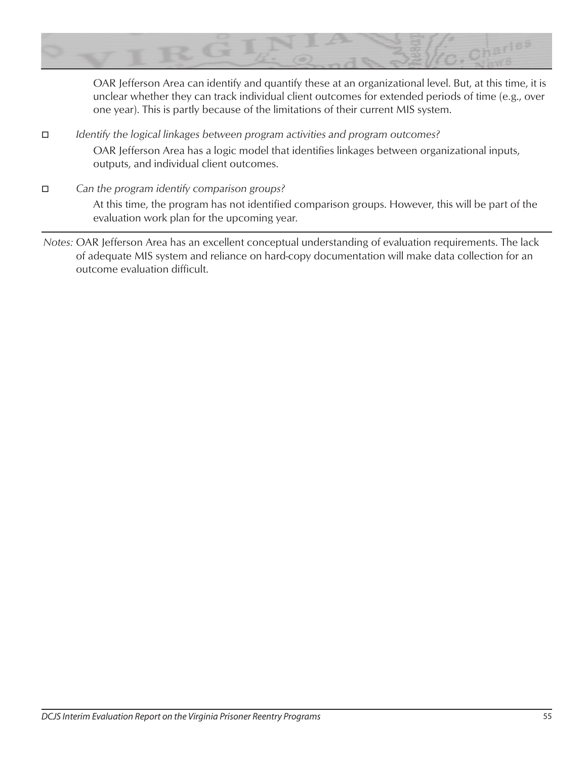OAR Jefferson Area can identify and quantify these at an organizational level. But, at this time, it is unclear whether they can track individual client outcomes for extended periods of time (e.g., over one year). This is partly because of the limitations of their current MIS system.

- *Identify the logical linkages between program activities and program outcomes?*

  OAR Jefferson Area has a logic model that identifies linkages between organizational inputs, outputs, and individual client outcomes.

- *Can the program identify comparison groups?*

  At this time, the program has not identified comparison groups. However, this will be part of the evaluation work plan for the upcoming year.

*Notes:* OAR Jefferson Area has an excellent conceptual understanding of evaluation requirements. The lack of adequate MIS system and reliance on hard-copy documentation will make data collection for an outcome evaluation difficult.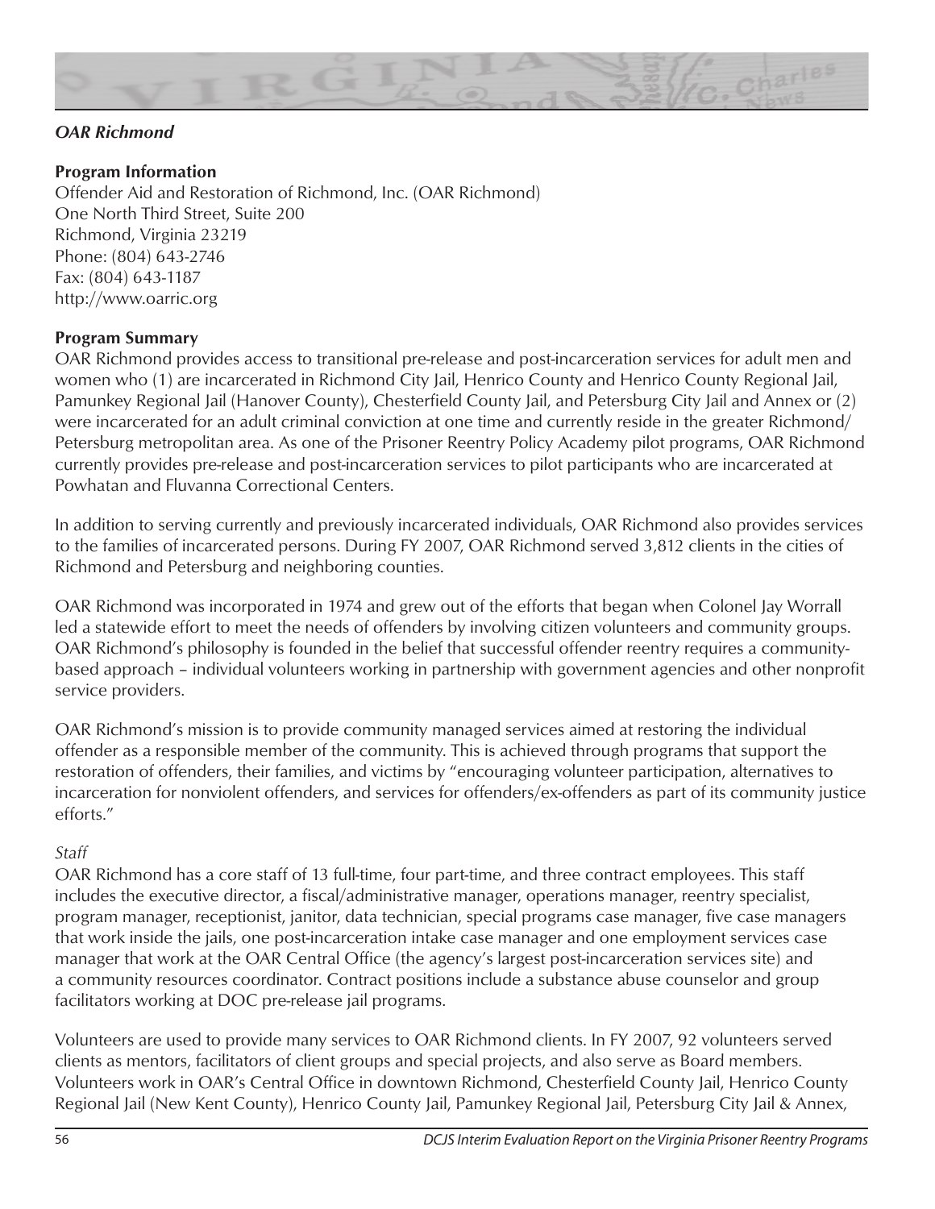### *OAR Richmond*

**Program Information**

Offender Aid and Restoration of Richmond, Inc. (OAR Richmond)
One North Third Street, Suite 200
Richmond, Virginia 23219
Phone: (804) 643-2746
Fax: (804) 643-1187
http://www.oarric.org

**Program Summary**

OAR Richmond provides access to transitional pre-release and post-incarceration services for adult men and women who (1) are incarcerated in Richmond City Jail, Henrico County and Henrico County Regional Jail, Pamunkey Regional Jail (Hanover County), Chesterfield County Jail, and Petersburg City Jail and Annex or (2) were incarcerated for an adult criminal conviction at one time and currently reside in the greater Richmond/Petersburg metropolitan area. As one of the Prisoner Reentry Policy Academy pilot programs, OAR Richmond currently provides pre-release and post-incarceration services to pilot participants who are incarcerated at Powhatan and Fluvanna Correctional Centers.

In addition to serving currently and previously incarcerated individuals, OAR Richmond also provides services to the families of incarcerated persons. During FY 2007, OAR Richmond served 3,812 clients in the cities of Richmond and Petersburg and neighboring counties.

OAR Richmond was incorporated in 1974 and grew out of the efforts that began when Colonel Jay Worrall led a statewide effort to meet the needs of offenders by involving citizen volunteers and community groups. OAR Richmond's philosophy is founded in the belief that successful offender reentry requires a community-based approach – individual volunteers working in partnership with government agencies and other nonprofit service providers.

OAR Richmond's mission is to provide community managed services aimed at restoring the individual offender as a responsible member of the community. This is achieved through programs that support the restoration of offenders, their families, and victims by "encouraging volunteer participation, alternatives to incarceration for nonviolent offenders, and services for offenders/ex-offenders as part of its community justice efforts."

*Staff*

OAR Richmond has a core staff of 13 full-time, four part-time, and three contract employees. This staff includes the executive director, a fiscal/administrative manager, operations manager, reentry specialist, program manager, receptionist, janitor, data technician, special programs case manager, five case managers that work inside the jails, one post-incarceration intake case manager and one employment services case manager that work at the OAR Central Office (the agency's largest post-incarceration services site) and a community resources coordinator. Contract positions include a substance abuse counselor and group facilitators working at DOC pre-release jail programs.

Volunteers are used to provide many services to OAR Richmond clients. In FY 2007, 92 volunteers served clients as mentors, facilitators of client groups and special projects, and also serve as Board members. Volunteers work in OAR's Central Office in downtown Richmond, Chesterfield County Jail, Henrico County Regional Jail (New Kent County), Henrico County Jail, Pamunkey Regional Jail, Petersburg City Jail & Annex,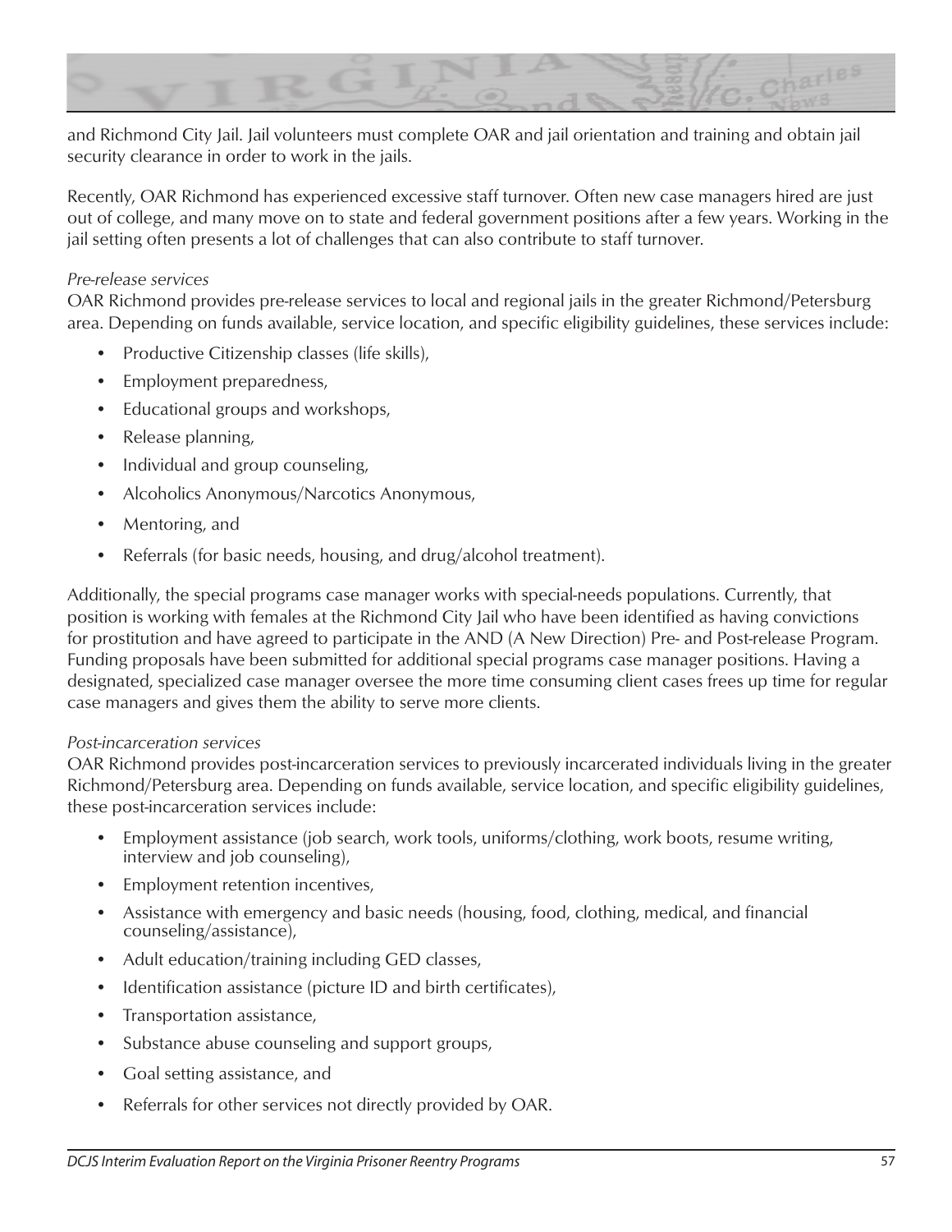and Richmond City Jail. Jail volunteers must complete OAR and jail orientation and training and obtain jail security clearance in order to work in the jails.

Recently, OAR Richmond has experienced excessive staff turnover. Often new case managers hired are just out of college, and many move on to state and federal government positions after a few years. Working in the jail setting often presents a lot of challenges that can also contribute to staff turnover.

*Pre-release services*
OAR Richmond provides pre-release services to local and regional jails in the greater Richmond/Petersburg area. Depending on funds available, service location, and specific eligibility guidelines, these services include:

- Productive Citizenship classes (life skills),
- Employment preparedness,
- Educational groups and workshops,
- Release planning,
- Individual and group counseling,
- Alcoholics Anonymous/Narcotics Anonymous,
- Mentoring, and
- Referrals (for basic needs, housing, and drug/alcohol treatment).

Additionally, the special programs case manager works with special-needs populations. Currently, that position is working with females at the Richmond City Jail who have been identified as having convictions for prostitution and have agreed to participate in the AND (A New Direction) Pre- and Post-release Program. Funding proposals have been submitted for additional special programs case manager positions. Having a designated, specialized case manager oversee the more time consuming client cases frees up time for regular case managers and gives them the ability to serve more clients.

*Post-incarceration services*
OAR Richmond provides post-incarceration services to previously incarcerated individuals living in the greater Richmond/Petersburg area. Depending on funds available, service location, and specific eligibility guidelines, these post-incarceration services include:

- Employment assistance (job search, work tools, uniforms/clothing, work boots, resume writing, interview and job counseling),
- Employment retention incentives,
- Assistance with emergency and basic needs (housing, food, clothing, medical, and financial counseling/assistance),
- Adult education/training including GED classes,
- Identification assistance (picture ID and birth certificates),
- Transportation assistance,
- Substance abuse counseling and support groups,
- Goal setting assistance, and
- Referrals for other services not directly provided by OAR.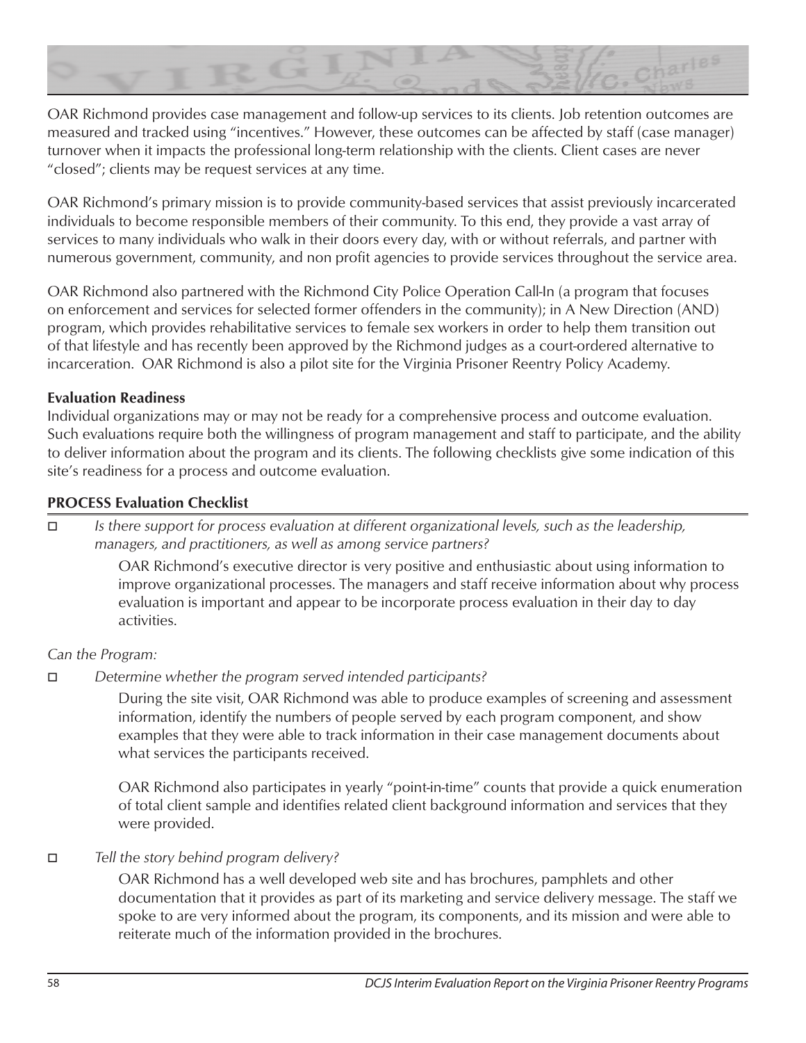OAR Richmond provides case management and follow-up services to its clients. Job retention outcomes are measured and tracked using "incentives." However, these outcomes can be affected by staff (case manager) turnover when it impacts the professional long-term relationship with the clients. Client cases are never "closed"; clients may be request services at any time.

OAR Richmond's primary mission is to provide community-based services that assist previously incarcerated individuals to become responsible members of their community. To this end, they provide a vast array of services to many individuals who walk in their doors every day, with or without referrals, and partner with numerous government, community, and non profit agencies to provide services throughout the service area.

OAR Richmond also partnered with the Richmond City Police Operation Call-In (a program that focuses on enforcement and services for selected former offenders in the community); in A New Direction (AND) program, which provides rehabilitative services to female sex workers in order to help them transition out of that lifestyle and has recently been approved by the Richmond judges as a court-ordered alternative to incarceration. OAR Richmond is also a pilot site for the Virginia Prisoner Reentry Policy Academy.

**Evaluation Readiness**

Individual organizations may or may not be ready for a comprehensive process and outcome evaluation. Such evaluations require both the willingness of program management and staff to participate, and the ability to deliver information about the program and its clients. The following checklists give some indication of this site's readiness for a process and outcome evaluation.

**PROCESS Evaluation Checklist**

- ☐ *Is there support for process evaluation at different organizational levels, such as the leadership, managers, and practitioners, as well as among service partners?*

  OAR Richmond's executive director is very positive and enthusiastic about using information to improve organizational processes. The managers and staff receive information about why process evaluation is important and appear to be incorporate process evaluation in their day to day activities.

*Can the Program:*

- ☐ *Determine whether the program served intended participants?*

  During the site visit, OAR Richmond was able to produce examples of screening and assessment information, identify the numbers of people served by each program component, and show examples that they were able to track information in their case management documents about what services the participants received.

  OAR Richmond also participates in yearly "point-in-time" counts that provide a quick enumeration of total client sample and identifies related client background information and services that they were provided.

- ☐ *Tell the story behind program delivery?*

  OAR Richmond has a well developed web site and has brochures, pamphlets and other documentation that it provides as part of its marketing and service delivery message. The staff we spoke to are very informed about the program, its components, and its mission and were able to reiterate much of the information provided in the brochures.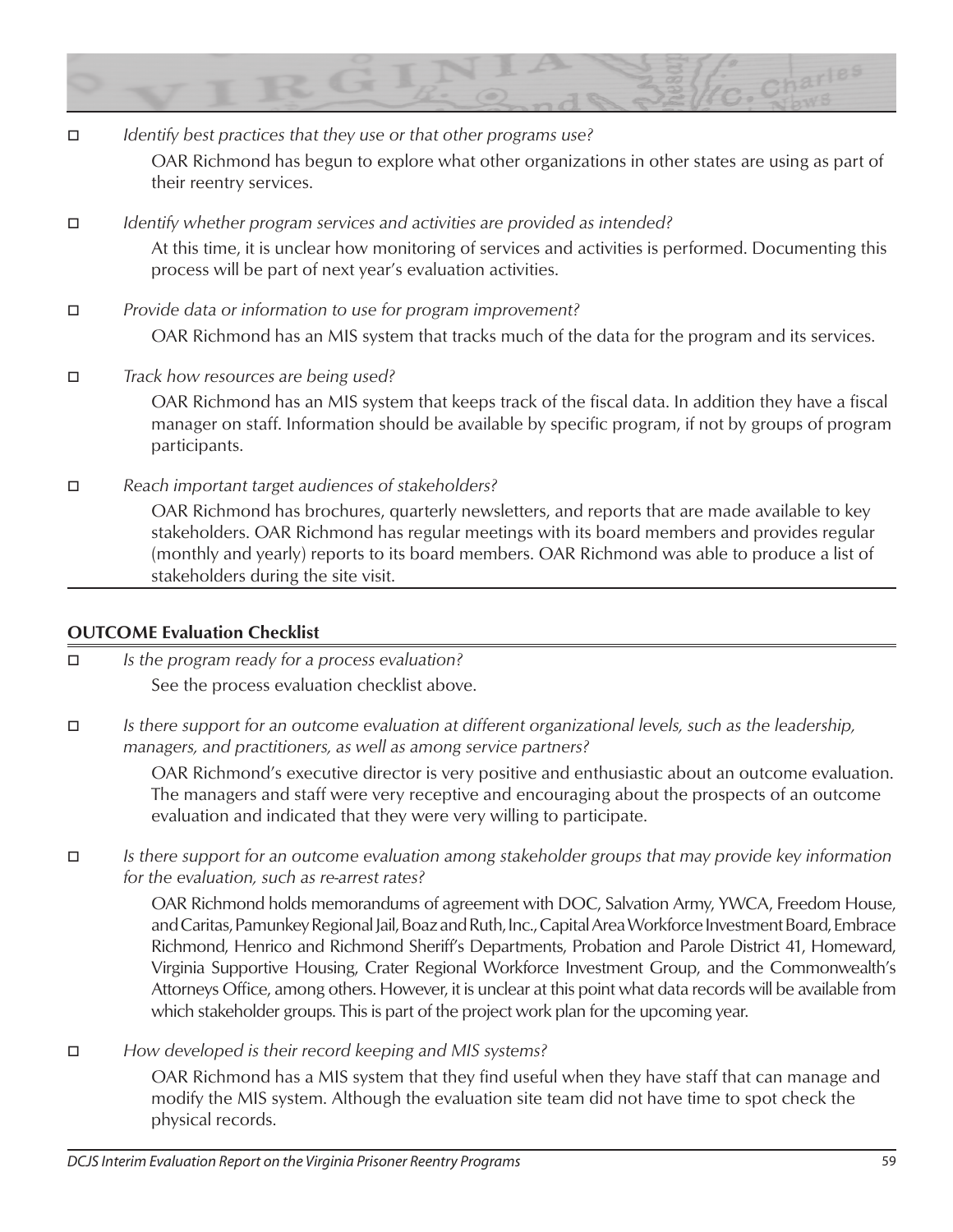- ☐ *Identify best practices that they use or that other programs use?*

  OAR Richmond has begun to explore what other organizations in other states are using as part of their reentry services.

- ☐ *Identify whether program services and activities are provided as intended?*

  At this time, it is unclear how monitoring of services and activities is performed. Documenting this process will be part of next year's evaluation activities.

- ☐ *Provide data or information to use for program improvement?*

  OAR Richmond has an MIS system that tracks much of the data for the program and its services.

- ☐ *Track how resources are being used?*

  OAR Richmond has an MIS system that keeps track of the fiscal data. In addition they have a fiscal manager on staff. Information should be available by specific program, if not by groups of program participants.

- ☐ *Reach important target audiences of stakeholders?*

  OAR Richmond has brochures, quarterly newsletters, and reports that are made available to key stakeholders. OAR Richmond has regular meetings with its board members and provides regular (monthly and yearly) reports to its board members. OAR Richmond was able to produce a list of stakeholders during the site visit.

**OUTCOME Evaluation Checklist**

- ☐ *Is the program ready for a process evaluation?*

  See the process evaluation checklist above.

- ☐ *Is there support for an outcome evaluation at different organizational levels, such as the leadership, managers, and practitioners, as well as among service partners?*

  OAR Richmond's executive director is very positive and enthusiastic about an outcome evaluation. The managers and staff were very receptive and encouraging about the prospects of an outcome evaluation and indicated that they were very willing to participate.

- ☐ *Is there support for an outcome evaluation among stakeholder groups that may provide key information for the evaluation, such as re-arrest rates?*

  OAR Richmond holds memorandums of agreement with DOC, Salvation Army, YWCA, Freedom House, and Caritas, Pamunkey Regional Jail, Boaz and Ruth, Inc., Capital Area Workforce Investment Board, Embrace Richmond, Henrico and Richmond Sheriff's Departments, Probation and Parole District 41, Homeward, Virginia Supportive Housing, Crater Regional Workforce Investment Group, and the Commonwealth's Attorneys Office, among others. However, it is unclear at this point what data records will be available from which stakeholder groups. This is part of the project work plan for the upcoming year.

- ☐ *How developed is their record keeping and MIS systems?*

  OAR Richmond has a MIS system that they find useful when they have staff that can manage and modify the MIS system. Although the evaluation site team did not have time to spot check the physical records.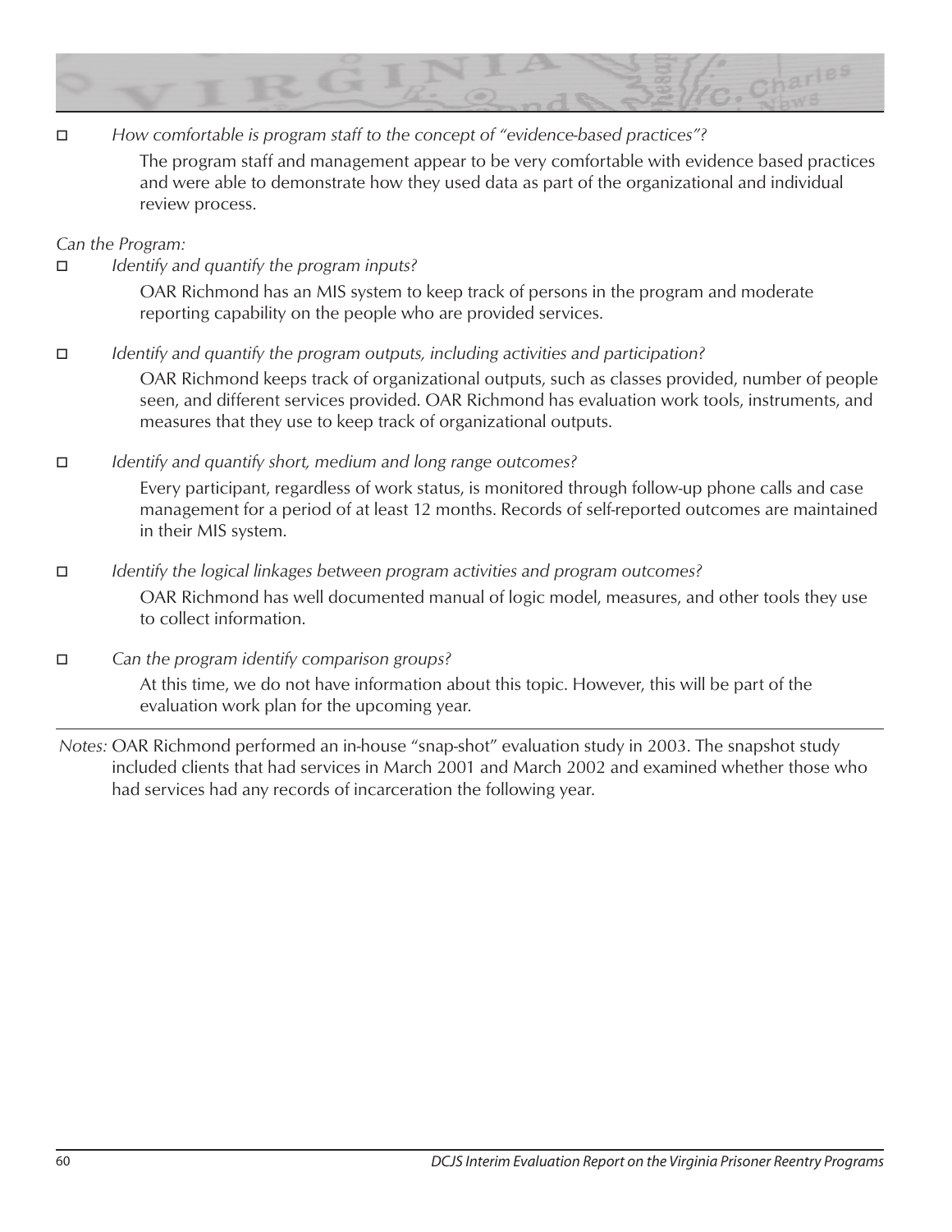- *How comfortable is program staff to the concept of "evidence-based practices"?*

  The program staff and management appear to be very comfortable with evidence based practices and were able to demonstrate how they used data as part of the organizational and individual review process.

*Can the Program:*

- *Identify and quantify the program inputs?*

  OAR Richmond has an MIS system to keep track of persons in the program and moderate reporting capability on the people who are provided services.

- *Identify and quantify the program outputs, including activities and participation?*

  OAR Richmond keeps track of organizational outputs, such as classes provided, number of people seen, and different services provided. OAR Richmond has evaluation work tools, instruments, and measures that they use to keep track of organizational outputs.

- *Identify and quantify short, medium and long range outcomes?*

  Every participant, regardless of work status, is monitored through follow-up phone calls and case management for a period of at least 12 months. Records of self-reported outcomes are maintained in their MIS system.

- *Identify the logical linkages between program activities and program outcomes?*

  OAR Richmond has well documented manual of logic model, measures, and other tools they use to collect information.

- *Can the program identify comparison groups?*

  At this time, we do not have information about this topic. However, this will be part of the evaluation work plan for the upcoming year.

---

*Notes:* OAR Richmond performed an in-house "snap-shot" evaluation study in 2003. The snapshot study included clients that had services in March 2001 and March 2002 and examined whether those who had services had any records of incarceration the following year.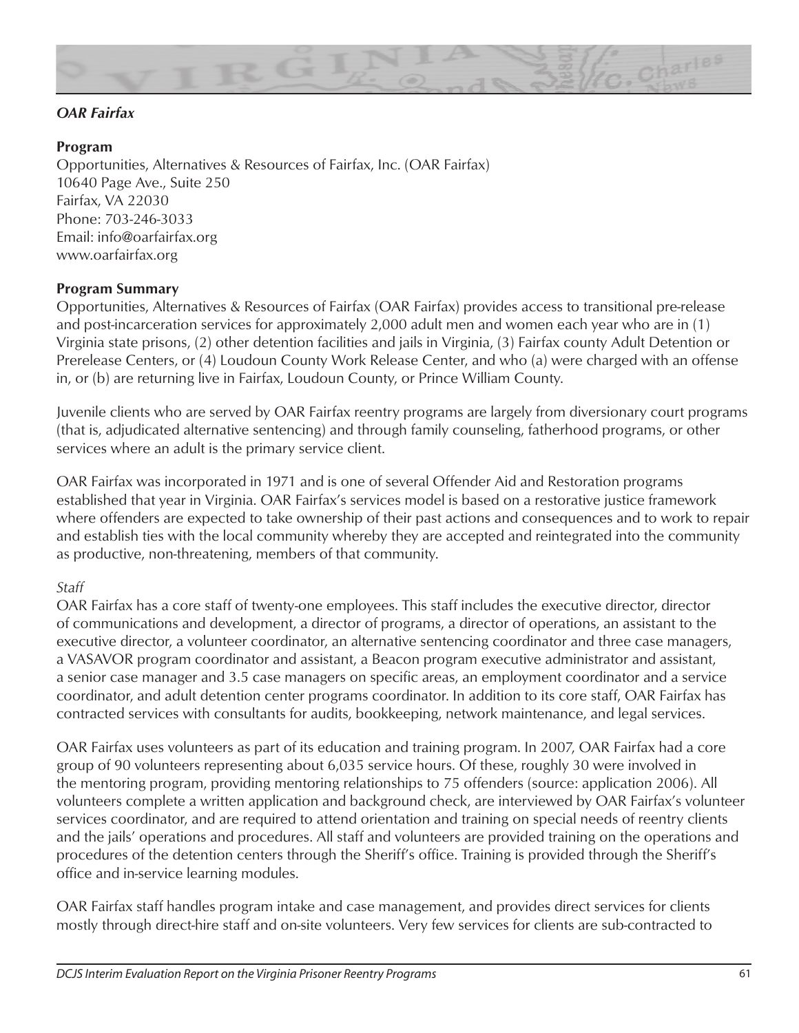### *OAR Fairfax*

**Program**
Opportunities, Alternatives & Resources of Fairfax, Inc. (OAR Fairfax)
10640 Page Ave., Suite 250
Fairfax, VA 22030
Phone: 703-246-3033
Email: info@oarfairfax.org
www.oarfairfax.org

**Program Summary**

Opportunities, Alternatives & Resources of Fairfax (OAR Fairfax) provides access to transitional pre-release and post-incarceration services for approximately 2,000 adult men and women each year who are in (1) Virginia state prisons, (2) other detention facilities and jails in Virginia, (3) Fairfax county Adult Detention or Prerelease Centers, or (4) Loudoun County Work Release Center, and who (a) were charged with an offense in, or (b) are returning live in Fairfax, Loudoun County, or Prince William County.

Juvenile clients who are served by OAR Fairfax reentry programs are largely from diversionary court programs (that is, adjudicated alternative sentencing) and through family counseling, fatherhood programs, or other services where an adult is the primary service client.

OAR Fairfax was incorporated in 1971 and is one of several Offender Aid and Restoration programs established that year in Virginia. OAR Fairfax's services model is based on a restorative justice framework where offenders are expected to take ownership of their past actions and consequences and to work to repair and establish ties with the local community whereby they are accepted and reintegrated into the community as productive, non-threatening, members of that community.

*Staff*

OAR Fairfax has a core staff of twenty-one employees. This staff includes the executive director, director of communications and development, a director of programs, a director of operations, an assistant to the executive director, a volunteer coordinator, an alternative sentencing coordinator and three case managers, a VASAVOR program coordinator and assistant, a Beacon program executive administrator and assistant, a senior case manager and 3.5 case managers on specific areas, an employment coordinator and a service coordinator, and adult detention center programs coordinator. In addition to its core staff, OAR Fairfax has contracted services with consultants for audits, bookkeeping, network maintenance, and legal services.

OAR Fairfax uses volunteers as part of its education and training program. In 2007, OAR Fairfax had a core group of 90 volunteers representing about 6,035 service hours. Of these, roughly 30 were involved in the mentoring program, providing mentoring relationships to 75 offenders (source: application 2006). All volunteers complete a written application and background check, are interviewed by OAR Fairfax's volunteer services coordinator, and are required to attend orientation and training on special needs of reentry clients and the jails' operations and procedures. All staff and volunteers are provided training on the operations and procedures of the detention centers through the Sheriff's office. Training is provided through the Sheriff's office and in-service learning modules.

OAR Fairfax staff handles program intake and case management, and provides direct services for clients mostly through direct-hire staff and on-site volunteers. Very few services for clients are sub-contracted to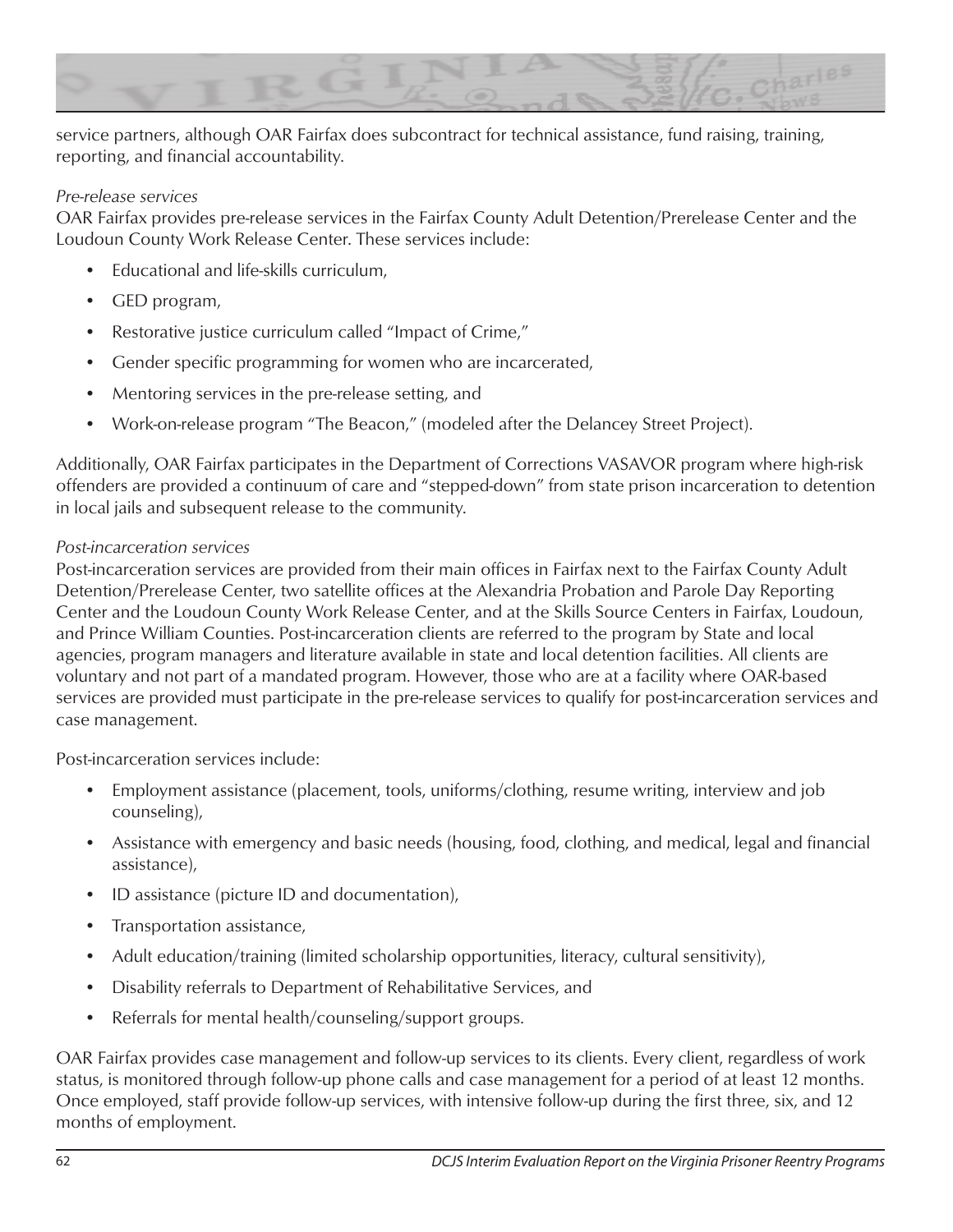service partners, although OAR Fairfax does subcontract for technical assistance, fund raising, training, reporting, and financial accountability.

*Pre-release services*

OAR Fairfax provides pre-release services in the Fairfax County Adult Detention/Prerelease Center and the Loudoun County Work Release Center. These services include:

- Educational and life-skills curriculum,
- GED program,
- Restorative justice curriculum called "Impact of Crime,"
- Gender specific programming for women who are incarcerated,
- Mentoring services in the pre-release setting, and
- Work-on-release program "The Beacon," (modeled after the Delancey Street Project).

Additionally, OAR Fairfax participates in the Department of Corrections VASAVOR program where high-risk offenders are provided a continuum of care and "stepped-down" from state prison incarceration to detention in local jails and subsequent release to the community.

*Post-incarceration services*

Post-incarceration services are provided from their main offices in Fairfax next to the Fairfax County Adult Detention/Prerelease Center, two satellite offices at the Alexandria Probation and Parole Day Reporting Center and the Loudoun County Work Release Center, and at the Skills Source Centers in Fairfax, Loudoun, and Prince William Counties. Post-incarceration clients are referred to the program by State and local agencies, program managers and literature available in state and local detention facilities. All clients are voluntary and not part of a mandated program. However, those who are at a facility where OAR-based services are provided must participate in the pre-release services to qualify for post-incarceration services and case management.

Post-incarceration services include:

- Employment assistance (placement, tools, uniforms/clothing, resume writing, interview and job counseling),
- Assistance with emergency and basic needs (housing, food, clothing, and medical, legal and financial assistance),
- ID assistance (picture ID and documentation),
- Transportation assistance,
- Adult education/training (limited scholarship opportunities, literacy, cultural sensitivity),
- Disability referrals to Department of Rehabilitative Services, and
- Referrals for mental health/counseling/support groups.

OAR Fairfax provides case management and follow-up services to its clients. Every client, regardless of work status, is monitored through follow-up phone calls and case management for a period of at least 12 months. Once employed, staff provide follow-up services, with intensive follow-up during the first three, six, and 12 months of employment.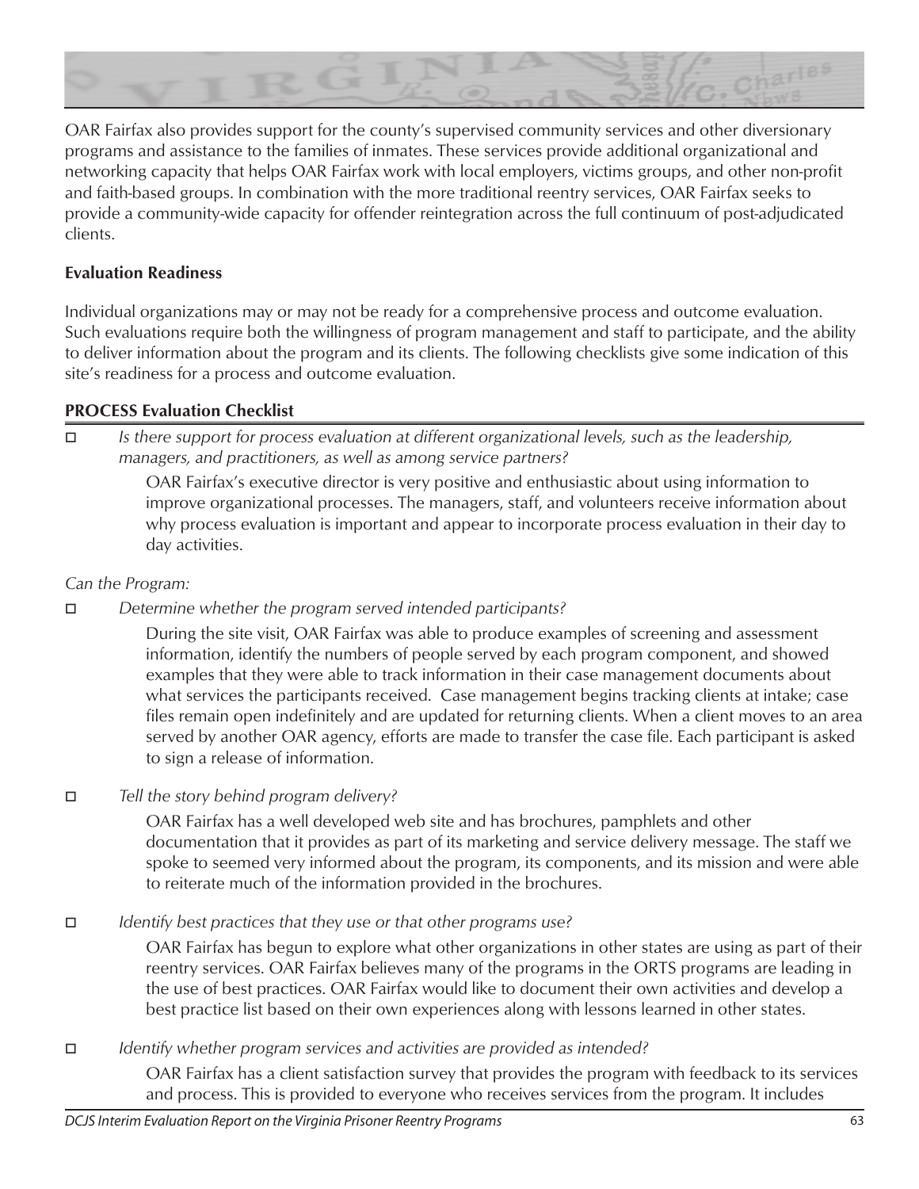OAR Fairfax also provides support for the county's supervised community services and other diversionary programs and assistance to the families of inmates. These services provide additional organizational and networking capacity that helps OAR Fairfax work with local employers, victims groups, and other non-profit and faith-based groups. In combination with the more traditional reentry services, OAR Fairfax seeks to provide a community-wide capacity for offender reintegration across the full continuum of post-adjudicated clients.

**Evaluation Readiness**

Individual organizations may or may not be ready for a comprehensive process and outcome evaluation. Such evaluations require both the willingness of program management and staff to participate, and the ability to deliver information about the program and its clients. The following checklists give some indication of this site's readiness for a process and outcome evaluation.

**PROCESS Evaluation Checklist**

- ☐ *Is there support for process evaluation at different organizational levels, such as the leadership, managers, and practitioners, as well as among service partners?*

  OAR Fairfax's executive director is very positive and enthusiastic about using information to improve organizational processes. The managers, staff, and volunteers receive information about why process evaluation is important and appear to incorporate process evaluation in their day to day activities.

*Can the Program:*

- ☐ *Determine whether the program served intended participants?*

  During the site visit, OAR Fairfax was able to produce examples of screening and assessment information, identify the numbers of people served by each program component, and showed examples that they were able to track information in their case management documents about what services the participants received. Case management begins tracking clients at intake; case files remain open indefinitely and are updated for returning clients. When a client moves to an area served by another OAR agency, efforts are made to transfer the case file. Each participant is asked to sign a release of information.

- ☐ *Tell the story behind program delivery?*

  OAR Fairfax has a well developed web site and has brochures, pamphlets and other documentation that it provides as part of its marketing and service delivery message. The staff we spoke to seemed very informed about the program, its components, and its mission and were able to reiterate much of the information provided in the brochures.

- ☐ *Identify best practices that they use or that other programs use?*

  OAR Fairfax has begun to explore what other organizations in other states are using as part of their reentry services. OAR Fairfax believes many of the programs in the ORTS programs are leading in the use of best practices. OAR Fairfax would like to document their own activities and develop a best practice list based on their own experiences along with lessons learned in other states.

- ☐ *Identify whether program services and activities are provided as intended?*

  OAR Fairfax has a client satisfaction survey that provides the program with feedback to its services and process. This is provided to everyone who receives services from the program. It includes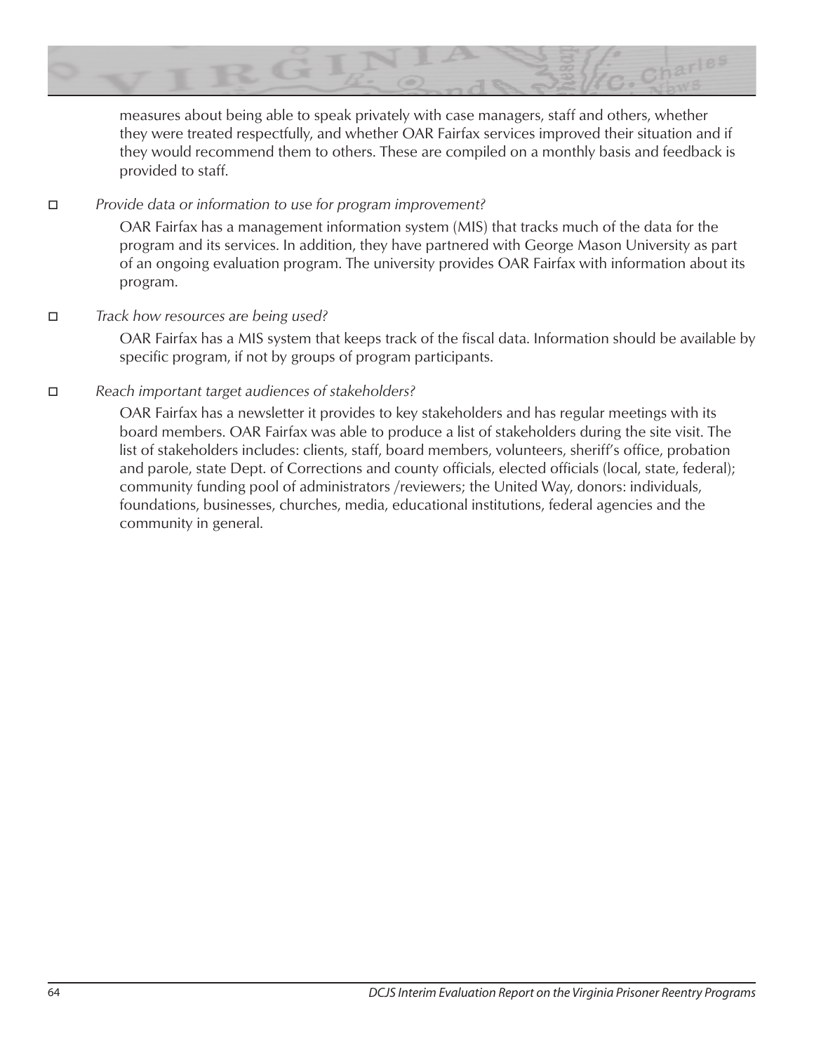measures about being able to speak privately with case managers, staff and others, whether they were treated respectfully, and whether OAR Fairfax services improved their situation and if they would recommend them to others. These are compiled on a monthly basis and feedback is provided to staff.

- ☐ *Provide data or information to use for program improvement?*

  OAR Fairfax has a management information system (MIS) that tracks much of the data for the program and its services. In addition, they have partnered with George Mason University as part of an ongoing evaluation program. The university provides OAR Fairfax with information about its program.

- ☐ *Track how resources are being used?*

  OAR Fairfax has a MIS system that keeps track of the fiscal data. Information should be available by specific program, if not by groups of program participants.

- ☐ *Reach important target audiences of stakeholders?*

  OAR Fairfax has a newsletter it provides to key stakeholders and has regular meetings with its board members. OAR Fairfax was able to produce a list of stakeholders during the site visit. The list of stakeholders includes: clients, staff, board members, volunteers, sheriff's office, probation and parole, state Dept. of Corrections and county officials, elected officials (local, state, federal); community funding pool of administrators /reviewers; the United Way, donors: individuals, foundations, businesses, churches, media, educational institutions, federal agencies and the community in general.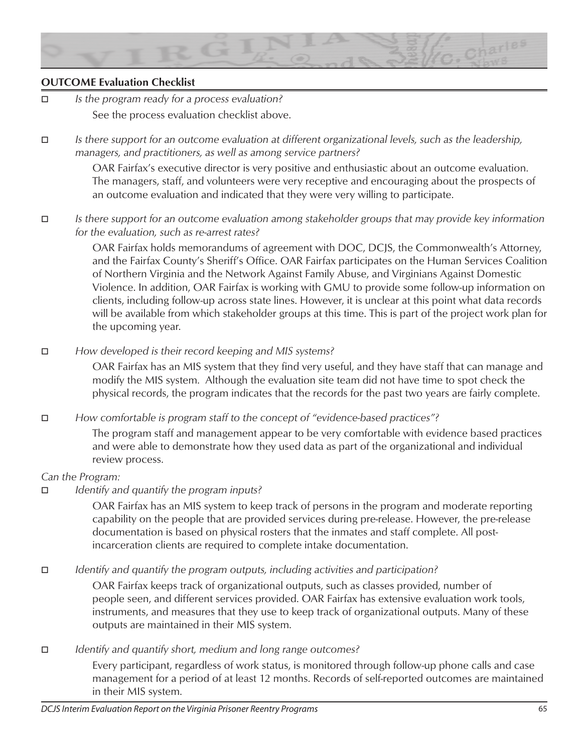**OUTCOME Evaluation Checklist**

- ☐ *Is the program ready for a process evaluation?*

  See the process evaluation checklist above.

- ☐ *Is there support for an outcome evaluation at different organizational levels, such as the leadership, managers, and practitioners, as well as among service partners?*

  OAR Fairfax's executive director is very positive and enthusiastic about an outcome evaluation. The managers, staff, and volunteers were very receptive and encouraging about the prospects of an outcome evaluation and indicated that they were very willing to participate.

- ☐ *Is there support for an outcome evaluation among stakeholder groups that may provide key information for the evaluation, such as re-arrest rates?*

  OAR Fairfax holds memorandums of agreement with DOC, DCJS, the Commonwealth's Attorney, and the Fairfax County's Sheriff's Office. OAR Fairfax participates on the Human Services Coalition of Northern Virginia and the Network Against Family Abuse, and Virginians Against Domestic Violence. In addition, OAR Fairfax is working with GMU to provide some follow-up information on clients, including follow-up across state lines. However, it is unclear at this point what data records will be available from which stakeholder groups at this time. This is part of the project work plan for the upcoming year.

- ☐ *How developed is their record keeping and MIS systems?*

  OAR Fairfax has an MIS system that they find very useful, and they have staff that can manage and modify the MIS system. Although the evaluation site team did not have time to spot check the physical records, the program indicates that the records for the past two years are fairly complete.

- ☐ *How comfortable is program staff to the concept of "evidence-based practices"?*

  The program staff and management appear to be very comfortable with evidence based practices and were able to demonstrate how they used data as part of the organizational and individual review process.

*Can the Program:*

- ☐ *Identify and quantify the program inputs?*

  OAR Fairfax has an MIS system to keep track of persons in the program and moderate reporting capability on the people that are provided services during pre-release. However, the pre-release documentation is based on physical rosters that the inmates and staff complete. All post-incarceration clients are required to complete intake documentation.

- ☐ *Identify and quantify the program outputs, including activities and participation?*

  OAR Fairfax keeps track of organizational outputs, such as classes provided, number of people seen, and different services provided. OAR Fairfax has extensive evaluation work tools, instruments, and measures that they use to keep track of organizational outputs. Many of these outputs are maintained in their MIS system.

- ☐ *Identify and quantify short, medium and long range outcomes?*

  Every participant, regardless of work status, is monitored through follow-up phone calls and case management for a period of at least 12 months. Records of self-reported outcomes are maintained in their MIS system.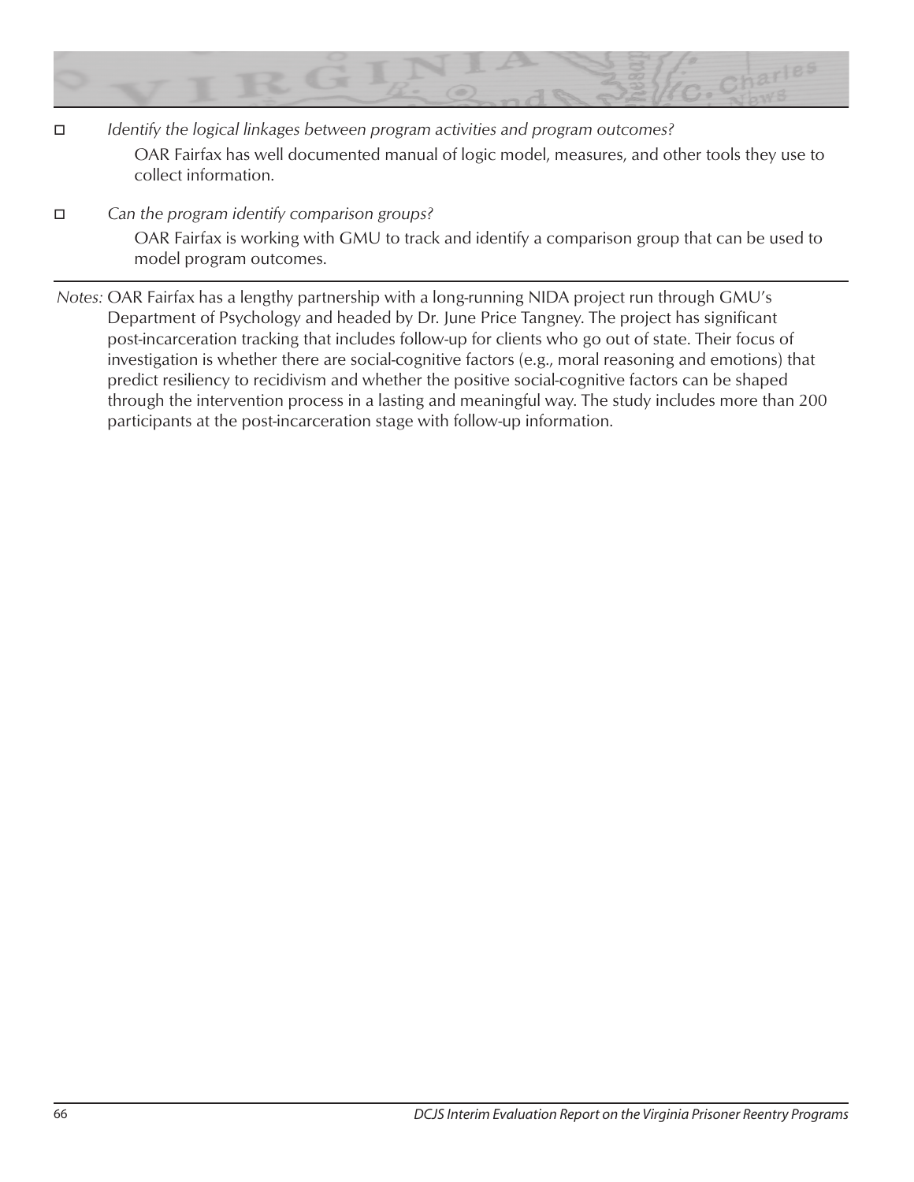- ☐ *Identify the logical linkages between program activities and program outcomes?*

  OAR Fairfax has well documented manual of logic model, measures, and other tools they use to collect information.

- ☐ *Can the program identify comparison groups?*

  OAR Fairfax is working with GMU to track and identify a comparison group that can be used to model program outcomes.

---

*Notes:* OAR Fairfax has a lengthy partnership with a long-running NIDA project run through GMU's Department of Psychology and headed by Dr. June Price Tangney. The project has significant post-incarceration tracking that includes follow-up for clients who go out of state. Their focus of investigation is whether there are social-cognitive factors (e.g., moral reasoning and emotions) that predict resiliency to recidivism and whether the positive social-cognitive factors can be shaped through the intervention process in a lasting and meaningful way. The study includes more than 200 participants at the post-incarceration stage with follow-up information.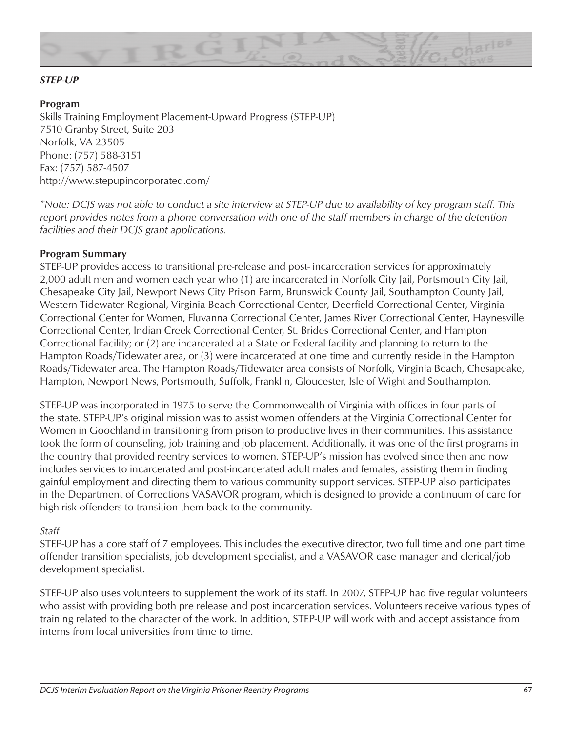### *STEP-UP*

**Program**

Skills Training Employment Placement-Upward Progress (STEP-UP)
7510 Granby Street, Suite 203
Norfolk, VA 23505
Phone: (757) 588-3151
Fax: (757) 587-4507
http://www.stepupincorporated.com/

*\*Note: DCJS was not able to conduct a site interview at STEP-UP due to availability of key program staff. This report provides notes from a phone conversation with one of the staff members in charge of the detention facilities and their DCJS grant applications.*

**Program Summary**

STEP-UP provides access to transitional pre-release and post- incarceration services for approximately 2,000 adult men and women each year who (1) are incarcerated in Norfolk City Jail, Portsmouth City Jail, Chesapeake City Jail, Newport News City Prison Farm, Brunswick County Jail, Southampton County Jail, Western Tidewater Regional, Virginia Beach Correctional Center, Deerfield Correctional Center, Virginia Correctional Center for Women, Fluvanna Correctional Center, James River Correctional Center, Haynesville Correctional Center, Indian Creek Correctional Center, St. Brides Correctional Center, and Hampton Correctional Facility; or (2) are incarcerated at a State or Federal facility and planning to return to the Hampton Roads/Tidewater area, or (3) were incarcerated at one time and currently reside in the Hampton Roads/Tidewater area. The Hampton Roads/Tidewater area consists of Norfolk, Virginia Beach, Chesapeake, Hampton, Newport News, Portsmouth, Suffolk, Franklin, Gloucester, Isle of Wight and Southampton.

STEP-UP was incorporated in 1975 to serve the Commonwealth of Virginia with offices in four parts of the state. STEP-UP's original mission was to assist women offenders at the Virginia Correctional Center for Women in Goochland in transitioning from prison to productive lives in their communities. This assistance took the form of counseling, job training and job placement. Additionally, it was one of the first programs in the country that provided reentry services to women. STEP-UP's mission has evolved since then and now includes services to incarcerated and post-incarcerated adult males and females, assisting them in finding gainful employment and directing them to various community support services. STEP-UP also participates in the Department of Corrections VASAVOR program, which is designed to provide a continuum of care for high-risk offenders to transition them back to the community.

*Staff*

STEP-UP has a core staff of 7 employees. This includes the executive director, two full time and one part time offender transition specialists, job development specialist, and a VASAVOR case manager and clerical/job development specialist.

STEP-UP also uses volunteers to supplement the work of its staff. In 2007, STEP-UP had five regular volunteers who assist with providing both pre release and post incarceration services. Volunteers receive various types of training related to the character of the work. In addition, STEP-UP will work with and accept assistance from interns from local universities from time to time.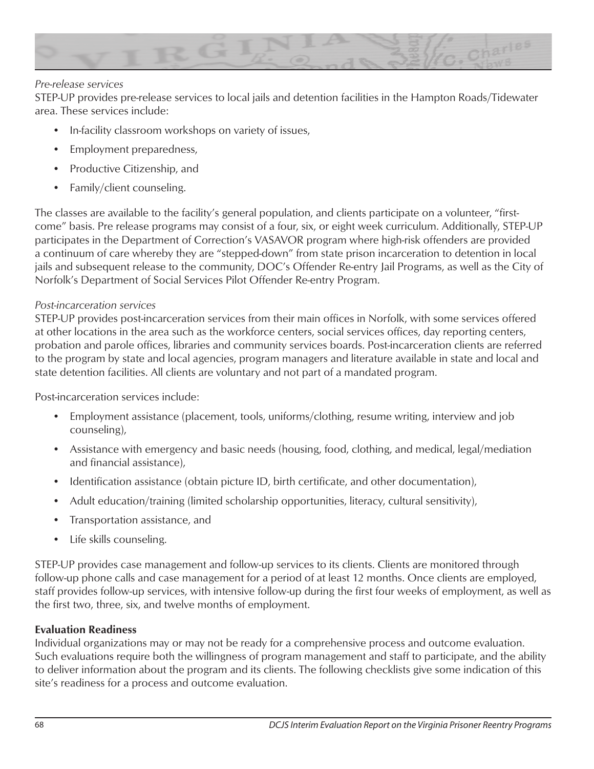*Pre-release services*

STEP-UP provides pre-release services to local jails and detention facilities in the Hampton Roads/Tidewater area. These services include:

- In-facility classroom workshops on variety of issues,
- Employment preparedness,
- Productive Citizenship, and
- Family/client counseling.

The classes are available to the facility's general population, and clients participate on a volunteer, "first-come" basis. Pre release programs may consist of a four, six, or eight week curriculum. Additionally, STEP-UP participates in the Department of Correction's VASAVOR program where high-risk offenders are provided a continuum of care whereby they are "stepped-down" from state prison incarceration to detention in local jails and subsequent release to the community, DOC's Offender Re-entry Jail Programs, as well as the City of Norfolk's Department of Social Services Pilot Offender Re-entry Program.

*Post-incarceration services*

STEP-UP provides post-incarceration services from their main offices in Norfolk, with some services offered at other locations in the area such as the workforce centers, social services offices, day reporting centers, probation and parole offices, libraries and community services boards. Post-incarceration clients are referred to the program by state and local agencies, program managers and literature available in state and local and state detention facilities. All clients are voluntary and not part of a mandated program.

Post-incarceration services include:

- Employment assistance (placement, tools, uniforms/clothing, resume writing, interview and job counseling),
- Assistance with emergency and basic needs (housing, food, clothing, and medical, legal/mediation and financial assistance),
- Identification assistance (obtain picture ID, birth certificate, and other documentation),
- Adult education/training (limited scholarship opportunities, literacy, cultural sensitivity),
- Transportation assistance, and
- Life skills counseling.

STEP-UP provides case management and follow-up services to its clients. Clients are monitored through follow-up phone calls and case management for a period of at least 12 months. Once clients are employed, staff provides follow-up services, with intensive follow-up during the first four weeks of employment, as well as the first two, three, six, and twelve months of employment.

**Evaluation Readiness**

Individual organizations may or may not be ready for a comprehensive process and outcome evaluation. Such evaluations require both the willingness of program management and staff to participate, and the ability to deliver information about the program and its clients. The following checklists give some indication of this site's readiness for a process and outcome evaluation.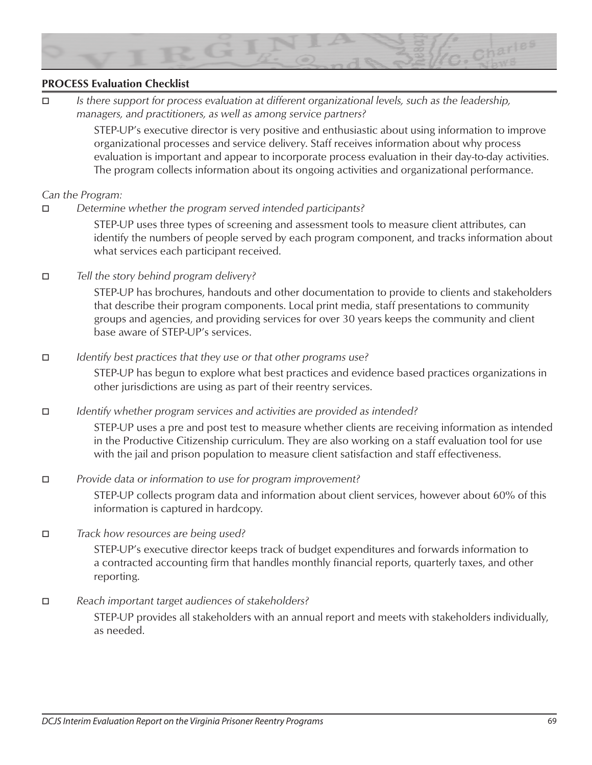**PROCESS Evaluation Checklist**

- ☐ *Is there support for process evaluation at different organizational levels, such as the leadership, managers, and practitioners, as well as among service partners?*

  STEP-UP's executive director is very positive and enthusiastic about using information to improve organizational processes and service delivery. Staff receives information about why process evaluation is important and appear to incorporate process evaluation in their day-to-day activities. The program collects information about its ongoing activities and organizational performance.

*Can the Program:*

- ☐ *Determine whether the program served intended participants?*

  STEP-UP uses three types of screening and assessment tools to measure client attributes, can identify the numbers of people served by each program component, and tracks information about what services each participant received.

- ☐ *Tell the story behind program delivery?*

  STEP-UP has brochures, handouts and other documentation to provide to clients and stakeholders that describe their program components. Local print media, staff presentations to community groups and agencies, and providing services for over 30 years keeps the community and client base aware of STEP-UP's services.

- ☐ *Identify best practices that they use or that other programs use?*

  STEP-UP has begun to explore what best practices and evidence based practices organizations in other jurisdictions are using as part of their reentry services.

- ☐ *Identify whether program services and activities are provided as intended?*

  STEP-UP uses a pre and post test to measure whether clients are receiving information as intended in the Productive Citizenship curriculum. They are also working on a staff evaluation tool for use with the jail and prison population to measure client satisfaction and staff effectiveness.

- ☐ *Provide data or information to use for program improvement?*

  STEP-UP collects program data and information about client services, however about 60% of this information is captured in hardcopy.

- ☐ *Track how resources are being used?*

  STEP-UP's executive director keeps track of budget expenditures and forwards information to a contracted accounting firm that handles monthly financial reports, quarterly taxes, and other reporting.

- ☐ *Reach important target audiences of stakeholders?*

  STEP-UP provides all stakeholders with an annual report and meets with stakeholders individually, as needed.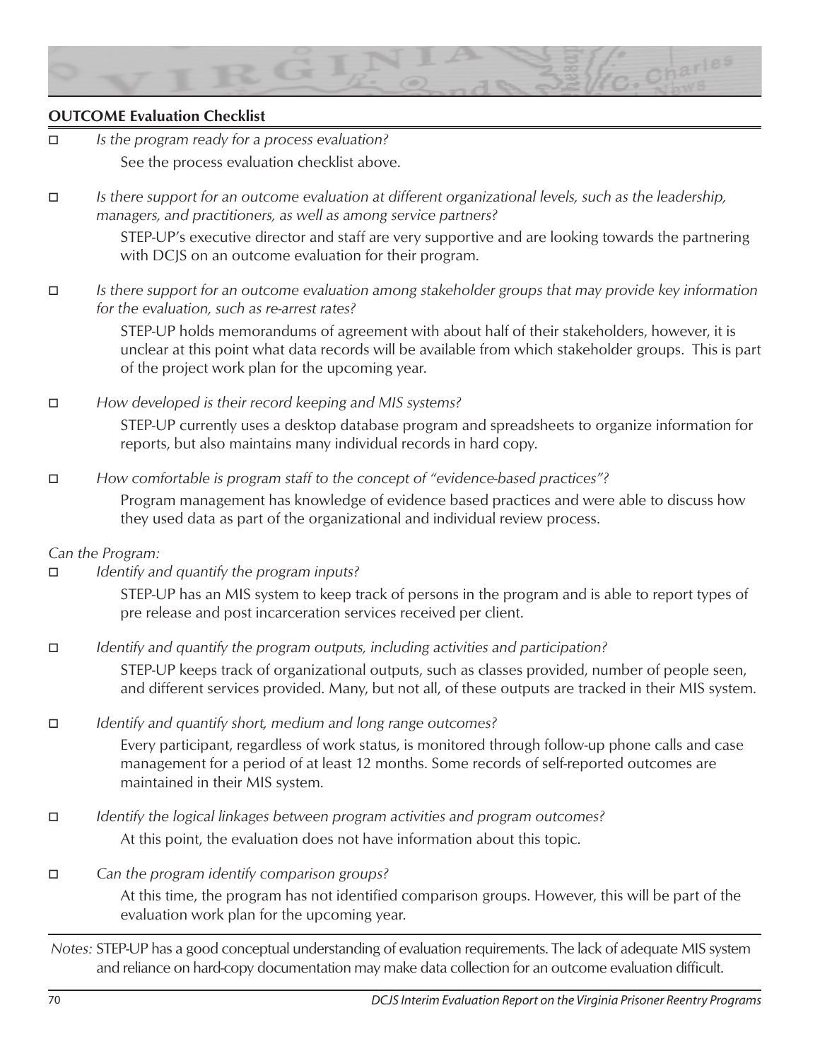**OUTCOME Evaluation Checklist**

- ☐ *Is the program ready for a process evaluation?*

  See the process evaluation checklist above.

- ☐ *Is there support for an outcome evaluation at different organizational levels, such as the leadership, managers, and practitioners, as well as among service partners?*

  STEP-UP's executive director and staff are very supportive and are looking towards the partnering with DCJS on an outcome evaluation for their program.

- ☐ *Is there support for an outcome evaluation among stakeholder groups that may provide key information for the evaluation, such as re-arrest rates?*

  STEP-UP holds memorandums of agreement with about half of their stakeholders, however, it is unclear at this point what data records will be available from which stakeholder groups. This is part of the project work plan for the upcoming year.

- ☐ *How developed is their record keeping and MIS systems?*

  STEP-UP currently uses a desktop database program and spreadsheets to organize information for reports, but also maintains many individual records in hard copy.

- ☐ *How comfortable is program staff to the concept of "evidence-based practices"?*

  Program management has knowledge of evidence based practices and were able to discuss how they used data as part of the organizational and individual review process.

*Can the Program:*

- ☐ *Identify and quantify the program inputs?*

  STEP-UP has an MIS system to keep track of persons in the program and is able to report types of pre release and post incarceration services received per client.

- ☐ *Identify and quantify the program outputs, including activities and participation?*

  STEP-UP keeps track of organizational outputs, such as classes provided, number of people seen, and different services provided. Many, but not all, of these outputs are tracked in their MIS system.

- ☐ *Identify and quantify short, medium and long range outcomes?*

  Every participant, regardless of work status, is monitored through follow-up phone calls and case management for a period of at least 12 months. Some records of self-reported outcomes are maintained in their MIS system.

- ☐ *Identify the logical linkages between program activities and program outcomes?*

  At this point, the evaluation does not have information about this topic.

- ☐ *Can the program identify comparison groups?*

  At this time, the program has not identified comparison groups. However, this will be part of the evaluation work plan for the upcoming year.

*Notes:* STEP-UP has a good conceptual understanding of evaluation requirements. The lack of adequate MIS system and reliance on hard-copy documentation may make data collection for an outcome evaluation difficult.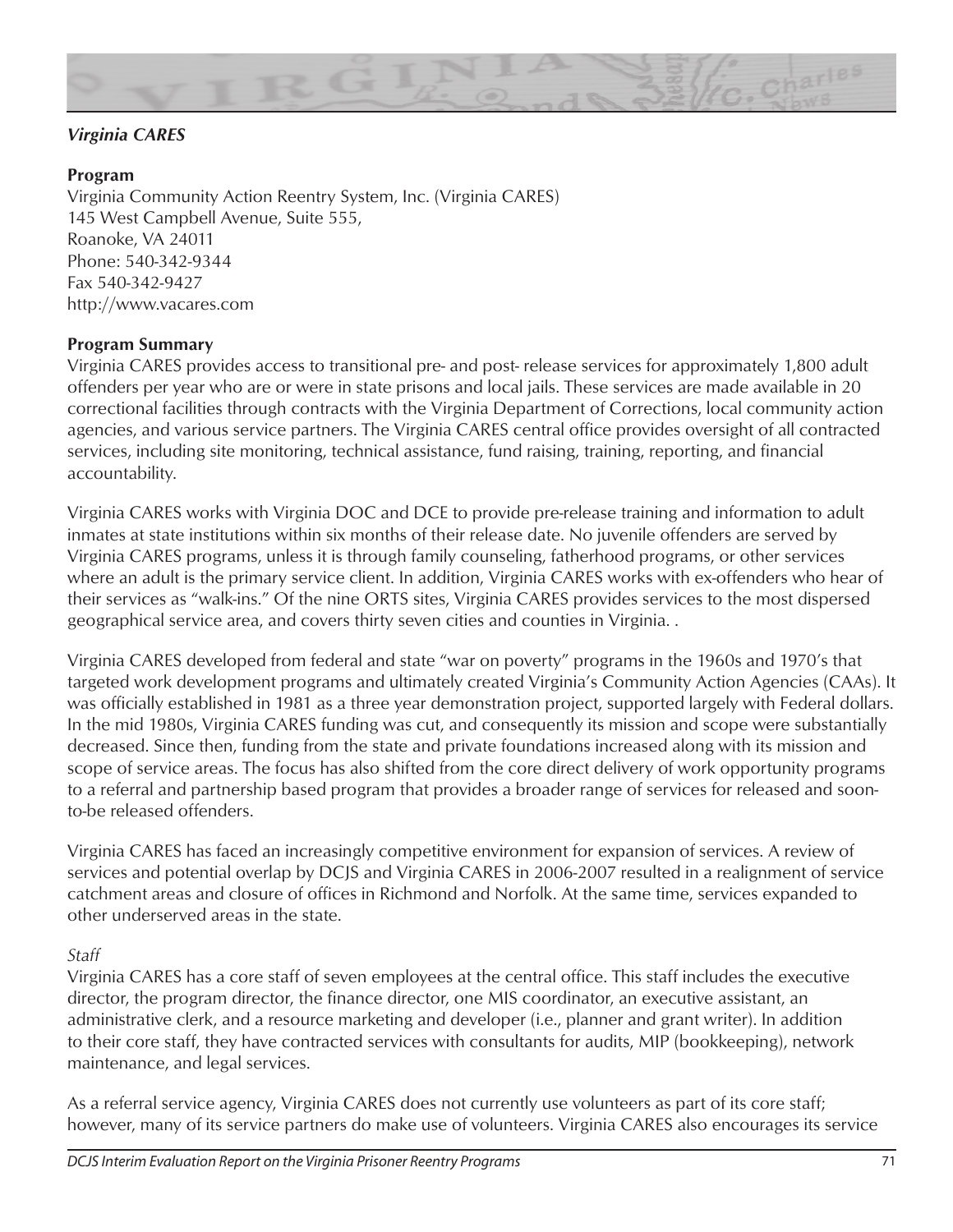### *Virginia CARES*

**Program**

Virginia Community Action Reentry System, Inc. (Virginia CARES)
145 West Campbell Avenue, Suite 555,
Roanoke, VA 24011
Phone: 540-342-9344
Fax 540-342-9427
http://www.vacares.com

**Program Summary**

Virginia CARES provides access to transitional pre- and post- release services for approximately 1,800 adult offenders per year who are or were in state prisons and local jails. These services are made available in 20 correctional facilities through contracts with the Virginia Department of Corrections, local community action agencies, and various service partners. The Virginia CARES central office provides oversight of all contracted services, including site monitoring, technical assistance, fund raising, training, reporting, and financial accountability.

Virginia CARES works with Virginia DOC and DCE to provide pre-release training and information to adult inmates at state institutions within six months of their release date. No juvenile offenders are served by Virginia CARES programs, unless it is through family counseling, fatherhood programs, or other services where an adult is the primary service client. In addition, Virginia CARES works with ex-offenders who hear of their services as "walk-ins." Of the nine ORTS sites, Virginia CARES provides services to the most dispersed geographical service area, and covers thirty seven cities and counties in Virginia. .

Virginia CARES developed from federal and state "war on poverty" programs in the 1960s and 1970's that targeted work development programs and ultimately created Virginia's Community Action Agencies (CAAs). It was officially established in 1981 as a three year demonstration project, supported largely with Federal dollars. In the mid 1980s, Virginia CARES funding was cut, and consequently its mission and scope were substantially decreased. Since then, funding from the state and private foundations increased along with its mission and scope of service areas. The focus has also shifted from the core direct delivery of work opportunity programs to a referral and partnership based program that provides a broader range of services for released and soon-to-be released offenders.

Virginia CARES has faced an increasingly competitive environment for expansion of services. A review of services and potential overlap by DCJS and Virginia CARES in 2006-2007 resulted in a realignment of service catchment areas and closure of offices in Richmond and Norfolk. At the same time, services expanded to other underserved areas in the state.

*Staff*

Virginia CARES has a core staff of seven employees at the central office. This staff includes the executive director, the program director, the finance director, one MIS coordinator, an executive assistant, an administrative clerk, and a resource marketing and developer (i.e., planner and grant writer). In addition to their core staff, they have contracted services with consultants for audits, MIP (bookkeeping), network maintenance, and legal services.

As a referral service agency, Virginia CARES does not currently use volunteers as part of its core staff; however, many of its service partners do make use of volunteers. Virginia CARES also encourages its service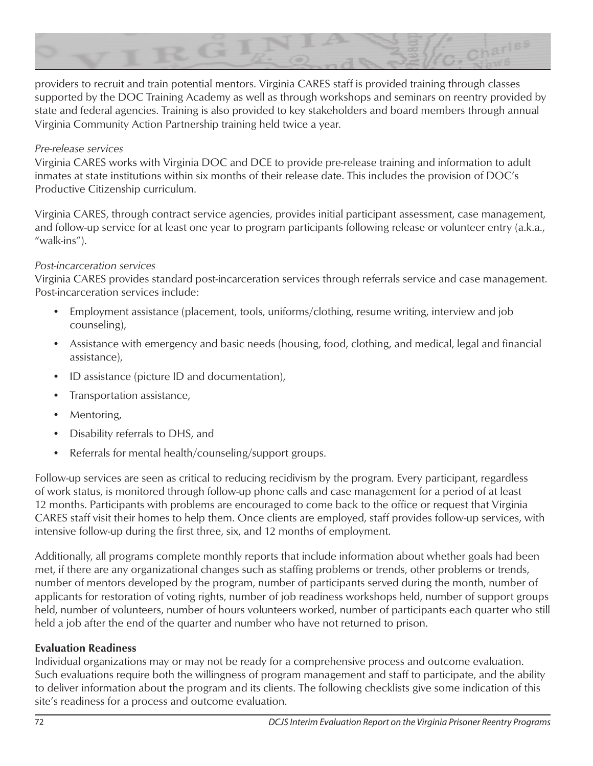providers to recruit and train potential mentors. Virginia CARES staff is provided training through classes supported by the DOC Training Academy as well as through workshops and seminars on reentry provided by state and federal agencies. Training is also provided to key stakeholders and board members through annual Virginia Community Action Partnership training held twice a year.

*Pre-release services*

Virginia CARES works with Virginia DOC and DCE to provide pre-release training and information to adult inmates at state institutions within six months of their release date. This includes the provision of DOC's Productive Citizenship curriculum.

Virginia CARES, through contract service agencies, provides initial participant assessment, case management, and follow-up service for at least one year to program participants following release or volunteer entry (a.k.a., "walk-ins").

*Post-incarceration services*

Virginia CARES provides standard post-incarceration services through referrals service and case management. Post-incarceration services include:

- Employment assistance (placement, tools, uniforms/clothing, resume writing, interview and job counseling),
- Assistance with emergency and basic needs (housing, food, clothing, and medical, legal and financial assistance),
- ID assistance (picture ID and documentation),
- Transportation assistance,
- Mentoring,
- Disability referrals to DHS, and
- Referrals for mental health/counseling/support groups.

Follow-up services are seen as critical to reducing recidivism by the program. Every participant, regardless of work status, is monitored through follow-up phone calls and case management for a period of at least 12 months. Participants with problems are encouraged to come back to the office or request that Virginia CARES staff visit their homes to help them. Once clients are employed, staff provides follow-up services, with intensive follow-up during the first three, six, and 12 months of employment.

Additionally, all programs complete monthly reports that include information about whether goals had been met, if there are any organizational changes such as staffing problems or trends, other problems or trends, number of mentors developed by the program, number of participants served during the month, number of applicants for restoration of voting rights, number of job readiness workshops held, number of support groups held, number of volunteers, number of hours volunteers worked, number of participants each quarter who still held a job after the end of the quarter and number who have not returned to prison.

**Evaluation Readiness**

Individual organizations may or may not be ready for a comprehensive process and outcome evaluation. Such evaluations require both the willingness of program management and staff to participate, and the ability to deliver information about the program and its clients. The following checklists give some indication of this site's readiness for a process and outcome evaluation.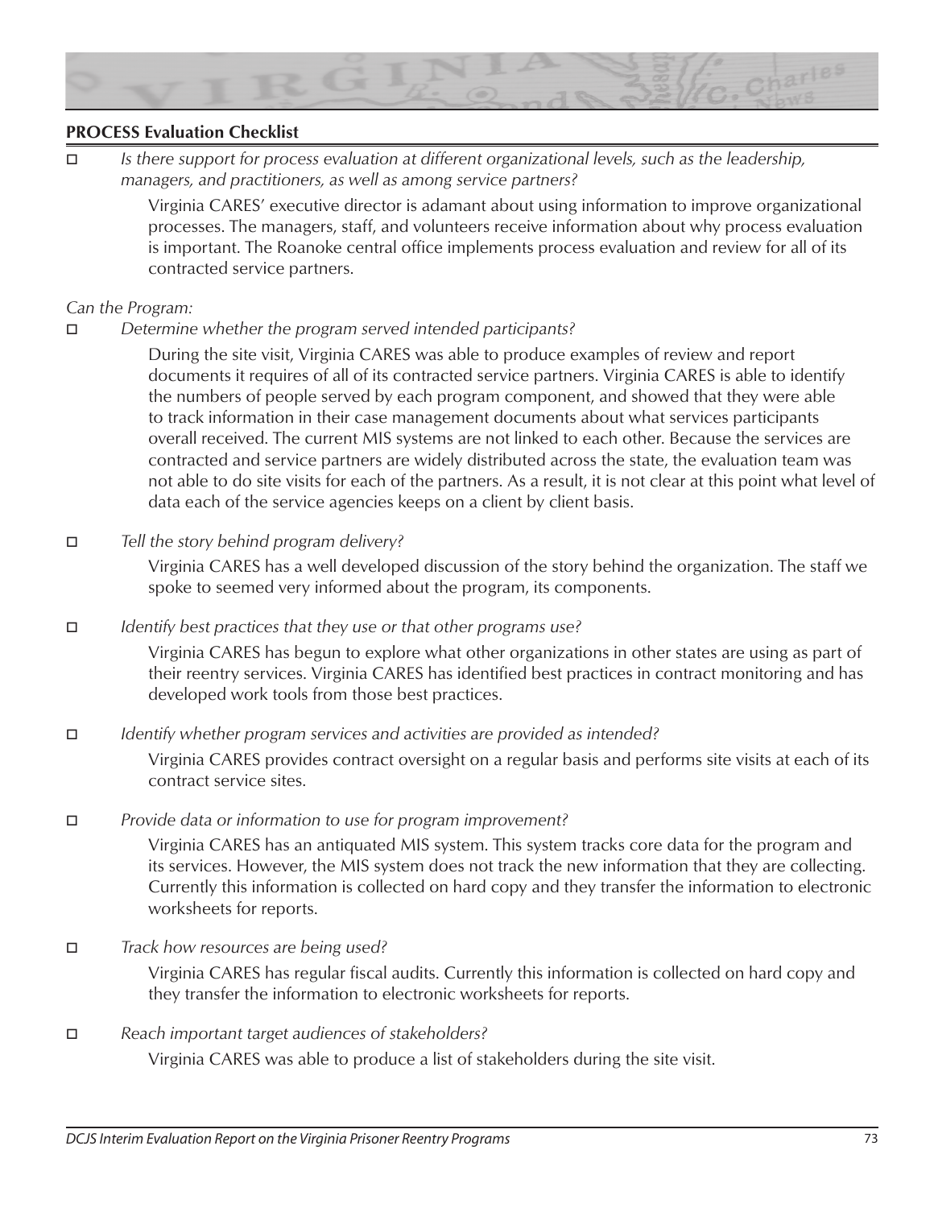**PROCESS Evaluation Checklist**

- ☐ *Is there support for process evaluation at different organizational levels, such as the leadership, managers, and practitioners, as well as among service partners?*

  Virginia CARES' executive director is adamant about using information to improve organizational processes. The managers, staff, and volunteers receive information about why process evaluation is important. The Roanoke central office implements process evaluation and review for all of its contracted service partners.

*Can the Program:*

- ☐ *Determine whether the program served intended participants?*

  During the site visit, Virginia CARES was able to produce examples of review and report documents it requires of all of its contracted service partners. Virginia CARES is able to identify the numbers of people served by each program component, and showed that they were able to track information in their case management documents about what services participants overall received. The current MIS systems are not linked to each other. Because the services are contracted and service partners are widely distributed across the state, the evaluation team was not able to do site visits for each of the partners. As a result, it is not clear at this point what level of data each of the service agencies keeps on a client by client basis.

- ☐ *Tell the story behind program delivery?*

  Virginia CARES has a well developed discussion of the story behind the organization. The staff we spoke to seemed very informed about the program, its components.

- ☐ *Identify best practices that they use or that other programs use?*

  Virginia CARES has begun to explore what other organizations in other states are using as part of their reentry services. Virginia CARES has identified best practices in contract monitoring and has developed work tools from those best practices.

- ☐ *Identify whether program services and activities are provided as intended?*

  Virginia CARES provides contract oversight on a regular basis and performs site visits at each of its contract service sites.

- ☐ *Provide data or information to use for program improvement?*

  Virginia CARES has an antiquated MIS system. This system tracks core data for the program and its services. However, the MIS system does not track the new information that they are collecting. Currently this information is collected on hard copy and they transfer the information to electronic worksheets for reports.

- ☐ *Track how resources are being used?*

  Virginia CARES has regular fiscal audits. Currently this information is collected on hard copy and they transfer the information to electronic worksheets for reports.

- ☐ *Reach important target audiences of stakeholders?*

  Virginia CARES was able to produce a list of stakeholders during the site visit.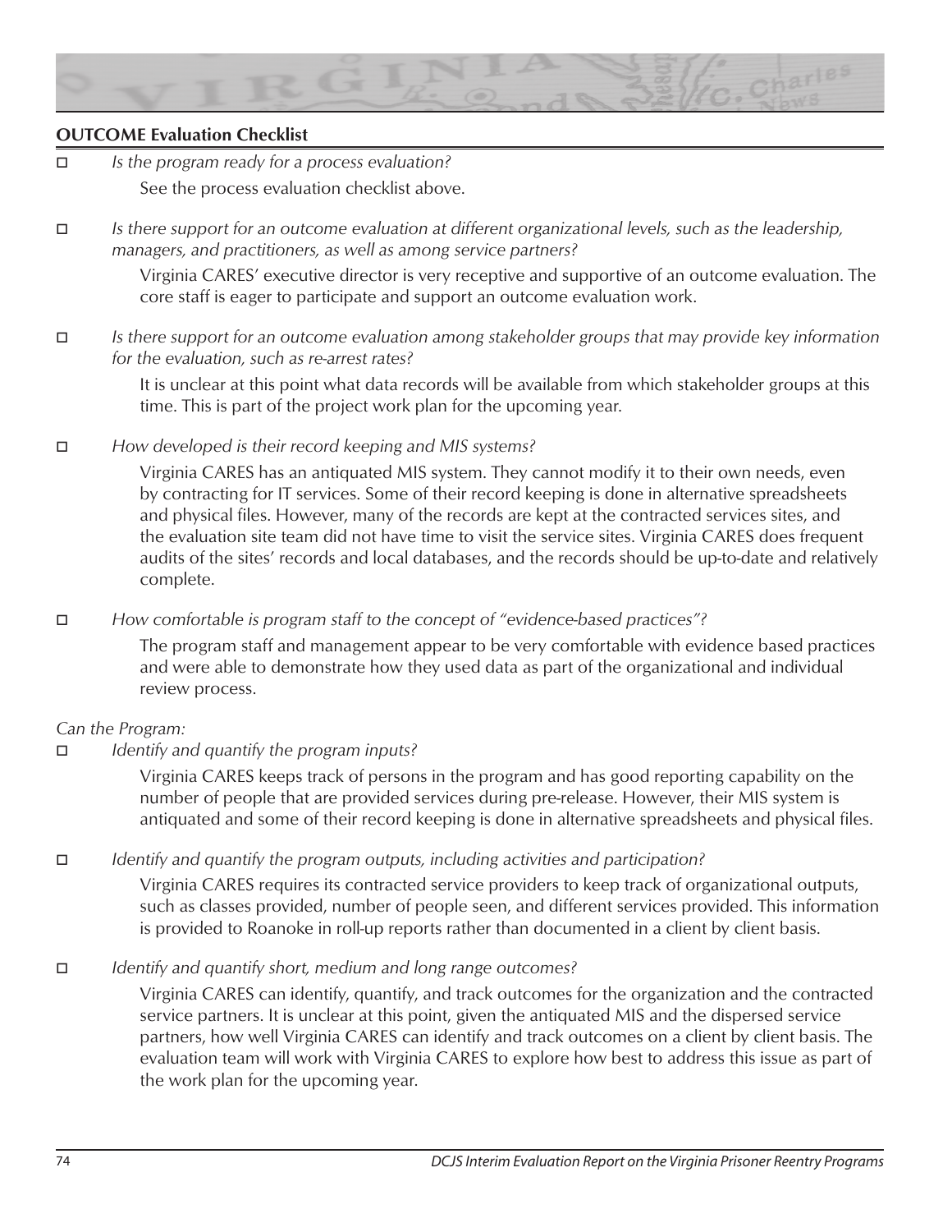**OUTCOME Evaluation Checklist**

- ☐ *Is the program ready for a process evaluation?*

  See the process evaluation checklist above.

- ☐ *Is there support for an outcome evaluation at different organizational levels, such as the leadership, managers, and practitioners, as well as among service partners?*

  Virginia CARES' executive director is very receptive and supportive of an outcome evaluation. The core staff is eager to participate and support an outcome evaluation work.

- ☐ *Is there support for an outcome evaluation among stakeholder groups that may provide key information for the evaluation, such as re-arrest rates?*

  It is unclear at this point what data records will be available from which stakeholder groups at this time. This is part of the project work plan for the upcoming year.

- ☐ *How developed is their record keeping and MIS systems?*

  Virginia CARES has an antiquated MIS system. They cannot modify it to their own needs, even by contracting for IT services. Some of their record keeping is done in alternative spreadsheets and physical files. However, many of the records are kept at the contracted services sites, and the evaluation site team did not have time to visit the service sites. Virginia CARES does frequent audits of the sites' records and local databases, and the records should be up-to-date and relatively complete.

- ☐ *How comfortable is program staff to the concept of "evidence-based practices"?*

  The program staff and management appear to be very comfortable with evidence based practices and were able to demonstrate how they used data as part of the organizational and individual review process.

*Can the Program:*

- ☐ *Identify and quantify the program inputs?*

  Virginia CARES keeps track of persons in the program and has good reporting capability on the number of people that are provided services during pre-release. However, their MIS system is antiquated and some of their record keeping is done in alternative spreadsheets and physical files.

- ☐ *Identify and quantify the program outputs, including activities and participation?*

  Virginia CARES requires its contracted service providers to keep track of organizational outputs, such as classes provided, number of people seen, and different services provided. This information is provided to Roanoke in roll-up reports rather than documented in a client by client basis.

- ☐ *Identify and quantify short, medium and long range outcomes?*

  Virginia CARES can identify, quantify, and track outcomes for the organization and the contracted service partners. It is unclear at this point, given the antiquated MIS and the dispersed service partners, how well Virginia CARES can identify and track outcomes on a client by client basis. The evaluation team will work with Virginia CARES to explore how best to address this issue as part of the work plan for the upcoming year.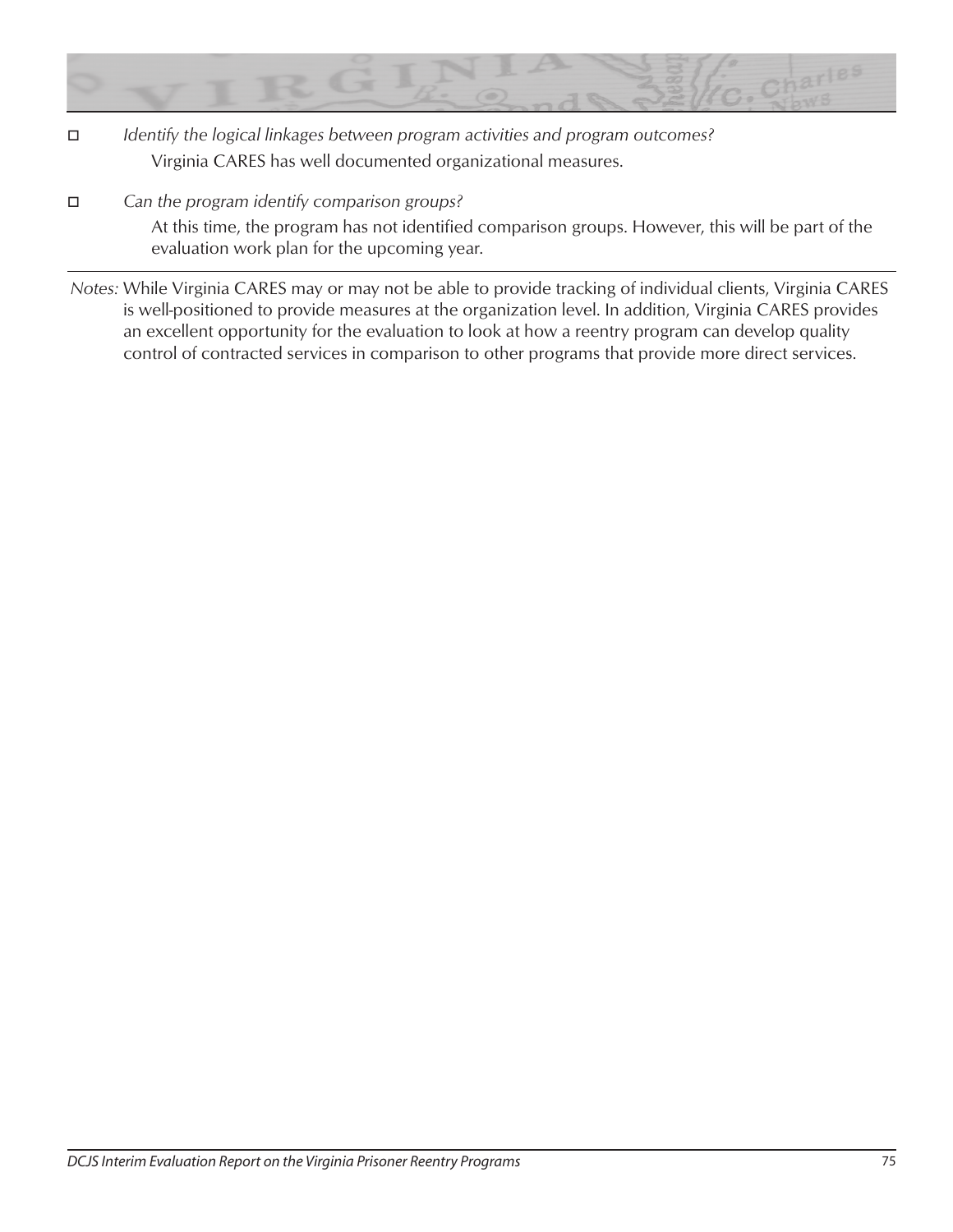- *Identify the logical linkages between program activities and program outcomes?*

  Virginia CARES has well documented organizational measures.

- *Can the program identify comparison groups?*

  At this time, the program has not identified comparison groups. However, this will be part of the evaluation work plan for the upcoming year.

---

*Notes:* While Virginia CARES may or may not be able to provide tracking of individual clients, Virginia CARES is well-positioned to provide measures at the organization level. In addition, Virginia CARES provides an excellent opportunity for the evaluation to look at how a reentry program can develop quality control of contracted services in comparison to other programs that provide more direct services.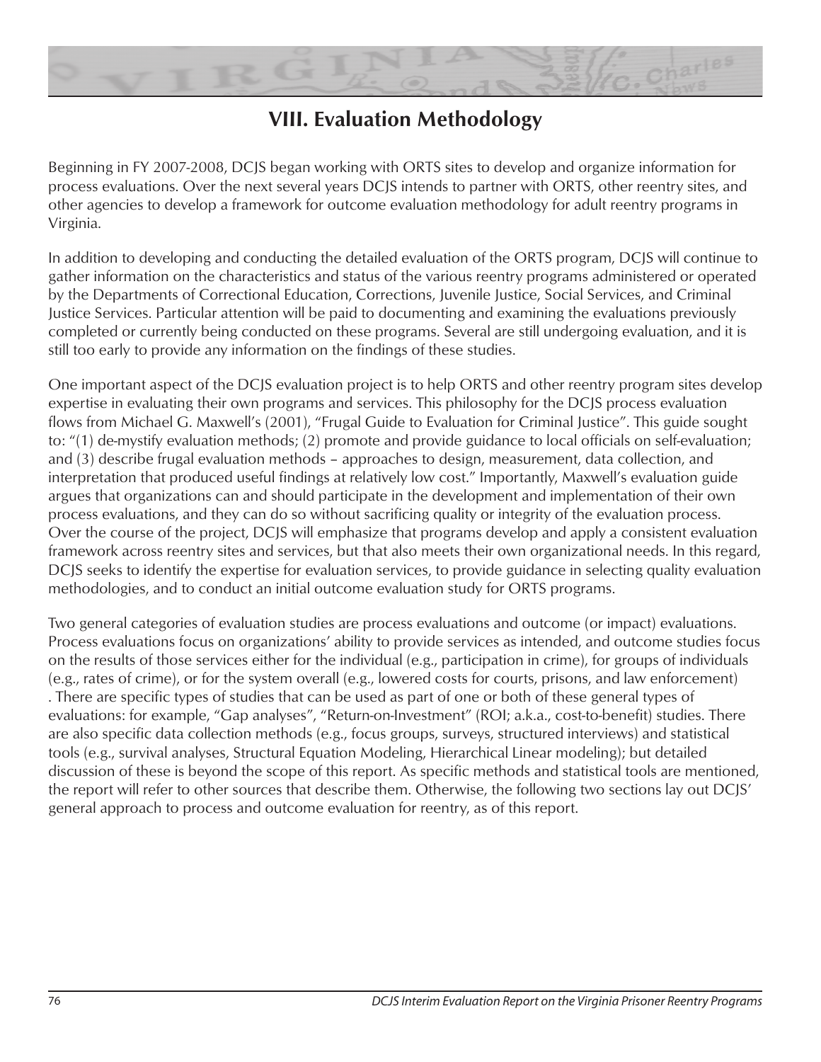# VIII. Evaluation Methodology

Beginning in FY 2007-2008, DCJS began working with ORTS sites to develop and organize information for process evaluations. Over the next several years DCJS intends to partner with ORTS, other reentry sites, and other agencies to develop a framework for outcome evaluation methodology for adult reentry programs in Virginia.

In addition to developing and conducting the detailed evaluation of the ORTS program, DCJS will continue to gather information on the characteristics and status of the various reentry programs administered or operated by the Departments of Correctional Education, Corrections, Juvenile Justice, Social Services, and Criminal Justice Services. Particular attention will be paid to documenting and examining the evaluations previously completed or currently being conducted on these programs. Several are still undergoing evaluation, and it is still too early to provide any information on the findings of these studies.

One important aspect of the DCJS evaluation project is to help ORTS and other reentry program sites develop expertise in evaluating their own programs and services. This philosophy for the DCJS process evaluation flows from Michael G. Maxwell's (2001), "Frugal Guide to Evaluation for Criminal Justice". This guide sought to: "(1) de-mystify evaluation methods; (2) promote and provide guidance to local officials on self-evaluation; and (3) describe frugal evaluation methods – approaches to design, measurement, data collection, and interpretation that produced useful findings at relatively low cost." Importantly, Maxwell's evaluation guide argues that organizations can and should participate in the development and implementation of their own process evaluations, and they can do so without sacrificing quality or integrity of the evaluation process. Over the course of the project, DCJS will emphasize that programs develop and apply a consistent evaluation framework across reentry sites and services, but that also meets their own organizational needs. In this regard, DCJS seeks to identify the expertise for evaluation services, to provide guidance in selecting quality evaluation methodologies, and to conduct an initial outcome evaluation study for ORTS programs.

Two general categories of evaluation studies are process evaluations and outcome (or impact) evaluations. Process evaluations focus on organizations' ability to provide services as intended, and outcome studies focus on the results of those services either for the individual (e.g., participation in crime), for groups of individuals (e.g., rates of crime), or for the system overall (e.g., lowered costs for courts, prisons, and law enforcement) . There are specific types of studies that can be used as part of one or both of these general types of evaluations: for example, "Gap analyses", "Return-on-Investment" (ROI; a.k.a., cost-to-benefit) studies. There are also specific data collection methods (e.g., focus groups, surveys, structured interviews) and statistical tools (e.g., survival analyses, Structural Equation Modeling, Hierarchical Linear modeling); but detailed discussion of these is beyond the scope of this report. As specific methods and statistical tools are mentioned, the report will refer to other sources that describe them. Otherwise, the following two sections lay out DCJS' general approach to process and outcome evaluation for reentry, as of this report.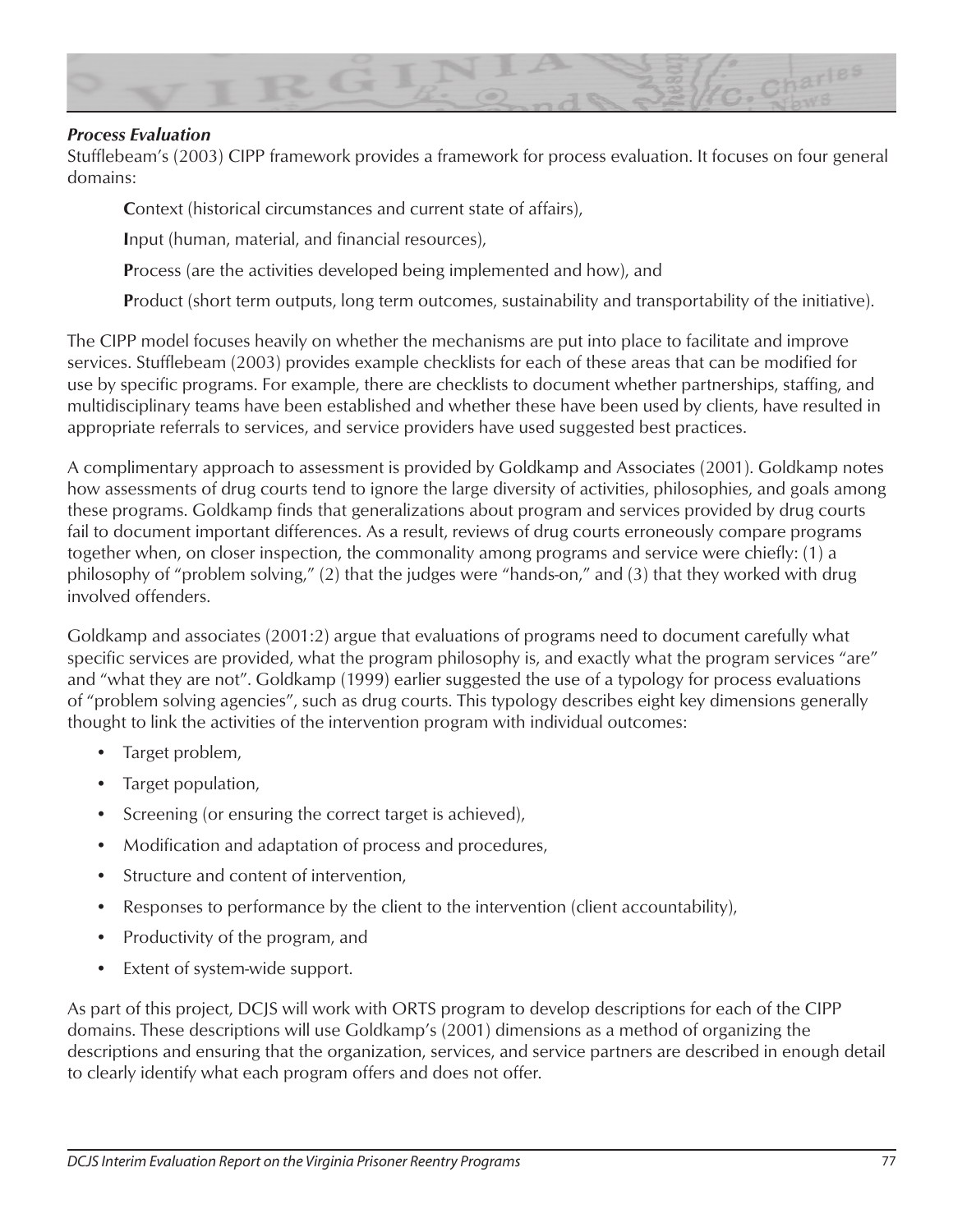***Process Evaluation***

Stufflebeam's (2003) CIPP framework provides a framework for process evaluation. It focuses on four general domains:

**C**ontext (historical circumstances and current state of affairs),

**I**nput (human, material, and financial resources),

**P**rocess (are the activities developed being implemented and how), and

**P**roduct (short term outputs, long term outcomes, sustainability and transportability of the initiative).

The CIPP model focuses heavily on whether the mechanisms are put into place to facilitate and improve services. Stufflebeam (2003) provides example checklists for each of these areas that can be modified for use by specific programs. For example, there are checklists to document whether partnerships, staffing, and multidisciplinary teams have been established and whether these have been used by clients, have resulted in appropriate referrals to services, and service providers have used suggested best practices.

A complimentary approach to assessment is provided by Goldkamp and Associates (2001). Goldkamp notes how assessments of drug courts tend to ignore the large diversity of activities, philosophies, and goals among these programs. Goldkamp finds that generalizations about program and services provided by drug courts fail to document important differences. As a result, reviews of drug courts erroneously compare programs together when, on closer inspection, the commonality among programs and service were chiefly: (1) a philosophy of "problem solving," (2) that the judges were "hands-on," and (3) that they worked with drug involved offenders.

Goldkamp and associates (2001:2) argue that evaluations of programs need to document carefully what specific services are provided, what the program philosophy is, and exactly what the program services "are" and "what they are not". Goldkamp (1999) earlier suggested the use of a typology for process evaluations of "problem solving agencies", such as drug courts. This typology describes eight key dimensions generally thought to link the activities of the intervention program with individual outcomes:

- Target problem,
- Target population,
- Screening (or ensuring the correct target is achieved),
- Modification and adaptation of process and procedures,
- Structure and content of intervention,
- Responses to performance by the client to the intervention (client accountability),
- Productivity of the program, and
- Extent of system-wide support.

As part of this project, DCJS will work with ORTS program to develop descriptions for each of the CIPP domains. These descriptions will use Goldkamp's (2001) dimensions as a method of organizing the descriptions and ensuring that the organization, services, and service partners are described in enough detail to clearly identify what each program offers and does not offer.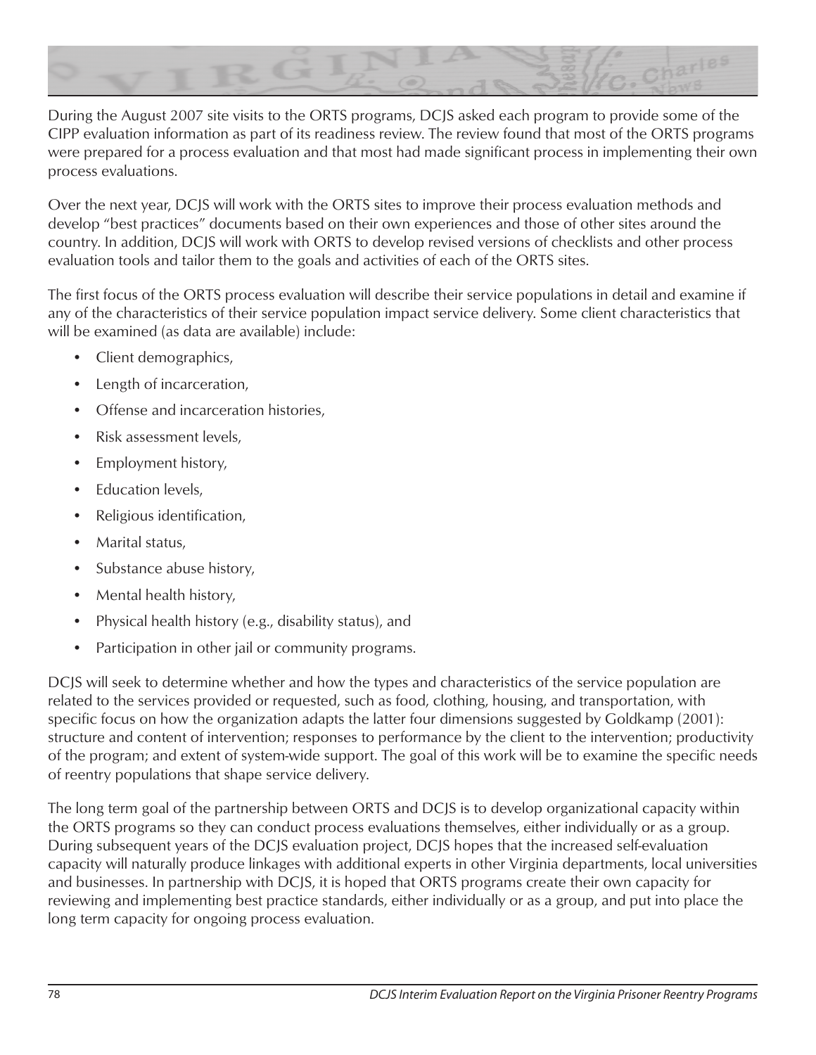During the August 2007 site visits to the ORTS programs, DCJS asked each program to provide some of the CIPP evaluation information as part of its readiness review. The review found that most of the ORTS programs were prepared for a process evaluation and that most had made significant process in implementing their own process evaluations.

Over the next year, DCJS will work with the ORTS sites to improve their process evaluation methods and develop "best practices" documents based on their own experiences and those of other sites around the country. In addition, DCJS will work with ORTS to develop revised versions of checklists and other process evaluation tools and tailor them to the goals and activities of each of the ORTS sites.

The first focus of the ORTS process evaluation will describe their service populations in detail and examine if any of the characteristics of their service population impact service delivery. Some client characteristics that will be examined (as data are available) include:

- Client demographics,
- Length of incarceration,
- Offense and incarceration histories,
- Risk assessment levels,
- Employment history,
- Education levels,
- Religious identification,
- Marital status,
- Substance abuse history,
- Mental health history,
- Physical health history (e.g., disability status), and
- Participation in other jail or community programs.

DCJS will seek to determine whether and how the types and characteristics of the service population are related to the services provided or requested, such as food, clothing, housing, and transportation, with specific focus on how the organization adapts the latter four dimensions suggested by Goldkamp (2001): structure and content of intervention; responses to performance by the client to the intervention; productivity of the program; and extent of system-wide support. The goal of this work will be to examine the specific needs of reentry populations that shape service delivery.

The long term goal of the partnership between ORTS and DCJS is to develop organizational capacity within the ORTS programs so they can conduct process evaluations themselves, either individually or as a group. During subsequent years of the DCJS evaluation project, DCJS hopes that the increased self-evaluation capacity will naturally produce linkages with additional experts in other Virginia departments, local universities and businesses. In partnership with DCJS, it is hoped that ORTS programs create their own capacity for reviewing and implementing best practice standards, either individually or as a group, and put into place the long term capacity for ongoing process evaluation.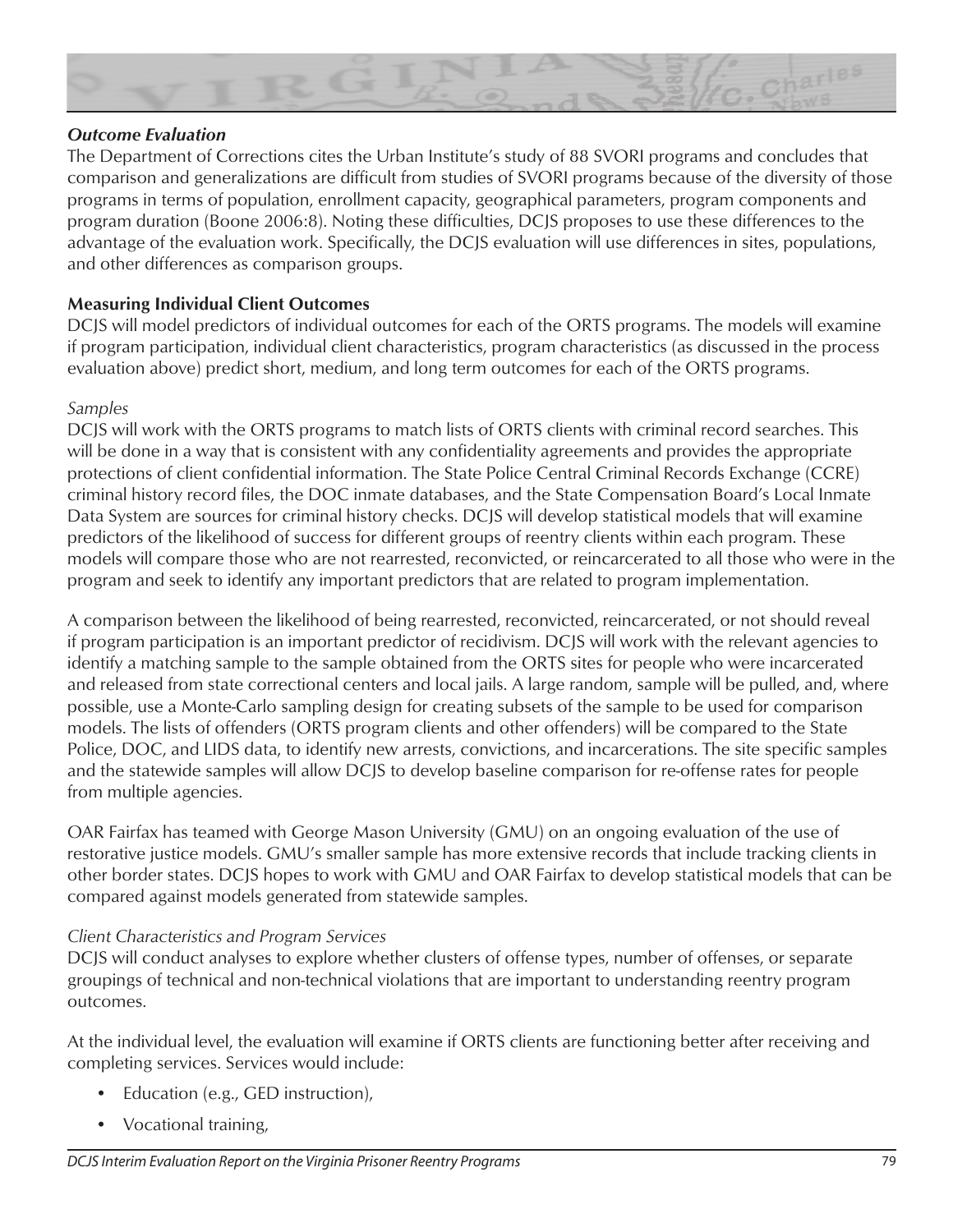### *Outcome Evaluation*

The Department of Corrections cites the Urban Institute's study of 88 SVORI programs and concludes that comparison and generalizations are difficult from studies of SVORI programs because of the diversity of those programs in terms of population, enrollment capacity, geographical parameters, program components and program duration (Boone 2006:8). Noting these difficulties, DCJS proposes to use these differences to the advantage of the evaluation work. Specifically, the DCJS evaluation will use differences in sites, populations, and other differences as comparison groups.

**Measuring Individual Client Outcomes**

DCJS will model predictors of individual outcomes for each of the ORTS programs. The models will examine if program participation, individual client characteristics, program characteristics (as discussed in the process evaluation above) predict short, medium, and long term outcomes for each of the ORTS programs.

*Samples*

DCJS will work with the ORTS programs to match lists of ORTS clients with criminal record searches. This will be done in a way that is consistent with any confidentiality agreements and provides the appropriate protections of client confidential information. The State Police Central Criminal Records Exchange (CCRE) criminal history record files, the DOC inmate databases, and the State Compensation Board's Local Inmate Data System are sources for criminal history checks. DCJS will develop statistical models that will examine predictors of the likelihood of success for different groups of reentry clients within each program. These models will compare those who are not rearrested, reconvicted, or reincarcerated to all those who were in the program and seek to identify any important predictors that are related to program implementation.

A comparison between the likelihood of being rearrested, reconvicted, reincarcerated, or not should reveal if program participation is an important predictor of recidivism. DCJS will work with the relevant agencies to identify a matching sample to the sample obtained from the ORTS sites for people who were incarcerated and released from state correctional centers and local jails. A large random, sample will be pulled, and, where possible, use a Monte-Carlo sampling design for creating subsets of the sample to be used for comparison models. The lists of offenders (ORTS program clients and other offenders) will be compared to the State Police, DOC, and LIDS data, to identify new arrests, convictions, and incarcerations. The site specific samples and the statewide samples will allow DCJS to develop baseline comparison for re-offense rates for people from multiple agencies.

OAR Fairfax has teamed with George Mason University (GMU) on an ongoing evaluation of the use of restorative justice models. GMU's smaller sample has more extensive records that include tracking clients in other border states. DCJS hopes to work with GMU and OAR Fairfax to develop statistical models that can be compared against models generated from statewide samples.

*Client Characteristics and Program Services*

DCJS will conduct analyses to explore whether clusters of offense types, number of offenses, or separate groupings of technical and non-technical violations that are important to understanding reentry program outcomes.

At the individual level, the evaluation will examine if ORTS clients are functioning better after receiving and completing services. Services would include:

- Education (e.g., GED instruction),
- Vocational training,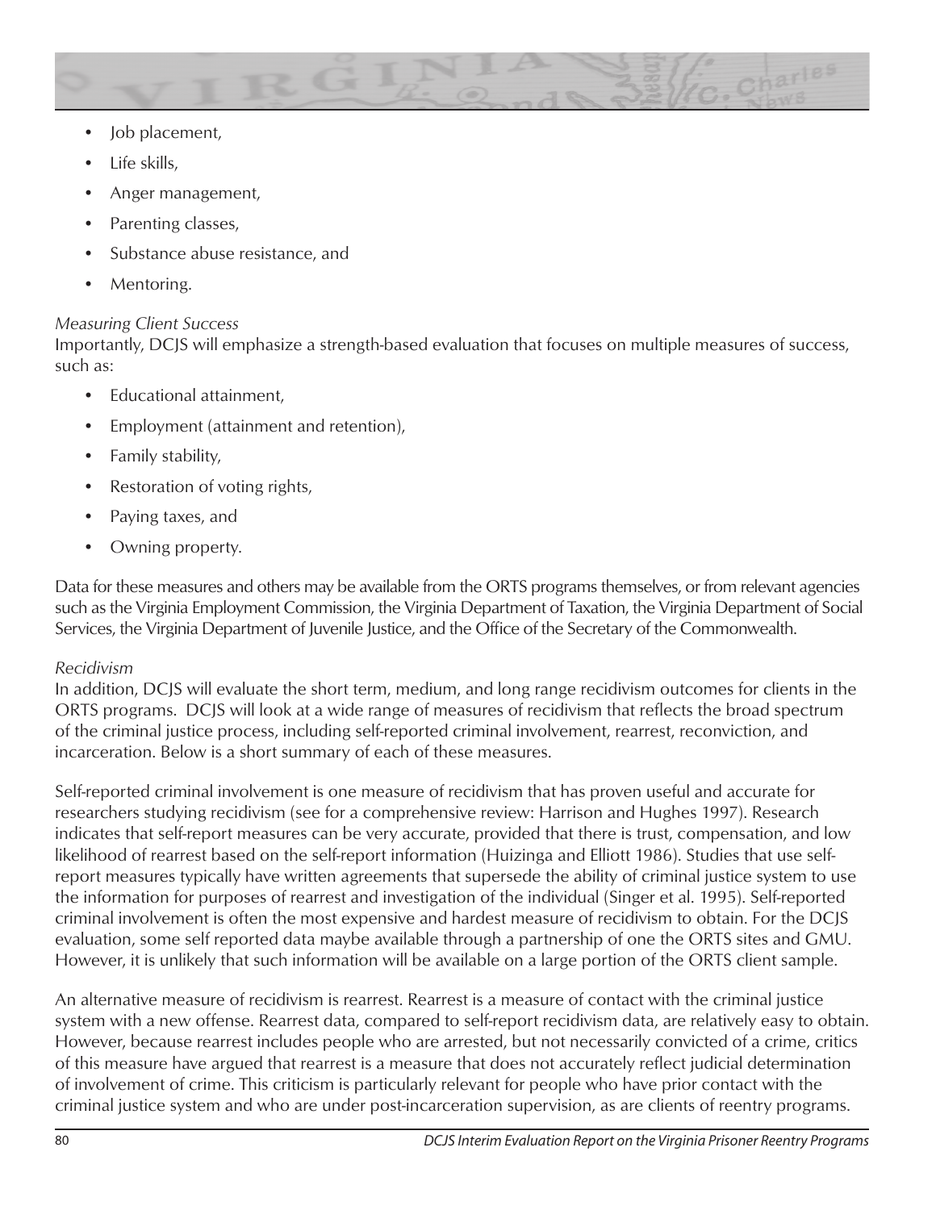- Job placement,
- Life skills,
- Anger management,
- Parenting classes,
- Substance abuse resistance, and
- Mentoring.

*Measuring Client Success*

Importantly, DCJS will emphasize a strength-based evaluation that focuses on multiple measures of success, such as:

- Educational attainment,
- Employment (attainment and retention),
- Family stability,
- Restoration of voting rights,
- Paying taxes, and
- Owning property.

Data for these measures and others may be available from the ORTS programs themselves, or from relevant agencies such as the Virginia Employment Commission, the Virginia Department of Taxation, the Virginia Department of Social Services, the Virginia Department of Juvenile Justice, and the Office of the Secretary of the Commonwealth.

*Recidivism*

In addition, DCJS will evaluate the short term, medium, and long range recidivism outcomes for clients in the ORTS programs. DCJS will look at a wide range of measures of recidivism that reflects the broad spectrum of the criminal justice process, including self-reported criminal involvement, rearrest, reconviction, and incarceration. Below is a short summary of each of these measures.

Self-reported criminal involvement is one measure of recidivism that has proven useful and accurate for researchers studying recidivism (see for a comprehensive review: Harrison and Hughes 1997). Research indicates that self-report measures can be very accurate, provided that there is trust, compensation, and low likelihood of rearrest based on the self-report information (Huizinga and Elliott 1986). Studies that use self-report measures typically have written agreements that supersede the ability of criminal justice system to use the information for purposes of rearrest and investigation of the individual (Singer et al. 1995). Self-reported criminal involvement is often the most expensive and hardest measure of recidivism to obtain. For the DCJS evaluation, some self reported data maybe available through a partnership of one the ORTS sites and GMU. However, it is unlikely that such information will be available on a large portion of the ORTS client sample.

An alternative measure of recidivism is rearrest. Rearrest is a measure of contact with the criminal justice system with a new offense. Rearrest data, compared to self-report recidivism data, are relatively easy to obtain. However, because rearrest includes people who are arrested, but not necessarily convicted of a crime, critics of this measure have argued that rearrest is a measure that does not accurately reflect judicial determination of involvement of crime. This criticism is particularly relevant for people who have prior contact with the criminal justice system and who are under post-incarceration supervision, as are clients of reentry programs.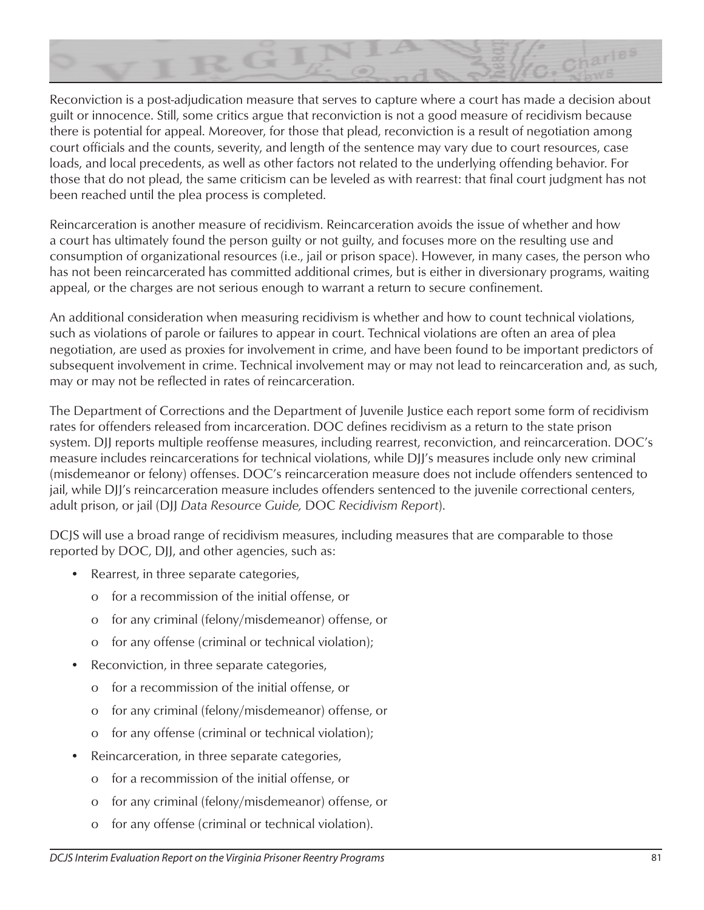Reconviction is a post-adjudication measure that serves to capture where a court has made a decision about guilt or innocence. Still, some critics argue that reconviction is not a good measure of recidivism because there is potential for appeal. Moreover, for those that plead, reconviction is a result of negotiation among court officials and the counts, severity, and length of the sentence may vary due to court resources, case loads, and local precedents, as well as other factors not related to the underlying offending behavior. For those that do not plead, the same criticism can be leveled as with rearrest: that final court judgment has not been reached until the plea process is completed.

Reincarceration is another measure of recidivism. Reincarceration avoids the issue of whether and how a court has ultimately found the person guilty or not guilty, and focuses more on the resulting use and consumption of organizational resources (i.e., jail or prison space). However, in many cases, the person who has not been reincarcerated has committed additional crimes, but is either in diversionary programs, waiting appeal, or the charges are not serious enough to warrant a return to secure confinement.

An additional consideration when measuring recidivism is whether and how to count technical violations, such as violations of parole or failures to appear in court. Technical violations are often an area of plea negotiation, are used as proxies for involvement in crime, and have been found to be important predictors of subsequent involvement in crime. Technical involvement may or may not lead to reincarceration and, as such, may or may not be reflected in rates of reincarceration.

The Department of Corrections and the Department of Juvenile Justice each report some form of recidivism rates for offenders released from incarceration. DOC defines recidivism as a return to the state prison system. DJJ reports multiple reoffense measures, including rearrest, reconviction, and reincarceration. DOC's measure includes reincarcerations for technical violations, while DJJ's measures include only new criminal (misdemeanor or felony) offenses. DOC's reincarceration measure does not include offenders sentenced to jail, while DJJ's reincarceration measure includes offenders sentenced to the juvenile correctional centers, adult prison, or jail (DJJ *Data Resource Guide,* DOC *Recidivism Report*).

DCJS will use a broad range of recidivism measures, including measures that are comparable to those reported by DOC, DJJ, and other agencies, such as:

- Rearrest, in three separate categories,
    - for a recommission of the initial offense, or
    - for any criminal (felony/misdemeanor) offense, or
    - for any offense (criminal or technical violation);
- Reconviction, in three separate categories,
    - for a recommission of the initial offense, or
    - for any criminal (felony/misdemeanor) offense, or
    - for any offense (criminal or technical violation);
- Reincarceration, in three separate categories,
    - for a recommission of the initial offense, or
    - for any criminal (felony/misdemeanor) offense, or
    - for any offense (criminal or technical violation).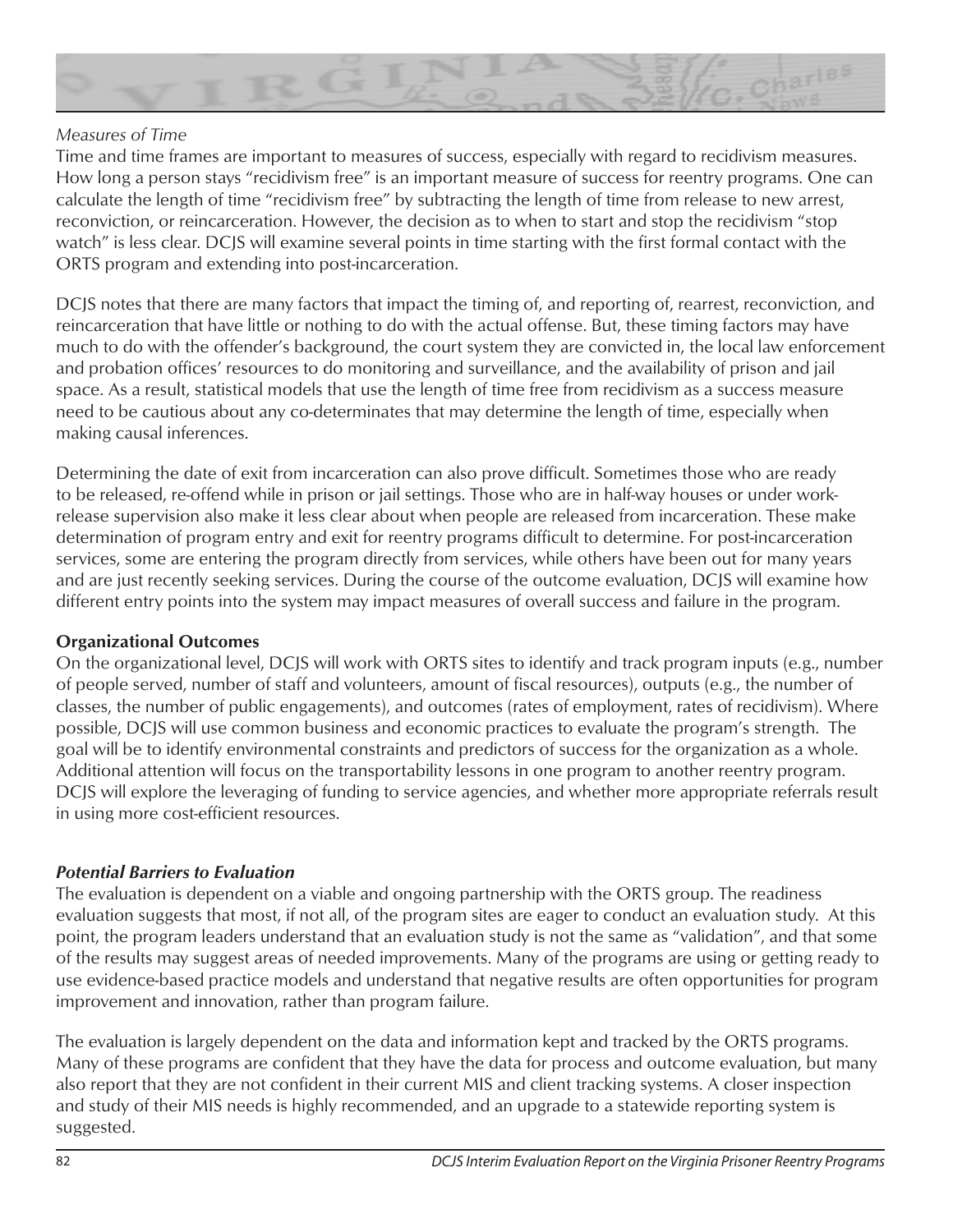*Measures of Time*

Time and time frames are important to measures of success, especially with regard to recidivism measures. How long a person stays "recidivism free" is an important measure of success for reentry programs. One can calculate the length of time "recidivism free" by subtracting the length of time from release to new arrest, reconviction, or reincarceration. However, the decision as to when to start and stop the recidivism "stop watch" is less clear. DCJS will examine several points in time starting with the first formal contact with the ORTS program and extending into post-incarceration.

DCJS notes that there are many factors that impact the timing of, and reporting of, rearrest, reconviction, and reincarceration that have little or nothing to do with the actual offense. But, these timing factors may have much to do with the offender's background, the court system they are convicted in, the local law enforcement and probation offices' resources to do monitoring and surveillance, and the availability of prison and jail space. As a result, statistical models that use the length of time free from recidivism as a success measure need to be cautious about any co-determinates that may determine the length of time, especially when making causal inferences.

Determining the date of exit from incarceration can also prove difficult. Sometimes those who are ready to be released, re-offend while in prison or jail settings. Those who are in half-way houses or under work-release supervision also make it less clear about when people are released from incarceration. These make determination of program entry and exit for reentry programs difficult to determine. For post-incarceration services, some are entering the program directly from services, while others have been out for many years and are just recently seeking services. During the course of the outcome evaluation, DCJS will examine how different entry points into the system may impact measures of overall success and failure in the program.

**Organizational Outcomes**

On the organizational level, DCJS will work with ORTS sites to identify and track program inputs (e.g., number of people served, number of staff and volunteers, amount of fiscal resources), outputs (e.g., the number of classes, the number of public engagements), and outcomes (rates of employment, rates of recidivism). Where possible, DCJS will use common business and economic practices to evaluate the program's strength. The goal will be to identify environmental constraints and predictors of success for the organization as a whole. Additional attention will focus on the transportability lessons in one program to another reentry program. DCJS will explore the leveraging of funding to service agencies, and whether more appropriate referrals result in using more cost-efficient resources.

***Potential Barriers to Evaluation***

The evaluation is dependent on a viable and ongoing partnership with the ORTS group. The readiness evaluation suggests that most, if not all, of the program sites are eager to conduct an evaluation study. At this point, the program leaders understand that an evaluation study is not the same as "validation", and that some of the results may suggest areas of needed improvements. Many of the programs are using or getting ready to use evidence-based practice models and understand that negative results are often opportunities for program improvement and innovation, rather than program failure.

The evaluation is largely dependent on the data and information kept and tracked by the ORTS programs. Many of these programs are confident that they have the data for process and outcome evaluation, but many also report that they are not confident in their current MIS and client tracking systems. A closer inspection and study of their MIS needs is highly recommended, and an upgrade to a statewide reporting system is suggested.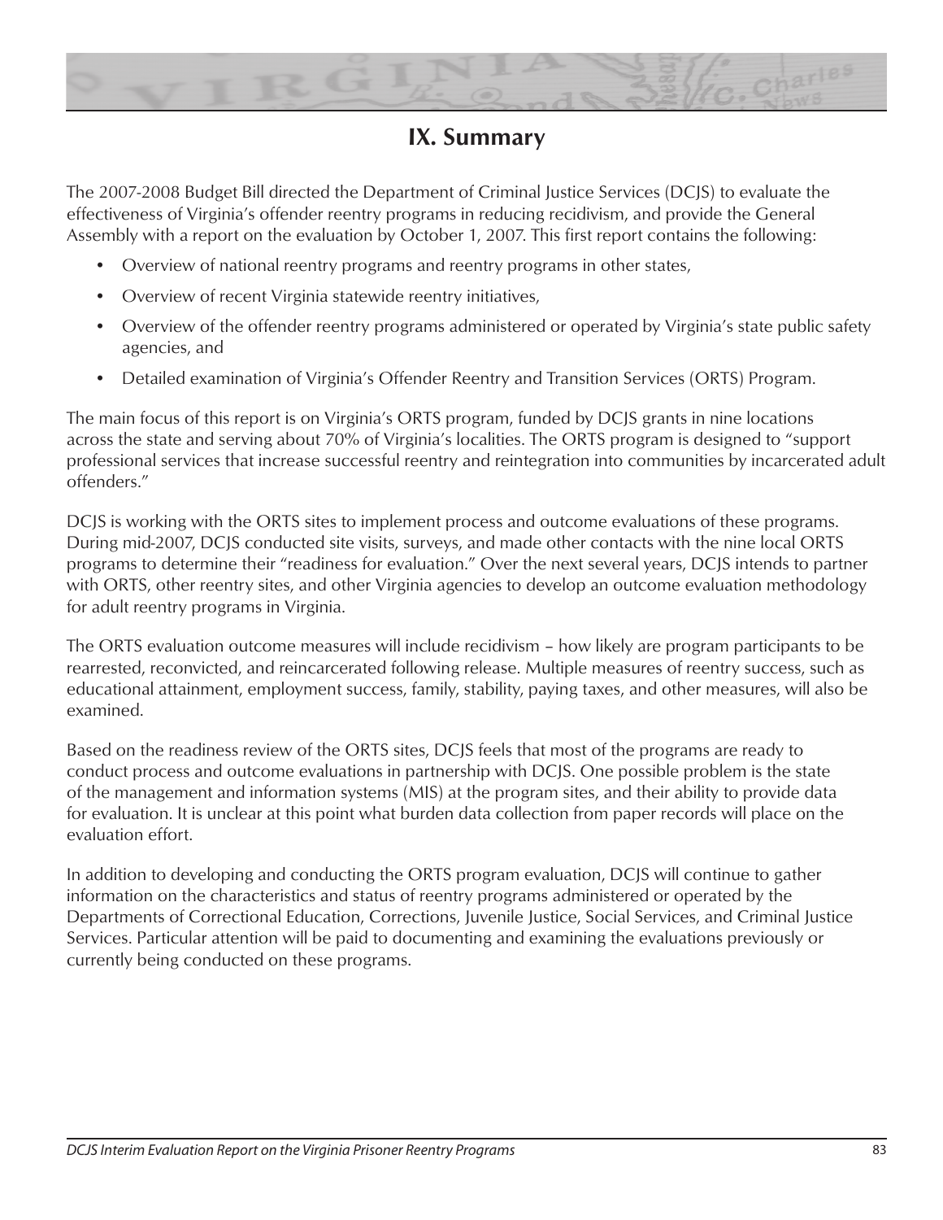# IX. Summary

The 2007-2008 Budget Bill directed the Department of Criminal Justice Services (DCJS) to evaluate the effectiveness of Virginia's offender reentry programs in reducing recidivism, and provide the General Assembly with a report on the evaluation by October 1, 2007. This first report contains the following:

- Overview of national reentry programs and reentry programs in other states,
- Overview of recent Virginia statewide reentry initiatives,
- Overview of the offender reentry programs administered or operated by Virginia's state public safety agencies, and
- Detailed examination of Virginia's Offender Reentry and Transition Services (ORTS) Program.

The main focus of this report is on Virginia's ORTS program, funded by DCJS grants in nine locations across the state and serving about 70% of Virginia's localities. The ORTS program is designed to "support professional services that increase successful reentry and reintegration into communities by incarcerated adult offenders."

DCJS is working with the ORTS sites to implement process and outcome evaluations of these programs. During mid-2007, DCJS conducted site visits, surveys, and made other contacts with the nine local ORTS programs to determine their "readiness for evaluation." Over the next several years, DCJS intends to partner with ORTS, other reentry sites, and other Virginia agencies to develop an outcome evaluation methodology for adult reentry programs in Virginia.

The ORTS evaluation outcome measures will include recidivism – how likely are program participants to be rearrested, reconvicted, and reincarcerated following release. Multiple measures of reentry success, such as educational attainment, employment success, family, stability, paying taxes, and other measures, will also be examined.

Based on the readiness review of the ORTS sites, DCJS feels that most of the programs are ready to conduct process and outcome evaluations in partnership with DCJS. One possible problem is the state of the management and information systems (MIS) at the program sites, and their ability to provide data for evaluation. It is unclear at this point what burden data collection from paper records will place on the evaluation effort.

In addition to developing and conducting the ORTS program evaluation, DCJS will continue to gather information on the characteristics and status of reentry programs administered or operated by the Departments of Correctional Education, Corrections, Juvenile Justice, Social Services, and Criminal Justice Services. Particular attention will be paid to documenting and examining the evaluations previously or currently being conducted on these programs.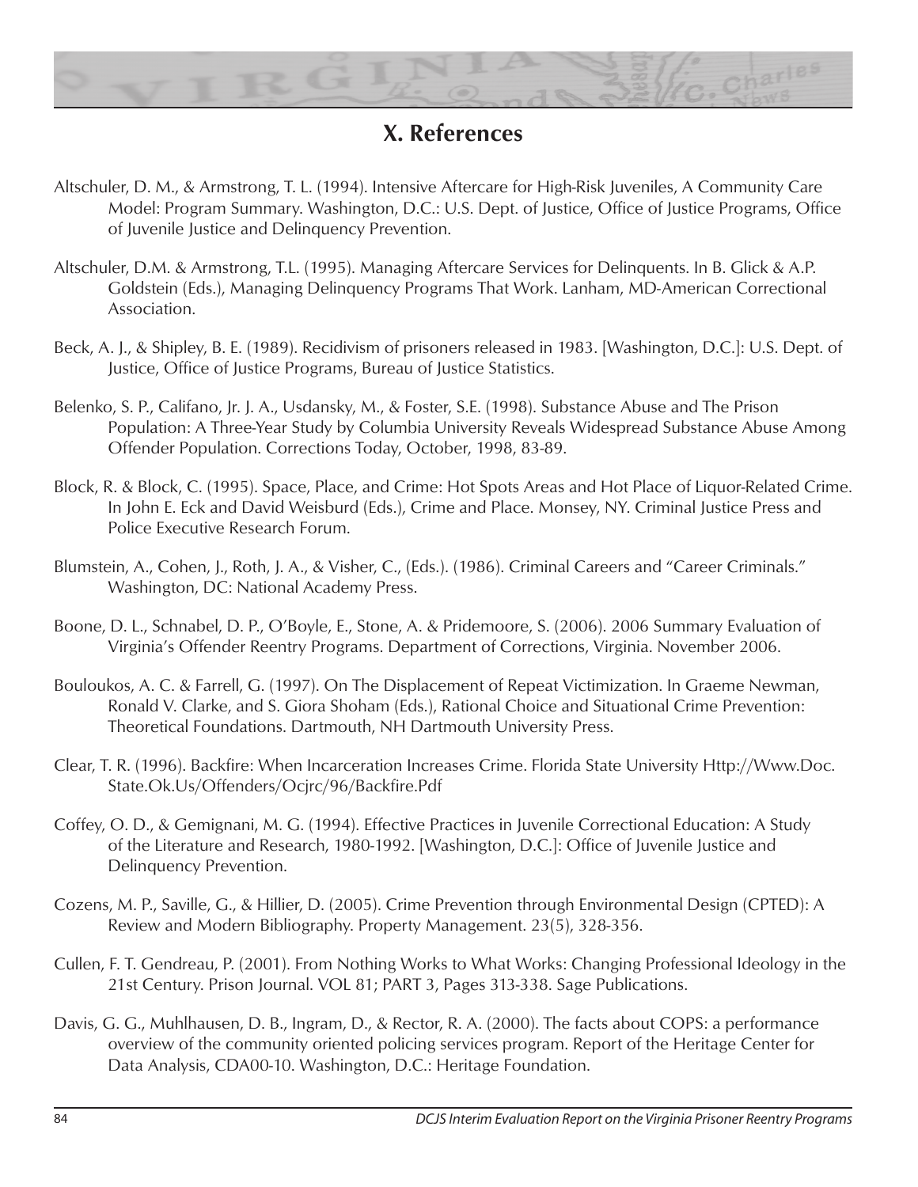# X. References

Altschuler, D. M., & Armstrong, T. L. (1994). Intensive Aftercare for High-Risk Juveniles, A Community Care Model: Program Summary. Washington, D.C.: U.S. Dept. of Justice, Office of Justice Programs, Office of Juvenile Justice and Delinquency Prevention.

Altschuler, D.M. & Armstrong, T.L. (1995). Managing Aftercare Services for Delinquents. In B. Glick & A.P. Goldstein (Eds.), Managing Delinquency Programs That Work. Lanham, MD-American Correctional Association.

Beck, A. J., & Shipley, B. E. (1989). Recidivism of prisoners released in 1983. [Washington, D.C.]: U.S. Dept. of Justice, Office of Justice Programs, Bureau of Justice Statistics.

Belenko, S. P., Califano, Jr. J. A., Usdansky, M., & Foster, S.E. (1998). Substance Abuse and The Prison Population: A Three-Year Study by Columbia University Reveals Widespread Substance Abuse Among Offender Population. Corrections Today, October, 1998, 83-89.

Block, R. & Block, C. (1995). Space, Place, and Crime: Hot Spots Areas and Hot Place of Liquor-Related Crime. In John E. Eck and David Weisburd (Eds.), Crime and Place. Monsey, NY. Criminal Justice Press and Police Executive Research Forum.

Blumstein, A., Cohen, J., Roth, J. A., & Visher, C., (Eds.). (1986). Criminal Careers and "Career Criminals." Washington, DC: National Academy Press.

Boone, D. L., Schnabel, D. P., O'Boyle, E., Stone, A. & Pridemoore, S. (2006). 2006 Summary Evaluation of Virginia's Offender Reentry Programs. Department of Corrections, Virginia. November 2006.

Bouloukos, A. C. & Farrell, G. (1997). On The Displacement of Repeat Victimization. In Graeme Newman, Ronald V. Clarke, and S. Giora Shoham (Eds.), Rational Choice and Situational Crime Prevention: Theoretical Foundations. Dartmouth, NH Dartmouth University Press.

Clear, T. R. (1996). Backfire: When Incarceration Increases Crime. Florida State University Http://Www.Doc.State.Ok.Us/Offenders/Ocjrc/96/Backfire.Pdf

Coffey, O. D., & Gemignani, M. G. (1994). Effective Practices in Juvenile Correctional Education: A Study of the Literature and Research, 1980-1992. [Washington, D.C.]: Office of Juvenile Justice and Delinquency Prevention.

Cozens, M. P., Saville, G., & Hillier, D. (2005). Crime Prevention through Environmental Design (CPTED): A Review and Modern Bibliography. Property Management. 23(5), 328-356.

Cullen, F. T. Gendreau, P. (2001). From Nothing Works to What Works: Changing Professional Ideology in the 21st Century. Prison Journal. VOL 81; PART 3, Pages 313-338. Sage Publications.

Davis, G. G., Muhlhausen, D. B., Ingram, D., & Rector, R. A. (2000). The facts about COPS: a performance overview of the community oriented policing services program. Report of the Heritage Center for Data Analysis, CDA00-10. Washington, D.C.: Heritage Foundation.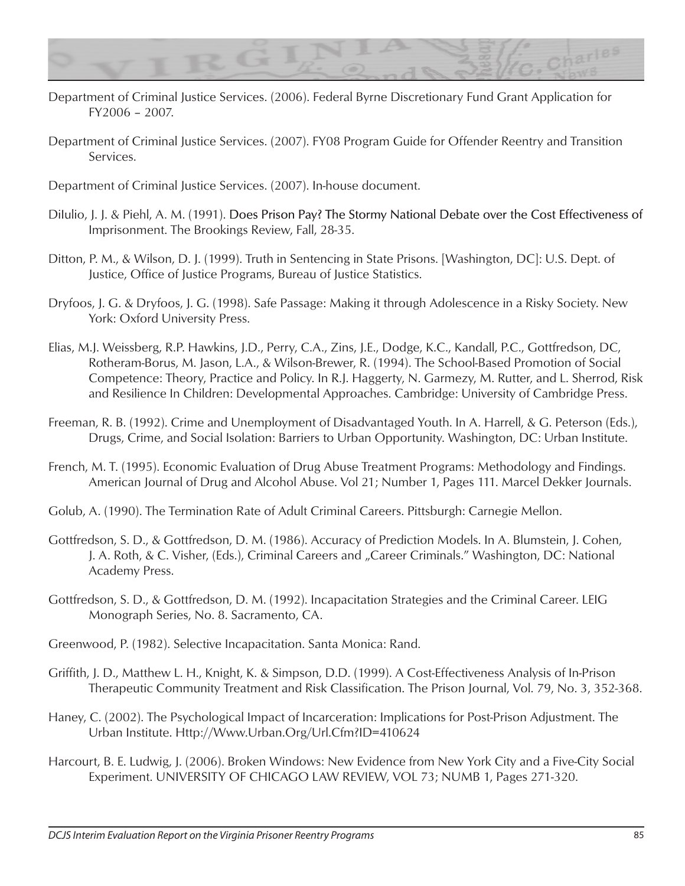Department of Criminal Justice Services. (2006). Federal Byrne Discretionary Fund Grant Application for FY2006 – 2007.

Department of Criminal Justice Services. (2007). FY08 Program Guide for Offender Reentry and Transition Services.

Department of Criminal Justice Services. (2007). In-house document.

DiIulio, J. J. & Piehl, A. M. (1991). Does Prison Pay? The Stormy National Debate over the Cost Effectiveness of Imprisonment. The Brookings Review, Fall, 28-35.

Ditton, P. M., & Wilson, D. J. (1999). Truth in Sentencing in State Prisons. [Washington, DC]: U.S. Dept. of Justice, Office of Justice Programs, Bureau of Justice Statistics.

Dryfoos, J. G. & Dryfoos, J. G. (1998). Safe Passage: Making it through Adolescence in a Risky Society. New York: Oxford University Press.

Elias, M.J. Weissberg, R.P. Hawkins, J.D., Perry, C.A., Zins, J.E., Dodge, K.C., Kandall, P.C., Gottfredson, DC, Rotheram-Borus, M. Jason, L.A., & Wilson-Brewer, R. (1994). The School-Based Promotion of Social Competence: Theory, Practice and Policy. In R.J. Haggerty, N. Garmezy, M. Rutter, and L. Sherrod, Risk and Resilience In Children: Developmental Approaches. Cambridge: University of Cambridge Press.

Freeman, R. B. (1992). Crime and Unemployment of Disadvantaged Youth. In A. Harrell, & G. Peterson (Eds.), Drugs, Crime, and Social Isolation: Barriers to Urban Opportunity. Washington, DC: Urban Institute.

French, M. T. (1995). Economic Evaluation of Drug Abuse Treatment Programs: Methodology and Findings. American Journal of Drug and Alcohol Abuse. Vol 21; Number 1, Pages 111. Marcel Dekker Journals.

Golub, A. (1990). The Termination Rate of Adult Criminal Careers. Pittsburgh: Carnegie Mellon.

Gottfredson, S. D., & Gottfredson, D. M. (1986). Accuracy of Prediction Models. In A. Blumstein, J. Cohen, J. A. Roth, & C. Visher, (Eds.), Criminal Careers and „Career Criminals." Washington, DC: National Academy Press.

Gottfredson, S. D., & Gottfredson, D. M. (1992). Incapacitation Strategies and the Criminal Career. LEIG Monograph Series, No. 8. Sacramento, CA.

Greenwood, P. (1982). Selective Incapacitation. Santa Monica: Rand.

Griffith, J. D., Matthew L. H., Knight, K. & Simpson, D.D. (1999). A Cost-Effectiveness Analysis of In-Prison Therapeutic Community Treatment and Risk Classification. The Prison Journal, Vol. 79, No. 3, 352-368.

Haney, C. (2002). The Psychological Impact of Incarceration: Implications for Post-Prison Adjustment. The Urban Institute. Http://Www.Urban.Org/Url.Cfm?ID=410624

Harcourt, B. E. Ludwig, J. (2006). Broken Windows: New Evidence from New York City and a Five-City Social Experiment. UNIVERSITY OF CHICAGO LAW REVIEW, VOL 73; NUMB 1, Pages 271-320.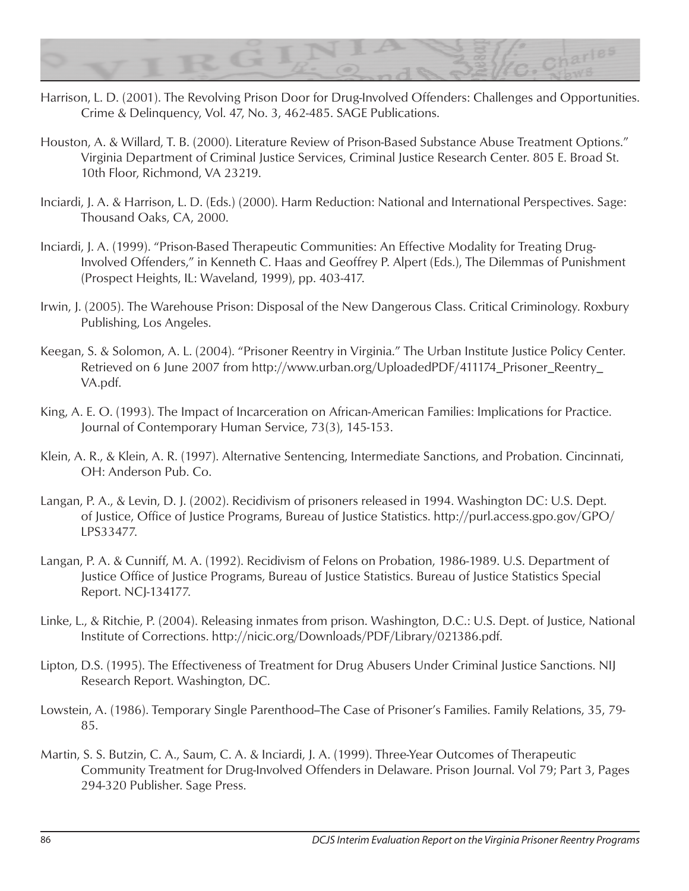Harrison, L. D. (2001). The Revolving Prison Door for Drug-Involved Offenders: Challenges and Opportunities. Crime & Delinquency, Vol. 47, No. 3, 462-485. SAGE Publications.

Houston, A. & Willard, T. B. (2000). Literature Review of Prison-Based Substance Abuse Treatment Options." Virginia Department of Criminal Justice Services, Criminal Justice Research Center. 805 E. Broad St. 10th Floor, Richmond, VA 23219.

Inciardi, J. A. & Harrison, L. D. (Eds.) (2000). Harm Reduction: National and International Perspectives. Sage: Thousand Oaks, CA, 2000.

Inciardi, J. A. (1999). "Prison-Based Therapeutic Communities: An Effective Modality for Treating Drug-Involved Offenders," in Kenneth C. Haas and Geoffrey P. Alpert (Eds.), The Dilemmas of Punishment (Prospect Heights, IL: Waveland, 1999), pp. 403-417.

Irwin, J. (2005). The Warehouse Prison: Disposal of the New Dangerous Class. Critical Criminology. Roxbury Publishing, Los Angeles.

Keegan, S. & Solomon, A. L. (2004). "Prisoner Reentry in Virginia." The Urban Institute Justice Policy Center. Retrieved on 6 June 2007 from http://www.urban.org/UploadedPDF/411174_Prisoner_Reentry_VA.pdf.

King, A. E. O. (1993). The Impact of Incarceration on African-American Families: Implications for Practice. Journal of Contemporary Human Service, 73(3), 145-153.

Klein, A. R., & Klein, A. R. (1997). Alternative Sentencing, Intermediate Sanctions, and Probation. Cincinnati, OH: Anderson Pub. Co.

Langan, P. A., & Levin, D. J. (2002). Recidivism of prisoners released in 1994. Washington DC: U.S. Dept. of Justice, Office of Justice Programs, Bureau of Justice Statistics. http://purl.access.gpo.gov/GPO/LPS33477.

Langan, P. A. & Cunniff, M. A. (1992). Recidivism of Felons on Probation, 1986-1989. U.S. Department of Justice Office of Justice Programs, Bureau of Justice Statistics. Bureau of Justice Statistics Special Report. NCJ-134177.

Linke, L., & Ritchie, P. (2004). Releasing inmates from prison. Washington, D.C.: U.S. Dept. of Justice, National Institute of Corrections. http://nicic.org/Downloads/PDF/Library/021386.pdf.

Lipton, D.S. (1995). The Effectiveness of Treatment for Drug Abusers Under Criminal Justice Sanctions. NIJ Research Report. Washington, DC.

Lowstein, A. (1986). Temporary Single Parenthood–The Case of Prisoner's Families. Family Relations, 35, 79-85.

Martin, S. S. Butzin, C. A., Saum, C. A. & Inciardi, J. A. (1999). Three-Year Outcomes of Therapeutic Community Treatment for Drug-Involved Offenders in Delaware. Prison Journal. Vol 79; Part 3, Pages 294-320 Publisher. Sage Press.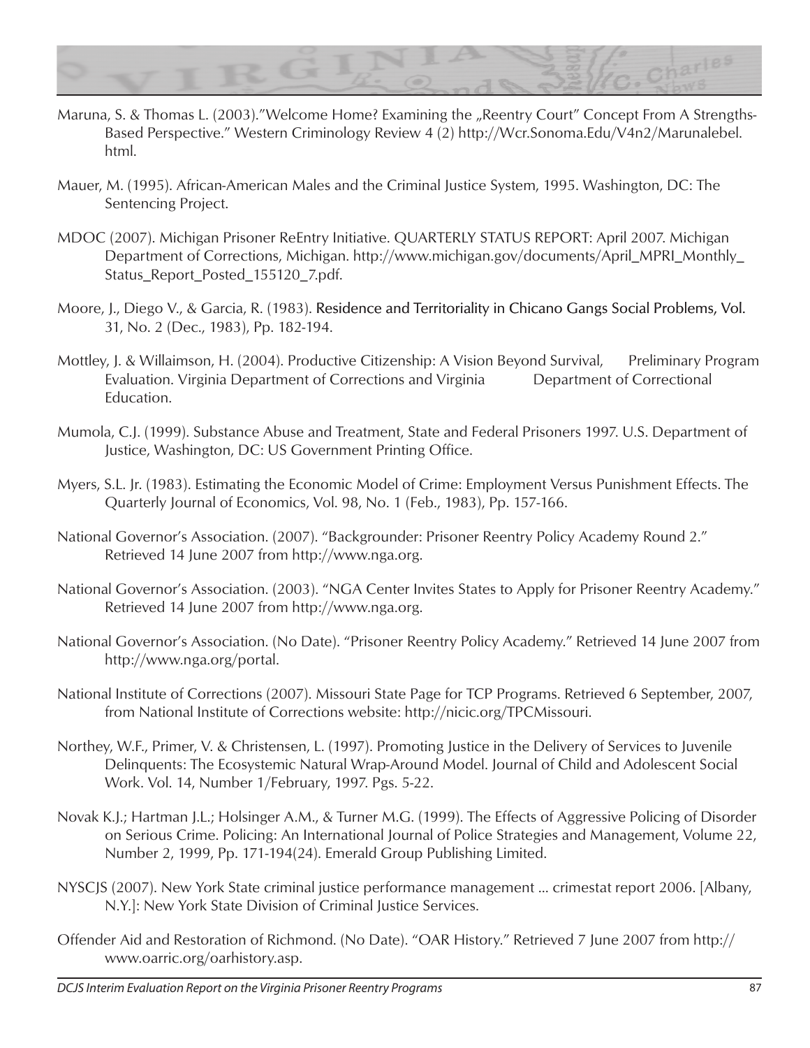Maruna, S. & Thomas L. (2003)."Welcome Home? Examining the „Reentry Court" Concept From A Strengths-Based Perspective." Western Criminology Review 4 (2) http://Wcr.Sonoma.Edu/V4n2/Marunalebel.html.

Mauer, M. (1995). African-American Males and the Criminal Justice System, 1995. Washington, DC: The Sentencing Project.

MDOC (2007). Michigan Prisoner ReEntry Initiative. QUARTERLY STATUS REPORT: April 2007. Michigan Department of Corrections, Michigan. http://www.michigan.gov/documents/April_MPRI_Monthly_Status_Report_Posted_155120_7.pdf.

Moore, J., Diego V., & Garcia, R. (1983). Residence and Territoriality in Chicano Gangs Social Problems, Vol. 31, No. 2 (Dec., 1983), Pp. 182-194.

Mottley, J. & Willaimson, H. (2004). Productive Citizenship: A Vision Beyond Survival, Preliminary Program Evaluation. Virginia Department of Corrections and Virginia Department of Correctional Education.

Mumola, C.J. (1999). Substance Abuse and Treatment, State and Federal Prisoners 1997. U.S. Department of Justice, Washington, DC: US Government Printing Office.

Myers, S.L. Jr. (1983). Estimating the Economic Model of Crime: Employment Versus Punishment Effects. The Quarterly Journal of Economics, Vol. 98, No. 1 (Feb., 1983), Pp. 157-166.

National Governor's Association. (2007). "Backgrounder: Prisoner Reentry Policy Academy Round 2." Retrieved 14 June 2007 from http://www.nga.org.

National Governor's Association. (2003). "NGA Center Invites States to Apply for Prisoner Reentry Academy." Retrieved 14 June 2007 from http://www.nga.org.

National Governor's Association. (No Date). "Prisoner Reentry Policy Academy." Retrieved 14 June 2007 from http://www.nga.org/portal.

National Institute of Corrections (2007). Missouri State Page for TCP Programs. Retrieved 6 September, 2007, from National Institute of Corrections website: http://nicic.org/TPCMissouri.

Northey, W.F., Primer, V. & Christensen, L. (1997). Promoting Justice in the Delivery of Services to Juvenile Delinquents: The Ecosystemic Natural Wrap-Around Model. Journal of Child and Adolescent Social Work. Vol. 14, Number 1/February, 1997. Pgs. 5-22.

Novak K.J.; Hartman J.L.; Holsinger A.M., & Turner M.G. (1999). The Effects of Aggressive Policing of Disorder on Serious Crime. Policing: An International Journal of Police Strategies and Management, Volume 22, Number 2, 1999, Pp. 171-194(24). Emerald Group Publishing Limited.

NYSCJS (2007). New York State criminal justice performance management ... crimestat report 2006. [Albany, N.Y.]: New York State Division of Criminal Justice Services.

Offender Aid and Restoration of Richmond. (No Date). "OAR History." Retrieved 7 June 2007 from http://www.oarric.org/oarhistory.asp.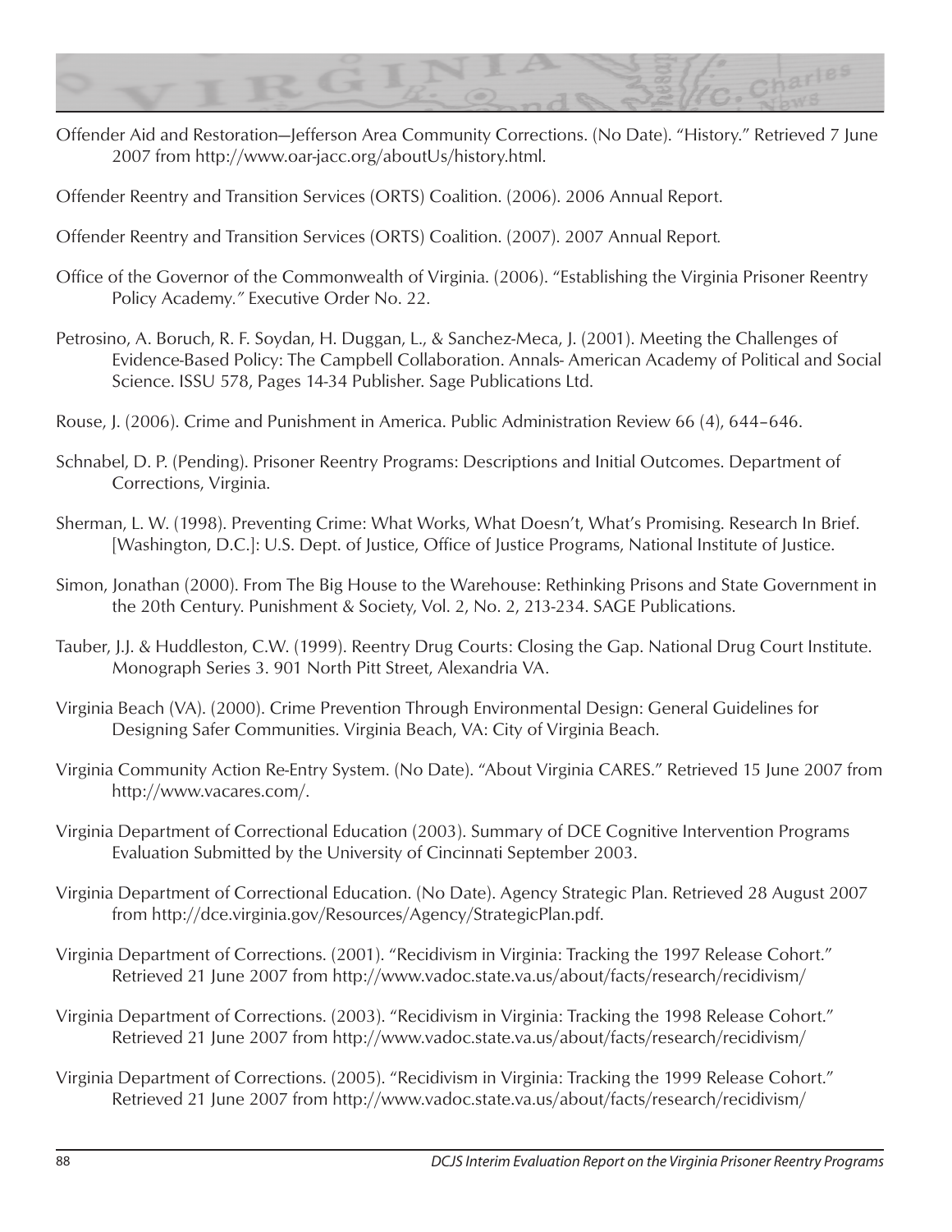Offender Aid and Restoration—Jefferson Area Community Corrections. (No Date). "History." Retrieved 7 June 2007 from http://www.oar-jacc.org/aboutUs/history.html.

Offender Reentry and Transition Services (ORTS) Coalition. (2006). 2006 Annual Report.

Offender Reentry and Transition Services (ORTS) Coalition. (2007). 2007 Annual Report.

Office of the Governor of the Commonwealth of Virginia. (2006). "Establishing the Virginia Prisoner Reentry Policy Academy." Executive Order No. 22.

Petrosino, A. Boruch, R. F. Soydan, H. Duggan, L., & Sanchez-Meca, J. (2001). Meeting the Challenges of Evidence-Based Policy: The Campbell Collaboration. Annals- American Academy of Political and Social Science. ISSU 578, Pages 14-34 Publisher. Sage Publications Ltd.

Rouse, J. (2006). Crime and Punishment in America. Public Administration Review 66 (4), 644–646.

Schnabel, D. P. (Pending). Prisoner Reentry Programs: Descriptions and Initial Outcomes. Department of Corrections, Virginia.

Sherman, L. W. (1998). Preventing Crime: What Works, What Doesn't, What's Promising. Research In Brief. [Washington, D.C.]: U.S. Dept. of Justice, Office of Justice Programs, National Institute of Justice.

Simon, Jonathan (2000). From The Big House to the Warehouse: Rethinking Prisons and State Government in the 20th Century. Punishment & Society, Vol. 2, No. 2, 213-234. SAGE Publications.

Tauber, J.J. & Huddleston, C.W. (1999). Reentry Drug Courts: Closing the Gap. National Drug Court Institute. Monograph Series 3. 901 North Pitt Street, Alexandria VA.

Virginia Beach (VA). (2000). Crime Prevention Through Environmental Design: General Guidelines for Designing Safer Communities. Virginia Beach, VA: City of Virginia Beach.

Virginia Community Action Re-Entry System. (No Date). "About Virginia CARES." Retrieved 15 June 2007 from http://www.vacares.com/.

Virginia Department of Correctional Education (2003). Summary of DCE Cognitive Intervention Programs Evaluation Submitted by the University of Cincinnati September 2003.

Virginia Department of Correctional Education. (No Date). Agency Strategic Plan. Retrieved 28 August 2007 from http://dce.virginia.gov/Resources/Agency/StrategicPlan.pdf.

Virginia Department of Corrections. (2001). "Recidivism in Virginia: Tracking the 1997 Release Cohort." Retrieved 21 June 2007 from http://www.vadoc.state.va.us/about/facts/research/recidivism/

Virginia Department of Corrections. (2003). "Recidivism in Virginia: Tracking the 1998 Release Cohort." Retrieved 21 June 2007 from http://www.vadoc.state.va.us/about/facts/research/recidivism/

Virginia Department of Corrections. (2005). "Recidivism in Virginia: Tracking the 1999 Release Cohort." Retrieved 21 June 2007 from http://www.vadoc.state.va.us/about/facts/research/recidivism/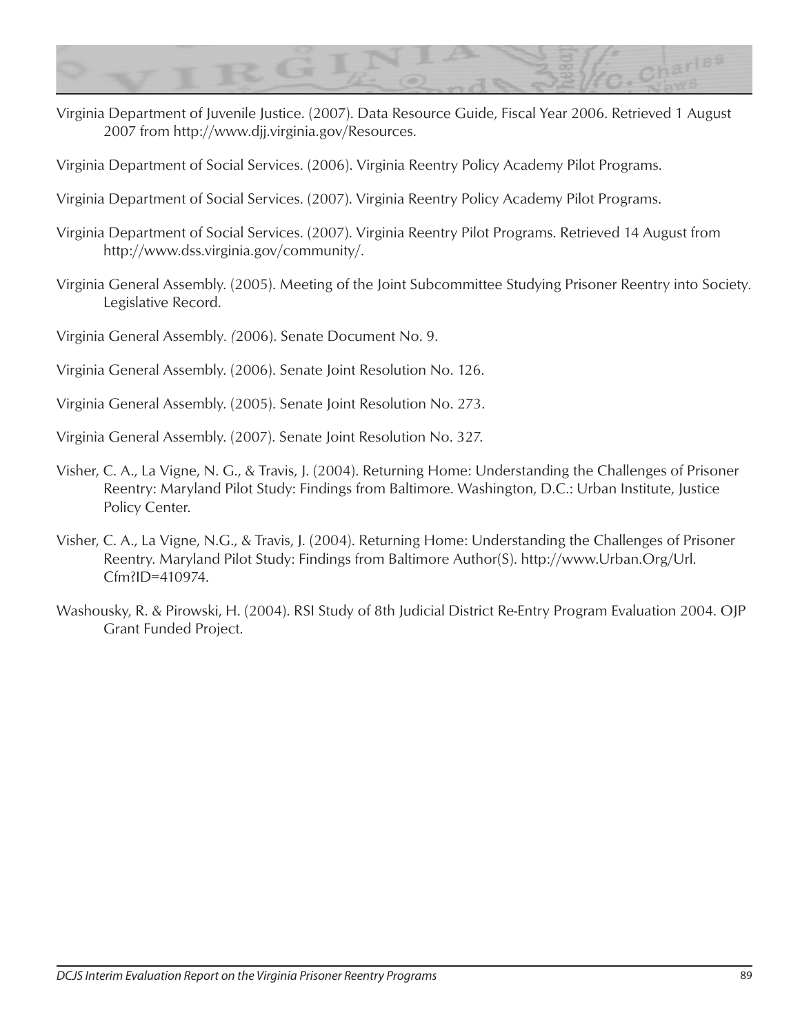Virginia Department of Juvenile Justice. (2007). Data Resource Guide, Fiscal Year 2006. Retrieved 1 August 2007 from http://www.djj.virginia.gov/Resources.

Virginia Department of Social Services. (2006). Virginia Reentry Policy Academy Pilot Programs.

Virginia Department of Social Services. (2007). Virginia Reentry Policy Academy Pilot Programs.

Virginia Department of Social Services. (2007). Virginia Reentry Pilot Programs. Retrieved 14 August from http://www.dss.virginia.gov/community/.

Virginia General Assembly. (2005). Meeting of the Joint Subcommittee Studying Prisoner Reentry into Society. Legislative Record.

Virginia General Assembly. (2006). Senate Document No. 9.

Virginia General Assembly. (2006). Senate Joint Resolution No. 126.

Virginia General Assembly. (2005). Senate Joint Resolution No. 273.

Virginia General Assembly. (2007). Senate Joint Resolution No. 327.

Visher, C. A., La Vigne, N. G., & Travis, J. (2004). Returning Home: Understanding the Challenges of Prisoner Reentry: Maryland Pilot Study: Findings from Baltimore. Washington, D.C.: Urban Institute, Justice Policy Center.

Visher, C. A., La Vigne, N.G., & Travis, J. (2004). Returning Home: Understanding the Challenges of Prisoner Reentry. Maryland Pilot Study: Findings from Baltimore Author(S). http://www.Urban.Org/Url.Cfm?ID=410974.

Washousky, R. & Pirowski, H. (2004). RSI Study of 8th Judicial District Re-Entry Program Evaluation 2004. OJP Grant Funded Project.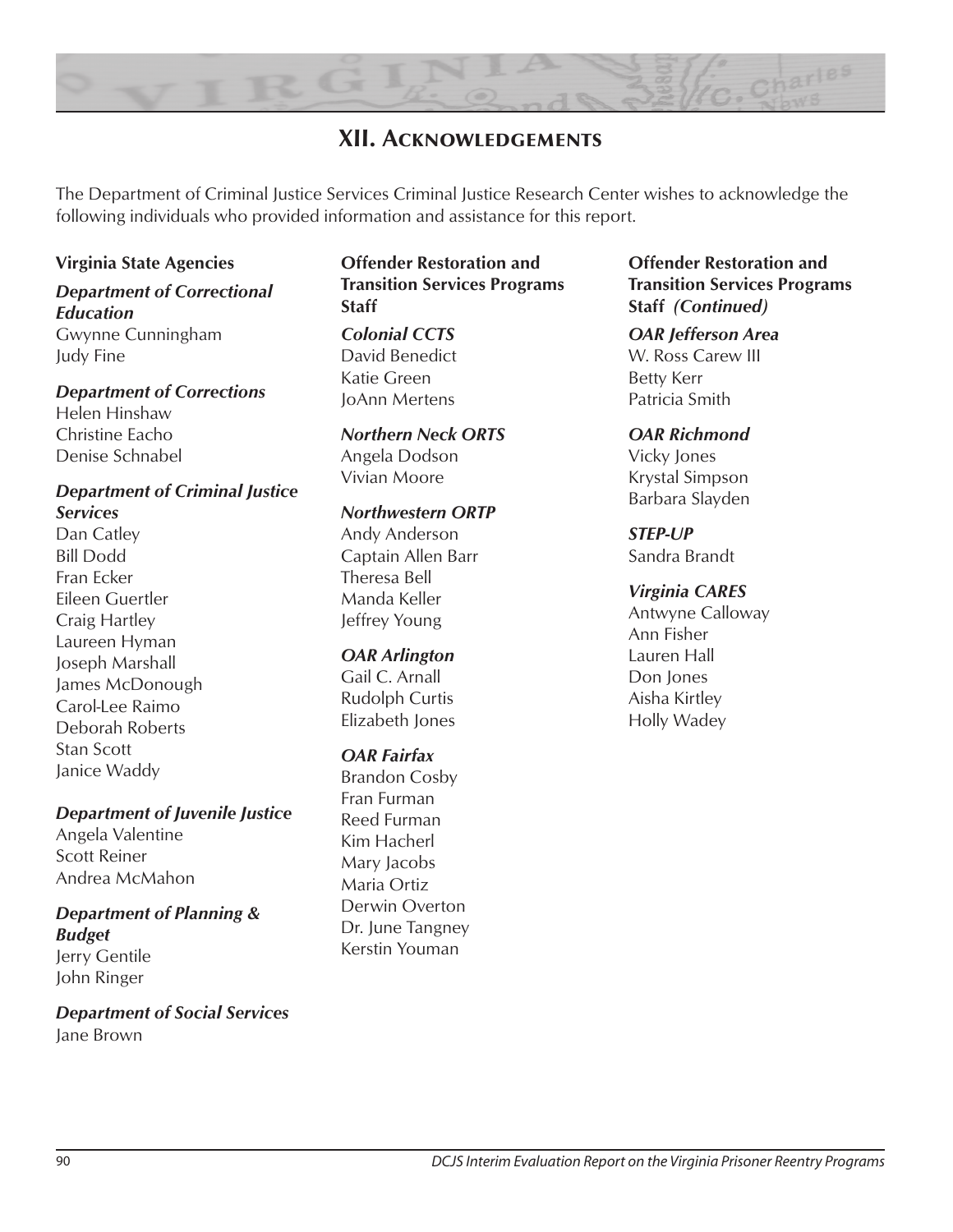# XII. Acknowledgements

The Department of Criminal Justice Services Criminal Justice Research Center wishes to acknowledge the following individuals who provided information and assistance for this report.

**Virginia State Agencies**

***Department of Correctional Education***
Gwynne Cunningham
Judy Fine

***Department of Corrections***
Helen Hinshaw
Christine Eacho
Denise Schnabel

***Department of Criminal Justice Services***
Dan Catley
Bill Dodd
Fran Ecker
Eileen Guertler
Craig Hartley
Laureen Hyman
Joseph Marshall
James McDonough
Carol-Lee Raimo
Deborah Roberts
Stan Scott
Janice Waddy

***Department of Juvenile Justice***
Angela Valentine
Scott Reiner
Andrea McMahon

***Department of Planning & Budget***
Jerry Gentile
John Ringer

***Department of Social Services***
Jane Brown

**Offender Restoration and Transition Services Programs Staff**

***Colonial CCTS***
David Benedict
Katie Green
JoAnn Mertens

***Northern Neck ORTS***
Angela Dodson
Vivian Moore

***Northwestern ORTP***
Andy Anderson
Captain Allen Barr
Theresa Bell
Manda Keller
Jeffrey Young

***OAR Arlington***
Gail C. Arnall
Rudolph Curtis
Elizabeth Jones

***OAR Fairfax***
Brandon Cosby
Fran Furman
Reed Furman
Kim Hacherl
Mary Jacobs
Maria Ortiz
Derwin Overton
Dr. June Tangney
Kerstin Youman

**Offender Restoration and Transition Services Programs Staff *(Continued)***

***OAR Jefferson Area***
W. Ross Carew III
Betty Kerr
Patricia Smith

***OAR Richmond***
Vicky Jones
Krystal Simpson
Barbara Slayden

***STEP-UP***
Sandra Brandt

***Virginia CARES***
Antwyne Calloway
Ann Fisher
Lauren Hall
Don Jones
Aisha Kirtley
Holly Wadey